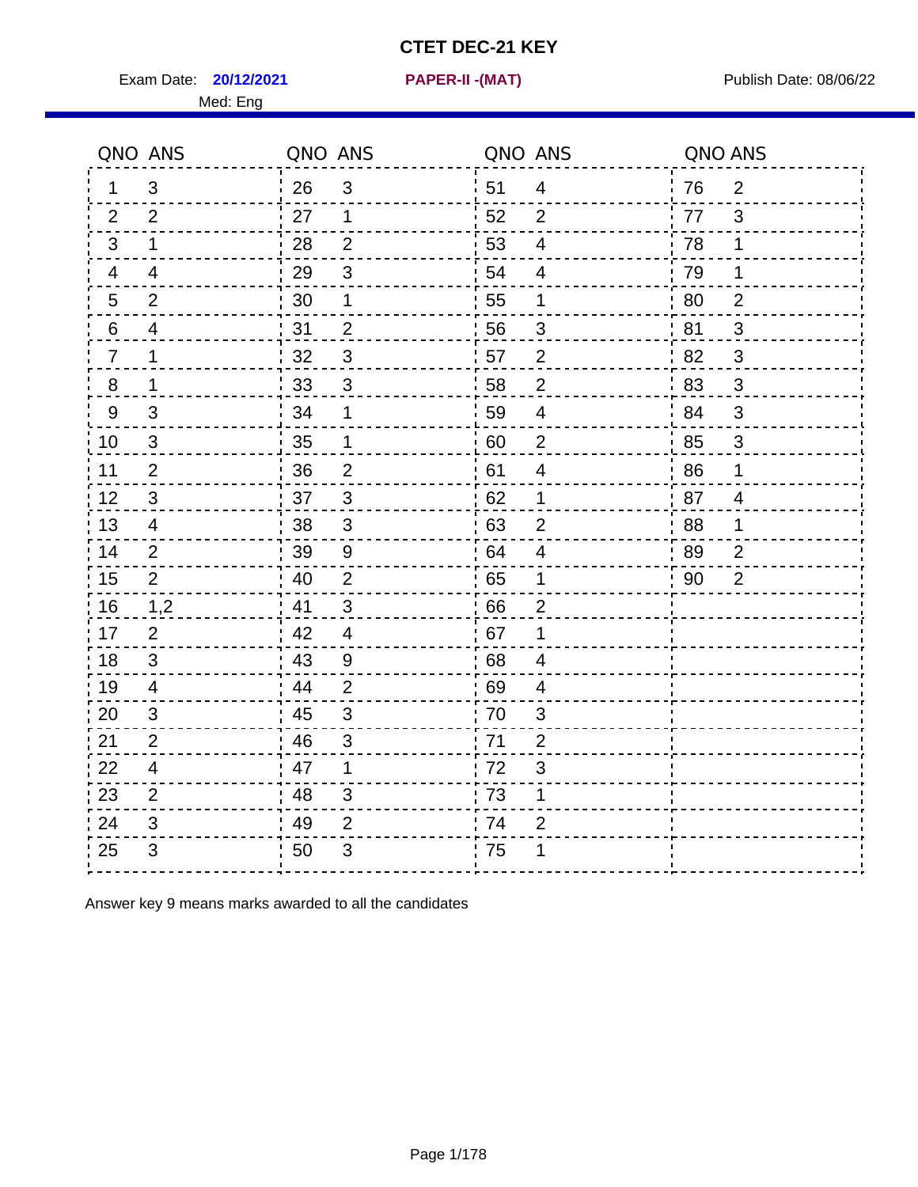# CTET DEC-21 KEY

Exam Date: **20/12/2021** **PAPER-II -(MAT)** Publish Date: 08/06/22

Med: Eng

| QNO | ANS | QNO | ANS | QNO | ANS | QNO | ANS |
|---|---|---|---|---|---|---|---|
| 1 | 3 | 26 | 3 | 51 | 4 | 76 | 2 |
| 2 | 2 | 27 | 1 | 52 | 2 | 77 | 3 |
| 3 | 1 | 28 | 2 | 53 | 4 | 78 | 1 |
| 4 | 4 | 29 | 3 | 54 | 4 | 79 | 1 |
| 5 | 2 | 30 | 1 | 55 | 1 | 80 | 2 |
| 6 | 4 | 31 | 2 | 56 | 3 | 81 | 3 |
| 7 | 1 | 32 | 3 | 57 | 2 | 82 | 3 |
| 8 | 1 | 33 | 3 | 58 | 2 | 83 | 3 |
| 9 | 3 | 34 | 1 | 59 | 4 | 84 | 3 |
| 10 | 3 | 35 | 1 | 60 | 2 | 85 | 3 |
| 11 | 2 | 36 | 2 | 61 | 4 | 86 | 1 |
| 12 | 3 | 37 | 3 | 62 | 1 | 87 | 4 |
| 13 | 4 | 38 | 3 | 63 | 2 | 88 | 1 |
| 14 | 2 | 39 | 9 | 64 | 4 | 89 | 2 |
| 15 | 2 | 40 | 2 | 65 | 1 | 90 | 2 |
| 16 | 1,2 | 41 | 3 | 66 | 2 | | |
| 17 | 2 | 42 | 4 | 67 | 1 | | |
| 18 | 3 | 43 | 9 | 68 | 4 | | |
| 19 | 4 | 44 | 2 | 69 | 4 | | |
| 20 | 3 | 45 | 3 | 70 | 3 | | |
| 21 | 2 | 46 | 3 | 71 | 2 | | |
| 22 | 4 | 47 | 1 | 72 | 3 | | |
| 23 | 2 | 48 | 3 | 73 | 1 | | |
| 24 | 3 | 49 | 2 | 74 | 2 | | |
| 25 | 3 | 50 | 3 | 75 | 1 | | |

Answer key 9 means marks awarded to all the candidates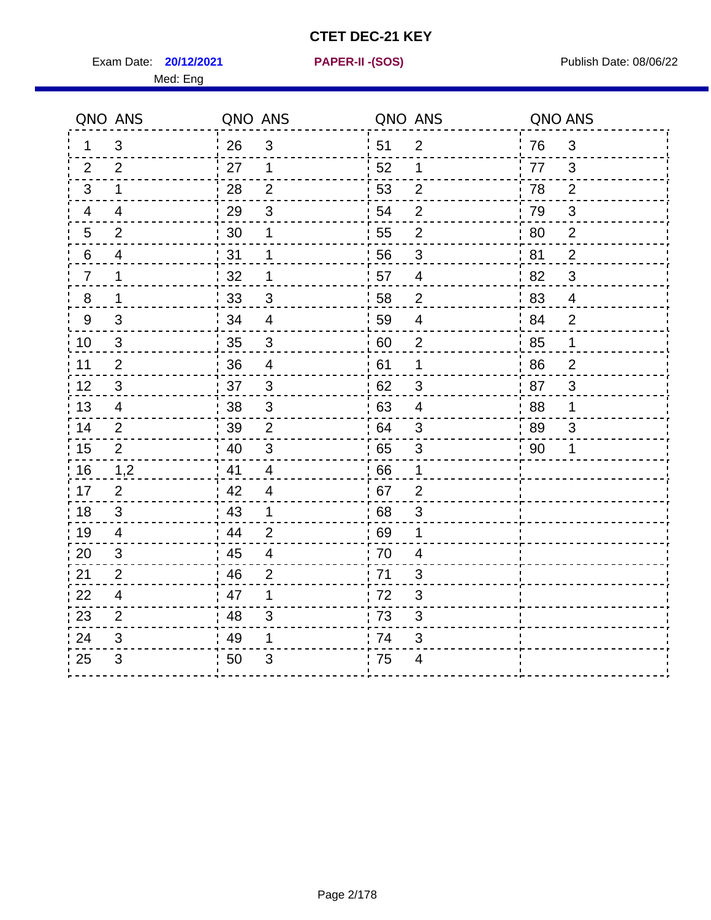# CTET DEC-21 KEY

Exam Date: **20/12/2021** **PAPER-II -(SOS)** Publish Date: 08/06/22

Med: Eng

| QNO | ANS | QNO | ANS | QNO | ANS | QNO | ANS |
|---|---|---|---|---|---|---|---|
| 1 | 3 | 26 | 3 | 51 | 2 | 76 | 3 |
| 2 | 2 | 27 | 1 | 52 | 1 | 77 | 3 |
| 3 | 1 | 28 | 2 | 53 | 2 | 78 | 2 |
| 4 | 4 | 29 | 3 | 54 | 2 | 79 | 3 |
| 5 | 2 | 30 | 1 | 55 | 2 | 80 | 2 |
| 6 | 4 | 31 | 1 | 56 | 3 | 81 | 2 |
| 7 | 1 | 32 | 1 | 57 | 4 | 82 | 3 |
| 8 | 1 | 33 | 3 | 58 | 2 | 83 | 4 |
| 9 | 3 | 34 | 4 | 59 | 4 | 84 | 2 |
| 10 | 3 | 35 | 3 | 60 | 2 | 85 | 1 |
| 11 | 2 | 36 | 4 | 61 | 1 | 86 | 2 |
| 12 | 3 | 37 | 3 | 62 | 3 | 87 | 3 |
| 13 | 4 | 38 | 3 | 63 | 4 | 88 | 1 |
| 14 | 2 | 39 | 2 | 64 | 3 | 89 | 3 |
| 15 | 2 | 40 | 3 | 65 | 3 | 90 | 1 |
| 16 | 1,2 | 41 | 4 | 66 | 1 | | |
| 17 | 2 | 42 | 4 | 67 | 2 | | |
| 18 | 3 | 43 | 1 | 68 | 3 | | |
| 19 | 4 | 44 | 2 | 69 | 1 | | |
| 20 | 3 | 45 | 4 | 70 | 4 | | |
| 21 | 2 | 46 | 2 | 71 | 3 | | |
| 22 | 4 | 47 | 1 | 72 | 3 | | |
| 23 | 2 | 48 | 3 | 73 | 3 | | |
| 24 | 3 | 49 | 1 | 74 | 3 | | |
| 25 | 3 | 50 | 3 | 75 | 4 | | |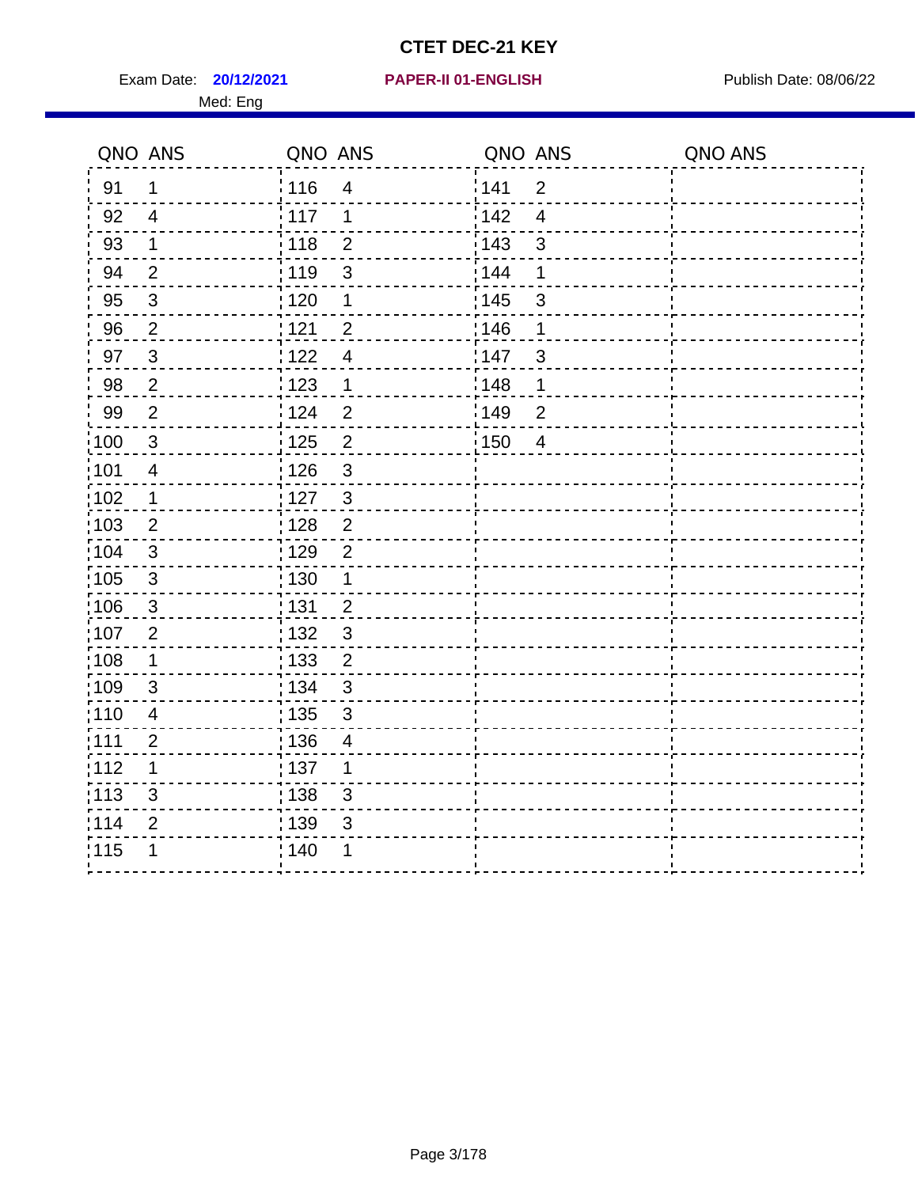# CTET DEC-21 KEY

Exam Date: **20/12/2021** **PAPER-II 01-ENGLISH** Publish Date: 08/06/22

Med: Eng

| QNO | ANS | QNO | ANS | QNO | ANS | QNO | ANS |
|---|---|---|---|---|---|---|---|
| 91 | 1 | 116 | 4 | 141 | 2 | | |
| 92 | 4 | 117 | 1 | 142 | 4 | | |
| 93 | 1 | 118 | 2 | 143 | 3 | | |
| 94 | 2 | 119 | 3 | 144 | 1 | | |
| 95 | 3 | 120 | 1 | 145 | 3 | | |
| 96 | 2 | 121 | 2 | 146 | 1 | | |
| 97 | 3 | 122 | 4 | 147 | 3 | | |
| 98 | 2 | 123 | 1 | 148 | 1 | | |
| 99 | 2 | 124 | 2 | 149 | 2 | | |
| 100 | 3 | 125 | 2 | 150 | 4 | | |
| 101 | 4 | 126 | 3 | | | | |
| 102 | 1 | 127 | 3 | | | | |
| 103 | 2 | 128 | 2 | | | | |
| 104 | 3 | 129 | 2 | | | | |
| 105 | 3 | 130 | 1 | | | | |
| 106 | 3 | 131 | 2 | | | | |
| 107 | 2 | 132 | 3 | | | | |
| 108 | 1 | 133 | 2 | | | | |
| 109 | 3 | 134 | 3 | | | | |
| 110 | 4 | 135 | 3 | | | | |
| 111 | 2 | 136 | 4 | | | | |
| 112 | 1 | 137 | 1 | | | | |
| 113 | 3 | 138 | 3 | | | | |
| 114 | 2 | 139 | 3 | | | | |
| 115 | 1 | 140 | 1 | | | | |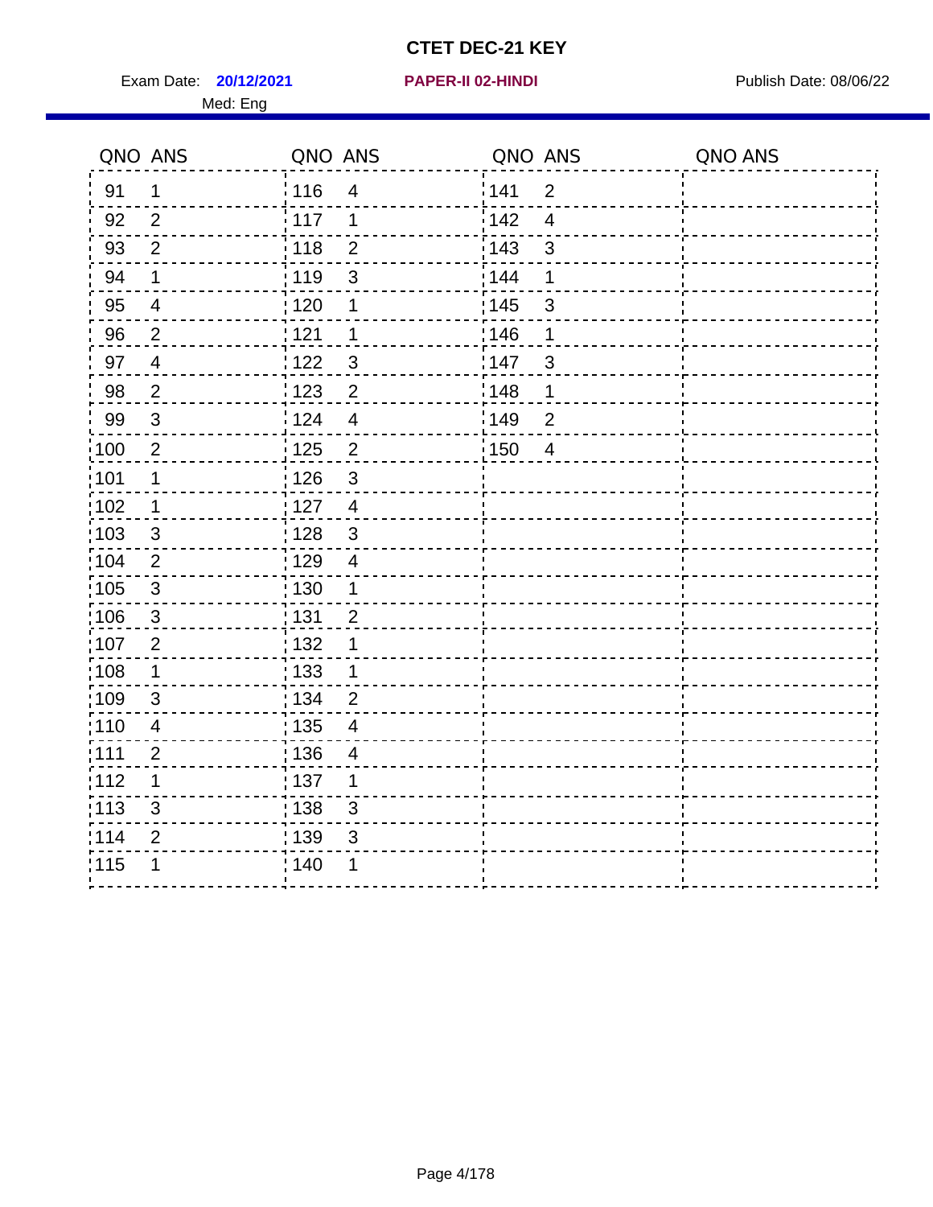# CTET DEC-21 KEY

Exam Date: **20/12/2021** **PAPER-II 02-HINDI** Publish Date: 08/06/22

Med: Eng

| QNO | ANS | QNO | ANS | QNO | ANS | QNO | ANS |
|---|---|---|---|---|---|---|---|
| 91 | 1 | 116 | 4 | 141 | 2 | | |
| 92 | 2 | 117 | 1 | 142 | 4 | | |
| 93 | 2 | 118 | 2 | 143 | 3 | | |
| 94 | 1 | 119 | 3 | 144 | 1 | | |
| 95 | 4 | 120 | 1 | 145 | 3 | | |
| 96 | 2 | 121 | 1 | 146 | 1 | | |
| 97 | 4 | 122 | 3 | 147 | 3 | | |
| 98 | 2 | 123 | 2 | 148 | 1 | | |
| 99 | 3 | 124 | 4 | 149 | 2 | | |
| 100 | 2 | 125 | 2 | 150 | 4 | | |
| 101 | 1 | 126 | 3 | | | | |
| 102 | 1 | 127 | 4 | | | | |
| 103 | 3 | 128 | 3 | | | | |
| 104 | 2 | 129 | 4 | | | | |
| 105 | 3 | 130 | 1 | | | | |
| 106 | 3 | 131 | 2 | | | | |
| 107 | 2 | 132 | 1 | | | | |
| 108 | 1 | 133 | 1 | | | | |
| 109 | 3 | 134 | 2 | | | | |
| 110 | 4 | 135 | 4 | | | | |
| 111 | 2 | 136 | 4 | | | | |
| 112 | 1 | 137 | 1 | | | | |
| 113 | 3 | 138 | 3 | | | | |
| 114 | 2 | 139 | 3 | | | | |
| 115 | 1 | 140 | 1 | | | | |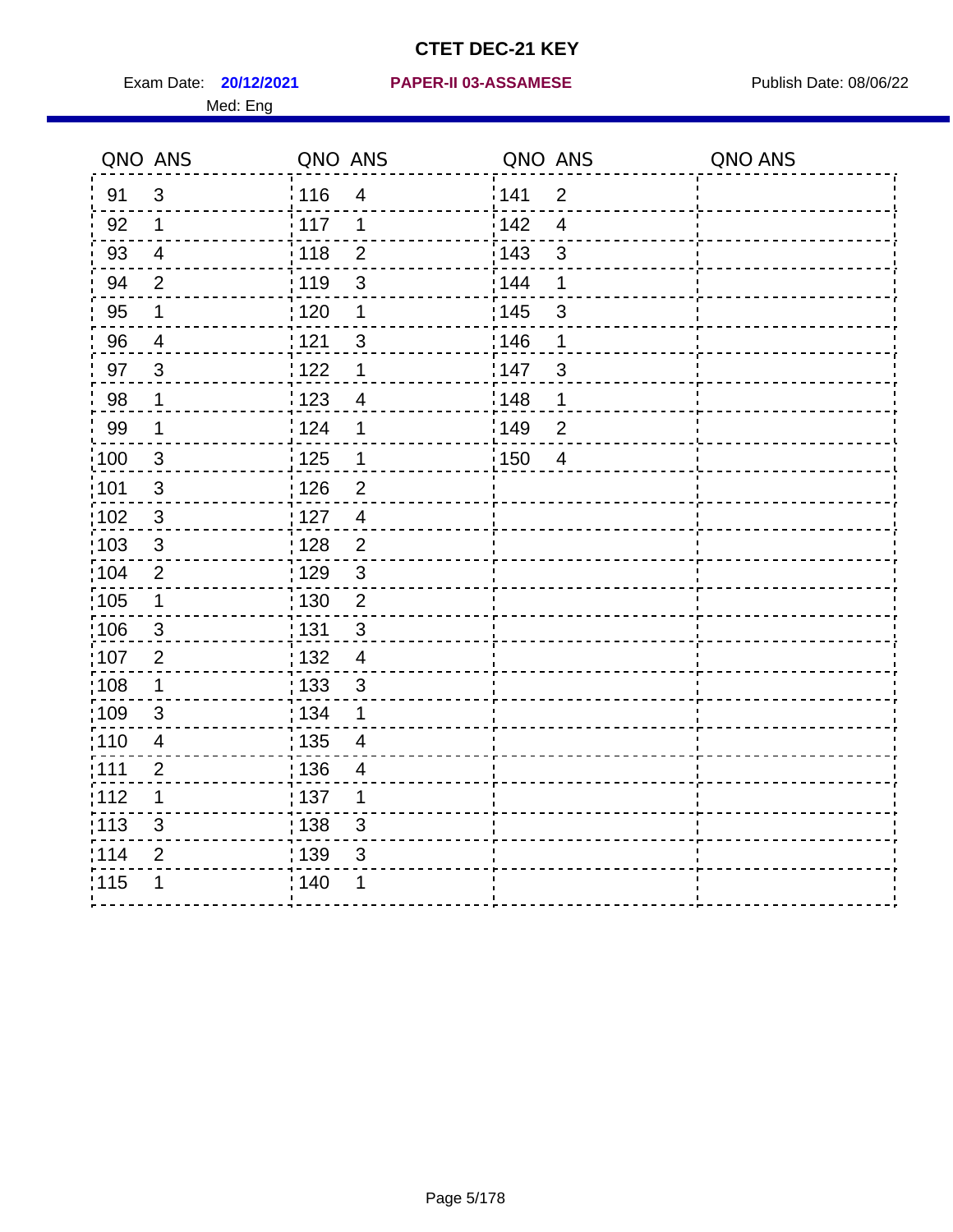# CTET DEC-21 KEY

Exam Date: **20/12/2021** **PAPER-II 03-ASSAMESE** Publish Date: 08/06/22

Med: Eng

| QNO | ANS | QNO | ANS | QNO | ANS | QNO | ANS |
|---|---|---|---|---|---|---|---|
| 91 | 3 | 116 | 4 | 141 | 2 | | |
| 92 | 1 | 117 | 1 | 142 | 4 | | |
| 93 | 4 | 118 | 2 | 143 | 3 | | |
| 94 | 2 | 119 | 3 | 144 | 1 | | |
| 95 | 1 | 120 | 1 | 145 | 3 | | |
| 96 | 4 | 121 | 3 | 146 | 1 | | |
| 97 | 3 | 122 | 1 | 147 | 3 | | |
| 98 | 1 | 123 | 4 | 148 | 1 | | |
| 99 | 1 | 124 | 1 | 149 | 2 | | |
| 100 | 3 | 125 | 1 | 150 | 4 | | |
| 101 | 3 | 126 | 2 | | | | |
| 102 | 3 | 127 | 4 | | | | |
| 103 | 3 | 128 | 2 | | | | |
| 104 | 2 | 129 | 3 | | | | |
| 105 | 1 | 130 | 2 | | | | |
| 106 | 3 | 131 | 3 | | | | |
| 107 | 2 | 132 | 4 | | | | |
| 108 | 1 | 133 | 3 | | | | |
| 109 | 3 | 134 | 1 | | | | |
| 110 | 4 | 135 | 4 | | | | |
| 111 | 2 | 136 | 4 | | | | |
| 112 | 1 | 137 | 1 | | | | |
| 113 | 3 | 138 | 3 | | | | |
| 114 | 2 | 139 | 3 | | | | |
| 115 | 1 | 140 | 1 | | | | |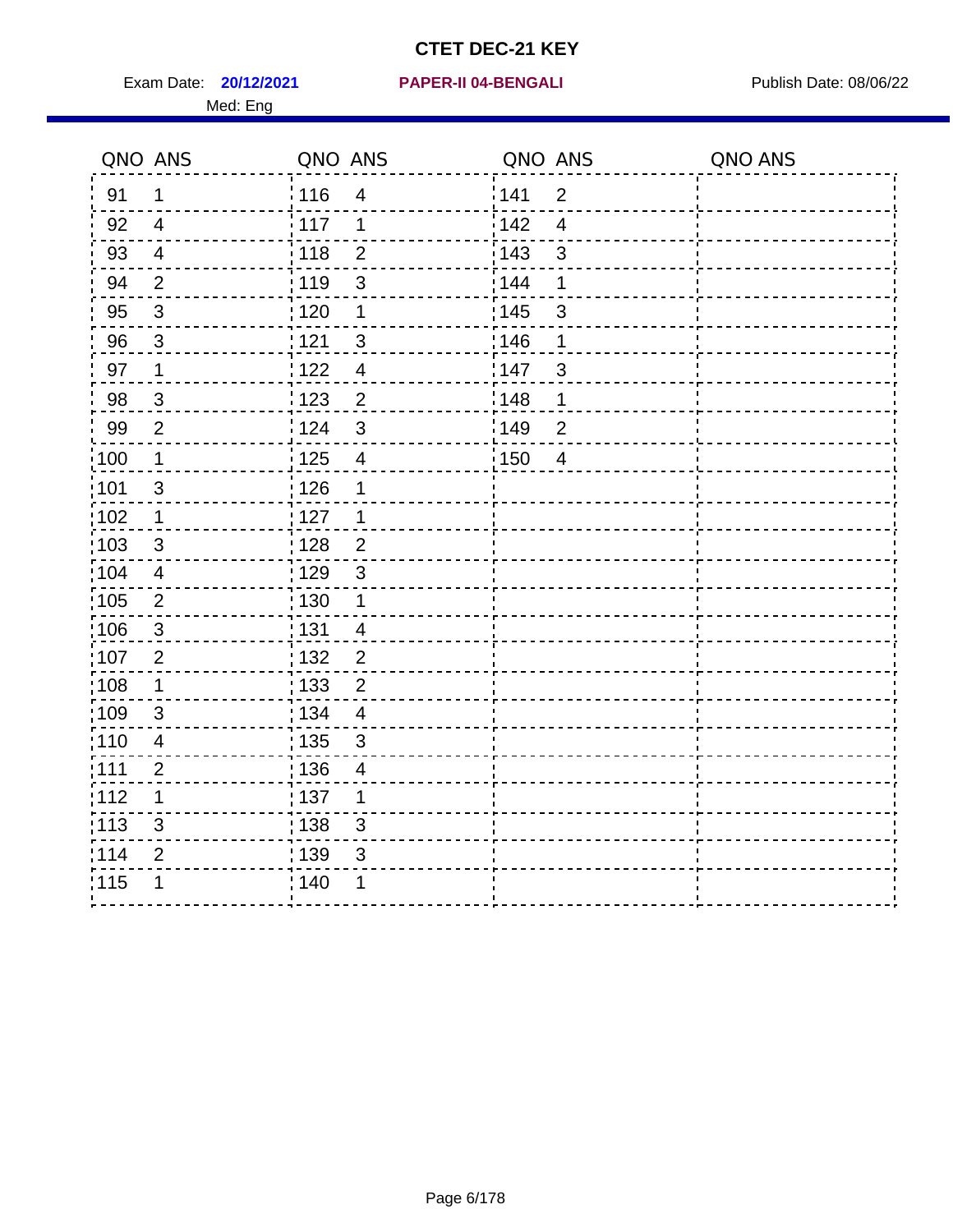# CTET DEC-21 KEY

Exam Date: **20/12/2021** **PAPER-II 04-BENGALI** Publish Date: 08/06/22

Med: Eng

| QNO | ANS | QNO | ANS | QNO | ANS | QNO | ANS |
|---|---|---|---|---|---|---|---|
| 91 | 1 | 116 | 4 | 141 | 2 | | |
| 92 | 4 | 117 | 1 | 142 | 4 | | |
| 93 | 4 | 118 | 2 | 143 | 3 | | |
| 94 | 2 | 119 | 3 | 144 | 1 | | |
| 95 | 3 | 120 | 1 | 145 | 3 | | |
| 96 | 3 | 121 | 3 | 146 | 1 | | |
| 97 | 1 | 122 | 4 | 147 | 3 | | |
| 98 | 3 | 123 | 2 | 148 | 1 | | |
| 99 | 2 | 124 | 3 | 149 | 2 | | |
| 100 | 1 | 125 | 4 | 150 | 4 | | |
| 101 | 3 | 126 | 1 | | | | |
| 102 | 1 | 127 | 1 | | | | |
| 103 | 3 | 128 | 2 | | | | |
| 104 | 4 | 129 | 3 | | | | |
| 105 | 2 | 130 | 1 | | | | |
| 106 | 3 | 131 | 4 | | | | |
| 107 | 2 | 132 | 2 | | | | |
| 108 | 1 | 133 | 2 | | | | |
| 109 | 3 | 134 | 4 | | | | |
| 110 | 4 | 135 | 3 | | | | |
| 111 | 2 | 136 | 4 | | | | |
| 112 | 1 | 137 | 1 | | | | |
| 113 | 3 | 138 | 3 | | | | |
| 114 | 2 | 139 | 3 | | | | |
| 115 | 1 | 140 | 1 | | | | |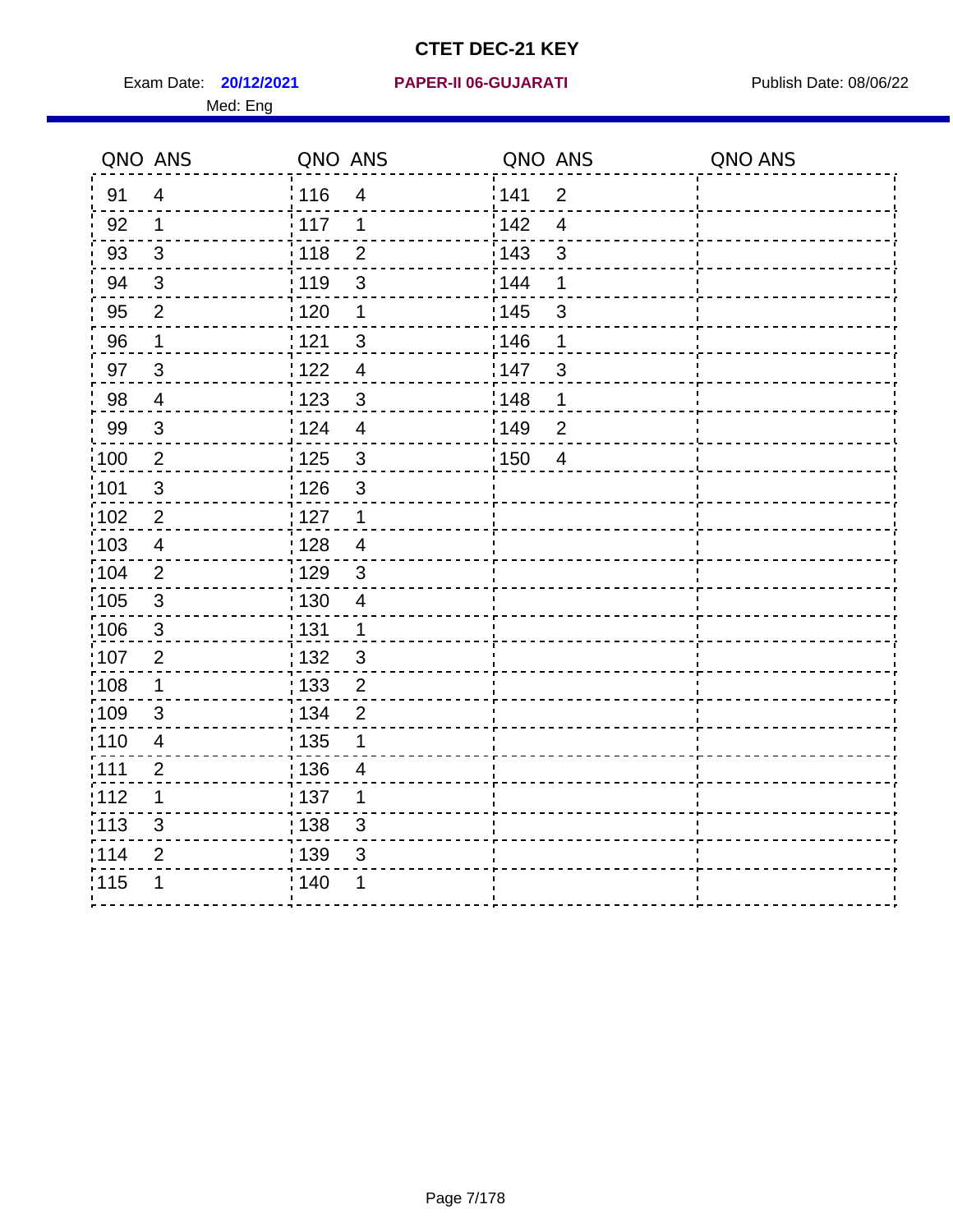# CTET DEC-21 KEY

Exam Date: **20/12/2021** **PAPER-II 06-GUJARATI** Publish Date: 08/06/22

Med: Eng

| QNO | ANS | QNO | ANS | QNO | ANS | QNO | ANS |
|---|---|---|---|---|---|---|---|
| 91 | 4 | 116 | 4 | 141 | 2 | | |
| 92 | 1 | 117 | 1 | 142 | 4 | | |
| 93 | 3 | 118 | 2 | 143 | 3 | | |
| 94 | 3 | 119 | 3 | 144 | 1 | | |
| 95 | 2 | 120 | 1 | 145 | 3 | | |
| 96 | 1 | 121 | 3 | 146 | 1 | | |
| 97 | 3 | 122 | 4 | 147 | 3 | | |
| 98 | 4 | 123 | 3 | 148 | 1 | | |
| 99 | 3 | 124 | 4 | 149 | 2 | | |
| 100 | 2 | 125 | 3 | 150 | 4 | | |
| 101 | 3 | 126 | 3 | | | | |
| 102 | 2 | 127 | 1 | | | | |
| 103 | 4 | 128 | 4 | | | | |
| 104 | 2 | 129 | 3 | | | | |
| 105 | 3 | 130 | 4 | | | | |
| 106 | 3 | 131 | 1 | | | | |
| 107 | 2 | 132 | 3 | | | | |
| 108 | 1 | 133 | 2 | | | | |
| 109 | 3 | 134 | 2 | | | | |
| 110 | 4 | 135 | 1 | | | | |
| 111 | 2 | 136 | 4 | | | | |
| 112 | 1 | 137 | 1 | | | | |
| 113 | 3 | 138 | 3 | | | | |
| 114 | 2 | 139 | 3 | | | | |
| 115 | 1 | 140 | 1 | | | | |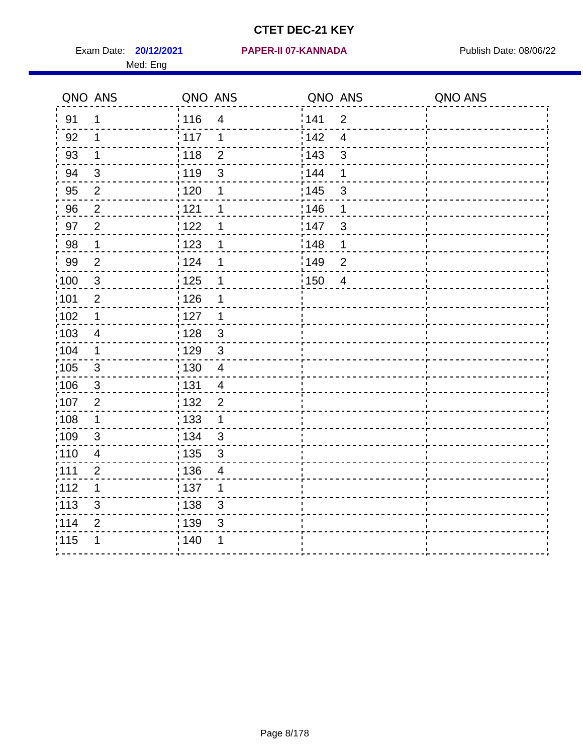# CTET DEC-21 KEY

Exam Date: **20/12/2021** **PAPER-II 07-KANNADA** Publish Date: 08/06/22

Med: Eng

| QNO | ANS | QNO | ANS | QNO | ANS | QNO | ANS |
|---|---|---|---|---|---|---|---|
| 91 | 1 | 116 | 4 | 141 | 2 | | |
| 92 | 1 | 117 | 1 | 142 | 4 | | |
| 93 | 1 | 118 | 2 | 143 | 3 | | |
| 94 | 3 | 119 | 3 | 144 | 1 | | |
| 95 | 2 | 120 | 1 | 145 | 3 | | |
| 96 | 2 | 121 | 1 | 146 | 1 | | |
| 97 | 2 | 122 | 1 | 147 | 3 | | |
| 98 | 1 | 123 | 1 | 148 | 1 | | |
| 99 | 2 | 124 | 1 | 149 | 2 | | |
| 100 | 3 | 125 | 1 | 150 | 4 | | |
| 101 | 2 | 126 | 1 | | | | |
| 102 | 1 | 127 | 1 | | | | |
| 103 | 4 | 128 | 3 | | | | |
| 104 | 1 | 129 | 3 | | | | |
| 105 | 3 | 130 | 4 | | | | |
| 106 | 3 | 131 | 4 | | | | |
| 107 | 2 | 132 | 2 | | | | |
| 108 | 1 | 133 | 1 | | | | |
| 109 | 3 | 134 | 3 | | | | |
| 110 | 4 | 135 | 3 | | | | |
| 111 | 2 | 136 | 4 | | | | |
| 112 | 1 | 137 | 1 | | | | |
| 113 | 3 | 138 | 3 | | | | |
| 114 | 2 | 139 | 3 | | | | |
| 115 | 1 | 140 | 1 | | | | |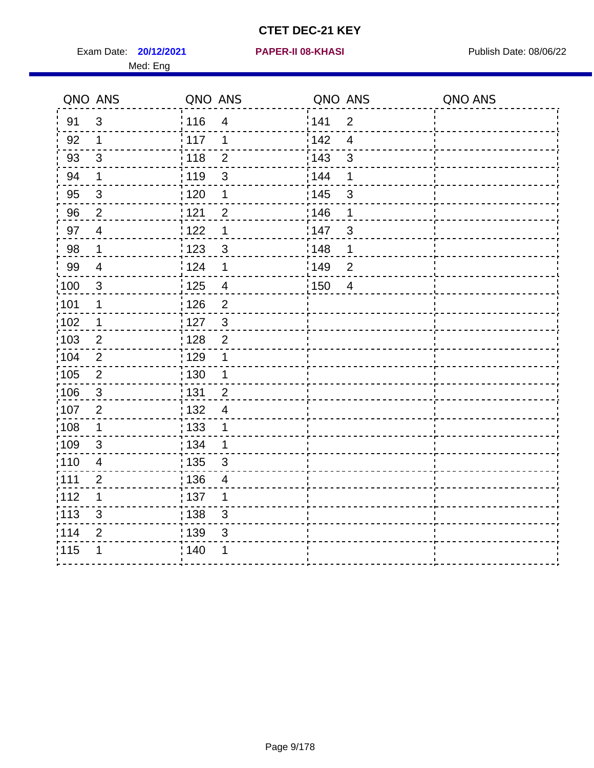# CTET DEC-21 KEY

Exam Date: **20/12/2021** **PAPER-II 08-KHASI** Publish Date: 08/06/22

Med: Eng

| QNO | ANS | QNO | ANS | QNO | ANS | QNO | ANS |
|---|---|---|---|---|---|---|---|
| 91 | 3 | 116 | 4 | 141 | 2 | | |
| 92 | 1 | 117 | 1 | 142 | 4 | | |
| 93 | 3 | 118 | 2 | 143 | 3 | | |
| 94 | 1 | 119 | 3 | 144 | 1 | | |
| 95 | 3 | 120 | 1 | 145 | 3 | | |
| 96 | 2 | 121 | 2 | 146 | 1 | | |
| 97 | 4 | 122 | 1 | 147 | 3 | | |
| 98 | 1 | 123 | 3 | 148 | 1 | | |
| 99 | 4 | 124 | 1 | 149 | 2 | | |
| 100 | 3 | 125 | 4 | 150 | 4 | | |
| 101 | 1 | 126 | 2 | | | | |
| 102 | 1 | 127 | 3 | | | | |
| 103 | 2 | 128 | 2 | | | | |
| 104 | 2 | 129 | 1 | | | | |
| 105 | 2 | 130 | 1 | | | | |
| 106 | 3 | 131 | 2 | | | | |
| 107 | 2 | 132 | 4 | | | | |
| 108 | 1 | 133 | 1 | | | | |
| 109 | 3 | 134 | 1 | | | | |
| 110 | 4 | 135 | 3 | | | | |
| 111 | 2 | 136 | 4 | | | | |
| 112 | 1 | 137 | 1 | | | | |
| 113 | 3 | 138 | 3 | | | | |
| 114 | 2 | 139 | 3 | | | | |
| 115 | 1 | 140 | 1 | | | | |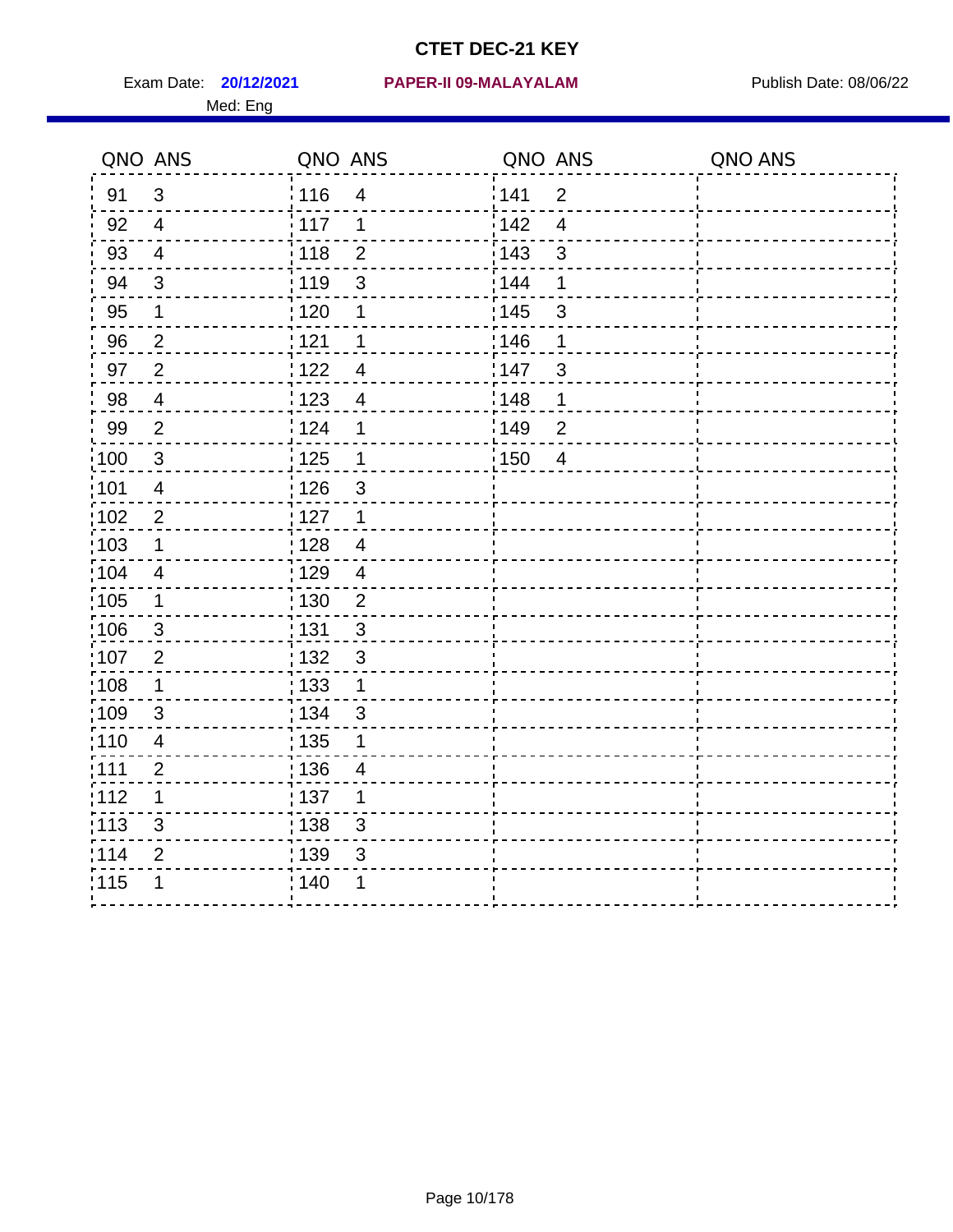# CTET DEC-21 KEY

Exam Date: **20/12/2021** **PAPER-II 09-MALAYALAM** Publish Date: 08/06/22

Med: Eng

| QNO | ANS | QNO | ANS | QNO | ANS | QNO | ANS |
|---|---|---|---|---|---|---|---|
| 91 | 3 | 116 | 4 | 141 | 2 | | |
| 92 | 4 | 117 | 1 | 142 | 4 | | |
| 93 | 4 | 118 | 2 | 143 | 3 | | |
| 94 | 3 | 119 | 3 | 144 | 1 | | |
| 95 | 1 | 120 | 1 | 145 | 3 | | |
| 96 | 2 | 121 | 1 | 146 | 1 | | |
| 97 | 2 | 122 | 4 | 147 | 3 | | |
| 98 | 4 | 123 | 4 | 148 | 1 | | |
| 99 | 2 | 124 | 1 | 149 | 2 | | |
| 100 | 3 | 125 | 1 | 150 | 4 | | |
| 101 | 4 | 126 | 3 | | | | |
| 102 | 2 | 127 | 1 | | | | |
| 103 | 1 | 128 | 4 | | | | |
| 104 | 4 | 129 | 4 | | | | |
| 105 | 1 | 130 | 2 | | | | |
| 106 | 3 | 131 | 3 | | | | |
| 107 | 2 | 132 | 3 | | | | |
| 108 | 1 | 133 | 1 | | | | |
| 109 | 3 | 134 | 3 | | | | |
| 110 | 4 | 135 | 1 | | | | |
| 111 | 2 | 136 | 4 | | | | |
| 112 | 1 | 137 | 1 | | | | |
| 113 | 3 | 138 | 3 | | | | |
| 114 | 2 | 139 | 3 | | | | |
| 115 | 1 | 140 | 1 | | | | |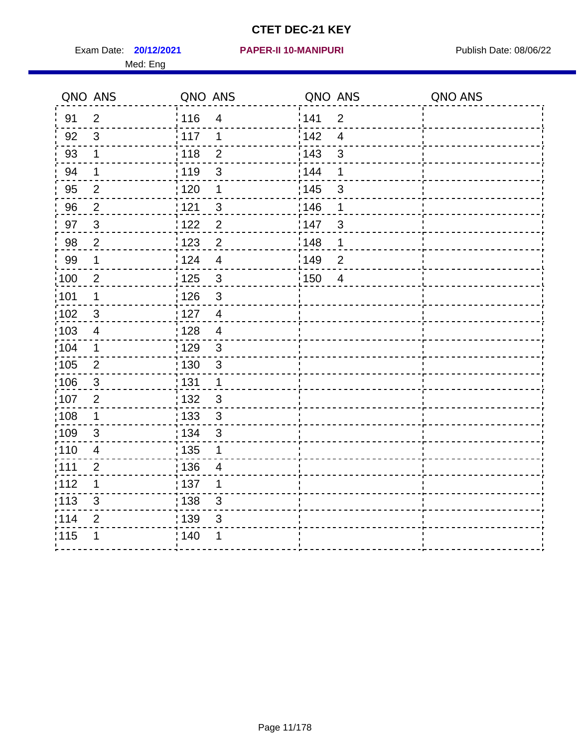# CTET DEC-21 KEY

Exam Date: **20/12/2021** **PAPER-II 10-MANIPURI** Publish Date: 08/06/22

Med: Eng

| QNO | ANS | QNO | ANS | QNO | ANS | QNO | ANS |
|---|---|---|---|---|---|---|---|
| 91 | 2 | 116 | 4 | 141 | 2 | | |
| 92 | 3 | 117 | 1 | 142 | 4 | | |
| 93 | 1 | 118 | 2 | 143 | 3 | | |
| 94 | 1 | 119 | 3 | 144 | 1 | | |
| 95 | 2 | 120 | 1 | 145 | 3 | | |
| 96 | 2 | 121 | 3 | 146 | 1 | | |
| 97 | 3 | 122 | 2 | 147 | 3 | | |
| 98 | 2 | 123 | 2 | 148 | 1 | | |
| 99 | 1 | 124 | 4 | 149 | 2 | | |
| 100 | 2 | 125 | 3 | 150 | 4 | | |
| 101 | 1 | 126 | 3 | | | | |
| 102 | 3 | 127 | 4 | | | | |
| 103 | 4 | 128 | 4 | | | | |
| 104 | 1 | 129 | 3 | | | | |
| 105 | 2 | 130 | 3 | | | | |
| 106 | 3 | 131 | 1 | | | | |
| 107 | 2 | 132 | 3 | | | | |
| 108 | 1 | 133 | 3 | | | | |
| 109 | 3 | 134 | 3 | | | | |
| 110 | 4 | 135 | 1 | | | | |
| 111 | 2 | 136 | 4 | | | | |
| 112 | 1 | 137 | 1 | | | | |
| 113 | 3 | 138 | 3 | | | | |
| 114 | 2 | 139 | 3 | | | | |
| 115 | 1 | 140 | 1 | | | | |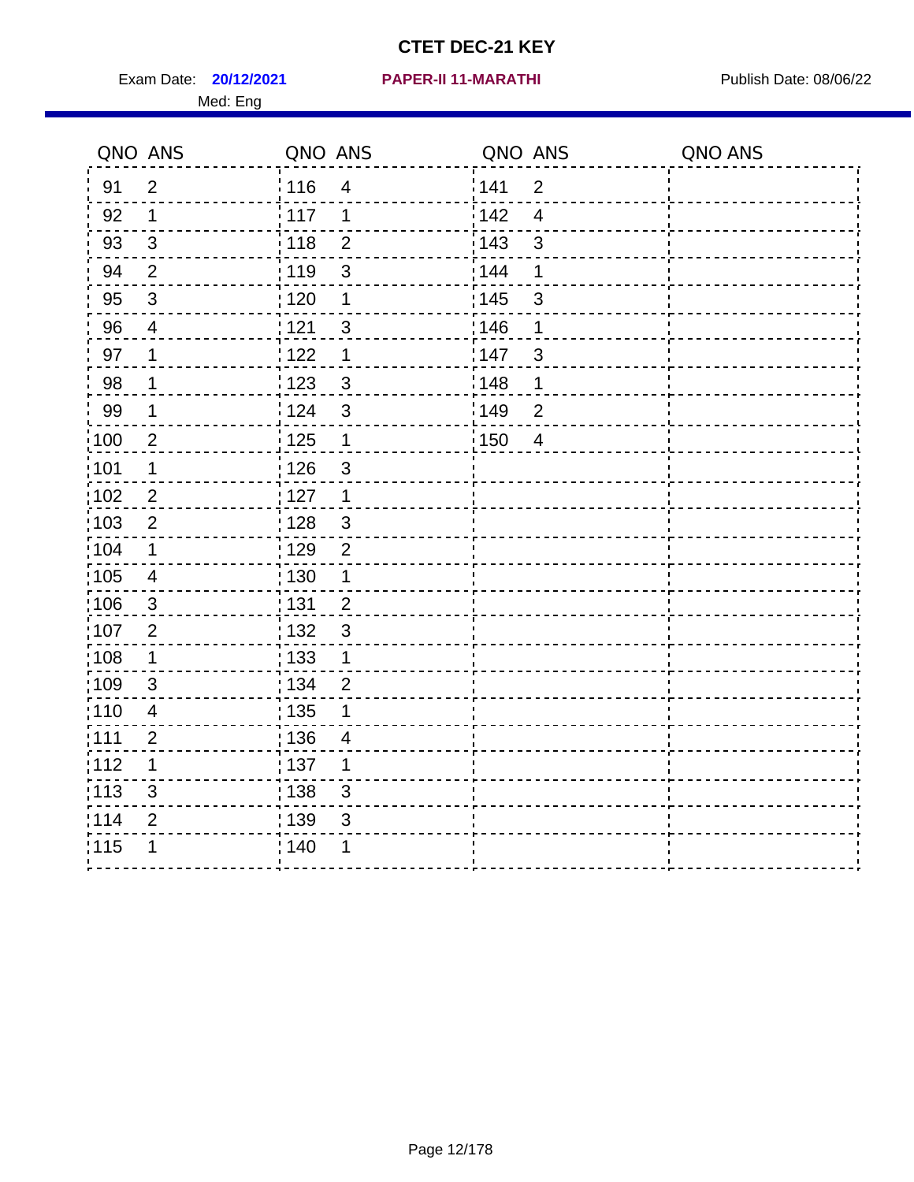# CTET DEC-21 KEY

Exam Date: **20/12/2021** **PAPER-II 11-MARATHI** Publish Date: 08/06/22

Med: Eng

| QNO | ANS | QNO | ANS | QNO | ANS | QNO | ANS |
|---|---|---|---|---|---|---|---|
| 91 | 2 | 116 | 4 | 141 | 2 | | |
| 92 | 1 | 117 | 1 | 142 | 4 | | |
| 93 | 3 | 118 | 2 | 143 | 3 | | |
| 94 | 2 | 119 | 3 | 144 | 1 | | |
| 95 | 3 | 120 | 1 | 145 | 3 | | |
| 96 | 4 | 121 | 3 | 146 | 1 | | |
| 97 | 1 | 122 | 1 | 147 | 3 | | |
| 98 | 1 | 123 | 3 | 148 | 1 | | |
| 99 | 1 | 124 | 3 | 149 | 2 | | |
| 100 | 2 | 125 | 1 | 150 | 4 | | |
| 101 | 1 | 126 | 3 | | | | |
| 102 | 2 | 127 | 1 | | | | |
| 103 | 2 | 128 | 3 | | | | |
| 104 | 1 | 129 | 2 | | | | |
| 105 | 4 | 130 | 1 | | | | |
| 106 | 3 | 131 | 2 | | | | |
| 107 | 2 | 132 | 3 | | | | |
| 108 | 1 | 133 | 1 | | | | |
| 109 | 3 | 134 | 2 | | | | |
| 110 | 4 | 135 | 1 | | | | |
| 111 | 2 | 136 | 4 | | | | |
| 112 | 1 | 137 | 1 | | | | |
| 113 | 3 | 138 | 3 | | | | |
| 114 | 2 | 139 | 3 | | | | |
| 115 | 1 | 140 | 1 | | | | |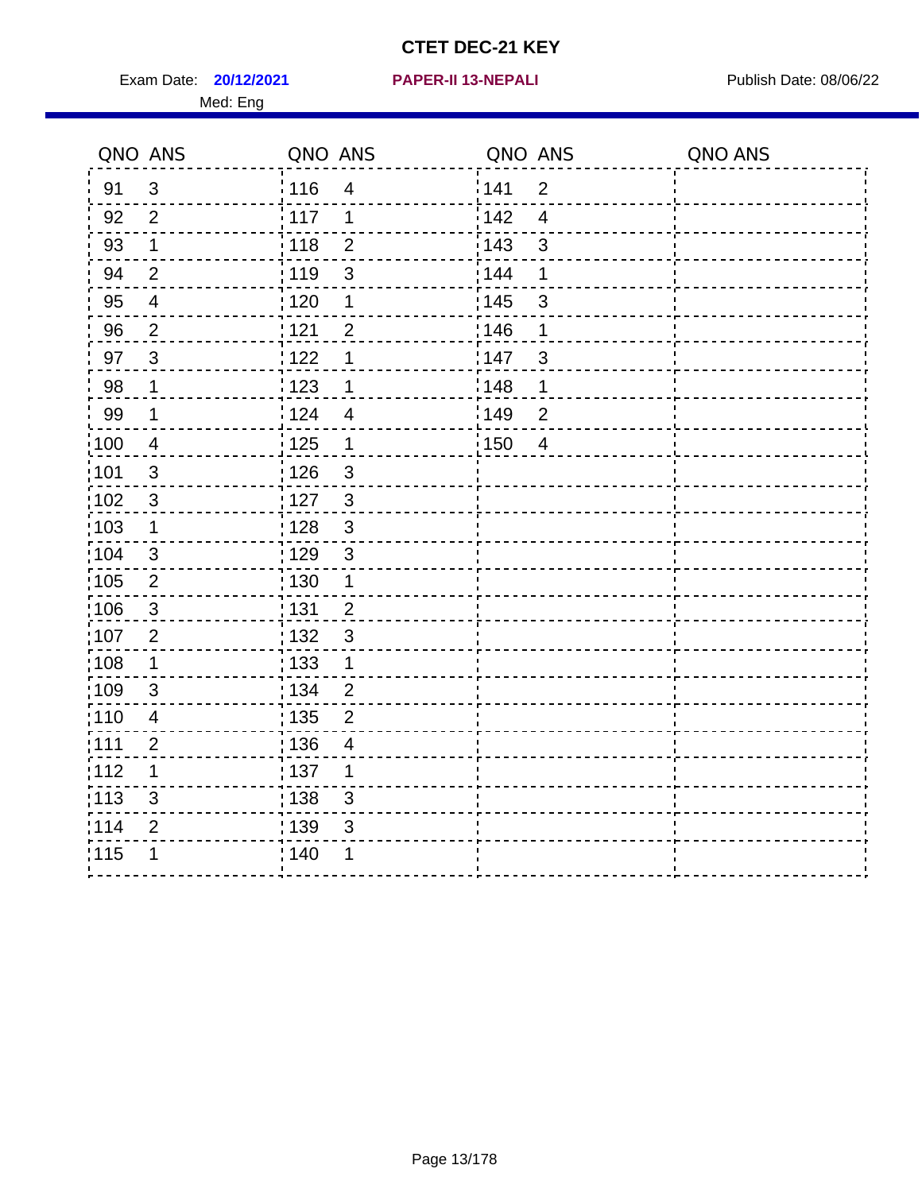# CTET DEC-21 KEY

Exam Date: **20/12/2021** **PAPER-II 13-NEPALI** Publish Date: 08/06/22

Med: Eng

| QNO | ANS | QNO | ANS | QNO | ANS | QNO | ANS |
|---|---|---|---|---|---|---|---|
| 91 | 3 | 116 | 4 | 141 | 2 | | |
| 92 | 2 | 117 | 1 | 142 | 4 | | |
| 93 | 1 | 118 | 2 | 143 | 3 | | |
| 94 | 2 | 119 | 3 | 144 | 1 | | |
| 95 | 4 | 120 | 1 | 145 | 3 | | |
| 96 | 2 | 121 | 2 | 146 | 1 | | |
| 97 | 3 | 122 | 1 | 147 | 3 | | |
| 98 | 1 | 123 | 1 | 148 | 1 | | |
| 99 | 1 | 124 | 4 | 149 | 2 | | |
| 100 | 4 | 125 | 1 | 150 | 4 | | |
| 101 | 3 | 126 | 3 | | | | |
| 102 | 3 | 127 | 3 | | | | |
| 103 | 1 | 128 | 3 | | | | |
| 104 | 3 | 129 | 3 | | | | |
| 105 | 2 | 130 | 1 | | | | |
| 106 | 3 | 131 | 2 | | | | |
| 107 | 2 | 132 | 3 | | | | |
| 108 | 1 | 133 | 1 | | | | |
| 109 | 3 | 134 | 2 | | | | |
| 110 | 4 | 135 | 2 | | | | |
| 111 | 2 | 136 | 4 | | | | |
| 112 | 1 | 137 | 1 | | | | |
| 113 | 3 | 138 | 3 | | | | |
| 114 | 2 | 139 | 3 | | | | |
| 115 | 1 | 140 | 1 | | | | |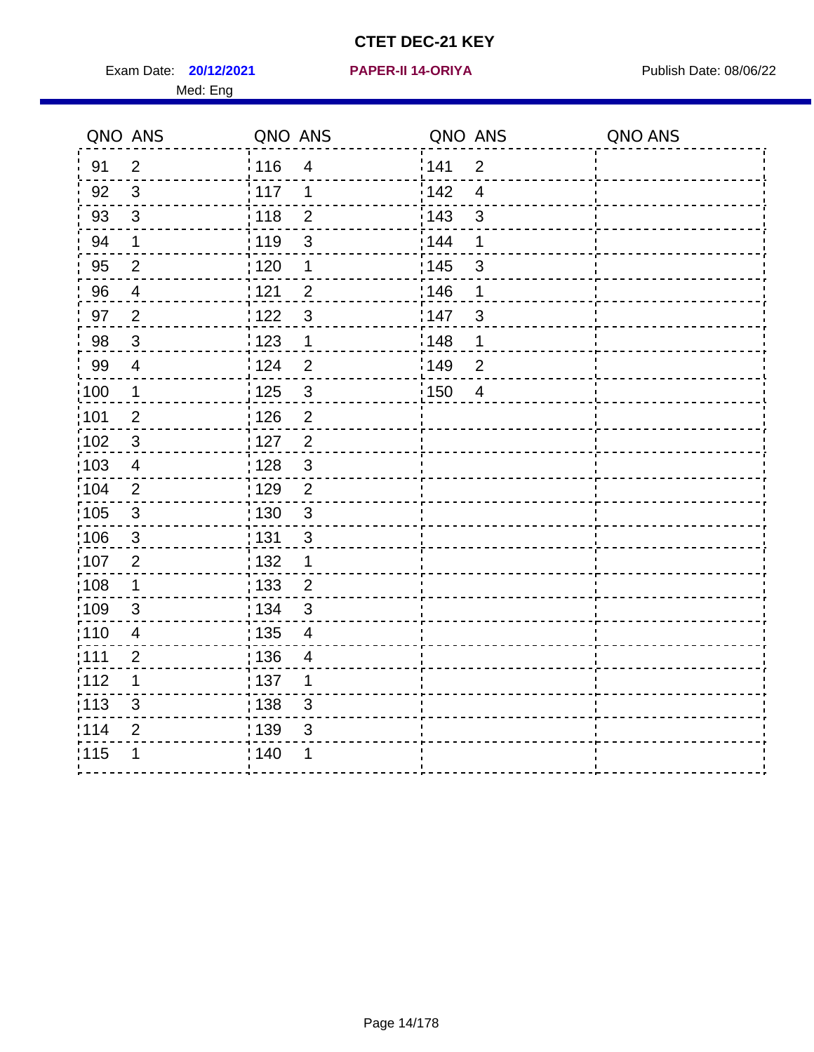# CTET DEC-21 KEY

Exam Date: **20/12/2021** **PAPER-II 14-ORIYA** Publish Date: 08/06/22

Med: Eng

| QNO | ANS | QNO | ANS | QNO | ANS | QNO | ANS |
|---|---|---|---|---|---|---|---|
| 91 | 2 | 116 | 4 | 141 | 2 | | |
| 92 | 3 | 117 | 1 | 142 | 4 | | |
| 93 | 3 | 118 | 2 | 143 | 3 | | |
| 94 | 1 | 119 | 3 | 144 | 1 | | |
| 95 | 2 | 120 | 1 | 145 | 3 | | |
| 96 | 4 | 121 | 2 | 146 | 1 | | |
| 97 | 2 | 122 | 3 | 147 | 3 | | |
| 98 | 3 | 123 | 1 | 148 | 1 | | |
| 99 | 4 | 124 | 2 | 149 | 2 | | |
| 100 | 1 | 125 | 3 | 150 | 4 | | |
| 101 | 2 | 126 | 2 | | | | |
| 102 | 3 | 127 | 2 | | | | |
| 103 | 4 | 128 | 3 | | | | |
| 104 | 2 | 129 | 2 | | | | |
| 105 | 3 | 130 | 3 | | | | |
| 106 | 3 | 131 | 3 | | | | |
| 107 | 2 | 132 | 1 | | | | |
| 108 | 1 | 133 | 2 | | | | |
| 109 | 3 | 134 | 3 | | | | |
| 110 | 4 | 135 | 4 | | | | |
| 111 | 2 | 136 | 4 | | | | |
| 112 | 1 | 137 | 1 | | | | |
| 113 | 3 | 138 | 3 | | | | |
| 114 | 2 | 139 | 3 | | | | |
| 115 | 1 | 140 | 1 | | | | |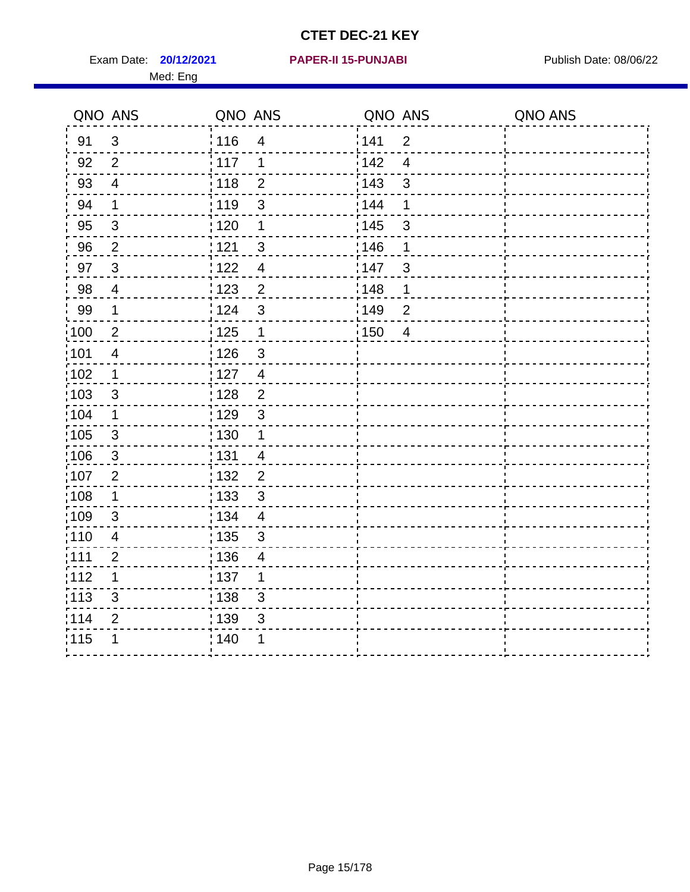# CTET DEC-21 KEY

Exam Date: **20/12/2021** **PAPER-II 15-PUNJABI** Publish Date: 08/06/22

Med: Eng

| QNO | ANS | QNO | ANS | QNO | ANS | QNO | ANS |
|---|---|---|---|---|---|---|---|
| 91 | 3 | 116 | 4 | 141 | 2 | | |
| 92 | 2 | 117 | 1 | 142 | 4 | | |
| 93 | 4 | 118 | 2 | 143 | 3 | | |
| 94 | 1 | 119 | 3 | 144 | 1 | | |
| 95 | 3 | 120 | 1 | 145 | 3 | | |
| 96 | 2 | 121 | 3 | 146 | 1 | | |
| 97 | 3 | 122 | 4 | 147 | 3 | | |
| 98 | 4 | 123 | 2 | 148 | 1 | | |
| 99 | 1 | 124 | 3 | 149 | 2 | | |
| 100 | 2 | 125 | 1 | 150 | 4 | | |
| 101 | 4 | 126 | 3 | | | | |
| 102 | 1 | 127 | 4 | | | | |
| 103 | 3 | 128 | 2 | | | | |
| 104 | 1 | 129 | 3 | | | | |
| 105 | 3 | 130 | 1 | | | | |
| 106 | 3 | 131 | 4 | | | | |
| 107 | 2 | 132 | 2 | | | | |
| 108 | 1 | 133 | 3 | | | | |
| 109 | 3 | 134 | 4 | | | | |
| 110 | 4 | 135 | 3 | | | | |
| 111 | 2 | 136 | 4 | | | | |
| 112 | 1 | 137 | 1 | | | | |
| 113 | 3 | 138 | 3 | | | | |
| 114 | 2 | 139 | 3 | | | | |
| 115 | 1 | 140 | 1 | | | | |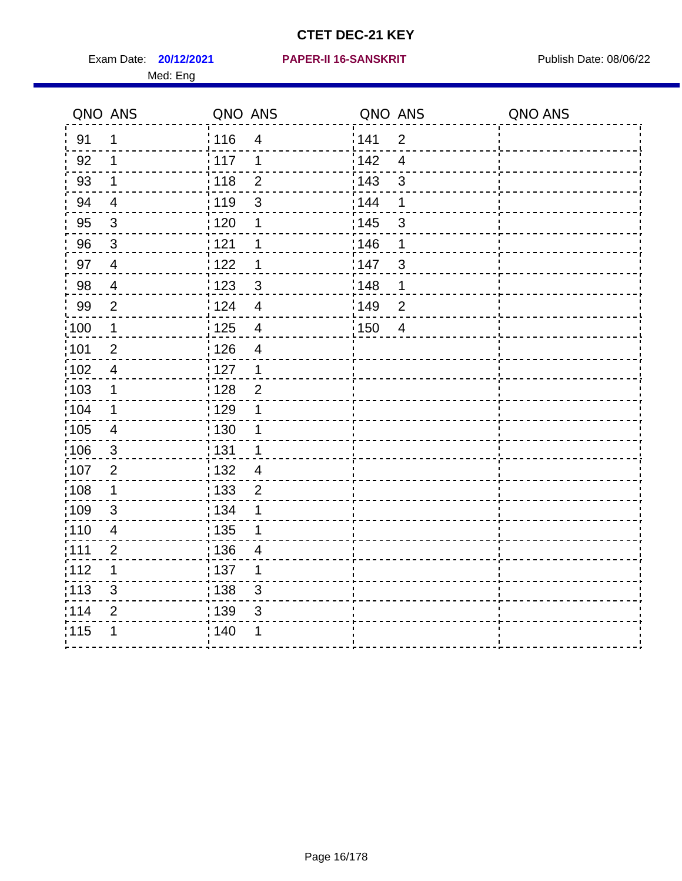# CTET DEC-21 KEY

Exam Date: **20/12/2021** **PAPER-II 16-SANSKRIT** Publish Date: 08/06/22

Med: Eng

| QNO | ANS | QNO | ANS | QNO | ANS | QNO | ANS |
|---|---|---|---|---|---|---|---|
| 91 | 1 | 116 | 4 | 141 | 2 | | |
| 92 | 1 | 117 | 1 | 142 | 4 | | |
| 93 | 1 | 118 | 2 | 143 | 3 | | |
| 94 | 4 | 119 | 3 | 144 | 1 | | |
| 95 | 3 | 120 | 1 | 145 | 3 | | |
| 96 | 3 | 121 | 1 | 146 | 1 | | |
| 97 | 4 | 122 | 1 | 147 | 3 | | |
| 98 | 4 | 123 | 3 | 148 | 1 | | |
| 99 | 2 | 124 | 4 | 149 | 2 | | |
| 100 | 1 | 125 | 4 | 150 | 4 | | |
| 101 | 2 | 126 | 4 | | | | |
| 102 | 4 | 127 | 1 | | | | |
| 103 | 1 | 128 | 2 | | | | |
| 104 | 1 | 129 | 1 | | | | |
| 105 | 4 | 130 | 1 | | | | |
| 106 | 3 | 131 | 1 | | | | |
| 107 | 2 | 132 | 4 | | | | |
| 108 | 1 | 133 | 2 | | | | |
| 109 | 3 | 134 | 1 | | | | |
| 110 | 4 | 135 | 1 | | | | |
| 111 | 2 | 136 | 4 | | | | |
| 112 | 1 | 137 | 1 | | | | |
| 113 | 3 | 138 | 3 | | | | |
| 114 | 2 | 139 | 3 | | | | |
| 115 | 1 | 140 | 1 | | | | |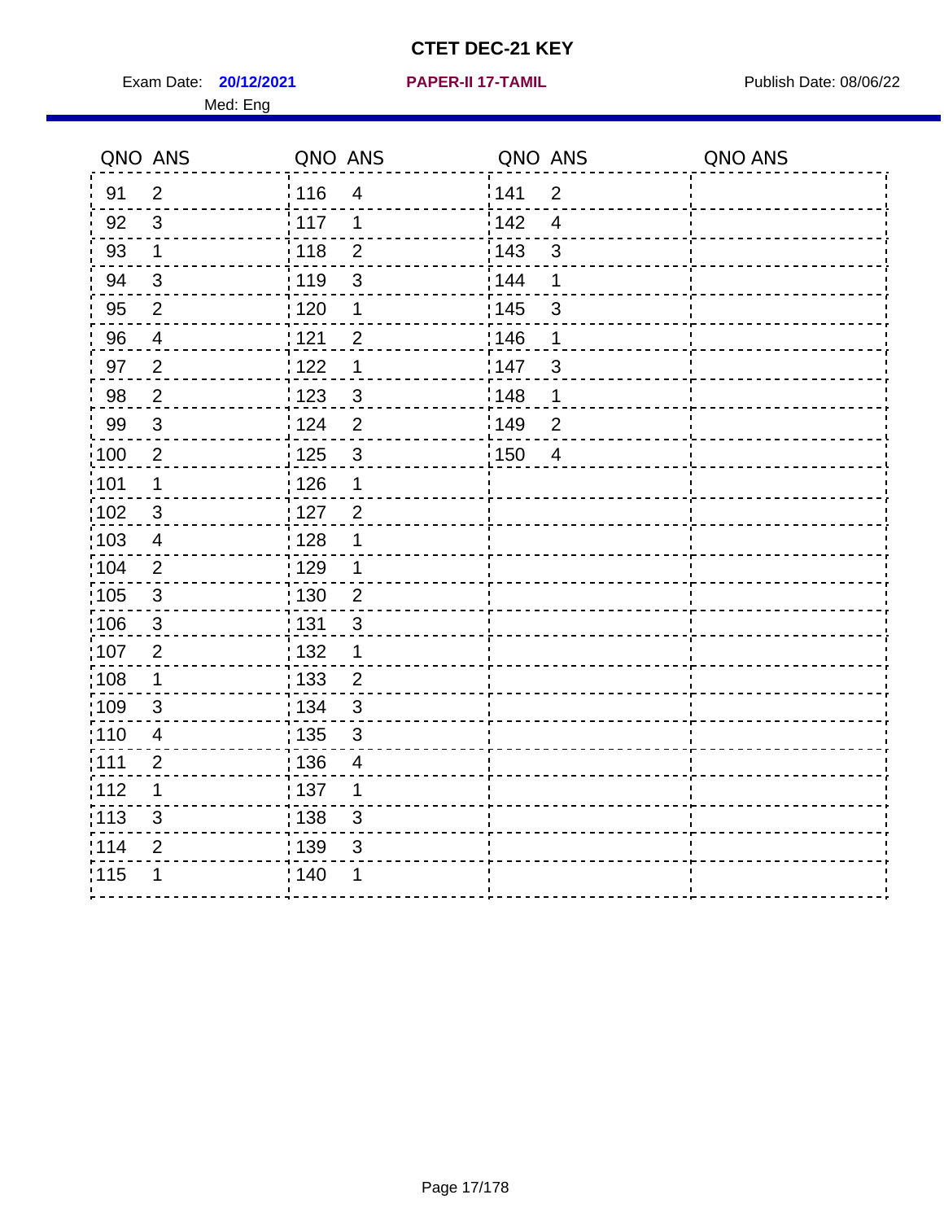# CTET DEC-21 KEY

Exam Date: **20/12/2021** | **PAPER-II 17-TAMIL** | Publish Date: 08/06/22

Med: Eng

| QNO | ANS | QNO | ANS | QNO | ANS | QNO | ANS |
|---|---|---|---|---|---|---|---|
| 91 | 2 | 116 | 4 | 141 | 2 | | |
| 92 | 3 | 117 | 1 | 142 | 4 | | |
| 93 | 1 | 118 | 2 | 143 | 3 | | |
| 94 | 3 | 119 | 3 | 144 | 1 | | |
| 95 | 2 | 120 | 1 | 145 | 3 | | |
| 96 | 4 | 121 | 2 | 146 | 1 | | |
| 97 | 2 | 122 | 1 | 147 | 3 | | |
| 98 | 2 | 123 | 3 | 148 | 1 | | |
| 99 | 3 | 124 | 2 | 149 | 2 | | |
| 100 | 2 | 125 | 3 | 150 | 4 | | |
| 101 | 1 | 126 | 1 | | | | |
| 102 | 3 | 127 | 2 | | | | |
| 103 | 4 | 128 | 1 | | | | |
| 104 | 2 | 129 | 1 | | | | |
| 105 | 3 | 130 | 2 | | | | |
| 106 | 3 | 131 | 3 | | | | |
| 107 | 2 | 132 | 1 | | | | |
| 108 | 1 | 133 | 2 | | | | |
| 109 | 3 | 134 | 3 | | | | |
| 110 | 4 | 135 | 3 | | | | |
| 111 | 2 | 136 | 4 | | | | |
| 112 | 1 | 137 | 1 | | | | |
| 113 | 3 | 138 | 3 | | | | |
| 114 | 2 | 139 | 3 | | | | |
| 115 | 1 | 140 | 1 | | | | |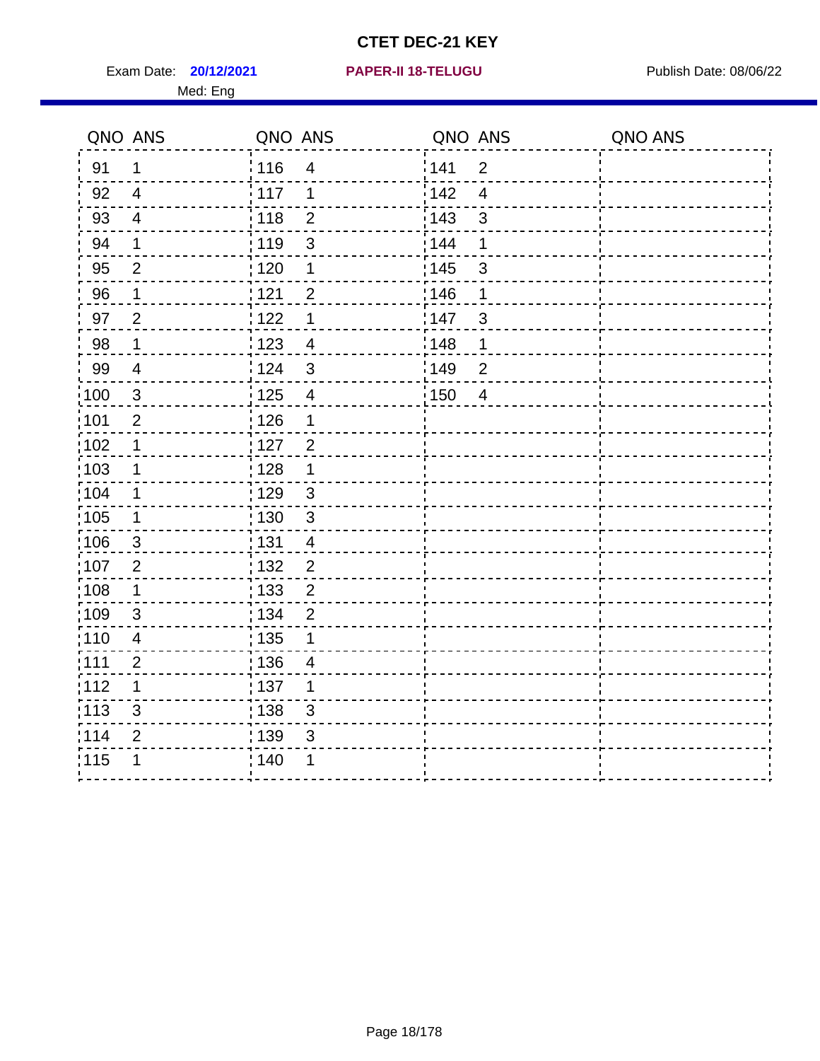# CTET DEC-21 KEY

Exam Date: **20/12/2021** **PAPER-II 18-TELUGU** Publish Date: 08/06/22

Med: Eng

| QNO | ANS | QNO | ANS | QNO | ANS | QNO | ANS |
|---|---|---|---|---|---|---|---|
| 91 | 1 | 116 | 4 | 141 | 2 | | |
| 92 | 4 | 117 | 1 | 142 | 4 | | |
| 93 | 4 | 118 | 2 | 143 | 3 | | |
| 94 | 1 | 119 | 3 | 144 | 1 | | |
| 95 | 2 | 120 | 1 | 145 | 3 | | |
| 96 | 1 | 121 | 2 | 146 | 1 | | |
| 97 | 2 | 122 | 1 | 147 | 3 | | |
| 98 | 1 | 123 | 4 | 148 | 1 | | |
| 99 | 4 | 124 | 3 | 149 | 2 | | |
| 100 | 3 | 125 | 4 | 150 | 4 | | |
| 101 | 2 | 126 | 1 | | | | |
| 102 | 1 | 127 | 2 | | | | |
| 103 | 1 | 128 | 1 | | | | |
| 104 | 1 | 129 | 3 | | | | |
| 105 | 1 | 130 | 3 | | | | |
| 106 | 3 | 131 | 4 | | | | |
| 107 | 2 | 132 | 2 | | | | |
| 108 | 1 | 133 | 2 | | | | |
| 109 | 3 | 134 | 2 | | | | |
| 110 | 4 | 135 | 1 | | | | |
| 111 | 2 | 136 | 4 | | | | |
| 112 | 1 | 137 | 1 | | | | |
| 113 | 3 | 138 | 3 | | | | |
| 114 | 2 | 139 | 3 | | | | |
| 115 | 1 | 140 | 1 | | | | |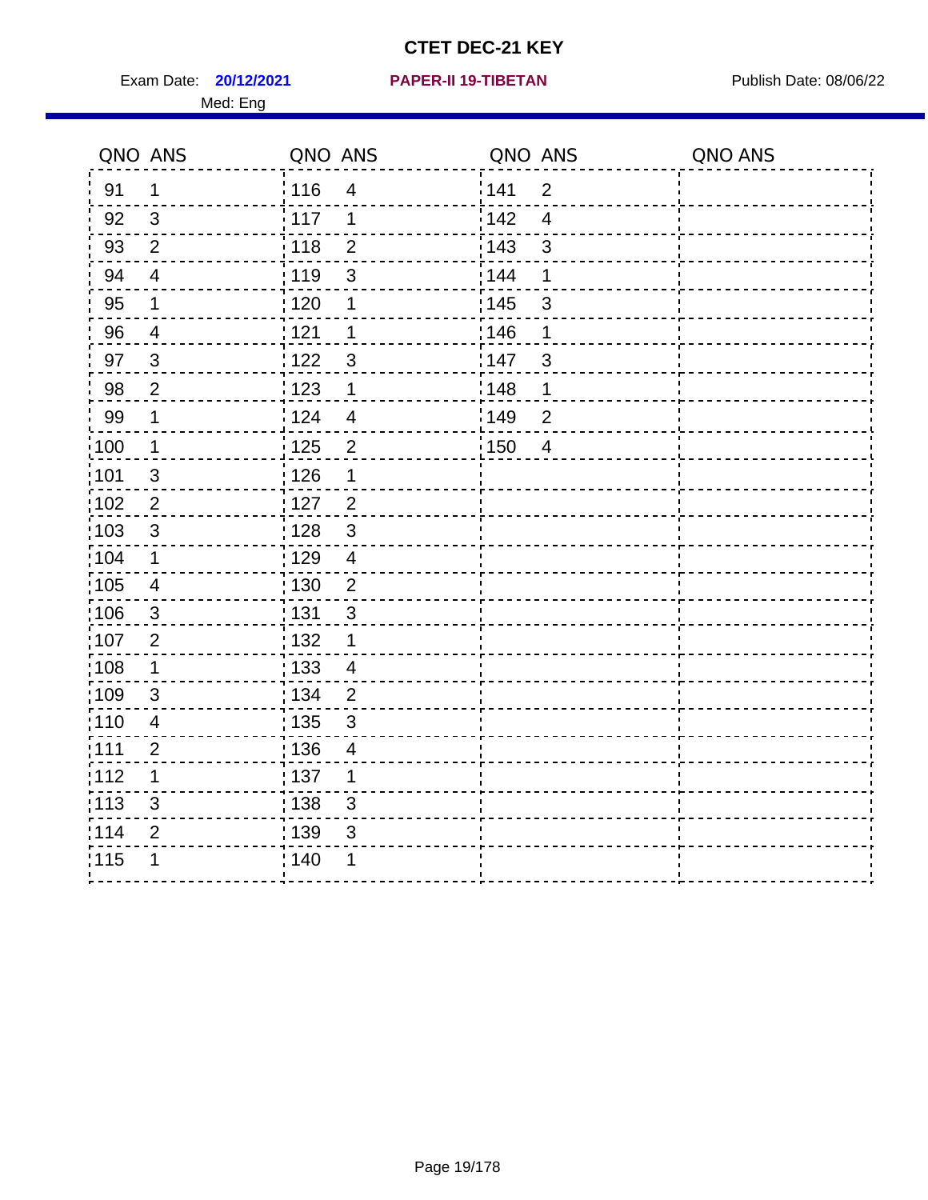# CTET DEC-21 KEY

Exam Date: **20/12/2021** **PAPER-II 19-TIBETAN** Publish Date: 08/06/22

Med: Eng

| QNO | ANS | QNO | ANS | QNO | ANS | QNO | ANS |
|---|---|---|---|---|---|---|---|
| 91 | 1 | 116 | 4 | 141 | 2 | | |
| 92 | 3 | 117 | 1 | 142 | 4 | | |
| 93 | 2 | 118 | 2 | 143 | 3 | | |
| 94 | 4 | 119 | 3 | 144 | 1 | | |
| 95 | 1 | 120 | 1 | 145 | 3 | | |
| 96 | 4 | 121 | 1 | 146 | 1 | | |
| 97 | 3 | 122 | 3 | 147 | 3 | | |
| 98 | 2 | 123 | 1 | 148 | 1 | | |
| 99 | 1 | 124 | 4 | 149 | 2 | | |
| 100 | 1 | 125 | 2 | 150 | 4 | | |
| 101 | 3 | 126 | 1 | | | | |
| 102 | 2 | 127 | 2 | | | | |
| 103 | 3 | 128 | 3 | | | | |
| 104 | 1 | 129 | 4 | | | | |
| 105 | 4 | 130 | 2 | | | | |
| 106 | 3 | 131 | 3 | | | | |
| 107 | 2 | 132 | 1 | | | | |
| 108 | 1 | 133 | 4 | | | | |
| 109 | 3 | 134 | 2 | | | | |
| 110 | 4 | 135 | 3 | | | | |
| 111 | 2 | 136 | 4 | | | | |
| 112 | 1 | 137 | 1 | | | | |
| 113 | 3 | 138 | 3 | | | | |
| 114 | 2 | 139 | 3 | | | | |
| 115 | 1 | 140 | 1 | | | | |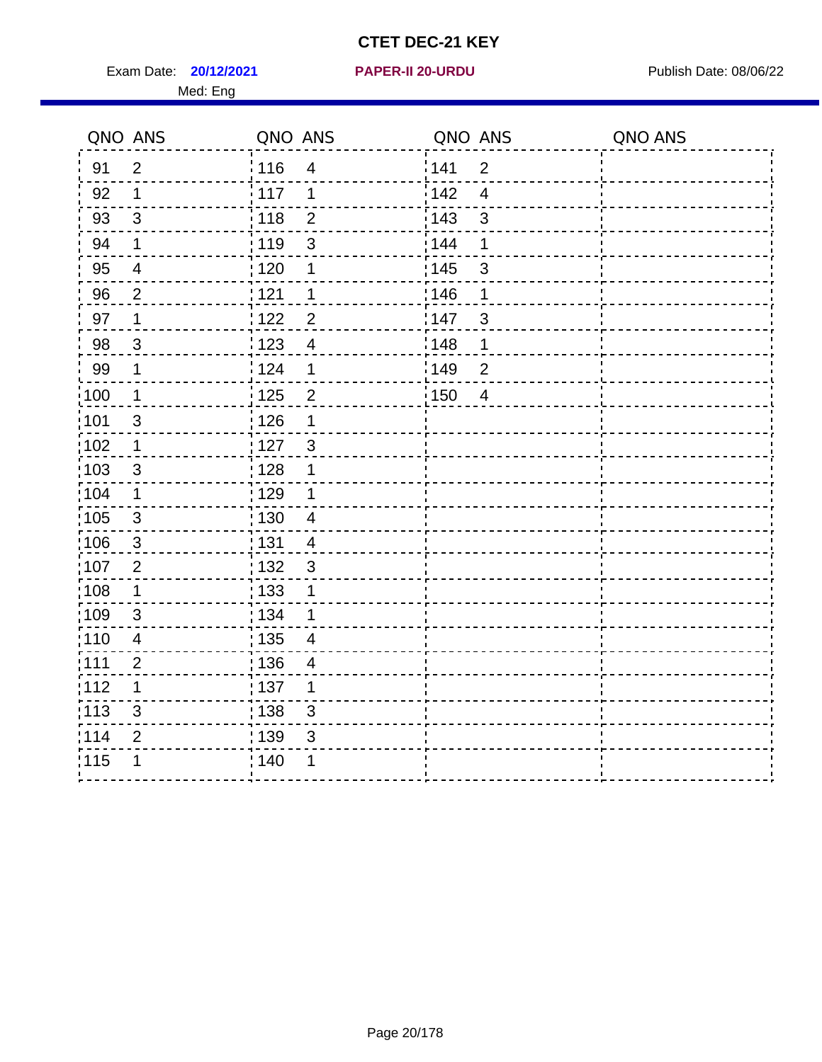# CTET DEC-21 KEY

Exam Date: **20/12/2021** **PAPER-II 20-URDU** Publish Date: 08/06/22

Med: Eng

| QNO | ANS | QNO | ANS | QNO | ANS | QNO | ANS |
|---|---|---|---|---|---|---|---|
| 91 | 2 | 116 | 4 | 141 | 2 | | |
| 92 | 1 | 117 | 1 | 142 | 4 | | |
| 93 | 3 | 118 | 2 | 143 | 3 | | |
| 94 | 1 | 119 | 3 | 144 | 1 | | |
| 95 | 4 | 120 | 1 | 145 | 3 | | |
| 96 | 2 | 121 | 1 | 146 | 1 | | |
| 97 | 1 | 122 | 2 | 147 | 3 | | |
| 98 | 3 | 123 | 4 | 148 | 1 | | |
| 99 | 1 | 124 | 1 | 149 | 2 | | |
| 100 | 1 | 125 | 2 | 150 | 4 | | |
| 101 | 3 | 126 | 1 | | | | |
| 102 | 1 | 127 | 3 | | | | |
| 103 | 3 | 128 | 1 | | | | |
| 104 | 1 | 129 | 1 | | | | |
| 105 | 3 | 130 | 4 | | | | |
| 106 | 3 | 131 | 4 | | | | |
| 107 | 2 | 132 | 3 | | | | |
| 108 | 1 | 133 | 1 | | | | |
| 109 | 3 | 134 | 1 | | | | |
| 110 | 4 | 135 | 4 | | | | |
| 111 | 2 | 136 | 4 | | | | |
| 112 | 1 | 137 | 1 | | | | |
| 113 | 3 | 138 | 3 | | | | |
| 114 | 2 | 139 | 3 | | | | |
| 115 | 1 | 140 | 1 | | | | |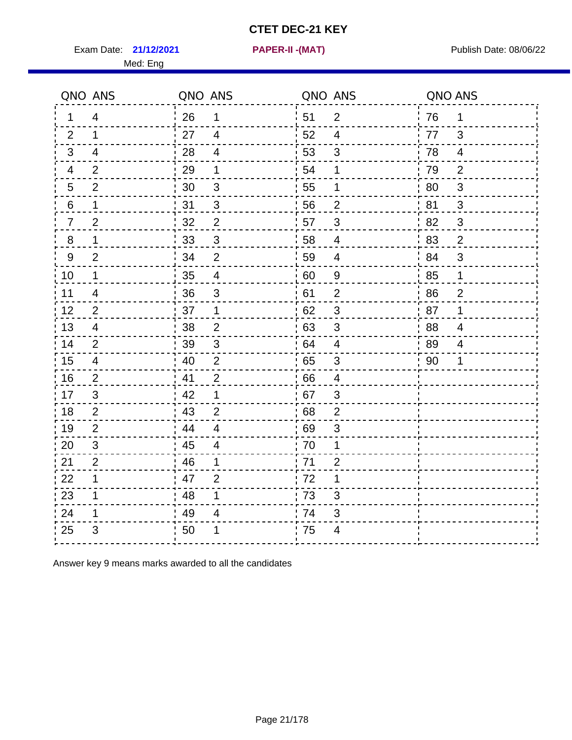# CTET DEC-21 KEY

Exam Date: **21/12/2021** **PAPER-II -(MAT)** Publish Date: 08/06/22

Med: Eng

| QNO | ANS | QNO | ANS | QNO | ANS | QNO | ANS |
|---|---|---|---|---|---|---|---|
| 1 | 4 | 26 | 1 | 51 | 2 | 76 | 1 |
| 2 | 1 | 27 | 4 | 52 | 4 | 77 | 3 |
| 3 | 4 | 28 | 4 | 53 | 3 | 78 | 4 |
| 4 | 2 | 29 | 1 | 54 | 1 | 79 | 2 |
| 5 | 2 | 30 | 3 | 55 | 1 | 80 | 3 |
| 6 | 1 | 31 | 3 | 56 | 2 | 81 | 3 |
| 7 | 2 | 32 | 2 | 57 | 3 | 82 | 3 |
| 8 | 1 | 33 | 3 | 58 | 4 | 83 | 2 |
| 9 | 2 | 34 | 2 | 59 | 4 | 84 | 3 |
| 10 | 1 | 35 | 4 | 60 | 9 | 85 | 1 |
| 11 | 4 | 36 | 3 | 61 | 2 | 86 | 2 |
| 12 | 2 | 37 | 1 | 62 | 3 | 87 | 1 |
| 13 | 4 | 38 | 2 | 63 | 3 | 88 | 4 |
| 14 | 2 | 39 | 3 | 64 | 4 | 89 | 4 |
| 15 | 4 | 40 | 2 | 65 | 3 | 90 | 1 |
| 16 | 2 | 41 | 2 | 66 | 4 | | |
| 17 | 3 | 42 | 1 | 67 | 3 | | |
| 18 | 2 | 43 | 2 | 68 | 2 | | |
| 19 | 2 | 44 | 4 | 69 | 3 | | |
| 20 | 3 | 45 | 4 | 70 | 1 | | |
| 21 | 2 | 46 | 1 | 71 | 2 | | |
| 22 | 1 | 47 | 2 | 72 | 1 | | |
| 23 | 1 | 48 | 1 | 73 | 3 | | |
| 24 | 1 | 49 | 4 | 74 | 3 | | |
| 25 | 3 | 50 | 1 | 75 | 4 | | |

Answer key 9 means marks awarded to all the candidates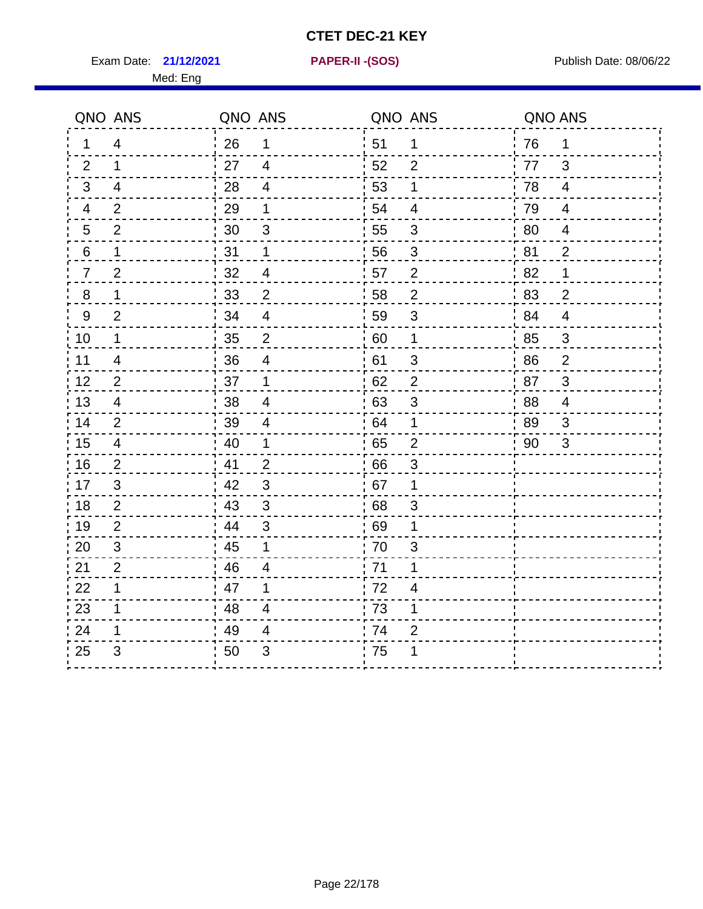# CTET DEC-21 KEY

Exam Date: **21/12/2021** **PAPER-II -(SOS)** Publish Date: 08/06/22

Med: Eng

| QNO | ANS | QNO | ANS | QNO | ANS | QNO | ANS |
|---|---|---|---|---|---|---|---|
| 1 | 4 | 26 | 1 | 51 | 1 | 76 | 1 |
| 2 | 1 | 27 | 4 | 52 | 2 | 77 | 3 |
| 3 | 4 | 28 | 4 | 53 | 1 | 78 | 4 |
| 4 | 2 | 29 | 1 | 54 | 4 | 79 | 4 |
| 5 | 2 | 30 | 3 | 55 | 3 | 80 | 4 |
| 6 | 1 | 31 | 1 | 56 | 3 | 81 | 2 |
| 7 | 2 | 32 | 4 | 57 | 2 | 82 | 1 |
| 8 | 1 | 33 | 2 | 58 | 2 | 83 | 2 |
| 9 | 2 | 34 | 4 | 59 | 3 | 84 | 4 |
| 10 | 1 | 35 | 2 | 60 | 1 | 85 | 3 |
| 11 | 4 | 36 | 4 | 61 | 3 | 86 | 2 |
| 12 | 2 | 37 | 1 | 62 | 2 | 87 | 3 |
| 13 | 4 | 38 | 4 | 63 | 3 | 88 | 4 |
| 14 | 2 | 39 | 4 | 64 | 1 | 89 | 3 |
| 15 | 4 | 40 | 1 | 65 | 2 | 90 | 3 |
| 16 | 2 | 41 | 2 | 66 | 3 | | |
| 17 | 3 | 42 | 3 | 67 | 1 | | |
| 18 | 2 | 43 | 3 | 68 | 3 | | |
| 19 | 2 | 44 | 3 | 69 | 1 | | |
| 20 | 3 | 45 | 1 | 70 | 3 | | |
| 21 | 2 | 46 | 4 | 71 | 1 | | |
| 22 | 1 | 47 | 1 | 72 | 4 | | |
| 23 | 1 | 48 | 4 | 73 | 1 | | |
| 24 | 1 | 49 | 4 | 74 | 2 | | |
| 25 | 3 | 50 | 3 | 75 | 1 | | |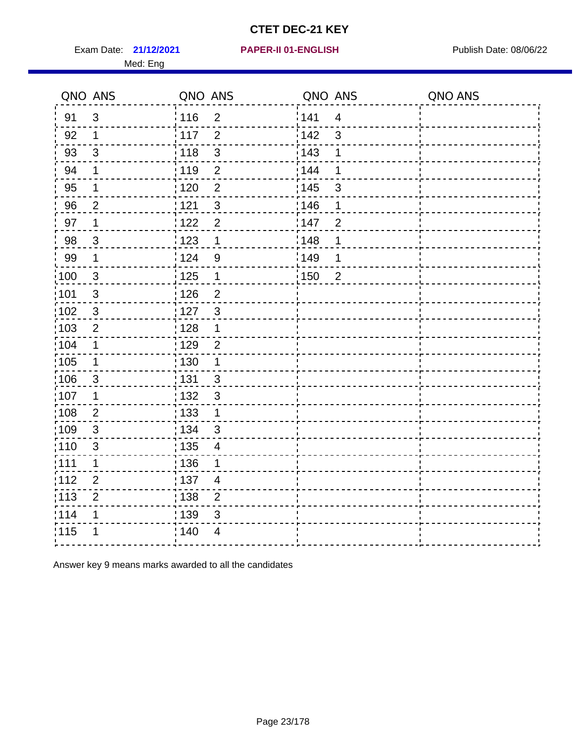# CTET DEC-21 KEY

Exam Date: **21/12/2021** **PAPER-II 01-ENGLISH** Publish Date: 08/06/22

Med: Eng

| QNO | ANS | QNO | ANS | QNO | ANS | QNO | ANS |
|---|---|---|---|---|---|---|---|
| 91 | 3 | 116 | 2 | 141 | 4 | | |
| 92 | 1 | 117 | 2 | 142 | 3 | | |
| 93 | 3 | 118 | 3 | 143 | 1 | | |
| 94 | 1 | 119 | 2 | 144 | 1 | | |
| 95 | 1 | 120 | 2 | 145 | 3 | | |
| 96 | 2 | 121 | 3 | 146 | 1 | | |
| 97 | 1 | 122 | 2 | 147 | 2 | | |
| 98 | 3 | 123 | 1 | 148 | 1 | | |
| 99 | 1 | 124 | 9 | 149 | 1 | | |
| 100 | 3 | 125 | 1 | 150 | 2 | | |
| 101 | 3 | 126 | 2 | | | | |
| 102 | 3 | 127 | 3 | | | | |
| 103 | 2 | 128 | 1 | | | | |
| 104 | 1 | 129 | 2 | | | | |
| 105 | 1 | 130 | 1 | | | | |
| 106 | 3 | 131 | 3 | | | | |
| 107 | 1 | 132 | 3 | | | | |
| 108 | 2 | 133 | 1 | | | | |
| 109 | 3 | 134 | 3 | | | | |
| 110 | 3 | 135 | 4 | | | | |
| 111 | 1 | 136 | 1 | | | | |
| 112 | 2 | 137 | 4 | | | | |
| 113 | 2 | 138 | 2 | | | | |
| 114 | 1 | 139 | 3 | | | | |
| 115 | 1 | 140 | 4 | | | | |

Answer key 9 means marks awarded to all the candidates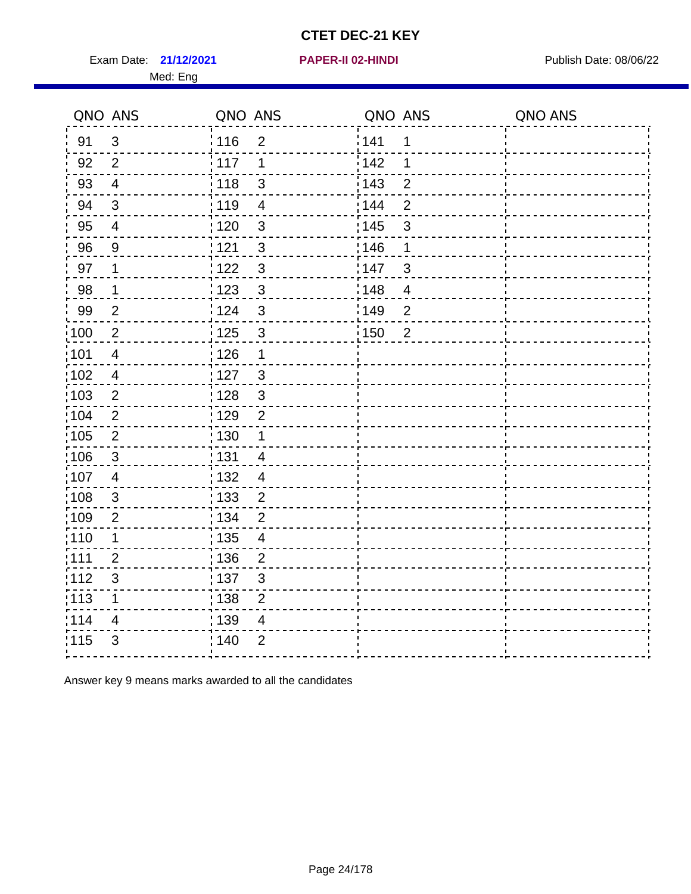# CTET DEC-21 KEY

Exam Date: **21/12/2021** | **PAPER-II 02-HINDI** | Publish Date: 08/06/22

Med: Eng

| QNO | ANS | QNO | ANS | QNO | ANS | QNO | ANS |
|---|---|---|---|---|---|---|---|
| 91 | 3 | 116 | 2 | 141 | 1 | | |
| 92 | 2 | 117 | 1 | 142 | 1 | | |
| 93 | 4 | 118 | 3 | 143 | 2 | | |
| 94 | 3 | 119 | 4 | 144 | 2 | | |
| 95 | 4 | 120 | 3 | 145 | 3 | | |
| 96 | 9 | 121 | 3 | 146 | 1 | | |
| 97 | 1 | 122 | 3 | 147 | 3 | | |
| 98 | 1 | 123 | 3 | 148 | 4 | | |
| 99 | 2 | 124 | 3 | 149 | 2 | | |
| 100 | 2 | 125 | 3 | 150 | 2 | | |
| 101 | 4 | 126 | 1 | | | | |
| 102 | 4 | 127 | 3 | | | | |
| 103 | 2 | 128 | 3 | | | | |
| 104 | 2 | 129 | 2 | | | | |
| 105 | 2 | 130 | 1 | | | | |
| 106 | 3 | 131 | 4 | | | | |
| 107 | 4 | 132 | 4 | | | | |
| 108 | 3 | 133 | 2 | | | | |
| 109 | 2 | 134 | 2 | | | | |
| 110 | 1 | 135 | 4 | | | | |
| 111 | 2 | 136 | 2 | | | | |
| 112 | 3 | 137 | 3 | | | | |
| 113 | 1 | 138 | 2 | | | | |
| 114 | 4 | 139 | 4 | | | | |
| 115 | 3 | 140 | 2 | | | | |

Answer key 9 means marks awarded to all the candidates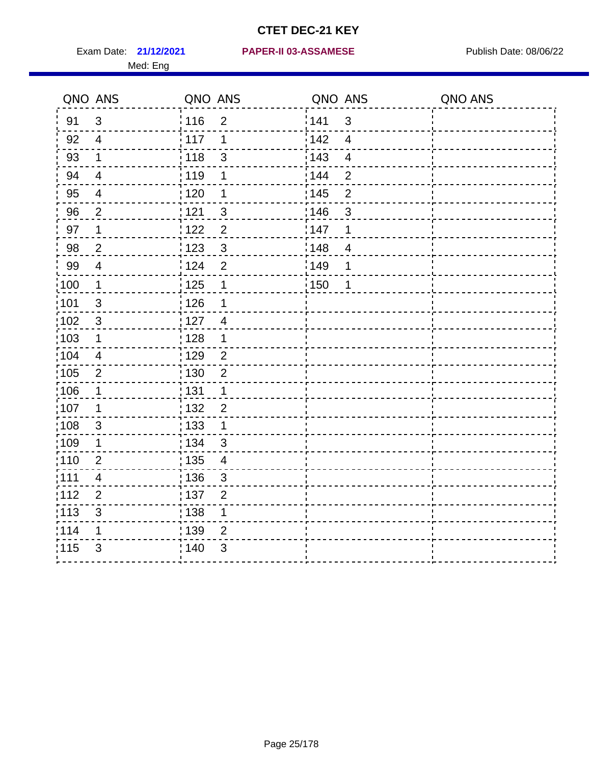# CTET DEC-21 KEY

Exam Date: **21/12/2021** **PAPER-II 03-ASSAMESE** Publish Date: 08/06/22

Med: Eng

| QNO | ANS | QNO | ANS | QNO | ANS | QNO | ANS |
|---|---|---|---|---|---|---|---|
| 91 | 3 | 116 | 2 | 141 | 3 | | |
| 92 | 4 | 117 | 1 | 142 | 4 | | |
| 93 | 1 | 118 | 3 | 143 | 4 | | |
| 94 | 4 | 119 | 1 | 144 | 2 | | |
| 95 | 4 | 120 | 1 | 145 | 2 | | |
| 96 | 2 | 121 | 3 | 146 | 3 | | |
| 97 | 1 | 122 | 2 | 147 | 1 | | |
| 98 | 2 | 123 | 3 | 148 | 4 | | |
| 99 | 4 | 124 | 2 | 149 | 1 | | |
| 100 | 1 | 125 | 1 | 150 | 1 | | |
| 101 | 3 | 126 | 1 | | | | |
| 102 | 3 | 127 | 4 | | | | |
| 103 | 1 | 128 | 1 | | | | |
| 104 | 4 | 129 | 2 | | | | |
| 105 | 2 | 130 | 2 | | | | |
| 106 | 1 | 131 | 1 | | | | |
| 107 | 1 | 132 | 2 | | | | |
| 108 | 3 | 133 | 1 | | | | |
| 109 | 1 | 134 | 3 | | | | |
| 110 | 2 | 135 | 4 | | | | |
| 111 | 4 | 136 | 3 | | | | |
| 112 | 2 | 137 | 2 | | | | |
| 113 | 3 | 138 | 1 | | | | |
| 114 | 1 | 139 | 2 | | | | |
| 115 | 3 | 140 | 3 | | | | |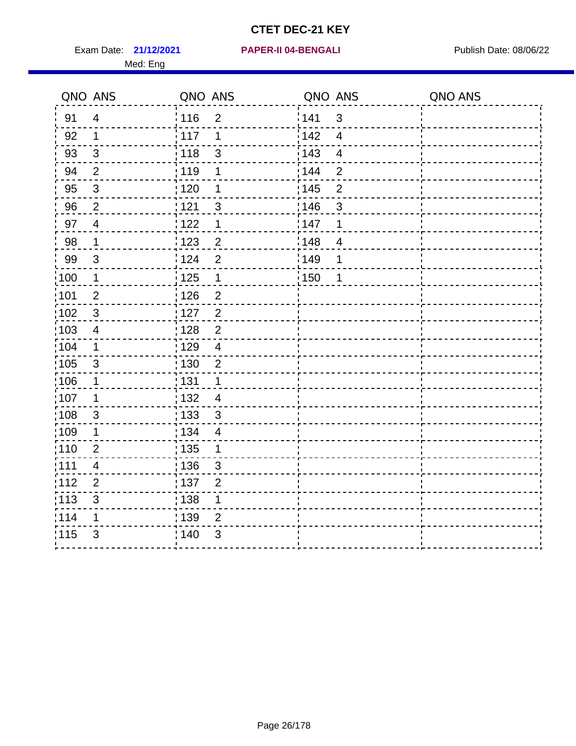# CTET DEC-21 KEY

Exam Date: **21/12/2021** **PAPER-II 04-BENGALI** Publish Date: 08/06/22

Med: Eng

| QNO | ANS | QNO | ANS | QNO | ANS | QNO | ANS |
|---|---|---|---|---|---|---|---|
| 91 | 4 | 116 | 2 | 141 | 3 | | |
| 92 | 1 | 117 | 1 | 142 | 4 | | |
| 93 | 3 | 118 | 3 | 143 | 4 | | |
| 94 | 2 | 119 | 1 | 144 | 2 | | |
| 95 | 3 | 120 | 1 | 145 | 2 | | |
| 96 | 2 | 121 | 3 | 146 | 3 | | |
| 97 | 4 | 122 | 1 | 147 | 1 | | |
| 98 | 1 | 123 | 2 | 148 | 4 | | |
| 99 | 3 | 124 | 2 | 149 | 1 | | |
| 100 | 1 | 125 | 1 | 150 | 1 | | |
| 101 | 2 | 126 | 2 | | | | |
| 102 | 3 | 127 | 2 | | | | |
| 103 | 4 | 128 | 2 | | | | |
| 104 | 1 | 129 | 4 | | | | |
| 105 | 3 | 130 | 2 | | | | |
| 106 | 1 | 131 | 1 | | | | |
| 107 | 1 | 132 | 4 | | | | |
| 108 | 3 | 133 | 3 | | | | |
| 109 | 1 | 134 | 4 | | | | |
| 110 | 2 | 135 | 1 | | | | |
| 111 | 4 | 136 | 3 | | | | |
| 112 | 2 | 137 | 2 | | | | |
| 113 | 3 | 138 | 1 | | | | |
| 114 | 1 | 139 | 2 | | | | |
| 115 | 3 | 140 | 3 | | | | |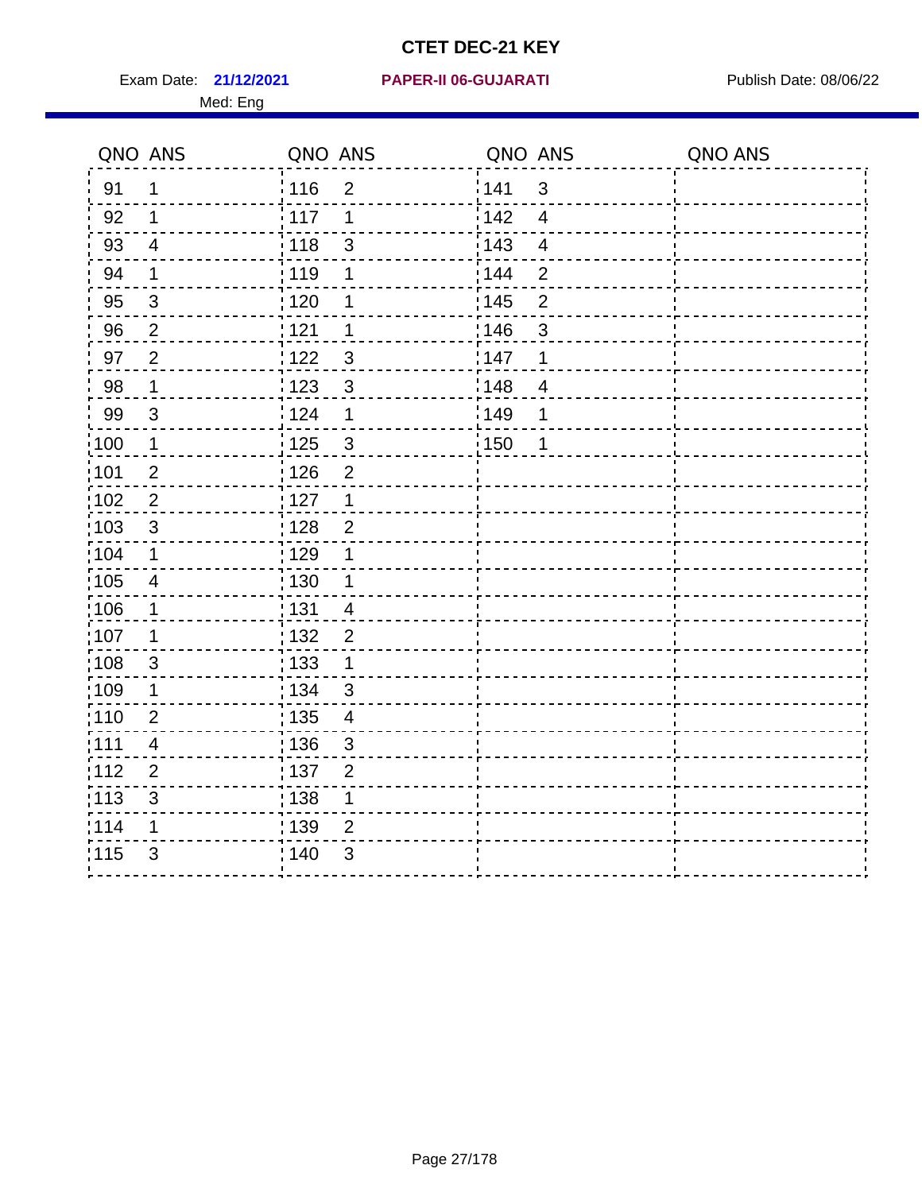# CTET DEC-21 KEY

Exam Date: **21/12/2021** **PAPER-II 06-GUJARATI** Publish Date: 08/06/22

Med: Eng

| QNO | ANS | QNO | ANS | QNO | ANS | QNO | ANS |
|---|---|---|---|---|---|---|---|
| 91 | 1 | 116 | 2 | 141 | 3 | | |
| 92 | 1 | 117 | 1 | 142 | 4 | | |
| 93 | 4 | 118 | 3 | 143 | 4 | | |
| 94 | 1 | 119 | 1 | 144 | 2 | | |
| 95 | 3 | 120 | 1 | 145 | 2 | | |
| 96 | 2 | 121 | 1 | 146 | 3 | | |
| 97 | 2 | 122 | 3 | 147 | 1 | | |
| 98 | 1 | 123 | 3 | 148 | 4 | | |
| 99 | 3 | 124 | 1 | 149 | 1 | | |
| 100 | 1 | 125 | 3 | 150 | 1 | | |
| 101 | 2 | 126 | 2 | | | | |
| 102 | 2 | 127 | 1 | | | | |
| 103 | 3 | 128 | 2 | | | | |
| 104 | 1 | 129 | 1 | | | | |
| 105 | 4 | 130 | 1 | | | | |
| 106 | 1 | 131 | 4 | | | | |
| 107 | 1 | 132 | 2 | | | | |
| 108 | 3 | 133 | 1 | | | | |
| 109 | 1 | 134 | 3 | | | | |
| 110 | 2 | 135 | 4 | | | | |
| 111 | 4 | 136 | 3 | | | | |
| 112 | 2 | 137 | 2 | | | | |
| 113 | 3 | 138 | 1 | | | | |
| 114 | 1 | 139 | 2 | | | | |
| 115 | 3 | 140 | 3 | | | | |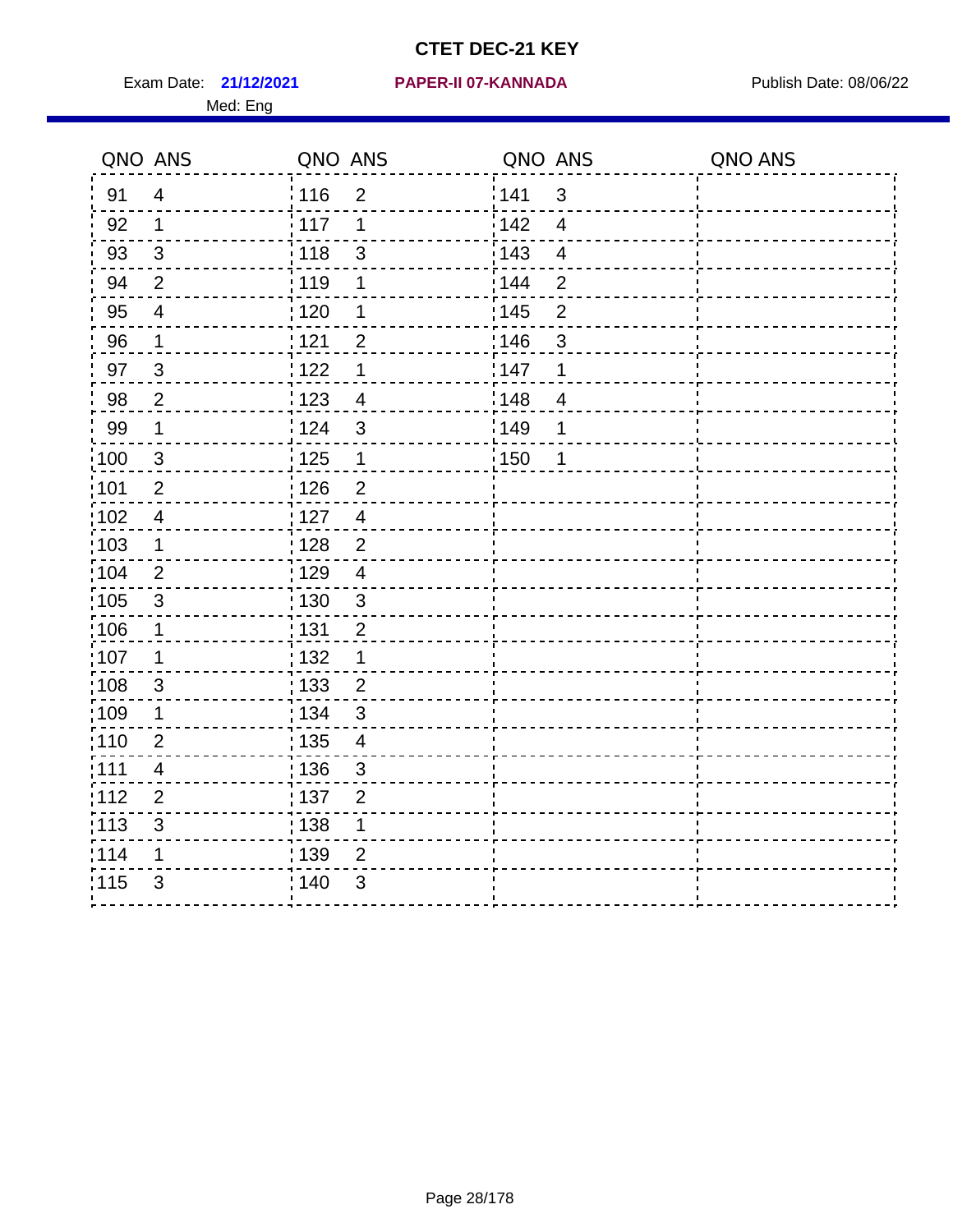# CTET DEC-21 KEY

Exam Date: **21/12/2021** **PAPER-II 07-KANNADA** Publish Date: 08/06/22

Med: Eng

| QNO | ANS | QNO | ANS | QNO | ANS | QNO | ANS |
|---|---|---|---|---|---|---|---|
| 91 | 4 | 116 | 2 | 141 | 3 | | |
| 92 | 1 | 117 | 1 | 142 | 4 | | |
| 93 | 3 | 118 | 3 | 143 | 4 | | |
| 94 | 2 | 119 | 1 | 144 | 2 | | |
| 95 | 4 | 120 | 1 | 145 | 2 | | |
| 96 | 1 | 121 | 2 | 146 | 3 | | |
| 97 | 3 | 122 | 1 | 147 | 1 | | |
| 98 | 2 | 123 | 4 | 148 | 4 | | |
| 99 | 1 | 124 | 3 | 149 | 1 | | |
| 100 | 3 | 125 | 1 | 150 | 1 | | |
| 101 | 2 | 126 | 2 | | | | |
| 102 | 4 | 127 | 4 | | | | |
| 103 | 1 | 128 | 2 | | | | |
| 104 | 2 | 129 | 4 | | | | |
| 105 | 3 | 130 | 3 | | | | |
| 106 | 1 | 131 | 2 | | | | |
| 107 | 1 | 132 | 1 | | | | |
| 108 | 3 | 133 | 2 | | | | |
| 109 | 1 | 134 | 3 | | | | |
| 110 | 2 | 135 | 4 | | | | |
| 111 | 4 | 136 | 3 | | | | |
| 112 | 2 | 137 | 2 | | | | |
| 113 | 3 | 138 | 1 | | | | |
| 114 | 1 | 139 | 2 | | | | |
| 115 | 3 | 140 | 3 | | | | |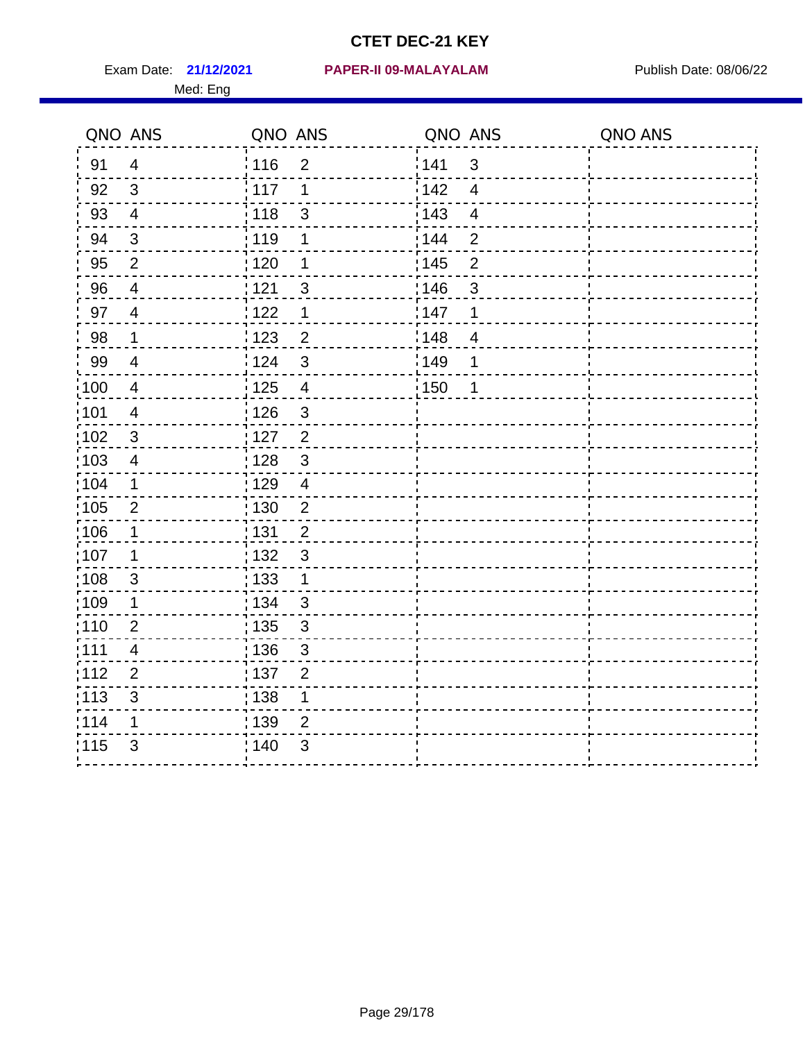# CTET DEC-21 KEY

Exam Date: **21/12/2021** **PAPER-II 09-MALAYALAM** Publish Date: 08/06/22

Med: Eng

| QNO | ANS | QNO | ANS | QNO | ANS | QNO | ANS |
|---|---|---|---|---|---|---|---|
| 91 | 4 | 116 | 2 | 141 | 3 | | |
| 92 | 3 | 117 | 1 | 142 | 4 | | |
| 93 | 4 | 118 | 3 | 143 | 4 | | |
| 94 | 3 | 119 | 1 | 144 | 2 | | |
| 95 | 2 | 120 | 1 | 145 | 2 | | |
| 96 | 4 | 121 | 3 | 146 | 3 | | |
| 97 | 4 | 122 | 1 | 147 | 1 | | |
| 98 | 1 | 123 | 2 | 148 | 4 | | |
| 99 | 4 | 124 | 3 | 149 | 1 | | |
| 100 | 4 | 125 | 4 | 150 | 1 | | |
| 101 | 4 | 126 | 3 | | | | |
| 102 | 3 | 127 | 2 | | | | |
| 103 | 4 | 128 | 3 | | | | |
| 104 | 1 | 129 | 4 | | | | |
| 105 | 2 | 130 | 2 | | | | |
| 106 | 1 | 131 | 2 | | | | |
| 107 | 1 | 132 | 3 | | | | |
| 108 | 3 | 133 | 1 | | | | |
| 109 | 1 | 134 | 3 | | | | |
| 110 | 2 | 135 | 3 | | | | |
| 111 | 4 | 136 | 3 | | | | |
| 112 | 2 | 137 | 2 | | | | |
| 113 | 3 | 138 | 1 | | | | |
| 114 | 1 | 139 | 2 | | | | |
| 115 | 3 | 140 | 3 | | | | |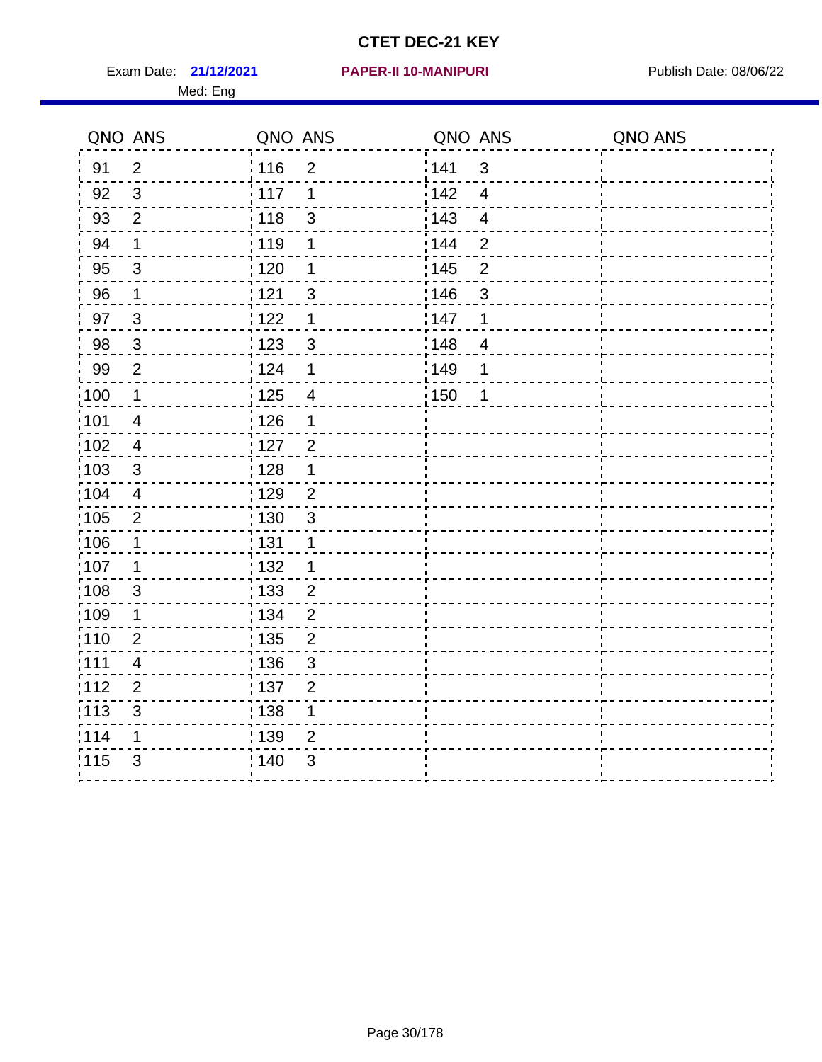# CTET DEC-21 KEY

Exam Date: **21/12/2021** **PAPER-II 10-MANIPURI** Publish Date: 08/06/22

Med: Eng

| QNO | ANS | QNO | ANS | QNO | ANS | QNO | ANS |
|---|---|---|---|---|---|---|---|
| 91 | 2 | 116 | 2 | 141 | 3 | | |
| 92 | 3 | 117 | 1 | 142 | 4 | | |
| 93 | 2 | 118 | 3 | 143 | 4 | | |
| 94 | 1 | 119 | 1 | 144 | 2 | | |
| 95 | 3 | 120 | 1 | 145 | 2 | | |
| 96 | 1 | 121 | 3 | 146 | 3 | | |
| 97 | 3 | 122 | 1 | 147 | 1 | | |
| 98 | 3 | 123 | 3 | 148 | 4 | | |
| 99 | 2 | 124 | 1 | 149 | 1 | | |
| 100 | 1 | 125 | 4 | 150 | 1 | | |
| 101 | 4 | 126 | 1 | | | | |
| 102 | 4 | 127 | 2 | | | | |
| 103 | 3 | 128 | 1 | | | | |
| 104 | 4 | 129 | 2 | | | | |
| 105 | 2 | 130 | 3 | | | | |
| 106 | 1 | 131 | 1 | | | | |
| 107 | 1 | 132 | 1 | | | | |
| 108 | 3 | 133 | 2 | | | | |
| 109 | 1 | 134 | 2 | | | | |
| 110 | 2 | 135 | 2 | | | | |
| 111 | 4 | 136 | 3 | | | | |
| 112 | 2 | 137 | 2 | | | | |
| 113 | 3 | 138 | 1 | | | | |
| 114 | 1 | 139 | 2 | | | | |
| 115 | 3 | 140 | 3 | | | | |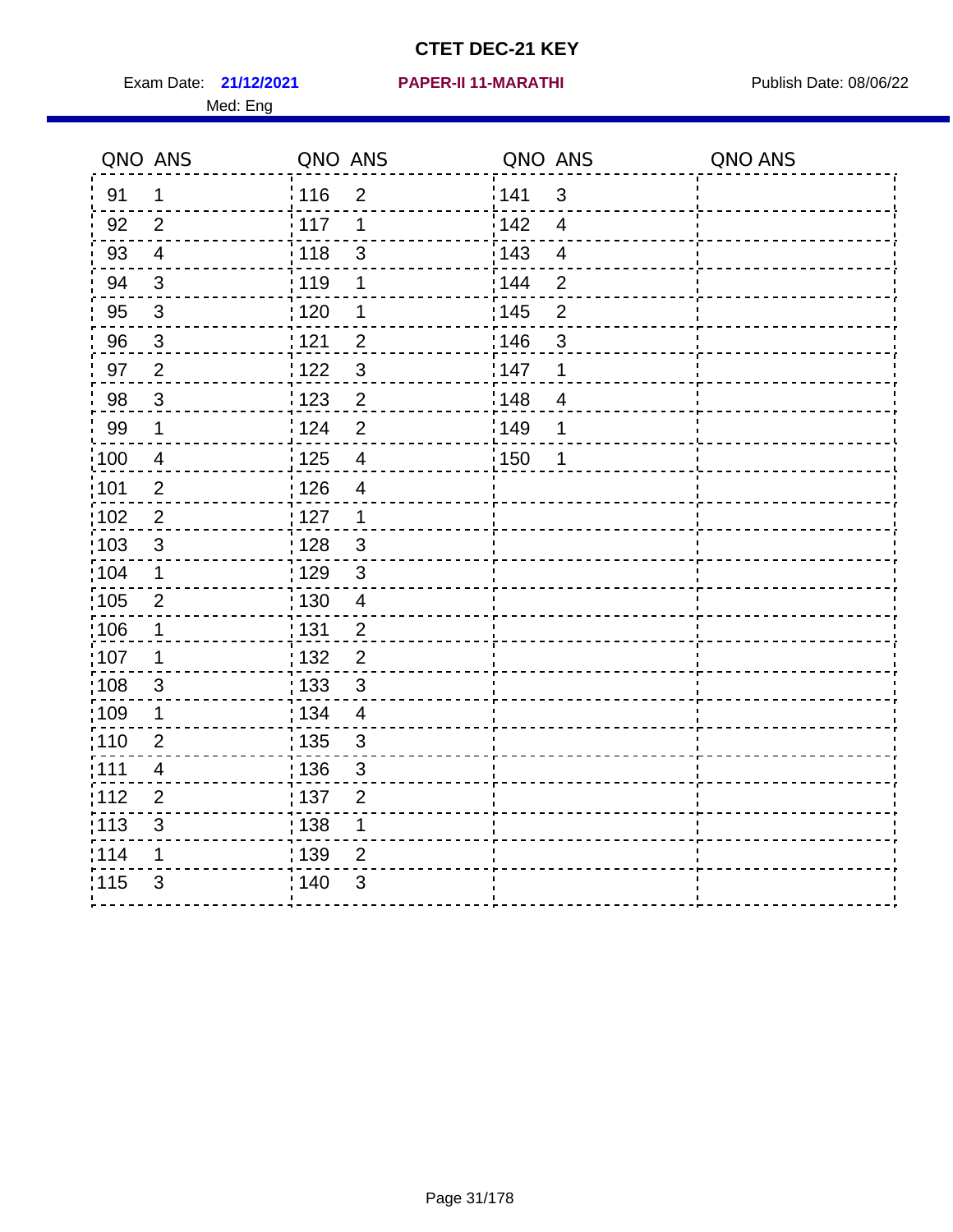# CTET DEC-21 KEY

Exam Date: **21/12/2021** **PAPER-II 11-MARATHI** Publish Date: 08/06/22

Med: Eng

| QNO | ANS | QNO | ANS | QNO | ANS | QNO | ANS |
|---|---|---|---|---|---|---|---|
| 91 | 1 | 116 | 2 | 141 | 3 | | |
| 92 | 2 | 117 | 1 | 142 | 4 | | |
| 93 | 4 | 118 | 3 | 143 | 4 | | |
| 94 | 3 | 119 | 1 | 144 | 2 | | |
| 95 | 3 | 120 | 1 | 145 | 2 | | |
| 96 | 3 | 121 | 2 | 146 | 3 | | |
| 97 | 2 | 122 | 3 | 147 | 1 | | |
| 98 | 3 | 123 | 2 | 148 | 4 | | |
| 99 | 1 | 124 | 2 | 149 | 1 | | |
| 100 | 4 | 125 | 4 | 150 | 1 | | |
| 101 | 2 | 126 | 4 | | | | |
| 102 | 2 | 127 | 1 | | | | |
| 103 | 3 | 128 | 3 | | | | |
| 104 | 1 | 129 | 3 | | | | |
| 105 | 2 | 130 | 4 | | | | |
| 106 | 1 | 131 | 2 | | | | |
| 107 | 1 | 132 | 2 | | | | |
| 108 | 3 | 133 | 3 | | | | |
| 109 | 1 | 134 | 4 | | | | |
| 110 | 2 | 135 | 3 | | | | |
| 111 | 4 | 136 | 3 | | | | |
| 112 | 2 | 137 | 2 | | | | |
| 113 | 3 | 138 | 1 | | | | |
| 114 | 1 | 139 | 2 | | | | |
| 115 | 3 | 140 | 3 | | | | |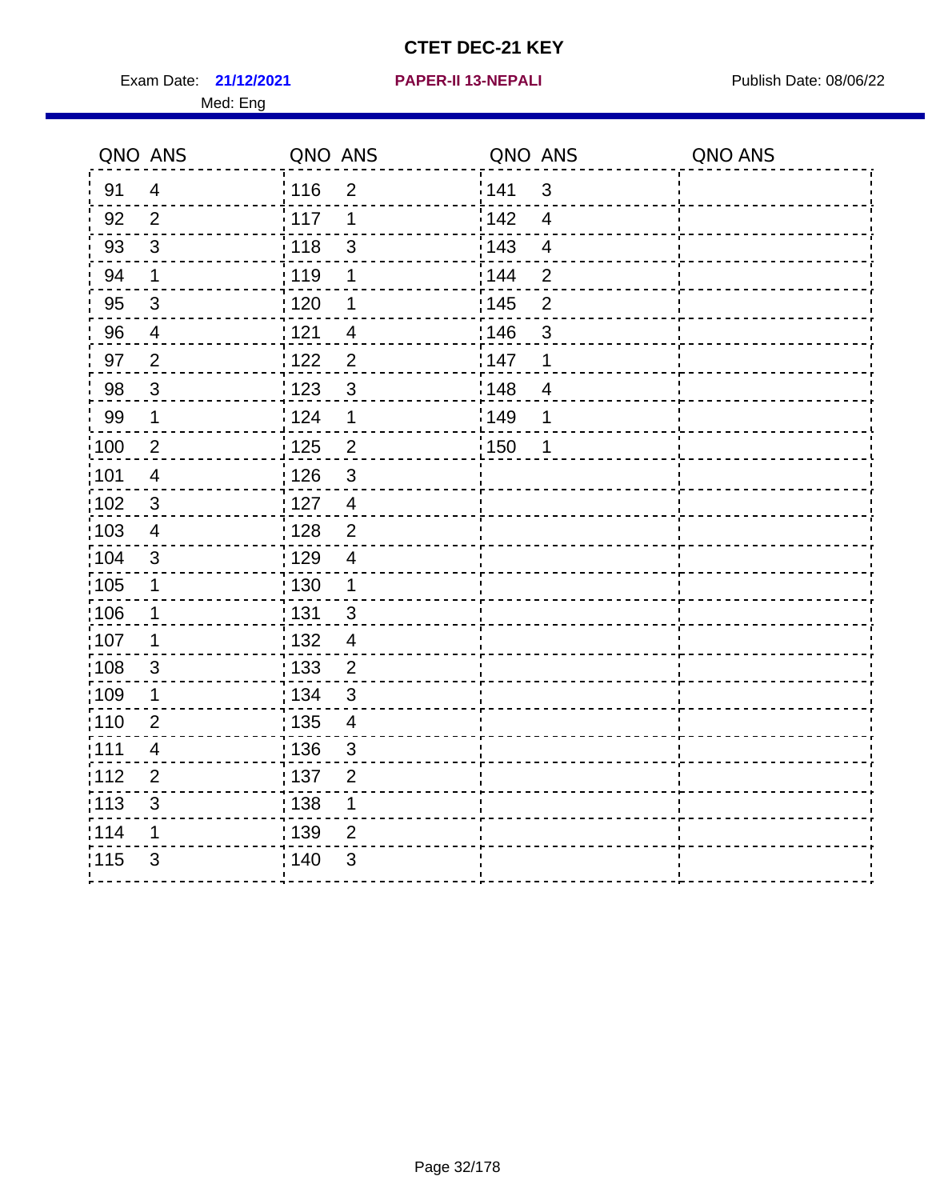# CTET DEC-21 KEY

Exam Date: **21/12/2021** **PAPER-II 13-NEPALI** Publish Date: 08/06/22

Med: Eng

| QNO | ANS | QNO | ANS | QNO | ANS | QNO | ANS |
|---|---|---|---|---|---|---|---|
| 91 | 4 | 116 | 2 | 141 | 3 | | |
| 92 | 2 | 117 | 1 | 142 | 4 | | |
| 93 | 3 | 118 | 3 | 143 | 4 | | |
| 94 | 1 | 119 | 1 | 144 | 2 | | |
| 95 | 3 | 120 | 1 | 145 | 2 | | |
| 96 | 4 | 121 | 4 | 146 | 3 | | |
| 97 | 2 | 122 | 2 | 147 | 1 | | |
| 98 | 3 | 123 | 3 | 148 | 4 | | |
| 99 | 1 | 124 | 1 | 149 | 1 | | |
| 100 | 2 | 125 | 2 | 150 | 1 | | |
| 101 | 4 | 126 | 3 | | | | |
| 102 | 3 | 127 | 4 | | | | |
| 103 | 4 | 128 | 2 | | | | |
| 104 | 3 | 129 | 4 | | | | |
| 105 | 1 | 130 | 1 | | | | |
| 106 | 1 | 131 | 3 | | | | |
| 107 | 1 | 132 | 4 | | | | |
| 108 | 3 | 133 | 2 | | | | |
| 109 | 1 | 134 | 3 | | | | |
| 110 | 2 | 135 | 4 | | | | |
| 111 | 4 | 136 | 3 | | | | |
| 112 | 2 | 137 | 2 | | | | |
| 113 | 3 | 138 | 1 | | | | |
| 114 | 1 | 139 | 2 | | | | |
| 115 | 3 | 140 | 3 | | | | |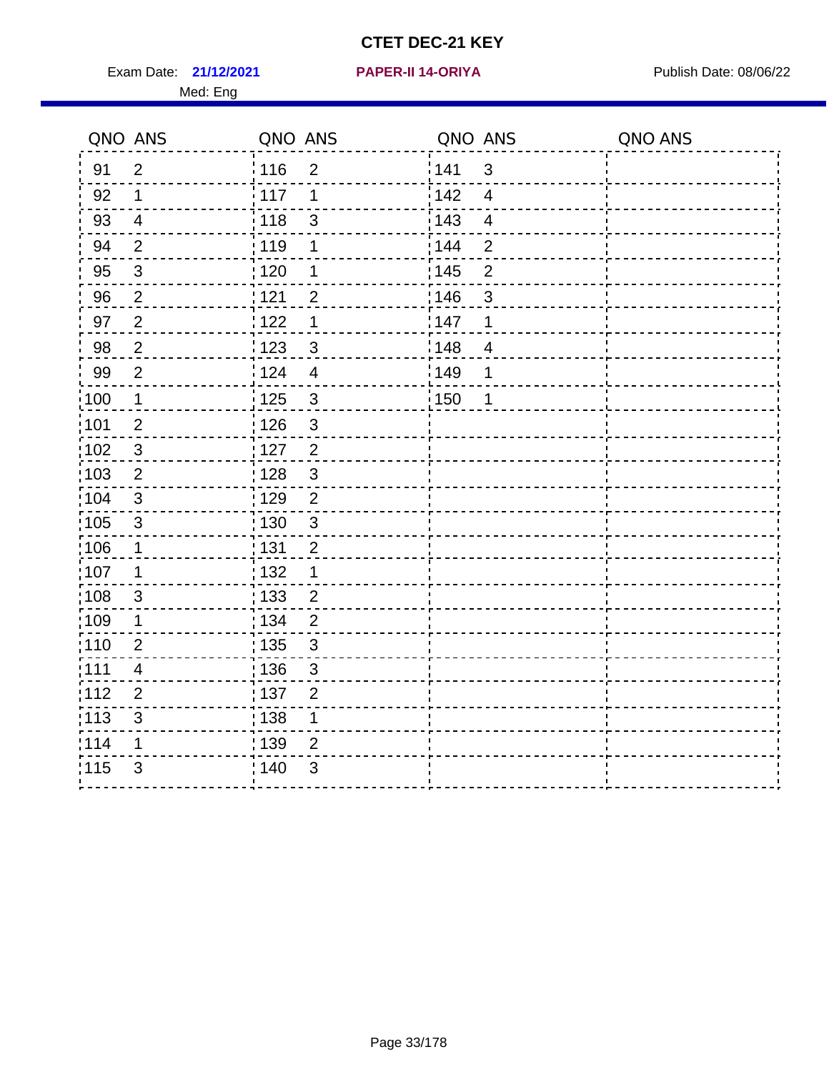# CTET DEC-21 KEY

Exam Date: **21/12/2021** **PAPER-II 14-ORIYA** Publish Date: 08/06/22

Med: Eng

| QNO | ANS | QNO | ANS | QNO | ANS | QNO | ANS |
|---|---|---|---|---|---|---|---|
| 91 | 2 | 116 | 2 | 141 | 3 | | |
| 92 | 1 | 117 | 1 | 142 | 4 | | |
| 93 | 4 | 118 | 3 | 143 | 4 | | |
| 94 | 2 | 119 | 1 | 144 | 2 | | |
| 95 | 3 | 120 | 1 | 145 | 2 | | |
| 96 | 2 | 121 | 2 | 146 | 3 | | |
| 97 | 2 | 122 | 1 | 147 | 1 | | |
| 98 | 2 | 123 | 3 | 148 | 4 | | |
| 99 | 2 | 124 | 4 | 149 | 1 | | |
| 100 | 1 | 125 | 3 | 150 | 1 | | |
| 101 | 2 | 126 | 3 | | | | |
| 102 | 3 | 127 | 2 | | | | |
| 103 | 2 | 128 | 3 | | | | |
| 104 | 3 | 129 | 2 | | | | |
| 105 | 3 | 130 | 3 | | | | |
| 106 | 1 | 131 | 2 | | | | |
| 107 | 1 | 132 | 1 | | | | |
| 108 | 3 | 133 | 2 | | | | |
| 109 | 1 | 134 | 2 | | | | |
| 110 | 2 | 135 | 3 | | | | |
| 111 | 4 | 136 | 3 | | | | |
| 112 | 2 | 137 | 2 | | | | |
| 113 | 3 | 138 | 1 | | | | |
| 114 | 1 | 139 | 2 | | | | |
| 115 | 3 | 140 | 3 | | | | |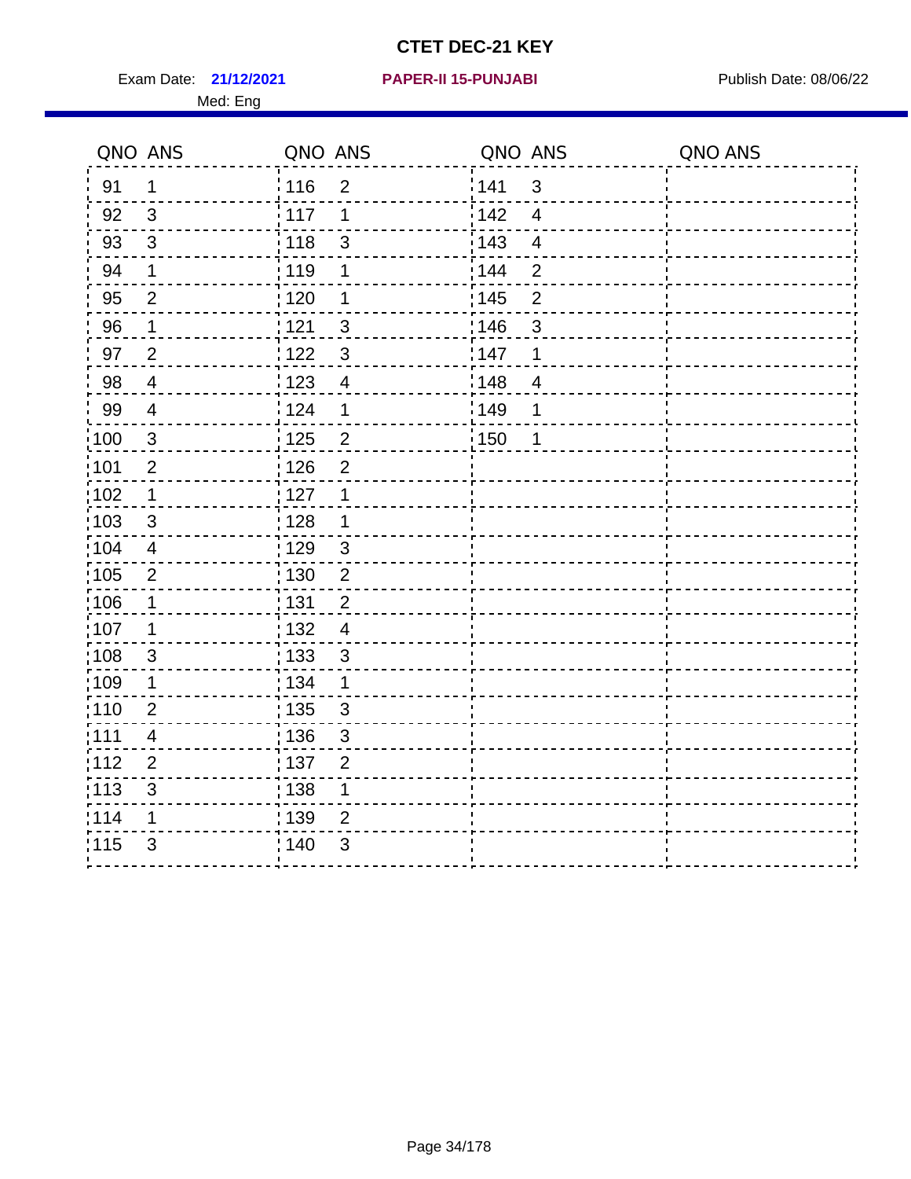# CTET DEC-21 KEY

Exam Date: **21/12/2021** **PAPER-II 15-PUNJABI** Publish Date: 08/06/22

Med: Eng

| QNO | ANS | QNO | ANS | QNO | ANS | QNO | ANS |
|---|---|---|---|---|---|---|---|
| 91 | 1 | 116 | 2 | 141 | 3 | | |
| 92 | 3 | 117 | 1 | 142 | 4 | | |
| 93 | 3 | 118 | 3 | 143 | 4 | | |
| 94 | 1 | 119 | 1 | 144 | 2 | | |
| 95 | 2 | 120 | 1 | 145 | 2 | | |
| 96 | 1 | 121 | 3 | 146 | 3 | | |
| 97 | 2 | 122 | 3 | 147 | 1 | | |
| 98 | 4 | 123 | 4 | 148 | 4 | | |
| 99 | 4 | 124 | 1 | 149 | 1 | | |
| 100 | 3 | 125 | 2 | 150 | 1 | | |
| 101 | 2 | 126 | 2 | | | | |
| 102 | 1 | 127 | 1 | | | | |
| 103 | 3 | 128 | 1 | | | | |
| 104 | 4 | 129 | 3 | | | | |
| 105 | 2 | 130 | 2 | | | | |
| 106 | 1 | 131 | 2 | | | | |
| 107 | 1 | 132 | 4 | | | | |
| 108 | 3 | 133 | 3 | | | | |
| 109 | 1 | 134 | 1 | | | | |
| 110 | 2 | 135 | 3 | | | | |
| 111 | 4 | 136 | 3 | | | | |
| 112 | 2 | 137 | 2 | | | | |
| 113 | 3 | 138 | 1 | | | | |
| 114 | 1 | 139 | 2 | | | | |
| 115 | 3 | 140 | 3 | | | | |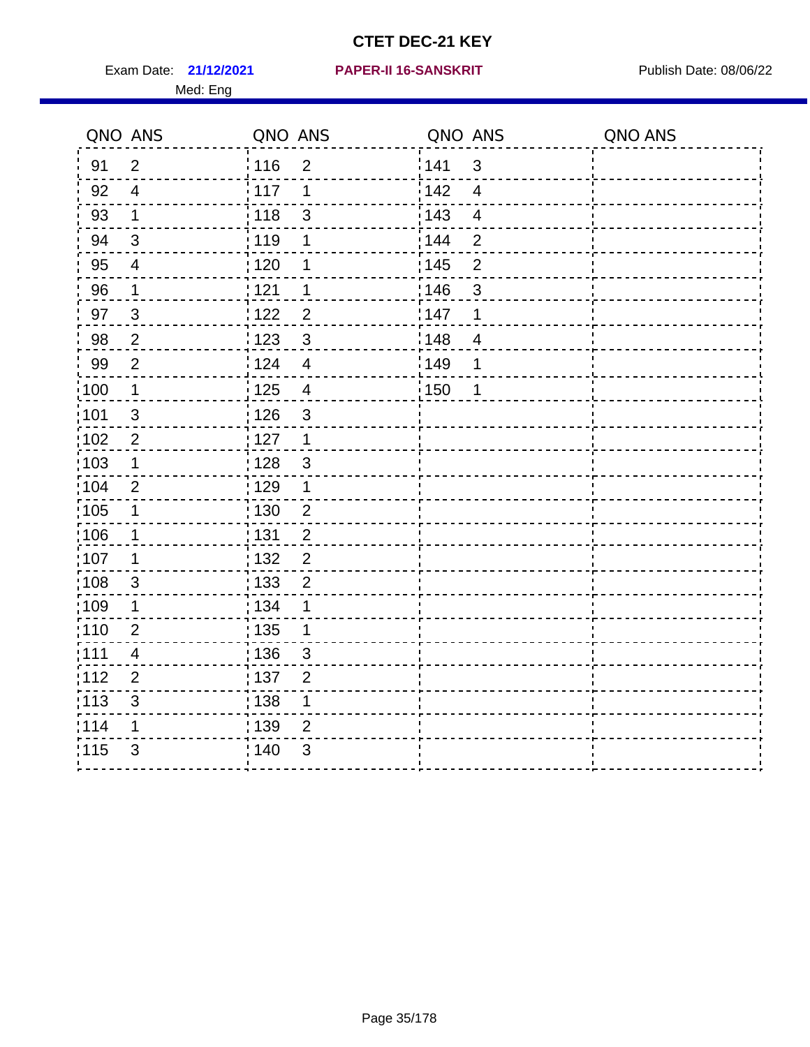# CTET DEC-21 KEY

Exam Date: **21/12/2021** **PAPER-II 16-SANSKRIT** Publish Date: 08/06/22

Med: Eng

| QNO | ANS | QNO | ANS | QNO | ANS | QNO | ANS |
|---|---|---|---|---|---|---|---|
| 91 | 2 | 116 | 2 | 141 | 3 | | |
| 92 | 4 | 117 | 1 | 142 | 4 | | |
| 93 | 1 | 118 | 3 | 143 | 4 | | |
| 94 | 3 | 119 | 1 | 144 | 2 | | |
| 95 | 4 | 120 | 1 | 145 | 2 | | |
| 96 | 1 | 121 | 1 | 146 | 3 | | |
| 97 | 3 | 122 | 2 | 147 | 1 | | |
| 98 | 2 | 123 | 3 | 148 | 4 | | |
| 99 | 2 | 124 | 4 | 149 | 1 | | |
| 100 | 1 | 125 | 4 | 150 | 1 | | |
| 101 | 3 | 126 | 3 | | | | |
| 102 | 2 | 127 | 1 | | | | |
| 103 | 1 | 128 | 3 | | | | |
| 104 | 2 | 129 | 1 | | | | |
| 105 | 1 | 130 | 2 | | | | |
| 106 | 1 | 131 | 2 | | | | |
| 107 | 1 | 132 | 2 | | | | |
| 108 | 3 | 133 | 2 | | | | |
| 109 | 1 | 134 | 1 | | | | |
| 110 | 2 | 135 | 1 | | | | |
| 111 | 4 | 136 | 3 | | | | |
| 112 | 2 | 137 | 2 | | | | |
| 113 | 3 | 138 | 1 | | | | |
| 114 | 1 | 139 | 2 | | | | |
| 115 | 3 | 140 | 3 | | | | |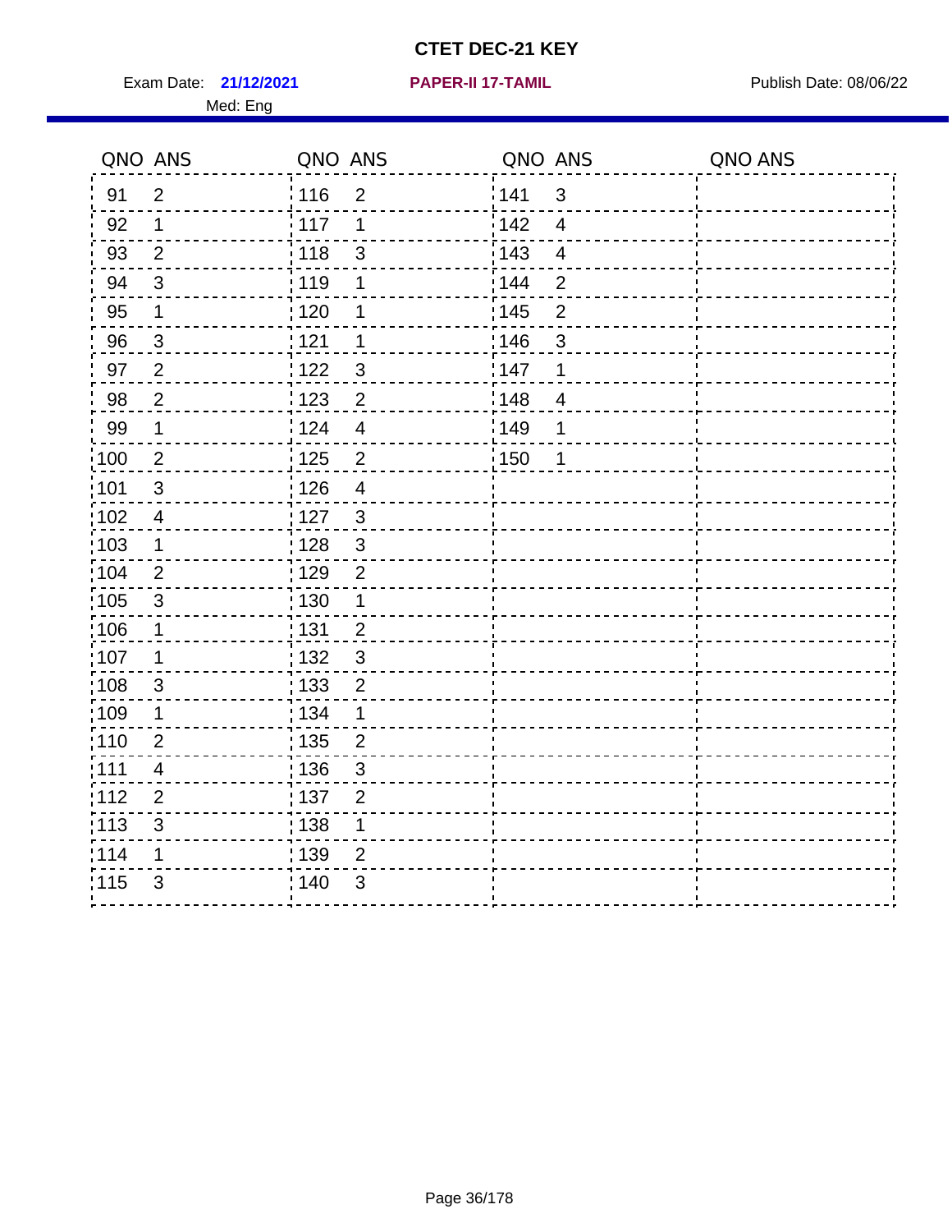# CTET DEC-21 KEY

Exam Date: **21/12/2021** **PAPER-II 17-TAMIL** Publish Date: 08/06/22

Med: Eng

| QNO | ANS | QNO | ANS | QNO | ANS | QNO | ANS |
|---|---|---|---|---|---|---|---|
| 91 | 2 | 116 | 2 | 141 | 3 | | |
| 92 | 1 | 117 | 1 | 142 | 4 | | |
| 93 | 2 | 118 | 3 | 143 | 4 | | |
| 94 | 3 | 119 | 1 | 144 | 2 | | |
| 95 | 1 | 120 | 1 | 145 | 2 | | |
| 96 | 3 | 121 | 1 | 146 | 3 | | |
| 97 | 2 | 122 | 3 | 147 | 1 | | |
| 98 | 2 | 123 | 2 | 148 | 4 | | |
| 99 | 1 | 124 | 4 | 149 | 1 | | |
| 100 | 2 | 125 | 2 | 150 | 1 | | |
| 101 | 3 | 126 | 4 | | | | |
| 102 | 4 | 127 | 3 | | | | |
| 103 | 1 | 128 | 3 | | | | |
| 104 | 2 | 129 | 2 | | | | |
| 105 | 3 | 130 | 1 | | | | |
| 106 | 1 | 131 | 2 | | | | |
| 107 | 1 | 132 | 3 | | | | |
| 108 | 3 | 133 | 2 | | | | |
| 109 | 1 | 134 | 1 | | | | |
| 110 | 2 | 135 | 2 | | | | |
| 111 | 4 | 136 | 3 | | | | |
| 112 | 2 | 137 | 2 | | | | |
| 113 | 3 | 138 | 1 | | | | |
| 114 | 1 | 139 | 2 | | | | |
| 115 | 3 | 140 | 3 | | | | |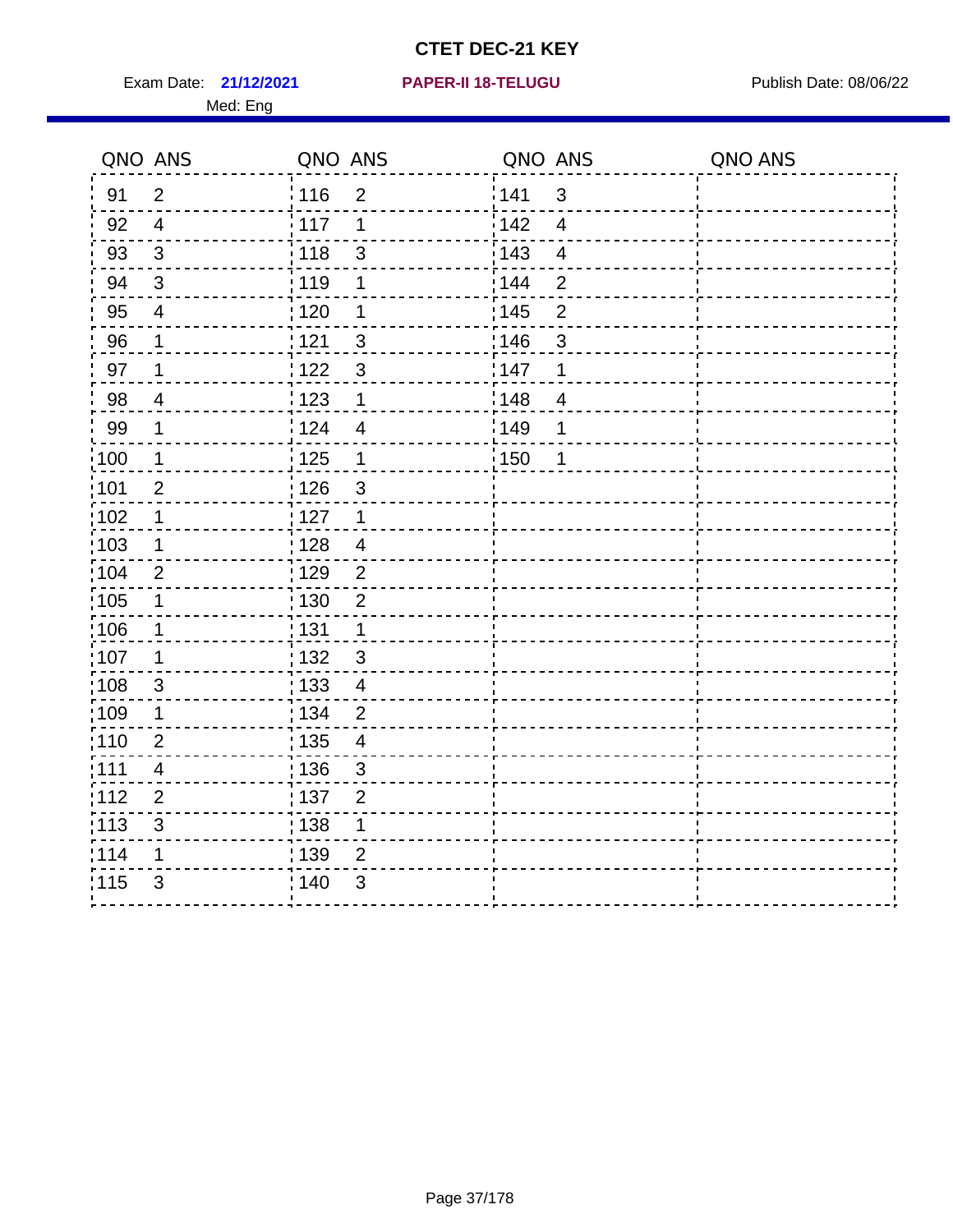# CTET DEC-21 KEY

Exam Date: **21/12/2021** **PAPER-II 18-TELUGU** Publish Date: 08/06/22

Med: Eng

| QNO | ANS | QNO | ANS | QNO | ANS | QNO | ANS |
|---|---|---|---|---|---|---|---|
| 91 | 2 | 116 | 2 | 141 | 3 | | |
| 92 | 4 | 117 | 1 | 142 | 4 | | |
| 93 | 3 | 118 | 3 | 143 | 4 | | |
| 94 | 3 | 119 | 1 | 144 | 2 | | |
| 95 | 4 | 120 | 1 | 145 | 2 | | |
| 96 | 1 | 121 | 3 | 146 | 3 | | |
| 97 | 1 | 122 | 3 | 147 | 1 | | |
| 98 | 4 | 123 | 1 | 148 | 4 | | |
| 99 | 1 | 124 | 4 | 149 | 1 | | |
| 100 | 1 | 125 | 1 | 150 | 1 | | |
| 101 | 2 | 126 | 3 | | | | |
| 102 | 1 | 127 | 1 | | | | |
| 103 | 1 | 128 | 4 | | | | |
| 104 | 2 | 129 | 2 | | | | |
| 105 | 1 | 130 | 2 | | | | |
| 106 | 1 | 131 | 1 | | | | |
| 107 | 1 | 132 | 3 | | | | |
| 108 | 3 | 133 | 4 | | | | |
| 109 | 1 | 134 | 2 | | | | |
| 110 | 2 | 135 | 4 | | | | |
| 111 | 4 | 136 | 3 | | | | |
| 112 | 2 | 137 | 2 | | | | |
| 113 | 3 | 138 | 1 | | | | |
| 114 | 1 | 139 | 2 | | | | |
| 115 | 3 | 140 | 3 | | | | |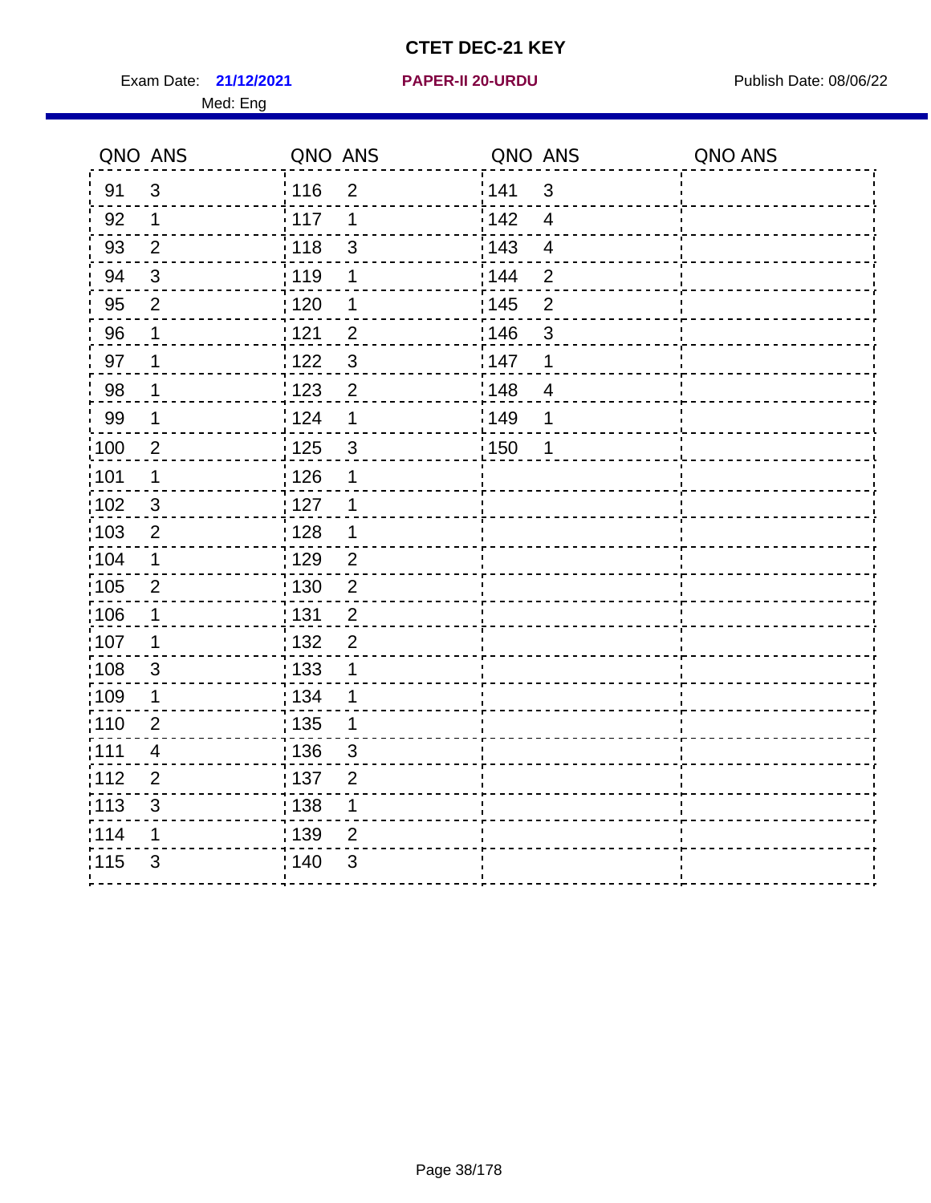# CTET DEC-21 KEY

Exam Date: **21/12/2021** **PAPER-II 20-URDU** Publish Date: 08/06/22

Med: Eng

| QNO | ANS | QNO | ANS | QNO | ANS | QNO | ANS |
|---|---|---|---|---|---|---|---|
| 91 | 3 | 116 | 2 | 141 | 3 | | |
| 92 | 1 | 117 | 1 | 142 | 4 | | |
| 93 | 2 | 118 | 3 | 143 | 4 | | |
| 94 | 3 | 119 | 1 | 144 | 2 | | |
| 95 | 2 | 120 | 1 | 145 | 2 | | |
| 96 | 1 | 121 | 2 | 146 | 3 | | |
| 97 | 1 | 122 | 3 | 147 | 1 | | |
| 98 | 1 | 123 | 2 | 148 | 4 | | |
| 99 | 1 | 124 | 1 | 149 | 1 | | |
| 100 | 2 | 125 | 3 | 150 | 1 | | |
| 101 | 1 | 126 | 1 | | | | |
| 102 | 3 | 127 | 1 | | | | |
| 103 | 2 | 128 | 1 | | | | |
| 104 | 1 | 129 | 2 | | | | |
| 105 | 2 | 130 | 2 | | | | |
| 106 | 1 | 131 | 2 | | | | |
| 107 | 1 | 132 | 2 | | | | |
| 108 | 3 | 133 | 1 | | | | |
| 109 | 1 | 134 | 1 | | | | |
| 110 | 2 | 135 | 1 | | | | |
| 111 | 4 | 136 | 3 | | | | |
| 112 | 2 | 137 | 2 | | | | |
| 113 | 3 | 138 | 1 | | | | |
| 114 | 1 | 139 | 2 | | | | |
| 115 | 3 | 140 | 3 | | | | |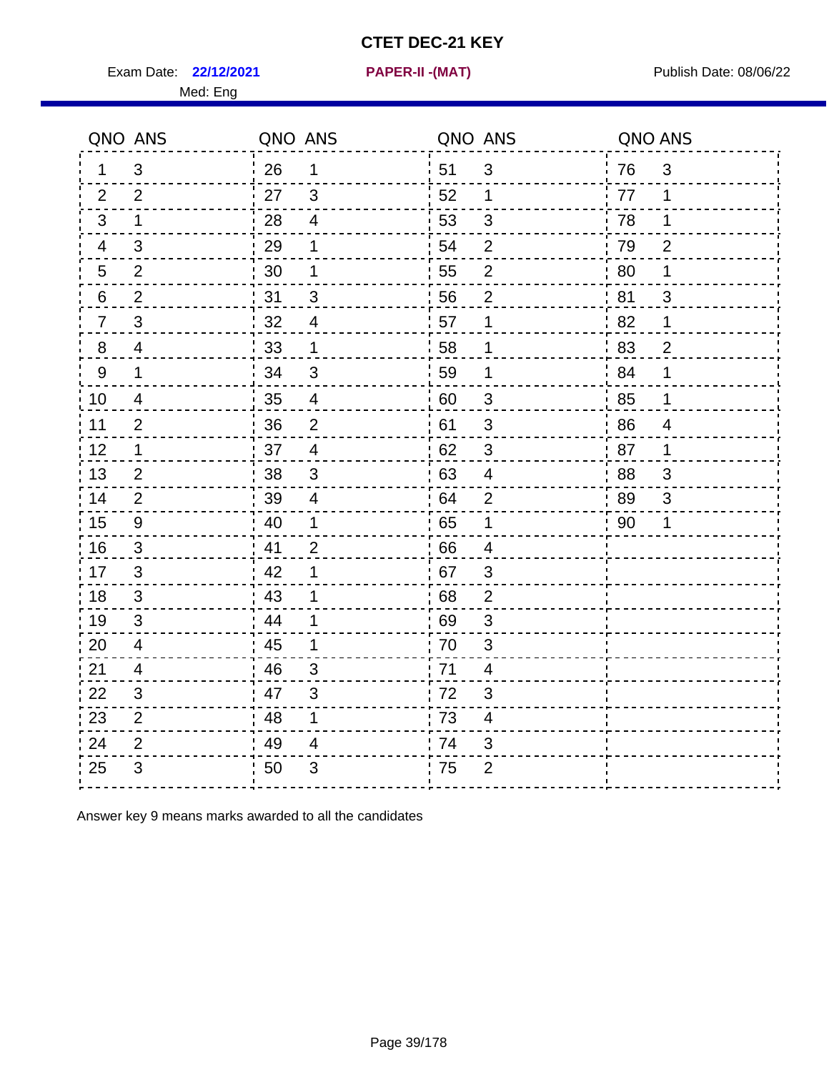# CTET DEC-21 KEY

Exam Date: **22/12/2021** **PAPER-II -(MAT)** Publish Date: 08/06/22

Med: Eng

| QNO | ANS | QNO | ANS | QNO | ANS | QNO | ANS |
|---|---|---|---|---|---|---|---|
| 1 | 3 | 26 | 1 | 51 | 3 | 76 | 3 |
| 2 | 2 | 27 | 3 | 52 | 1 | 77 | 1 |
| 3 | 1 | 28 | 4 | 53 | 3 | 78 | 1 |
| 4 | 3 | 29 | 1 | 54 | 2 | 79 | 2 |
| 5 | 2 | 30 | 1 | 55 | 2 | 80 | 1 |
| 6 | 2 | 31 | 3 | 56 | 2 | 81 | 3 |
| 7 | 3 | 32 | 4 | 57 | 1 | 82 | 1 |
| 8 | 4 | 33 | 1 | 58 | 1 | 83 | 2 |
| 9 | 1 | 34 | 3 | 59 | 1 | 84 | 1 |
| 10 | 4 | 35 | 4 | 60 | 3 | 85 | 1 |
| 11 | 2 | 36 | 2 | 61 | 3 | 86 | 4 |
| 12 | 1 | 37 | 4 | 62 | 3 | 87 | 1 |
| 13 | 2 | 38 | 3 | 63 | 4 | 88 | 3 |
| 14 | 2 | 39 | 4 | 64 | 2 | 89 | 3 |
| 15 | 9 | 40 | 1 | 65 | 1 | 90 | 1 |
| 16 | 3 | 41 | 2 | 66 | 4 | | |
| 17 | 3 | 42 | 1 | 67 | 3 | | |
| 18 | 3 | 43 | 1 | 68 | 2 | | |
| 19 | 3 | 44 | 1 | 69 | 3 | | |
| 20 | 4 | 45 | 1 | 70 | 3 | | |
| 21 | 4 | 46 | 3 | 71 | 4 | | |
| 22 | 3 | 47 | 3 | 72 | 3 | | |
| 23 | 2 | 48 | 1 | 73 | 4 | | |
| 24 | 2 | 49 | 4 | 74 | 3 | | |
| 25 | 3 | 50 | 3 | 75 | 2 | | |

Answer key 9 means marks awarded to all the candidates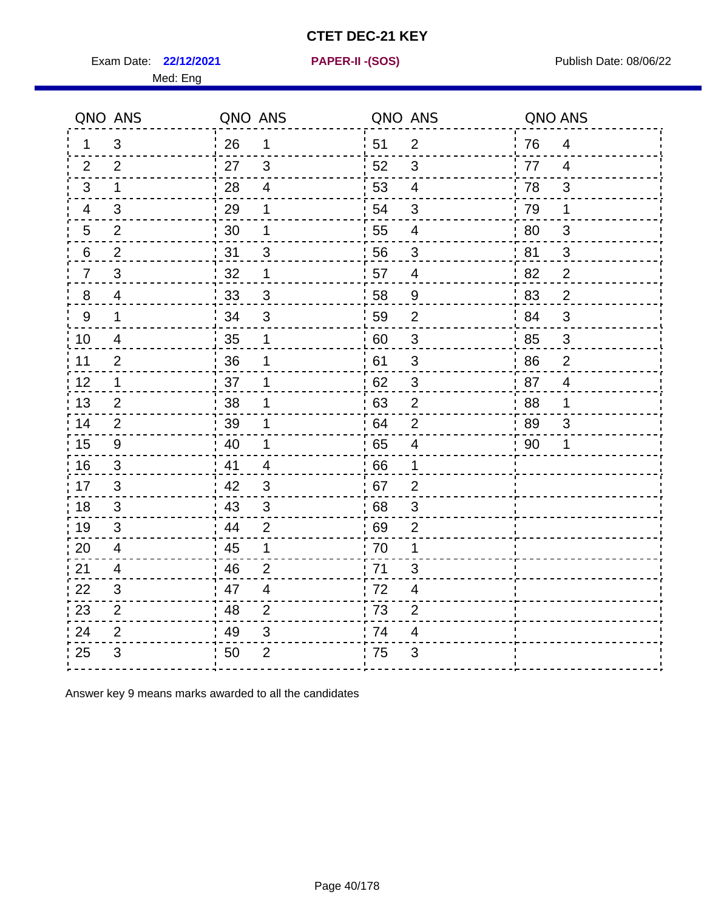# CTET DEC-21 KEY

Exam Date: **22/12/2021** **PAPER-II -(SOS)** Publish Date: 08/06/22

Med: Eng

| QNO | ANS | QNO | ANS | QNO | ANS | QNO | ANS |
|---|---|---|---|---|---|---|---|
| 1 | 3 | 26 | 1 | 51 | 2 | 76 | 4 |
| 2 | 2 | 27 | 3 | 52 | 3 | 77 | 4 |
| 3 | 1 | 28 | 4 | 53 | 4 | 78 | 3 |
| 4 | 3 | 29 | 1 | 54 | 3 | 79 | 1 |
| 5 | 2 | 30 | 1 | 55 | 4 | 80 | 3 |
| 6 | 2 | 31 | 3 | 56 | 3 | 81 | 3 |
| 7 | 3 | 32 | 1 | 57 | 4 | 82 | 2 |
| 8 | 4 | 33 | 3 | 58 | 9 | 83 | 2 |
| 9 | 1 | 34 | 3 | 59 | 2 | 84 | 3 |
| 10 | 4 | 35 | 1 | 60 | 3 | 85 | 3 |
| 11 | 2 | 36 | 1 | 61 | 3 | 86 | 2 |
| 12 | 1 | 37 | 1 | 62 | 3 | 87 | 4 |
| 13 | 2 | 38 | 1 | 63 | 2 | 88 | 1 |
| 14 | 2 | 39 | 1 | 64 | 2 | 89 | 3 |
| 15 | 9 | 40 | 1 | 65 | 4 | 90 | 1 |
| 16 | 3 | 41 | 4 | 66 | 1 | | |
| 17 | 3 | 42 | 3 | 67 | 2 | | |
| 18 | 3 | 43 | 3 | 68 | 3 | | |
| 19 | 3 | 44 | 2 | 69 | 2 | | |
| 20 | 4 | 45 | 1 | 70 | 1 | | |
| 21 | 4 | 46 | 2 | 71 | 3 | | |
| 22 | 3 | 47 | 4 | 72 | 4 | | |
| 23 | 2 | 48 | 2 | 73 | 2 | | |
| 24 | 2 | 49 | 3 | 74 | 4 | | |
| 25 | 3 | 50 | 2 | 75 | 3 | | |

Answer key 9 means marks awarded to all the candidates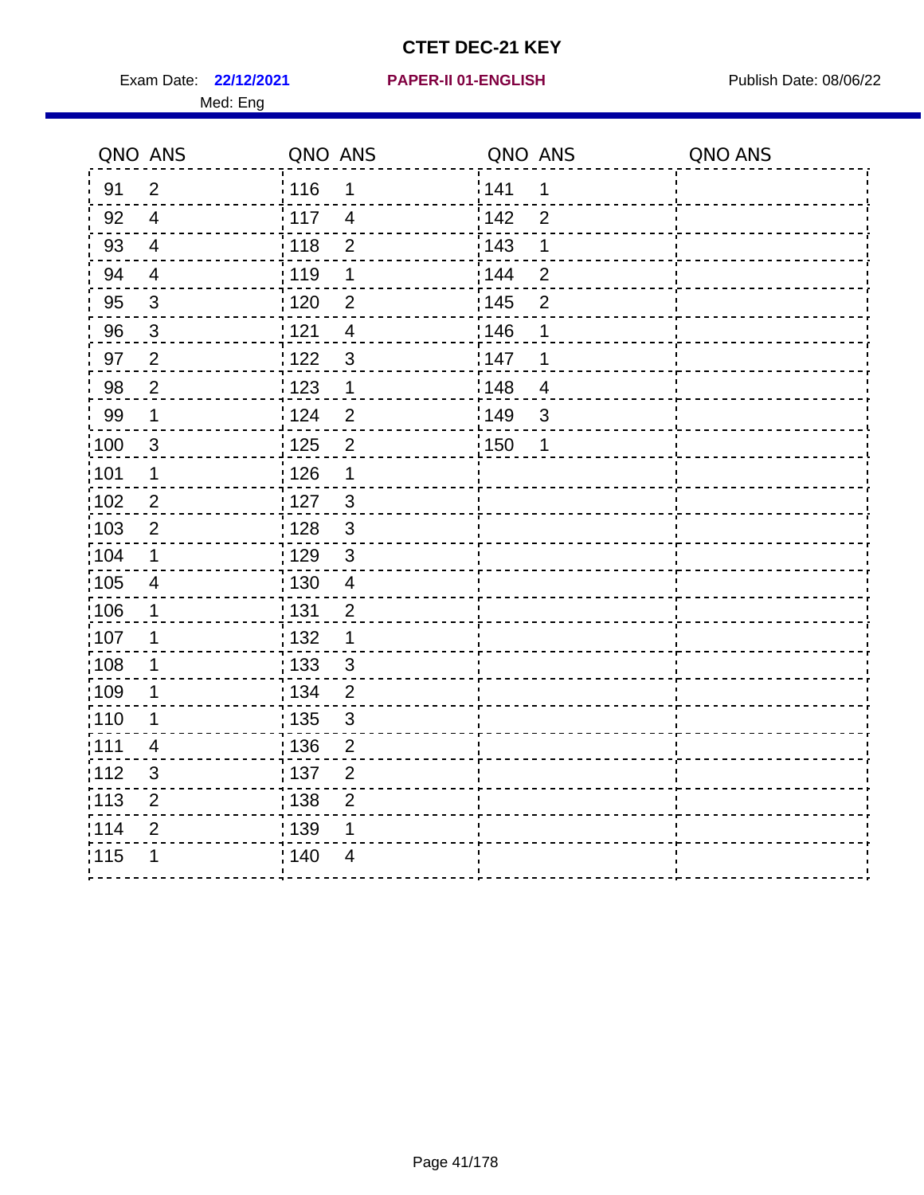# CTET DEC-21 KEY

Exam Date: **22/12/2021** **PAPER-II 01-ENGLISH** Publish Date: 08/06/22

Med: Eng

| QNO | ANS | QNO | ANS | QNO | ANS | QNO | ANS |
|---|---|---|---|---|---|---|---|
| 91 | 2 | 116 | 1 | 141 | 1 | | |
| 92 | 4 | 117 | 4 | 142 | 2 | | |
| 93 | 4 | 118 | 2 | 143 | 1 | | |
| 94 | 4 | 119 | 1 | 144 | 2 | | |
| 95 | 3 | 120 | 2 | 145 | 2 | | |
| 96 | 3 | 121 | 4 | 146 | 1 | | |
| 97 | 2 | 122 | 3 | 147 | 1 | | |
| 98 | 2 | 123 | 1 | 148 | 4 | | |
| 99 | 1 | 124 | 2 | 149 | 3 | | |
| 100 | 3 | 125 | 2 | 150 | 1 | | |
| 101 | 1 | 126 | 1 | | | | |
| 102 | 2 | 127 | 3 | | | | |
| 103 | 2 | 128 | 3 | | | | |
| 104 | 1 | 129 | 3 | | | | |
| 105 | 4 | 130 | 4 | | | | |
| 106 | 1 | 131 | 2 | | | | |
| 107 | 1 | 132 | 1 | | | | |
| 108 | 1 | 133 | 3 | | | | |
| 109 | 1 | 134 | 2 | | | | |
| 110 | 1 | 135 | 3 | | | | |
| 111 | 4 | 136 | 2 | | | | |
| 112 | 3 | 137 | 2 | | | | |
| 113 | 2 | 138 | 2 | | | | |
| 114 | 2 | 139 | 1 | | | | |
| 115 | 1 | 140 | 4 | | | | |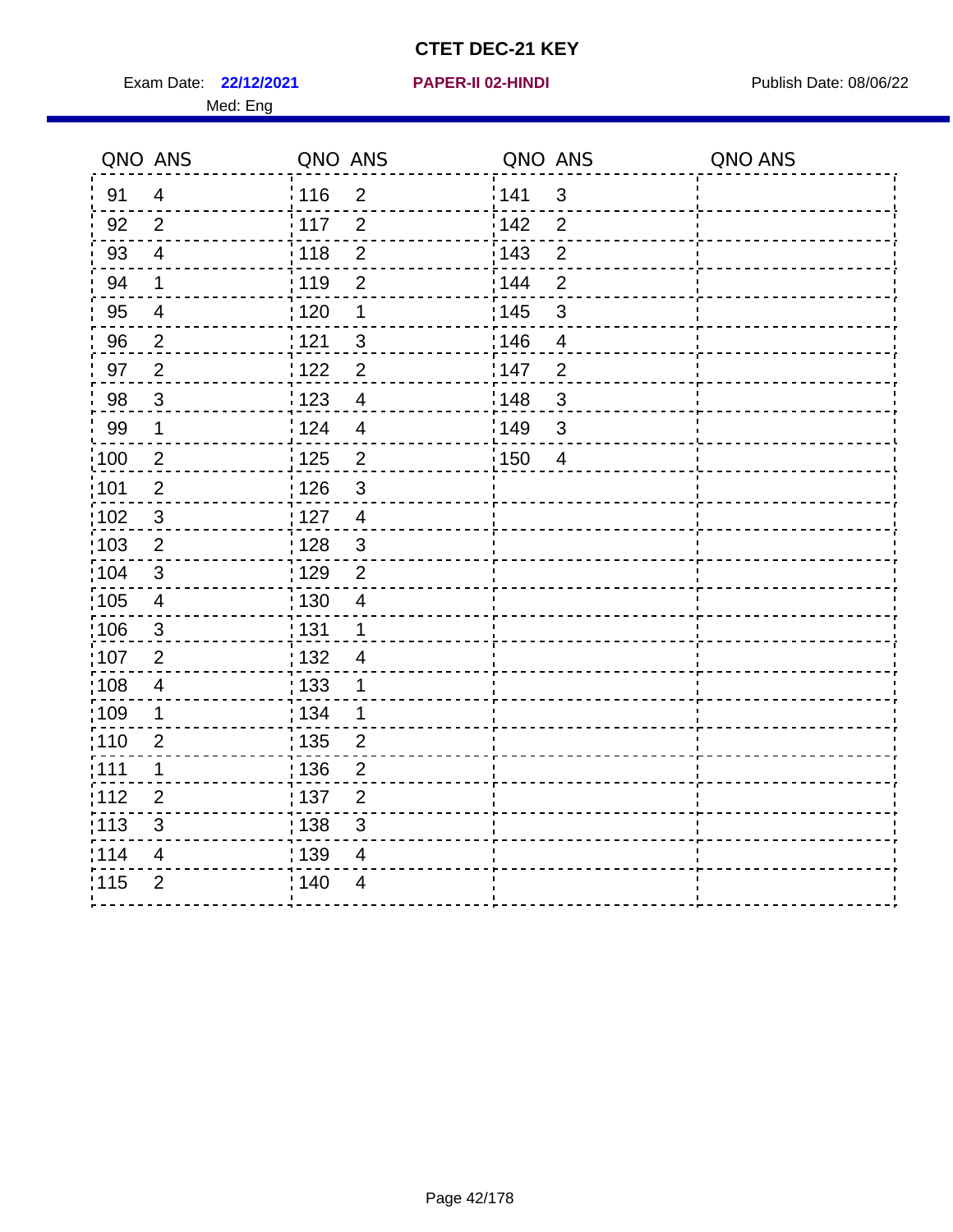# CTET DEC-21 KEY

Exam Date: **22/12/2021** **PAPER-II 02-HINDI** Publish Date: 08/06/22

Med: Eng

| QNO | ANS | QNO | ANS | QNO | ANS | QNO | ANS |
|---|---|---|---|---|---|---|---|
| 91 | 4 | 116 | 2 | 141 | 3 | | |
| 92 | 2 | 117 | 2 | 142 | 2 | | |
| 93 | 4 | 118 | 2 | 143 | 2 | | |
| 94 | 1 | 119 | 2 | 144 | 2 | | |
| 95 | 4 | 120 | 1 | 145 | 3 | | |
| 96 | 2 | 121 | 3 | 146 | 4 | | |
| 97 | 2 | 122 | 2 | 147 | 2 | | |
| 98 | 3 | 123 | 4 | 148 | 3 | | |
| 99 | 1 | 124 | 4 | 149 | 3 | | |
| 100 | 2 | 125 | 2 | 150 | 4 | | |
| 101 | 2 | 126 | 3 | | | | |
| 102 | 3 | 127 | 4 | | | | |
| 103 | 2 | 128 | 3 | | | | |
| 104 | 3 | 129 | 2 | | | | |
| 105 | 4 | 130 | 4 | | | | |
| 106 | 3 | 131 | 1 | | | | |
| 107 | 2 | 132 | 4 | | | | |
| 108 | 4 | 133 | 1 | | | | |
| 109 | 1 | 134 | 1 | | | | |
| 110 | 2 | 135 | 2 | | | | |
| 111 | 1 | 136 | 2 | | | | |
| 112 | 2 | 137 | 2 | | | | |
| 113 | 3 | 138 | 3 | | | | |
| 114 | 4 | 139 | 4 | | | | |
| 115 | 2 | 140 | 4 | | | | |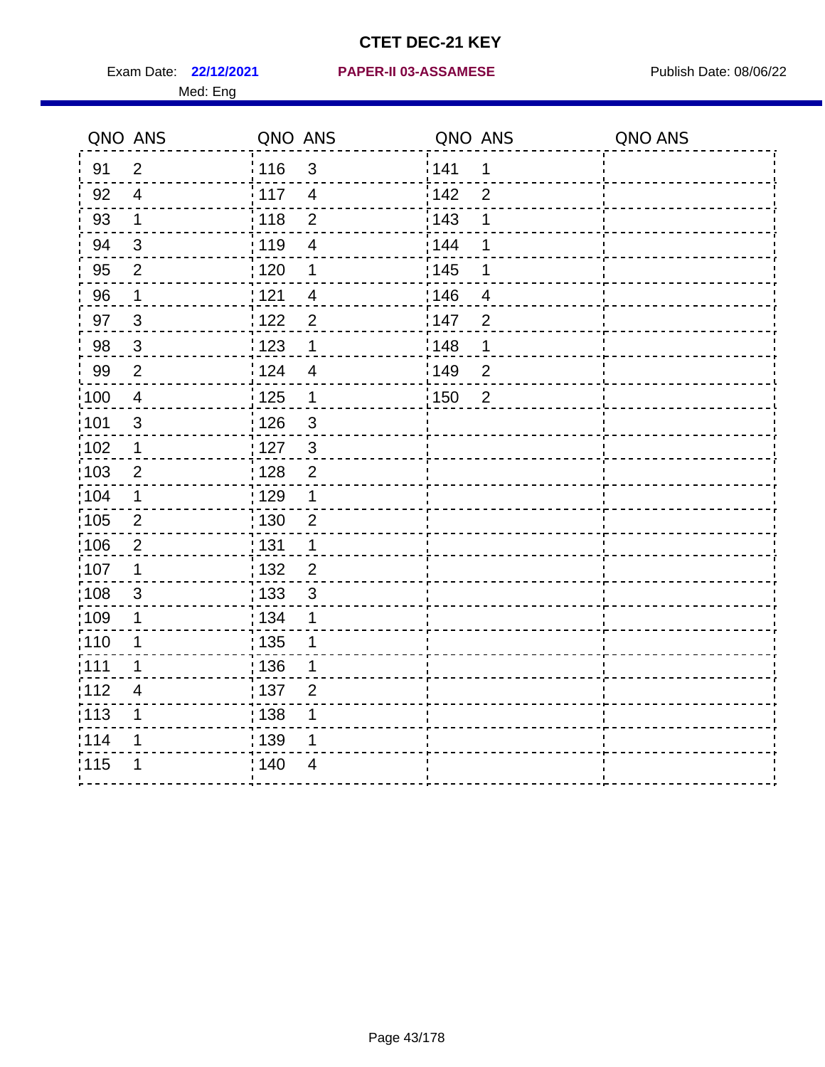# CTET DEC-21 KEY

Exam Date: **22/12/2021** **PAPER-II 03-ASSAMESE** Publish Date: 08/06/22

Med: Eng

| QNO | ANS | QNO | ANS | QNO | ANS | QNO | ANS |
|---|---|---|---|---|---|---|---|
| 91 | 2 | 116 | 3 | 141 | 1 | | |
| 92 | 4 | 117 | 4 | 142 | 2 | | |
| 93 | 1 | 118 | 2 | 143 | 1 | | |
| 94 | 3 | 119 | 4 | 144 | 1 | | |
| 95 | 2 | 120 | 1 | 145 | 1 | | |
| 96 | 1 | 121 | 4 | 146 | 4 | | |
| 97 | 3 | 122 | 2 | 147 | 2 | | |
| 98 | 3 | 123 | 1 | 148 | 1 | | |
| 99 | 2 | 124 | 4 | 149 | 2 | | |
| 100 | 4 | 125 | 1 | 150 | 2 | | |
| 101 | 3 | 126 | 3 | | | | |
| 102 | 1 | 127 | 3 | | | | |
| 103 | 2 | 128 | 2 | | | | |
| 104 | 1 | 129 | 1 | | | | |
| 105 | 2 | 130 | 2 | | | | |
| 106 | 2 | 131 | 1 | | | | |
| 107 | 1 | 132 | 2 | | | | |
| 108 | 3 | 133 | 3 | | | | |
| 109 | 1 | 134 | 1 | | | | |
| 110 | 1 | 135 | 1 | | | | |
| 111 | 1 | 136 | 1 | | | | |
| 112 | 4 | 137 | 2 | | | | |
| 113 | 1 | 138 | 1 | | | | |
| 114 | 1 | 139 | 1 | | | | |
| 115 | 1 | 140 | 4 | | | | |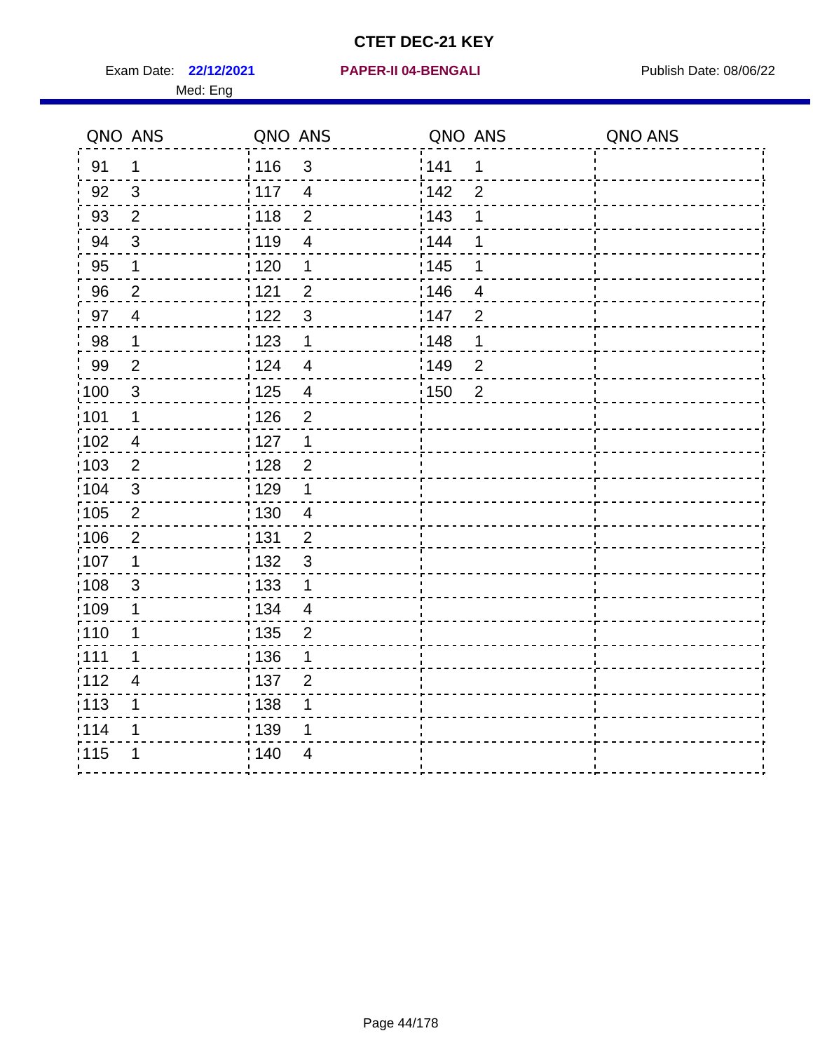# CTET DEC-21 KEY

Exam Date: **22/12/2021** **PAPER-II 04-BENGALI** Publish Date: 08/06/22

Med: Eng

| QNO | ANS | QNO | ANS | QNO | ANS | QNO | ANS |
|---|---|---|---|---|---|---|---|
| 91 | 1 | 116 | 3 | 141 | 1 | | |
| 92 | 3 | 117 | 4 | 142 | 2 | | |
| 93 | 2 | 118 | 2 | 143 | 1 | | |
| 94 | 3 | 119 | 4 | 144 | 1 | | |
| 95 | 1 | 120 | 1 | 145 | 1 | | |
| 96 | 2 | 121 | 2 | 146 | 4 | | |
| 97 | 4 | 122 | 3 | 147 | 2 | | |
| 98 | 1 | 123 | 1 | 148 | 1 | | |
| 99 | 2 | 124 | 4 | 149 | 2 | | |
| 100 | 3 | 125 | 4 | 150 | 2 | | |
| 101 | 1 | 126 | 2 | | | | |
| 102 | 4 | 127 | 1 | | | | |
| 103 | 2 | 128 | 2 | | | | |
| 104 | 3 | 129 | 1 | | | | |
| 105 | 2 | 130 | 4 | | | | |
| 106 | 2 | 131 | 2 | | | | |
| 107 | 1 | 132 | 3 | | | | |
| 108 | 3 | 133 | 1 | | | | |
| 109 | 1 | 134 | 4 | | | | |
| 110 | 1 | 135 | 2 | | | | |
| 111 | 1 | 136 | 1 | | | | |
| 112 | 4 | 137 | 2 | | | | |
| 113 | 1 | 138 | 1 | | | | |
| 114 | 1 | 139 | 1 | | | | |
| 115 | 1 | 140 | 4 | | | | |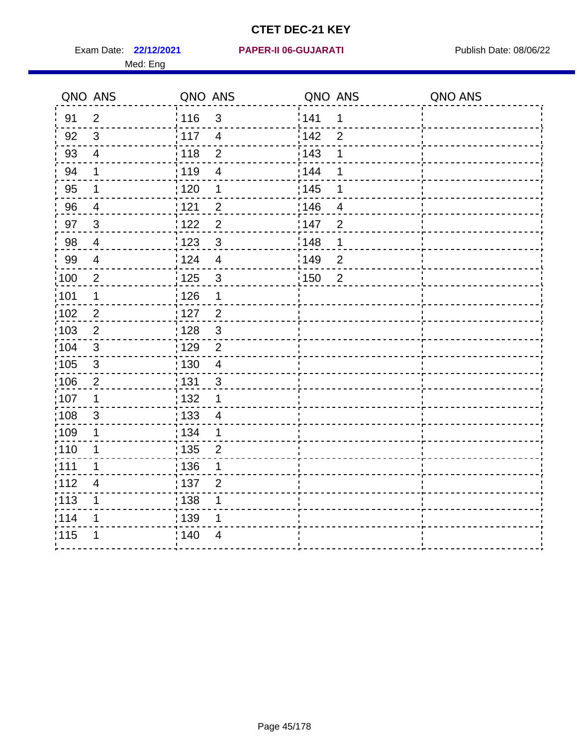# CTET DEC-21 KEY

Exam Date: **22/12/2021** **PAPER-II 06-GUJARATI** Publish Date: 08/06/22

Med: Eng

| QNO | ANS | QNO | ANS | QNO | ANS | QNO | ANS |
|---|---|---|---|---|---|---|---|
| 91 | 2 | 116 | 3 | 141 | 1 | | |
| 92 | 3 | 117 | 4 | 142 | 2 | | |
| 93 | 4 | 118 | 2 | 143 | 1 | | |
| 94 | 1 | 119 | 4 | 144 | 1 | | |
| 95 | 1 | 120 | 1 | 145 | 1 | | |
| 96 | 4 | 121 | 2 | 146 | 4 | | |
| 97 | 3 | 122 | 2 | 147 | 2 | | |
| 98 | 4 | 123 | 3 | 148 | 1 | | |
| 99 | 4 | 124 | 4 | 149 | 2 | | |
| 100 | 2 | 125 | 3 | 150 | 2 | | |
| 101 | 1 | 126 | 1 | | | | |
| 102 | 2 | 127 | 2 | | | | |
| 103 | 2 | 128 | 3 | | | | |
| 104 | 3 | 129 | 2 | | | | |
| 105 | 3 | 130 | 4 | | | | |
| 106 | 2 | 131 | 3 | | | | |
| 107 | 1 | 132 | 1 | | | | |
| 108 | 3 | 133 | 4 | | | | |
| 109 | 1 | 134 | 1 | | | | |
| 110 | 1 | 135 | 2 | | | | |
| 111 | 1 | 136 | 1 | | | | |
| 112 | 4 | 137 | 2 | | | | |
| 113 | 1 | 138 | 1 | | | | |
| 114 | 1 | 139 | 1 | | | | |
| 115 | 1 | 140 | 4 | | | | |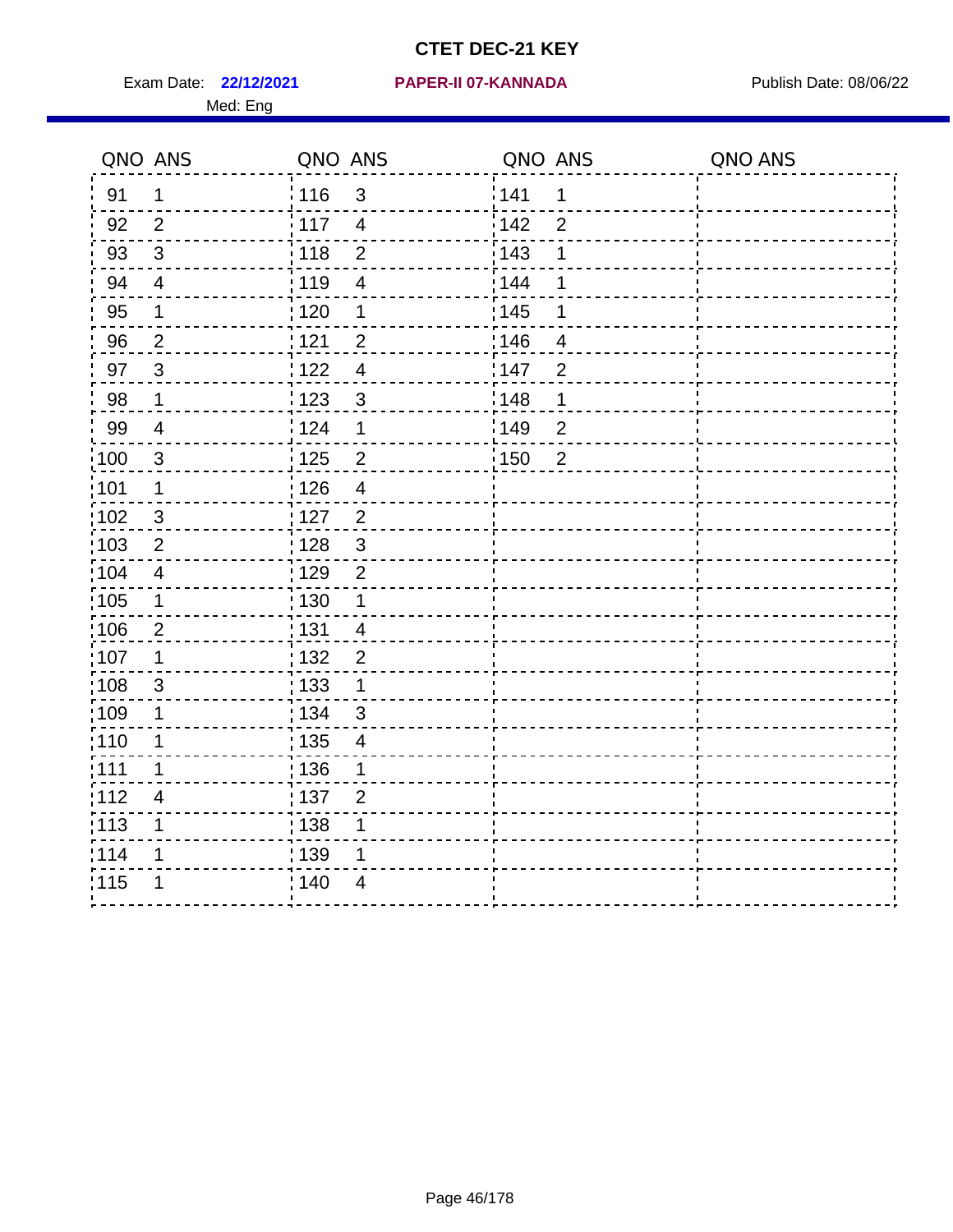# CTET DEC-21 KEY

Exam Date: **22/12/2021** **PAPER-II 07-KANNADA** Publish Date: 08/06/22

Med: Eng

| QNO | ANS | QNO | ANS | QNO | ANS | QNO | ANS |
|---|---|---|---|---|---|---|---|
| 91 | 1 | 116 | 3 | 141 | 1 | | |
| 92 | 2 | 117 | 4 | 142 | 2 | | |
| 93 | 3 | 118 | 2 | 143 | 1 | | |
| 94 | 4 | 119 | 4 | 144 | 1 | | |
| 95 | 1 | 120 | 1 | 145 | 1 | | |
| 96 | 2 | 121 | 2 | 146 | 4 | | |
| 97 | 3 | 122 | 4 | 147 | 2 | | |
| 98 | 1 | 123 | 3 | 148 | 1 | | |
| 99 | 4 | 124 | 1 | 149 | 2 | | |
| 100 | 3 | 125 | 2 | 150 | 2 | | |
| 101 | 1 | 126 | 4 | | | | |
| 102 | 3 | 127 | 2 | | | | |
| 103 | 2 | 128 | 3 | | | | |
| 104 | 4 | 129 | 2 | | | | |
| 105 | 1 | 130 | 1 | | | | |
| 106 | 2 | 131 | 4 | | | | |
| 107 | 1 | 132 | 2 | | | | |
| 108 | 3 | 133 | 1 | | | | |
| 109 | 1 | 134 | 3 | | | | |
| 110 | 1 | 135 | 4 | | | | |
| 111 | 1 | 136 | 1 | | | | |
| 112 | 4 | 137 | 2 | | | | |
| 113 | 1 | 138 | 1 | | | | |
| 114 | 1 | 139 | 1 | | | | |
| 115 | 1 | 140 | 4 | | | | |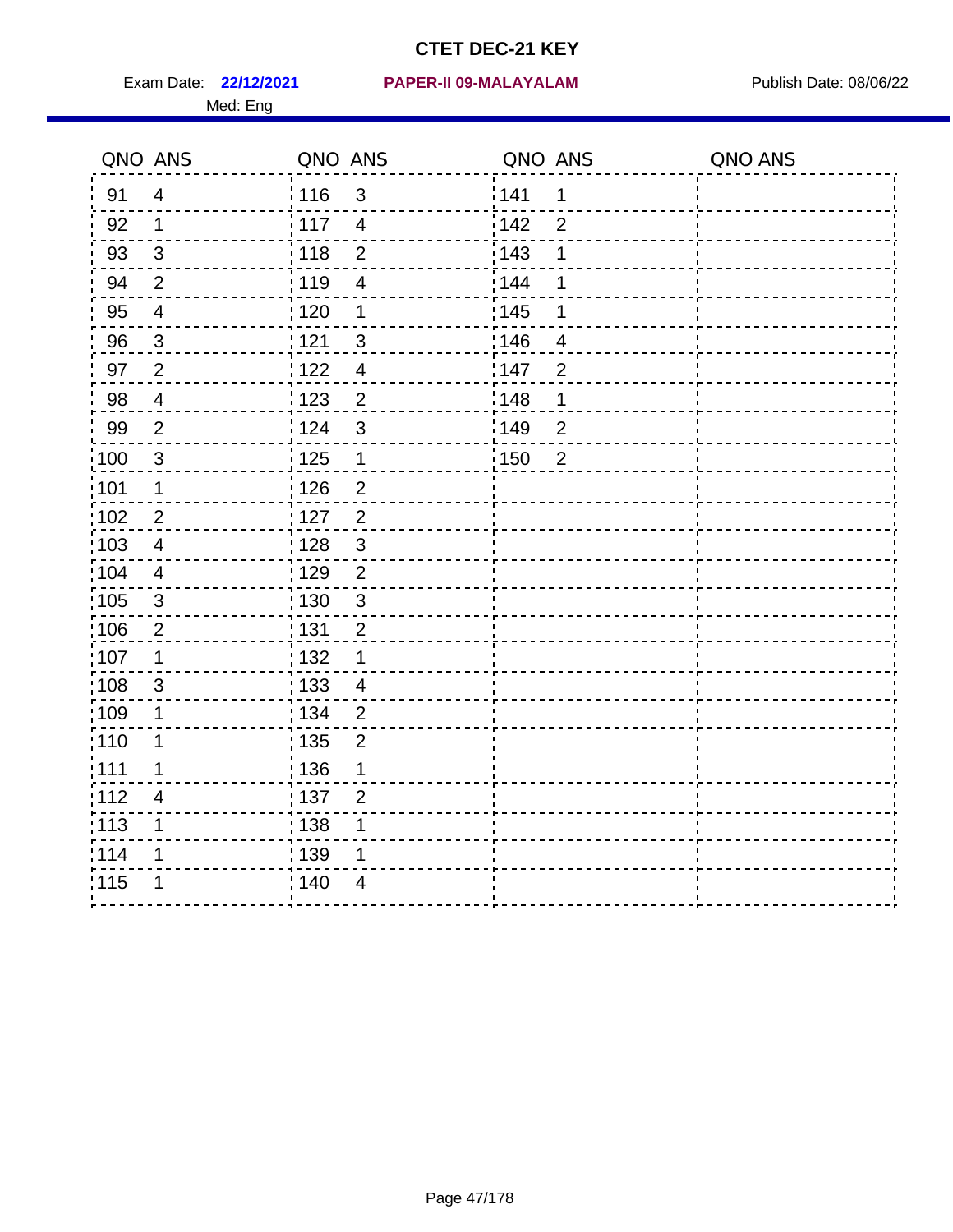# CTET DEC-21 KEY

Exam Date: **22/12/2021** **PAPER-II 09-MALAYALAM** Publish Date: 08/06/22

Med: Eng

| QNO | ANS | QNO | ANS | QNO | ANS | QNO | ANS |
|---|---|---|---|---|---|---|---|
| 91 | 4 | 116 | 3 | 141 | 1 | | |
| 92 | 1 | 117 | 4 | 142 | 2 | | |
| 93 | 3 | 118 | 2 | 143 | 1 | | |
| 94 | 2 | 119 | 4 | 144 | 1 | | |
| 95 | 4 | 120 | 1 | 145 | 1 | | |
| 96 | 3 | 121 | 3 | 146 | 4 | | |
| 97 | 2 | 122 | 4 | 147 | 2 | | |
| 98 | 4 | 123 | 2 | 148 | 1 | | |
| 99 | 2 | 124 | 3 | 149 | 2 | | |
| 100 | 3 | 125 | 1 | 150 | 2 | | |
| 101 | 1 | 126 | 2 | | | | |
| 102 | 2 | 127 | 2 | | | | |
| 103 | 4 | 128 | 3 | | | | |
| 104 | 4 | 129 | 2 | | | | |
| 105 | 3 | 130 | 3 | | | | |
| 106 | 2 | 131 | 2 | | | | |
| 107 | 1 | 132 | 1 | | | | |
| 108 | 3 | 133 | 4 | | | | |
| 109 | 1 | 134 | 2 | | | | |
| 110 | 1 | 135 | 2 | | | | |
| 111 | 1 | 136 | 1 | | | | |
| 112 | 4 | 137 | 2 | | | | |
| 113 | 1 | 138 | 1 | | | | |
| 114 | 1 | 139 | 1 | | | | |
| 115 | 1 | 140 | 4 | | | | |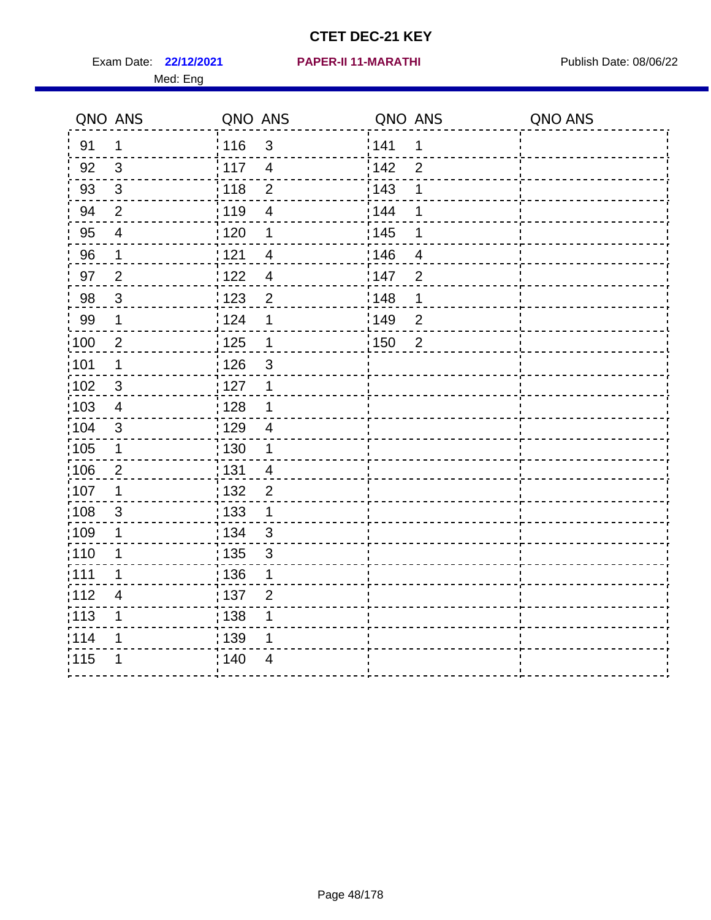# CTET DEC-21 KEY

Exam Date: **22/12/2021** **PAPER-II 11-MARATHI** Publish Date: 08/06/22

Med: Eng

| QNO | ANS | QNO | ANS | QNO | ANS | QNO | ANS |
|---|---|---|---|---|---|---|---|
| 91 | 1 | 116 | 3 | 141 | 1 | | |
| 92 | 3 | 117 | 4 | 142 | 2 | | |
| 93 | 3 | 118 | 2 | 143 | 1 | | |
| 94 | 2 | 119 | 4 | 144 | 1 | | |
| 95 | 4 | 120 | 1 | 145 | 1 | | |
| 96 | 1 | 121 | 4 | 146 | 4 | | |
| 97 | 2 | 122 | 4 | 147 | 2 | | |
| 98 | 3 | 123 | 2 | 148 | 1 | | |
| 99 | 1 | 124 | 1 | 149 | 2 | | |
| 100 | 2 | 125 | 1 | 150 | 2 | | |
| 101 | 1 | 126 | 3 | | | | |
| 102 | 3 | 127 | 1 | | | | |
| 103 | 4 | 128 | 1 | | | | |
| 104 | 3 | 129 | 4 | | | | |
| 105 | 1 | 130 | 1 | | | | |
| 106 | 2 | 131 | 4 | | | | |
| 107 | 1 | 132 | 2 | | | | |
| 108 | 3 | 133 | 1 | | | | |
| 109 | 1 | 134 | 3 | | | | |
| 110 | 1 | 135 | 3 | | | | |
| 111 | 1 | 136 | 1 | | | | |
| 112 | 4 | 137 | 2 | | | | |
| 113 | 1 | 138 | 1 | | | | |
| 114 | 1 | 139 | 1 | | | | |
| 115 | 1 | 140 | 4 | | | | |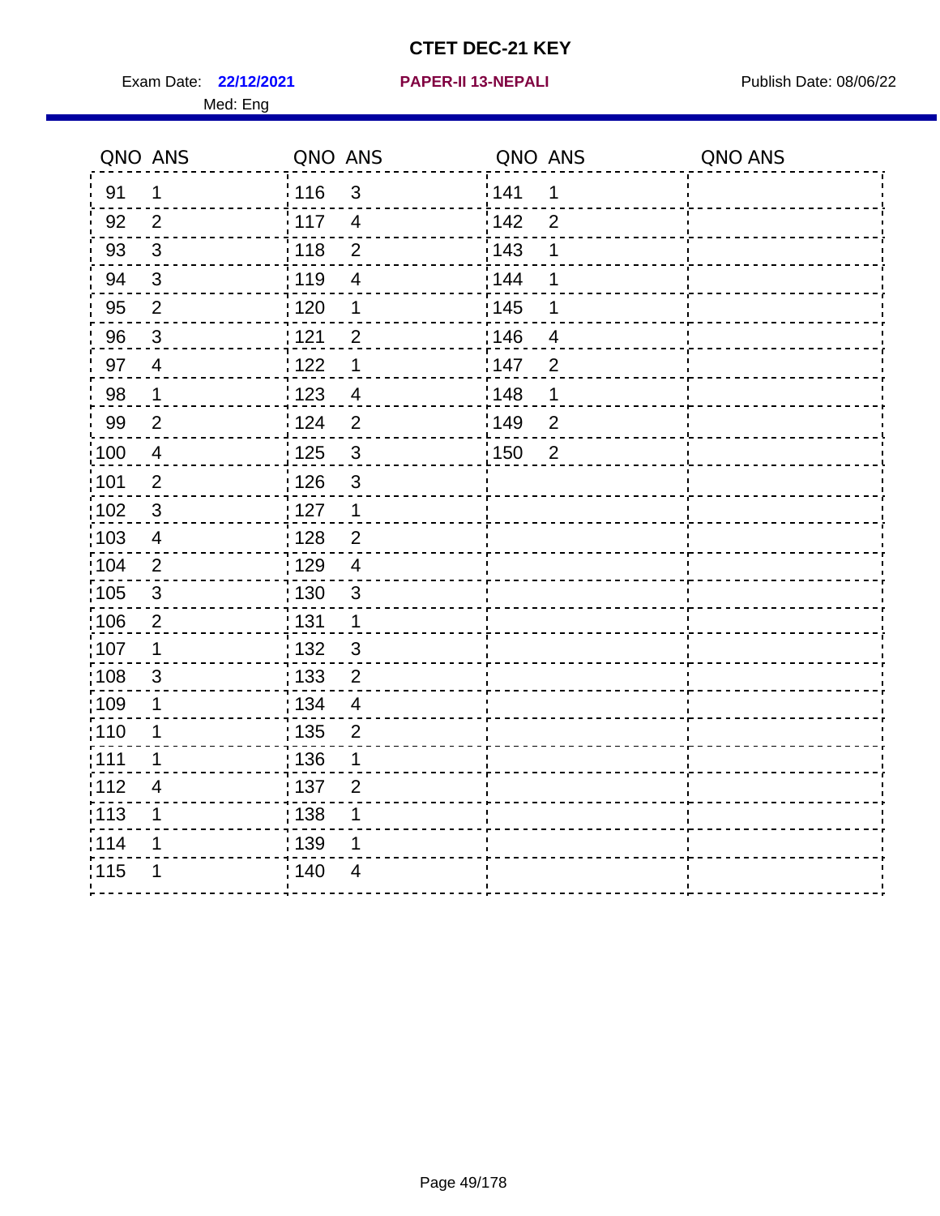# CTET DEC-21 KEY

Exam Date: **22/12/2021** **PAPER-II 13-NEPALI** Publish Date: 08/06/22

Med: Eng

| QNO | ANS | QNO | ANS | QNO | ANS | QNO | ANS |
|---|---|---|---|---|---|---|---|
| 91 | 1 | 116 | 3 | 141 | 1 | | |
| 92 | 2 | 117 | 4 | 142 | 2 | | |
| 93 | 3 | 118 | 2 | 143 | 1 | | |
| 94 | 3 | 119 | 4 | 144 | 1 | | |
| 95 | 2 | 120 | 1 | 145 | 1 | | |
| 96 | 3 | 121 | 2 | 146 | 4 | | |
| 97 | 4 | 122 | 1 | 147 | 2 | | |
| 98 | 1 | 123 | 4 | 148 | 1 | | |
| 99 | 2 | 124 | 2 | 149 | 2 | | |
| 100 | 4 | 125 | 3 | 150 | 2 | | |
| 101 | 2 | 126 | 3 | | | | |
| 102 | 3 | 127 | 1 | | | | |
| 103 | 4 | 128 | 2 | | | | |
| 104 | 2 | 129 | 4 | | | | |
| 105 | 3 | 130 | 3 | | | | |
| 106 | 2 | 131 | 1 | | | | |
| 107 | 1 | 132 | 3 | | | | |
| 108 | 3 | 133 | 2 | | | | |
| 109 | 1 | 134 | 4 | | | | |
| 110 | 1 | 135 | 2 | | | | |
| 111 | 1 | 136 | 1 | | | | |
| 112 | 4 | 137 | 2 | | | | |
| 113 | 1 | 138 | 1 | | | | |
| 114 | 1 | 139 | 1 | | | | |
| 115 | 1 | 140 | 4 | | | | |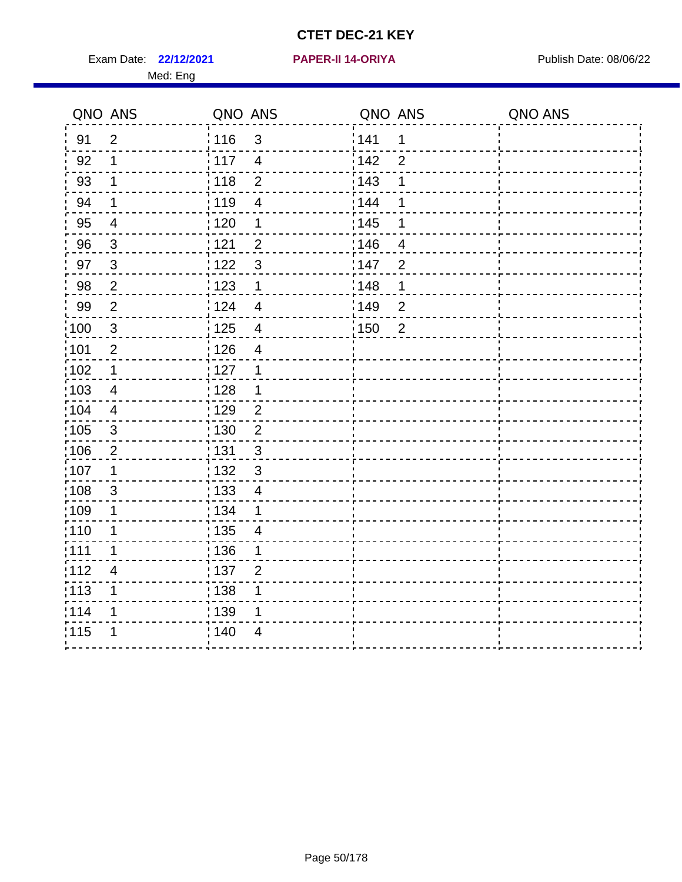# CTET DEC-21 KEY

Exam Date: **22/12/2021** **PAPER-II 14-ORIYA** Publish Date: 08/06/22

Med: Eng

| QNO | ANS | QNO | ANS | QNO | ANS | QNO | ANS |
|---|---|---|---|---|---|---|---|
| 91 | 2 | 116 | 3 | 141 | 1 | | |
| 92 | 1 | 117 | 4 | 142 | 2 | | |
| 93 | 1 | 118 | 2 | 143 | 1 | | |
| 94 | 1 | 119 | 4 | 144 | 1 | | |
| 95 | 4 | 120 | 1 | 145 | 1 | | |
| 96 | 3 | 121 | 2 | 146 | 4 | | |
| 97 | 3 | 122 | 3 | 147 | 2 | | |
| 98 | 2 | 123 | 1 | 148 | 1 | | |
| 99 | 2 | 124 | 4 | 149 | 2 | | |
| 100 | 3 | 125 | 4 | 150 | 2 | | |
| 101 | 2 | 126 | 4 | | | | |
| 102 | 1 | 127 | 1 | | | | |
| 103 | 4 | 128 | 1 | | | | |
| 104 | 4 | 129 | 2 | | | | |
| 105 | 3 | 130 | 2 | | | | |
| 106 | 2 | 131 | 3 | | | | |
| 107 | 1 | 132 | 3 | | | | |
| 108 | 3 | 133 | 4 | | | | |
| 109 | 1 | 134 | 1 | | | | |
| 110 | 1 | 135 | 4 | | | | |
| 111 | 1 | 136 | 1 | | | | |
| 112 | 4 | 137 | 2 | | | | |
| 113 | 1 | 138 | 1 | | | | |
| 114 | 1 | 139 | 1 | | | | |
| 115 | 1 | 140 | 4 | | | | |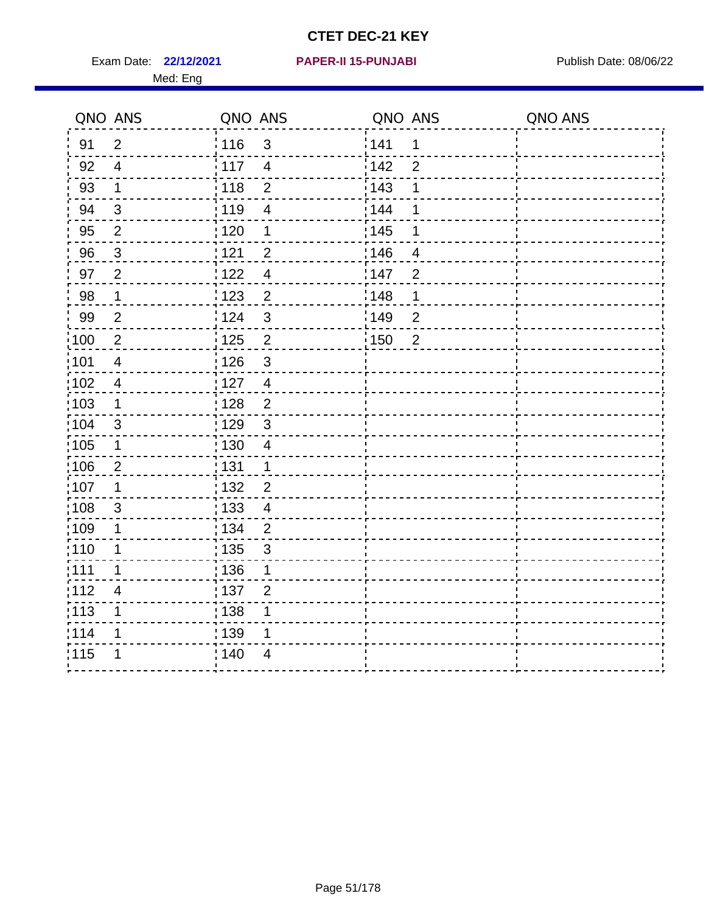# CTET DEC-21 KEY

Exam Date: **22/12/2021** **PAPER-II 15-PUNJABI** Publish Date: 08/06/22

Med: Eng

| QNO | ANS | QNO | ANS | QNO | ANS | QNO | ANS |
|---|---|---|---|---|---|---|---|
| 91 | 2 | 116 | 3 | 141 | 1 | | |
| 92 | 4 | 117 | 4 | 142 | 2 | | |
| 93 | 1 | 118 | 2 | 143 | 1 | | |
| 94 | 3 | 119 | 4 | 144 | 1 | | |
| 95 | 2 | 120 | 1 | 145 | 1 | | |
| 96 | 3 | 121 | 2 | 146 | 4 | | |
| 97 | 2 | 122 | 4 | 147 | 2 | | |
| 98 | 1 | 123 | 2 | 148 | 1 | | |
| 99 | 2 | 124 | 3 | 149 | 2 | | |
| 100 | 2 | 125 | 2 | 150 | 2 | | |
| 101 | 4 | 126 | 3 | | | | |
| 102 | 4 | 127 | 4 | | | | |
| 103 | 1 | 128 | 2 | | | | |
| 104 | 3 | 129 | 3 | | | | |
| 105 | 1 | 130 | 4 | | | | |
| 106 | 2 | 131 | 1 | | | | |
| 107 | 1 | 132 | 2 | | | | |
| 108 | 3 | 133 | 4 | | | | |
| 109 | 1 | 134 | 2 | | | | |
| 110 | 1 | 135 | 3 | | | | |
| 111 | 1 | 136 | 1 | | | | |
| 112 | 4 | 137 | 2 | | | | |
| 113 | 1 | 138 | 1 | | | | |
| 114 | 1 | 139 | 1 | | | | |
| 115 | 1 | 140 | 4 | | | | |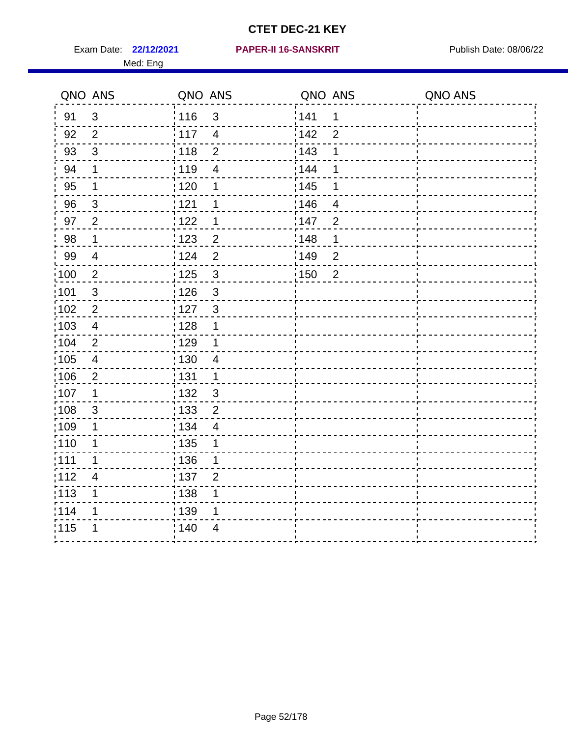# CTET DEC-21 KEY

Exam Date: **22/12/2021** **PAPER-II 16-SANSKRIT** Publish Date: 08/06/22

Med: Eng

| QNO | ANS | QNO | ANS | QNO | ANS | QNO | ANS |
|---|---|---|---|---|---|---|---|
| 91 | 3 | 116 | 3 | 141 | 1 | | |
| 92 | 2 | 117 | 4 | 142 | 2 | | |
| 93 | 3 | 118 | 2 | 143 | 1 | | |
| 94 | 1 | 119 | 4 | 144 | 1 | | |
| 95 | 1 | 120 | 1 | 145 | 1 | | |
| 96 | 3 | 121 | 1 | 146 | 4 | | |
| 97 | 2 | 122 | 1 | 147 | 2 | | |
| 98 | 1 | 123 | 2 | 148 | 1 | | |
| 99 | 4 | 124 | 2 | 149 | 2 | | |
| 100 | 2 | 125 | 3 | 150 | 2 | | |
| 101 | 3 | 126 | 3 | | | | |
| 102 | 2 | 127 | 3 | | | | |
| 103 | 4 | 128 | 1 | | | | |
| 104 | 2 | 129 | 1 | | | | |
| 105 | 4 | 130 | 4 | | | | |
| 106 | 2 | 131 | 1 | | | | |
| 107 | 1 | 132 | 3 | | | | |
| 108 | 3 | 133 | 2 | | | | |
| 109 | 1 | 134 | 4 | | | | |
| 110 | 1 | 135 | 1 | | | | |
| 111 | 1 | 136 | 1 | | | | |
| 112 | 4 | 137 | 2 | | | | |
| 113 | 1 | 138 | 1 | | | | |
| 114 | 1 | 139 | 1 | | | | |
| 115 | 1 | 140 | 4 | | | | |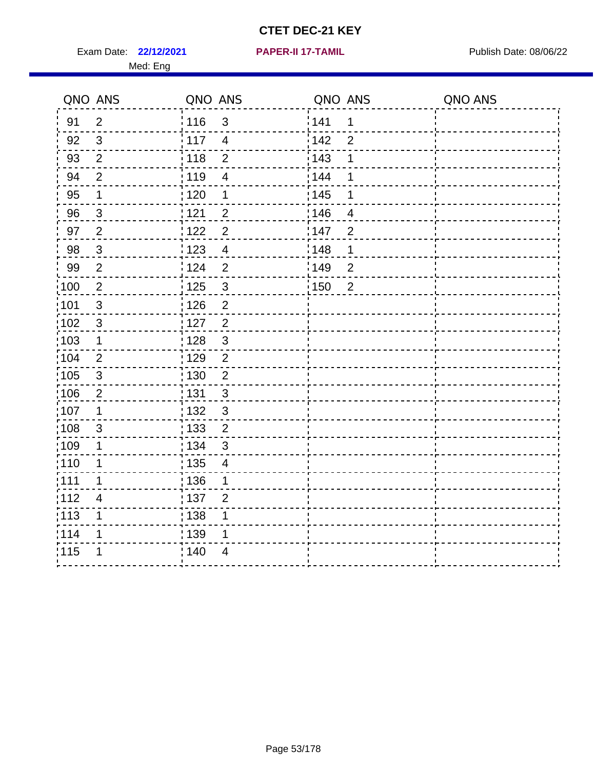# CTET DEC-21 KEY

Exam Date: **22/12/2021** **PAPER-II 17-TAMIL** Publish Date: 08/06/22

Med: Eng

| QNO | ANS | QNO | ANS | QNO | ANS | QNO | ANS |
|---|---|---|---|---|---|---|---|
| 91 | 2 | 116 | 3 | 141 | 1 | | |
| 92 | 3 | 117 | 4 | 142 | 2 | | |
| 93 | 2 | 118 | 2 | 143 | 1 | | |
| 94 | 2 | 119 | 4 | 144 | 1 | | |
| 95 | 1 | 120 | 1 | 145 | 1 | | |
| 96 | 3 | 121 | 2 | 146 | 4 | | |
| 97 | 2 | 122 | 2 | 147 | 2 | | |
| 98 | 3 | 123 | 4 | 148 | 1 | | |
| 99 | 2 | 124 | 2 | 149 | 2 | | |
| 100 | 2 | 125 | 3 | 150 | 2 | | |
| 101 | 3 | 126 | 2 | | | | |
| 102 | 3 | 127 | 2 | | | | |
| 103 | 1 | 128 | 3 | | | | |
| 104 | 2 | 129 | 2 | | | | |
| 105 | 3 | 130 | 2 | | | | |
| 106 | 2 | 131 | 3 | | | | |
| 107 | 1 | 132 | 3 | | | | |
| 108 | 3 | 133 | 2 | | | | |
| 109 | 1 | 134 | 3 | | | | |
| 110 | 1 | 135 | 4 | | | | |
| 111 | 1 | 136 | 1 | | | | |
| 112 | 4 | 137 | 2 | | | | |
| 113 | 1 | 138 | 1 | | | | |
| 114 | 1 | 139 | 1 | | | | |
| 115 | 1 | 140 | 4 | | | | |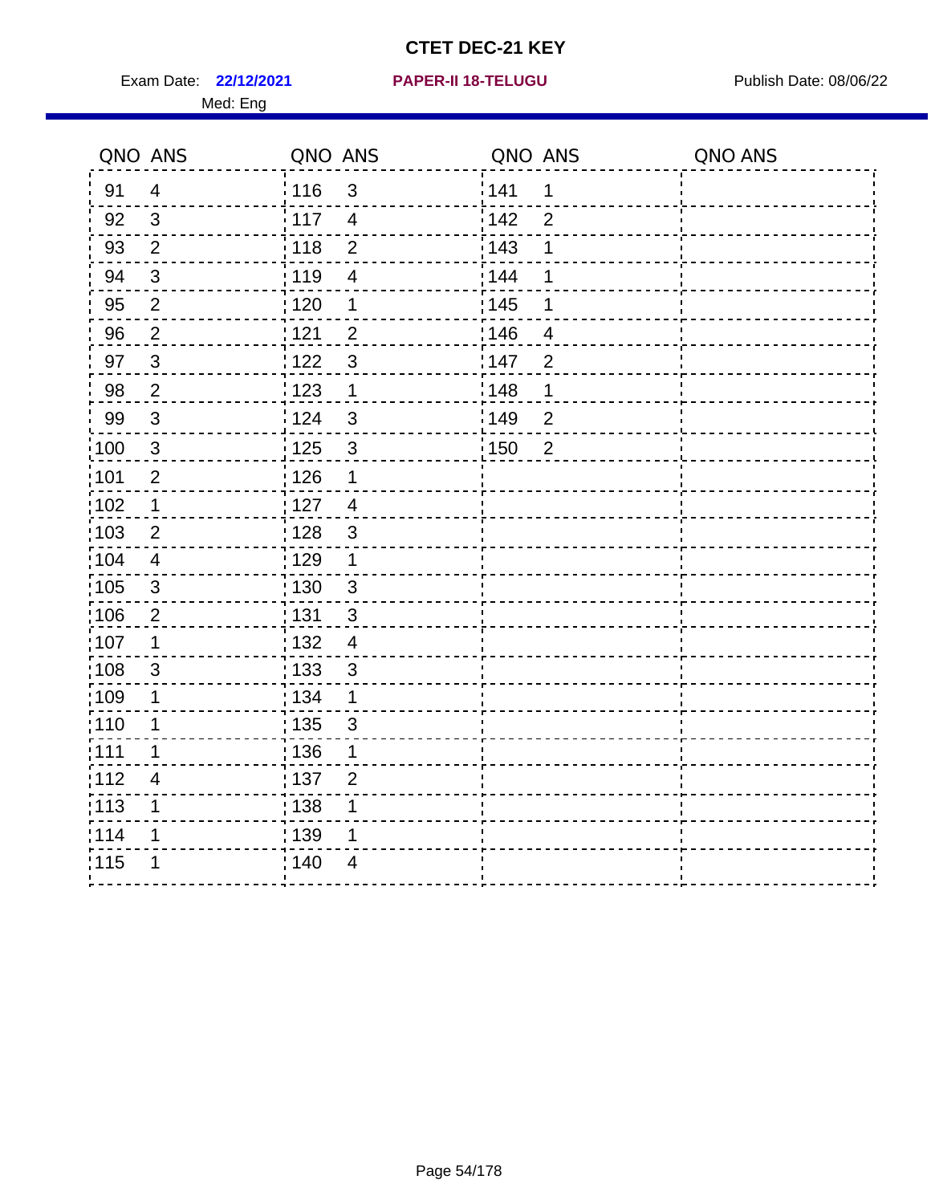# CTET DEC-21 KEY

Exam Date: **22/12/2021** **PAPER-II 18-TELUGU** Publish Date: 08/06/22

Med: Eng

| QNO | ANS | QNO | ANS | QNO | ANS | QNO | ANS |
|---|---|---|---|---|---|---|---|
| 91 | 4 | 116 | 3 | 141 | 1 | | |
| 92 | 3 | 117 | 4 | 142 | 2 | | |
| 93 | 2 | 118 | 2 | 143 | 1 | | |
| 94 | 3 | 119 | 4 | 144 | 1 | | |
| 95 | 2 | 120 | 1 | 145 | 1 | | |
| 96 | 2 | 121 | 2 | 146 | 4 | | |
| 97 | 3 | 122 | 3 | 147 | 2 | | |
| 98 | 2 | 123 | 1 | 148 | 1 | | |
| 99 | 3 | 124 | 3 | 149 | 2 | | |
| 100 | 3 | 125 | 3 | 150 | 2 | | |
| 101 | 2 | 126 | 1 | | | | |
| 102 | 1 | 127 | 4 | | | | |
| 103 | 2 | 128 | 3 | | | | |
| 104 | 4 | 129 | 1 | | | | |
| 105 | 3 | 130 | 3 | | | | |
| 106 | 2 | 131 | 3 | | | | |
| 107 | 1 | 132 | 4 | | | | |
| 108 | 3 | 133 | 3 | | | | |
| 109 | 1 | 134 | 1 | | | | |
| 110 | 1 | 135 | 3 | | | | |
| 111 | 1 | 136 | 1 | | | | |
| 112 | 4 | 137 | 2 | | | | |
| 113 | 1 | 138 | 1 | | | | |
| 114 | 1 | 139 | 1 | | | | |
| 115 | 1 | 140 | 4 | | | | |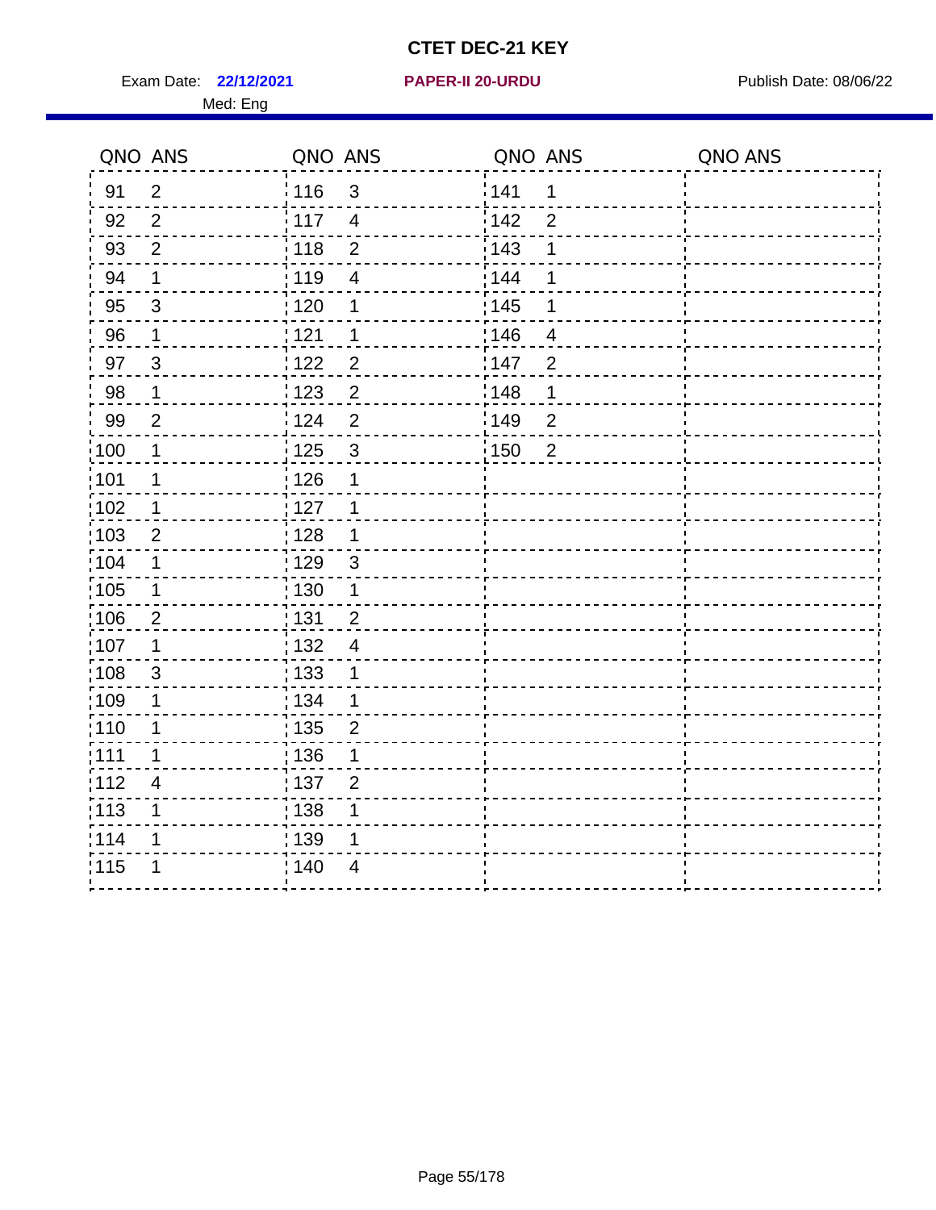# CTET DEC-21 KEY

Exam Date: **22/12/2021** **PAPER-II 20-URDU** Publish Date: 08/06/22

Med: Eng

| QNO | ANS | QNO | ANS | QNO | ANS | QNO | ANS |
|---|---|---|---|---|---|---|---|
| 91 | 2 | 116 | 3 | 141 | 1 | | |
| 92 | 2 | 117 | 4 | 142 | 2 | | |
| 93 | 2 | 118 | 2 | 143 | 1 | | |
| 94 | 1 | 119 | 4 | 144 | 1 | | |
| 95 | 3 | 120 | 1 | 145 | 1 | | |
| 96 | 1 | 121 | 1 | 146 | 4 | | |
| 97 | 3 | 122 | 2 | 147 | 2 | | |
| 98 | 1 | 123 | 2 | 148 | 1 | | |
| 99 | 2 | 124 | 2 | 149 | 2 | | |
| 100 | 1 | 125 | 3 | 150 | 2 | | |
| 101 | 1 | 126 | 1 | | | | |
| 102 | 1 | 127 | 1 | | | | |
| 103 | 2 | 128 | 1 | | | | |
| 104 | 1 | 129 | 3 | | | | |
| 105 | 1 | 130 | 1 | | | | |
| 106 | 2 | 131 | 2 | | | | |
| 107 | 1 | 132 | 4 | | | | |
| 108 | 3 | 133 | 1 | | | | |
| 109 | 1 | 134 | 1 | | | | |
| 110 | 1 | 135 | 2 | | | | |
| 111 | 1 | 136 | 1 | | | | |
| 112 | 4 | 137 | 2 | | | | |
| 113 | 1 | 138 | 1 | | | | |
| 114 | 1 | 139 | 1 | | | | |
| 115 | 1 | 140 | 4 | | | | |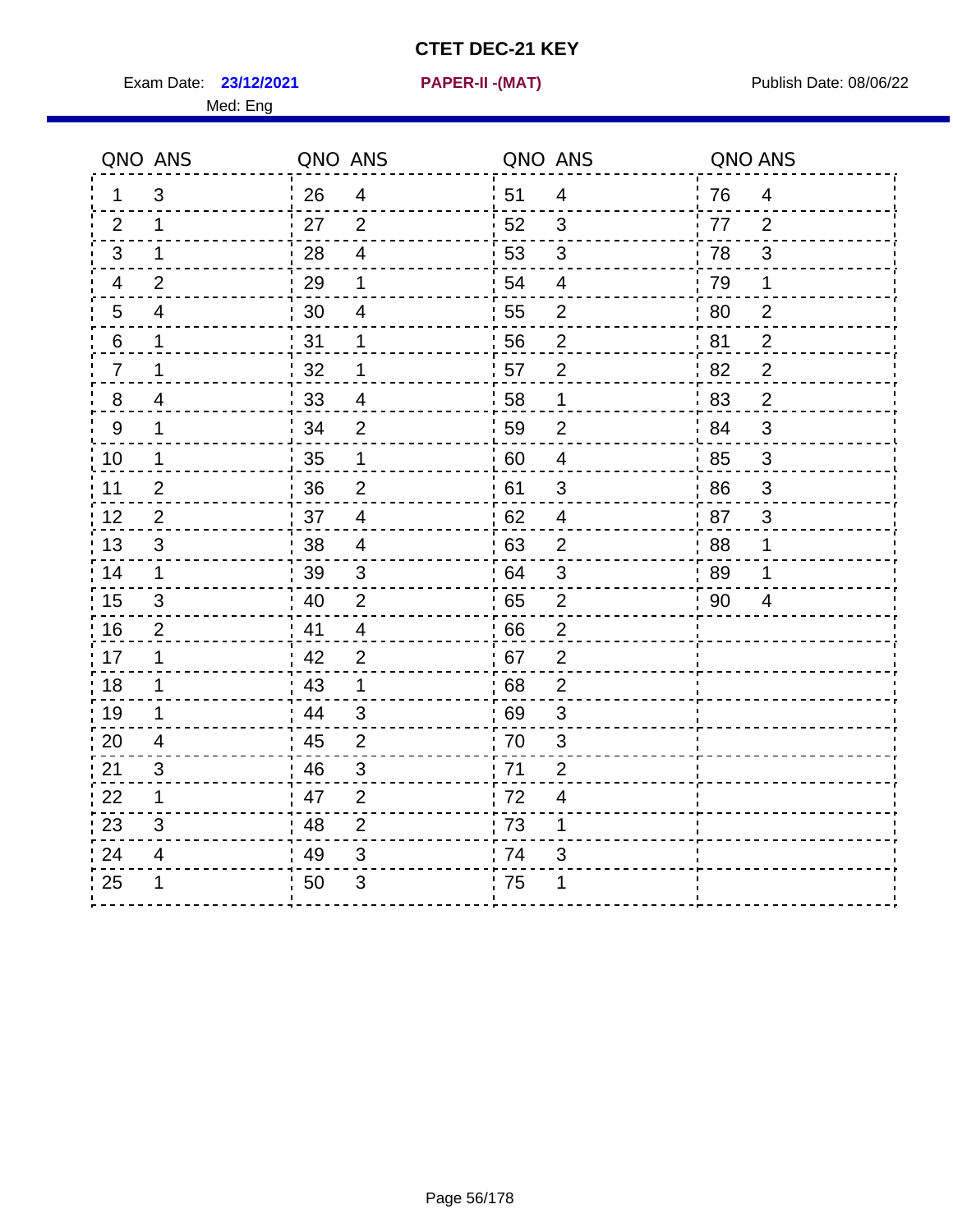# CTET DEC-21 KEY

Exam Date: **23/12/2021** **PAPER-II -(MAT)** Publish Date: 08/06/22

Med: Eng

| QNO | ANS | QNO | ANS | QNO | ANS | QNO | ANS |
|---|---|---|---|---|---|---|---|
| 1 | 3 | 26 | 4 | 51 | 4 | 76 | 4 |
| 2 | 1 | 27 | 2 | 52 | 3 | 77 | 2 |
| 3 | 1 | 28 | 4 | 53 | 3 | 78 | 3 |
| 4 | 2 | 29 | 1 | 54 | 4 | 79 | 1 |
| 5 | 4 | 30 | 4 | 55 | 2 | 80 | 2 |
| 6 | 1 | 31 | 1 | 56 | 2 | 81 | 2 |
| 7 | 1 | 32 | 1 | 57 | 2 | 82 | 2 |
| 8 | 4 | 33 | 4 | 58 | 1 | 83 | 2 |
| 9 | 1 | 34 | 2 | 59 | 2 | 84 | 3 |
| 10 | 1 | 35 | 1 | 60 | 4 | 85 | 3 |
| 11 | 2 | 36 | 2 | 61 | 3 | 86 | 3 |
| 12 | 2 | 37 | 4 | 62 | 4 | 87 | 3 |
| 13 | 3 | 38 | 4 | 63 | 2 | 88 | 1 |
| 14 | 1 | 39 | 3 | 64 | 3 | 89 | 1 |
| 15 | 3 | 40 | 2 | 65 | 2 | 90 | 4 |
| 16 | 2 | 41 | 4 | 66 | 2 | | |
| 17 | 1 | 42 | 2 | 67 | 2 | | |
| 18 | 1 | 43 | 1 | 68 | 2 | | |
| 19 | 1 | 44 | 3 | 69 | 3 | | |
| 20 | 4 | 45 | 2 | 70 | 3 | | |
| 21 | 3 | 46 | 3 | 71 | 2 | | |
| 22 | 1 | 47 | 2 | 72 | 4 | | |
| 23 | 3 | 48 | 2 | 73 | 1 | | |
| 24 | 4 | 49 | 3 | 74 | 3 | | |
| 25 | 1 | 50 | 3 | 75 | 1 | | |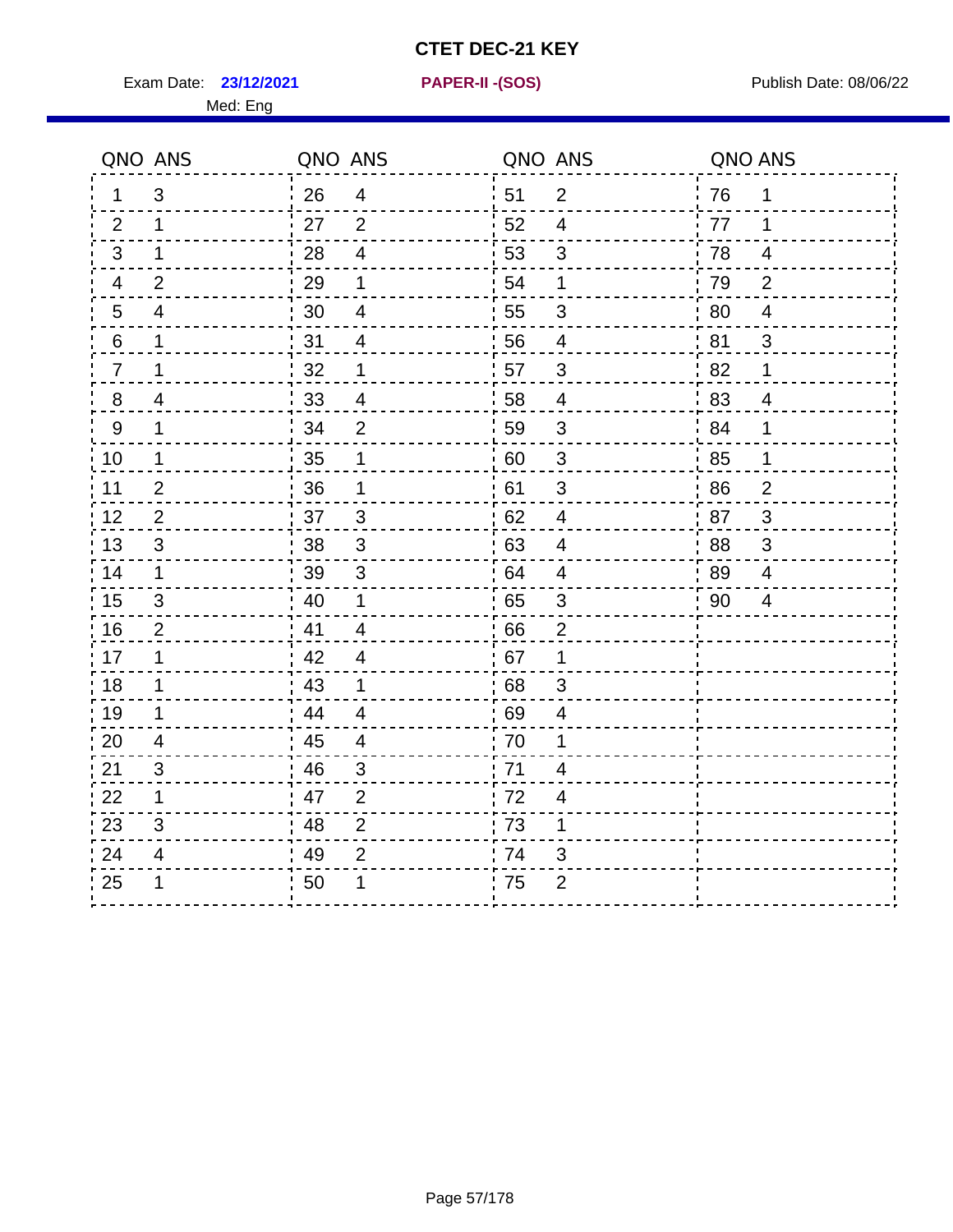# CTET DEC-21 KEY

Exam Date: **23/12/2021** **PAPER-II -(SOS)** Publish Date: 08/06/22

Med: Eng

| QNO | ANS | QNO | ANS | QNO | ANS | QNO | ANS |
|---|---|---|---|---|---|---|---|
| 1 | 3 | 26 | 4 | 51 | 2 | 76 | 1 |
| 2 | 1 | 27 | 2 | 52 | 4 | 77 | 1 |
| 3 | 1 | 28 | 4 | 53 | 3 | 78 | 4 |
| 4 | 2 | 29 | 1 | 54 | 1 | 79 | 2 |
| 5 | 4 | 30 | 4 | 55 | 3 | 80 | 4 |
| 6 | 1 | 31 | 4 | 56 | 4 | 81 | 3 |
| 7 | 1 | 32 | 1 | 57 | 3 | 82 | 1 |
| 8 | 4 | 33 | 4 | 58 | 4 | 83 | 4 |
| 9 | 1 | 34 | 2 | 59 | 3 | 84 | 1 |
| 10 | 1 | 35 | 1 | 60 | 3 | 85 | 1 |
| 11 | 2 | 36 | 1 | 61 | 3 | 86 | 2 |
| 12 | 2 | 37 | 3 | 62 | 4 | 87 | 3 |
| 13 | 3 | 38 | 3 | 63 | 4 | 88 | 3 |
| 14 | 1 | 39 | 3 | 64 | 4 | 89 | 4 |
| 15 | 3 | 40 | 1 | 65 | 3 | 90 | 4 |
| 16 | 2 | 41 | 4 | 66 | 2 | | |
| 17 | 1 | 42 | 4 | 67 | 1 | | |
| 18 | 1 | 43 | 1 | 68 | 3 | | |
| 19 | 1 | 44 | 4 | 69 | 4 | | |
| 20 | 4 | 45 | 4 | 70 | 1 | | |
| 21 | 3 | 46 | 3 | 71 | 4 | | |
| 22 | 1 | 47 | 2 | 72 | 4 | | |
| 23 | 3 | 48 | 2 | 73 | 1 | | |
| 24 | 4 | 49 | 2 | 74 | 3 | | |
| 25 | 1 | 50 | 1 | 75 | 2 | | |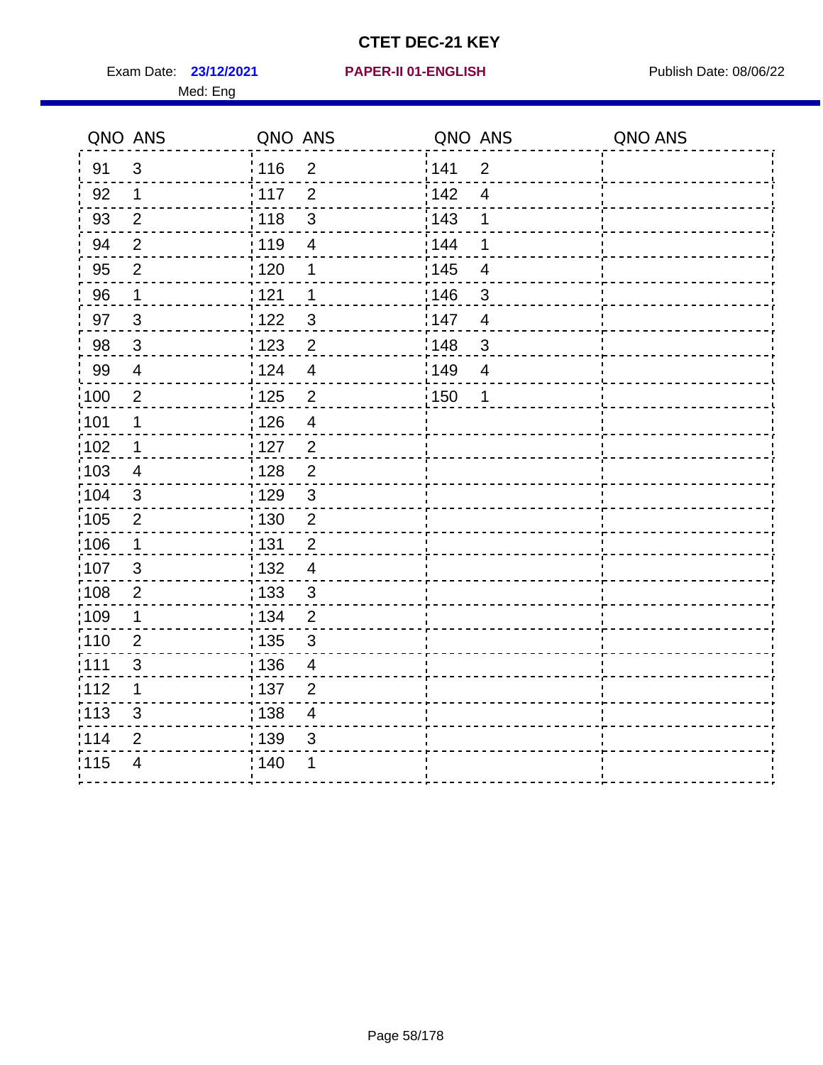# CTET DEC-21 KEY

Exam Date: **23/12/2021** **PAPER-II 01-ENGLISH** Publish Date: 08/06/22

Med: Eng

| QNO | ANS | QNO | ANS | QNO | ANS | QNO | ANS |
|---|---|---|---|---|---|---|---|
| 91 | 3 | 116 | 2 | 141 | 2 | | |
| 92 | 1 | 117 | 2 | 142 | 4 | | |
| 93 | 2 | 118 | 3 | 143 | 1 | | |
| 94 | 2 | 119 | 4 | 144 | 1 | | |
| 95 | 2 | 120 | 1 | 145 | 4 | | |
| 96 | 1 | 121 | 1 | 146 | 3 | | |
| 97 | 3 | 122 | 3 | 147 | 4 | | |
| 98 | 3 | 123 | 2 | 148 | 3 | | |
| 99 | 4 | 124 | 4 | 149 | 4 | | |
| 100 | 2 | 125 | 2 | 150 | 1 | | |
| 101 | 1 | 126 | 4 | | | | |
| 102 | 1 | 127 | 2 | | | | |
| 103 | 4 | 128 | 2 | | | | |
| 104 | 3 | 129 | 3 | | | | |
| 105 | 2 | 130 | 2 | | | | |
| 106 | 1 | 131 | 2 | | | | |
| 107 | 3 | 132 | 4 | | | | |
| 108 | 2 | 133 | 3 | | | | |
| 109 | 1 | 134 | 2 | | | | |
| 110 | 2 | 135 | 3 | | | | |
| 111 | 3 | 136 | 4 | | | | |
| 112 | 1 | 137 | 2 | | | | |
| 113 | 3 | 138 | 4 | | | | |
| 114 | 2 | 139 | 3 | | | | |
| 115 | 4 | 140 | 1 | | | | |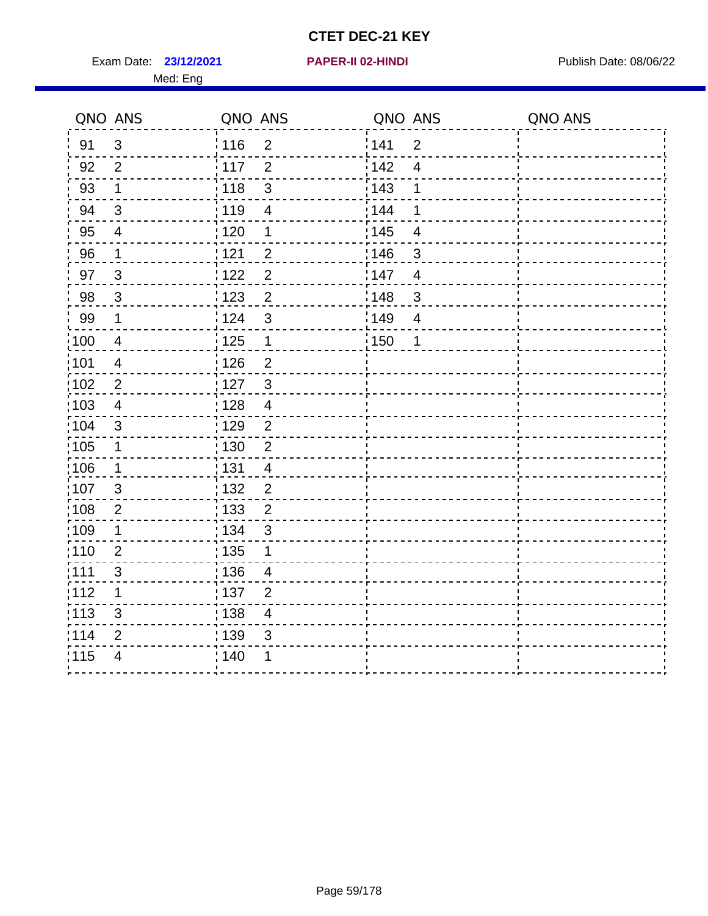# CTET DEC-21 KEY

Exam Date: **23/12/2021** **PAPER-II 02-HINDI** Publish Date: 08/06/22

Med: Eng

| QNO | ANS | QNO | ANS | QNO | ANS | QNO | ANS |
|---|---|---|---|---|---|---|---|
| 91 | 3 | 116 | 2 | 141 | 2 | | |
| 92 | 2 | 117 | 2 | 142 | 4 | | |
| 93 | 1 | 118 | 3 | 143 | 1 | | |
| 94 | 3 | 119 | 4 | 144 | 1 | | |
| 95 | 4 | 120 | 1 | 145 | 4 | | |
| 96 | 1 | 121 | 2 | 146 | 3 | | |
| 97 | 3 | 122 | 2 | 147 | 4 | | |
| 98 | 3 | 123 | 2 | 148 | 3 | | |
| 99 | 1 | 124 | 3 | 149 | 4 | | |
| 100 | 4 | 125 | 1 | 150 | 1 | | |
| 101 | 4 | 126 | 2 | | | | |
| 102 | 2 | 127 | 3 | | | | |
| 103 | 4 | 128 | 4 | | | | |
| 104 | 3 | 129 | 2 | | | | |
| 105 | 1 | 130 | 2 | | | | |
| 106 | 1 | 131 | 4 | | | | |
| 107 | 3 | 132 | 2 | | | | |
| 108 | 2 | 133 | 2 | | | | |
| 109 | 1 | 134 | 3 | | | | |
| 110 | 2 | 135 | 1 | | | | |
| 111 | 3 | 136 | 4 | | | | |
| 112 | 1 | 137 | 2 | | | | |
| 113 | 3 | 138 | 4 | | | | |
| 114 | 2 | 139 | 3 | | | | |
| 115 | 4 | 140 | 1 | | | | |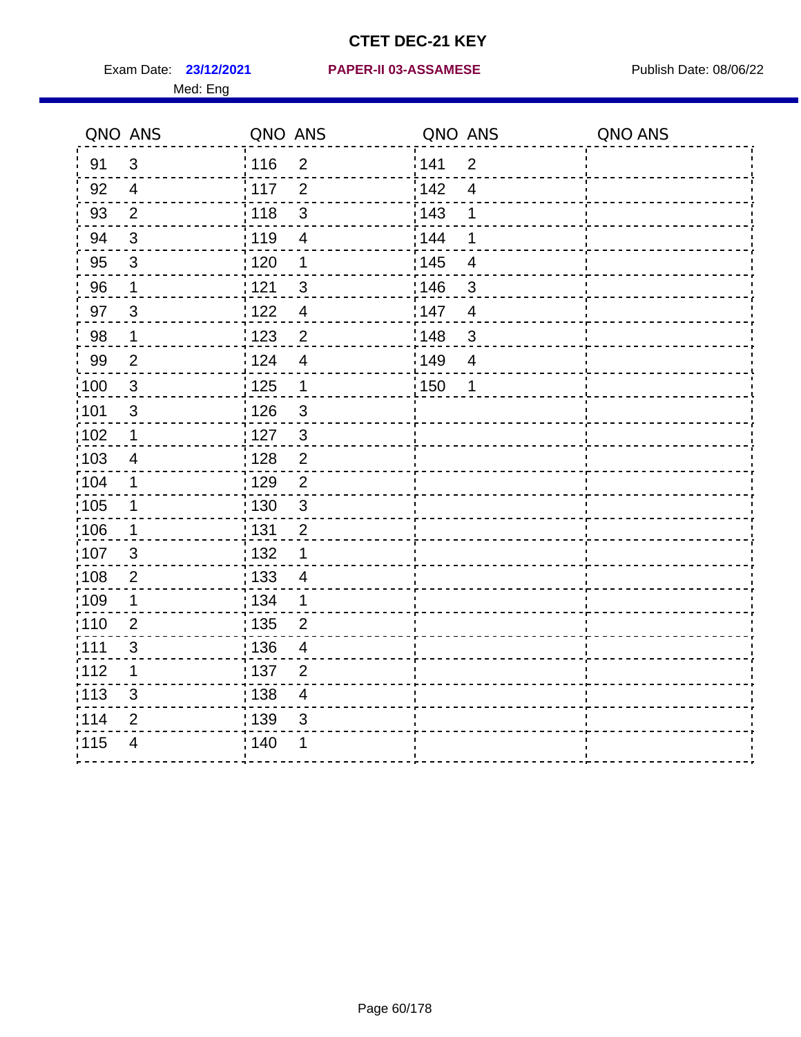# CTET DEC-21 KEY

Exam Date: **23/12/2021** **PAPER-II 03-ASSAMESE** Publish Date: 08/06/22

Med: Eng

| QNO | ANS | QNO | ANS | QNO | ANS | QNO | ANS |
|---|---|---|---|---|---|---|---|
| 91 | 3 | 116 | 2 | 141 | 2 | | |
| 92 | 4 | 117 | 2 | 142 | 4 | | |
| 93 | 2 | 118 | 3 | 143 | 1 | | |
| 94 | 3 | 119 | 4 | 144 | 1 | | |
| 95 | 3 | 120 | 1 | 145 | 4 | | |
| 96 | 1 | 121 | 3 | 146 | 3 | | |
| 97 | 3 | 122 | 4 | 147 | 4 | | |
| 98 | 1 | 123 | 2 | 148 | 3 | | |
| 99 | 2 | 124 | 4 | 149 | 4 | | |
| 100 | 3 | 125 | 1 | 150 | 1 | | |
| 101 | 3 | 126 | 3 | | | | |
| 102 | 1 | 127 | 3 | | | | |
| 103 | 4 | 128 | 2 | | | | |
| 104 | 1 | 129 | 2 | | | | |
| 105 | 1 | 130 | 3 | | | | |
| 106 | 1 | 131 | 2 | | | | |
| 107 | 3 | 132 | 1 | | | | |
| 108 | 2 | 133 | 4 | | | | |
| 109 | 1 | 134 | 1 | | | | |
| 110 | 2 | 135 | 2 | | | | |
| 111 | 3 | 136 | 4 | | | | |
| 112 | 1 | 137 | 2 | | | | |
| 113 | 3 | 138 | 4 | | | | |
| 114 | 2 | 139 | 3 | | | | |
| 115 | 4 | 140 | 1 | | | | |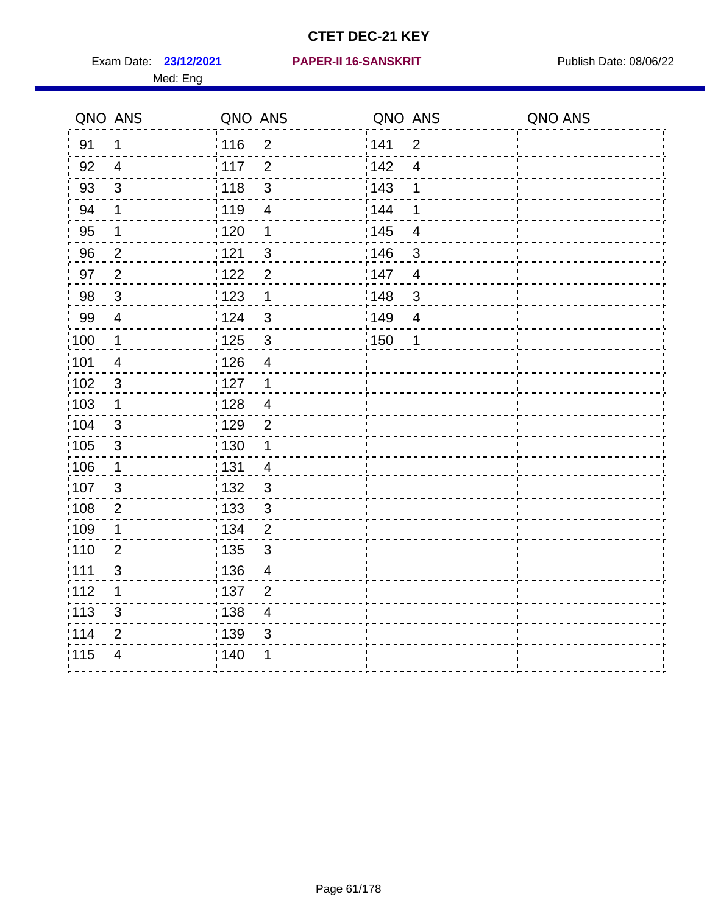# CTET DEC-21 KEY

Exam Date: **23/12/2021** **PAPER-II 16-SANSKRIT** Publish Date: 08/06/22

Med: Eng

| QNO | ANS | QNO | ANS | QNO | ANS | QNO | ANS |
|---|---|---|---|---|---|---|---|
| 91 | 1 | 116 | 2 | 141 | 2 | | |
| 92 | 4 | 117 | 2 | 142 | 4 | | |
| 93 | 3 | 118 | 3 | 143 | 1 | | |
| 94 | 1 | 119 | 4 | 144 | 1 | | |
| 95 | 1 | 120 | 1 | 145 | 4 | | |
| 96 | 2 | 121 | 3 | 146 | 3 | | |
| 97 | 2 | 122 | 2 | 147 | 4 | | |
| 98 | 3 | 123 | 1 | 148 | 3 | | |
| 99 | 4 | 124 | 3 | 149 | 4 | | |
| 100 | 1 | 125 | 3 | 150 | 1 | | |
| 101 | 4 | 126 | 4 | | | | |
| 102 | 3 | 127 | 1 | | | | |
| 103 | 1 | 128 | 4 | | | | |
| 104 | 3 | 129 | 2 | | | | |
| 105 | 3 | 130 | 1 | | | | |
| 106 | 1 | 131 | 4 | | | | |
| 107 | 3 | 132 | 3 | | | | |
| 108 | 2 | 133 | 3 | | | | |
| 109 | 1 | 134 | 2 | | | | |
| 110 | 2 | 135 | 3 | | | | |
| 111 | 3 | 136 | 4 | | | | |
| 112 | 1 | 137 | 2 | | | | |
| 113 | 3 | 138 | 4 | | | | |
| 114 | 2 | 139 | 3 | | | | |
| 115 | 4 | 140 | 1 | | | | |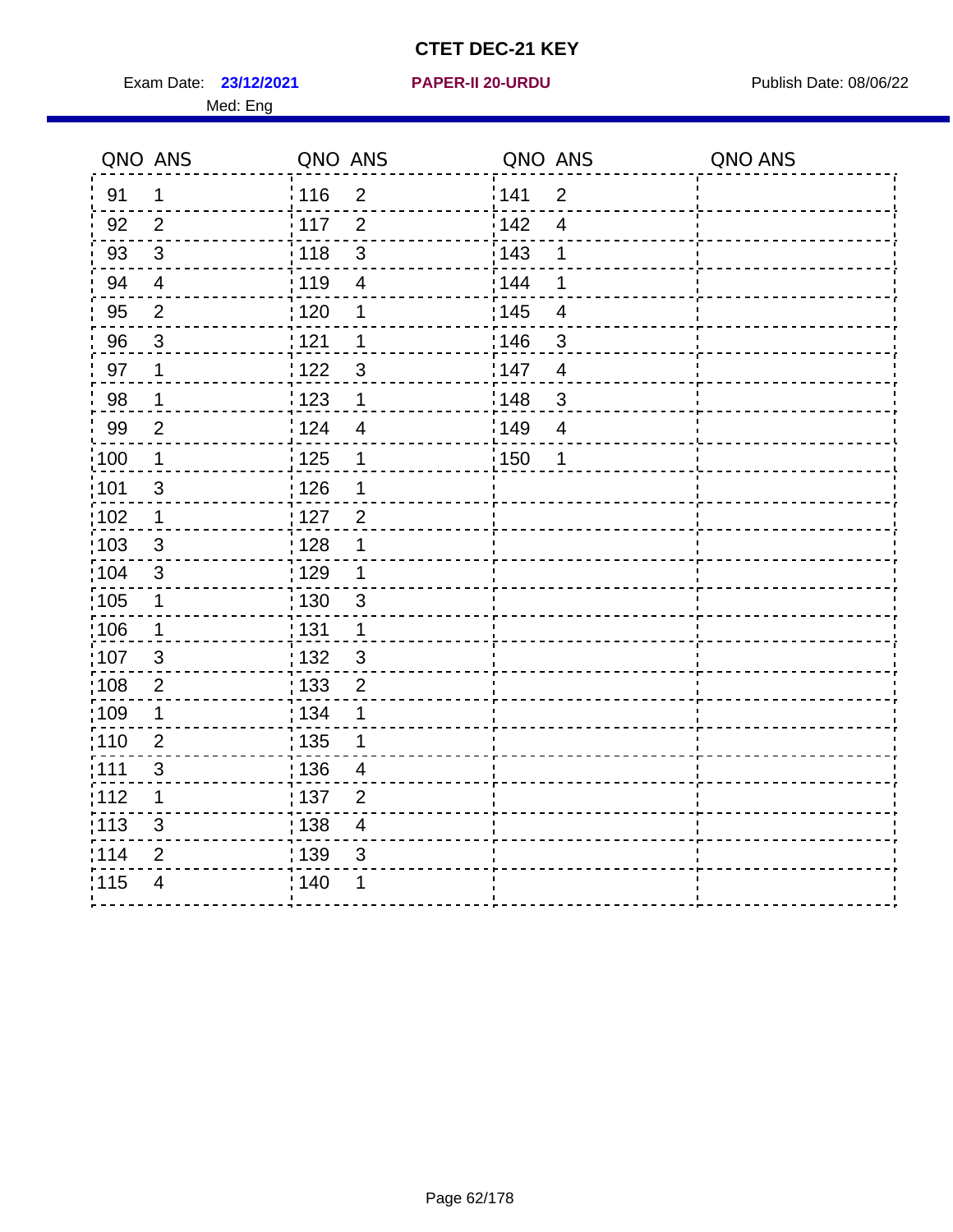# CTET DEC-21 KEY

Exam Date: **23/12/2021** **PAPER-II 20-URDU** Publish Date: 08/06/22

Med: Eng

| QNO | ANS | QNO | ANS | QNO | ANS | QNO | ANS |
|---|---|---|---|---|---|---|---|
| 91 | 1 | 116 | 2 | 141 | 2 | | |
| 92 | 2 | 117 | 2 | 142 | 4 | | |
| 93 | 3 | 118 | 3 | 143 | 1 | | |
| 94 | 4 | 119 | 4 | 144 | 1 | | |
| 95 | 2 | 120 | 1 | 145 | 4 | | |
| 96 | 3 | 121 | 1 | 146 | 3 | | |
| 97 | 1 | 122 | 3 | 147 | 4 | | |
| 98 | 1 | 123 | 1 | 148 | 3 | | |
| 99 | 2 | 124 | 4 | 149 | 4 | | |
| 100 | 1 | 125 | 1 | 150 | 1 | | |
| 101 | 3 | 126 | 1 | | | | |
| 102 | 1 | 127 | 2 | | | | |
| 103 | 3 | 128 | 1 | | | | |
| 104 | 3 | 129 | 1 | | | | |
| 105 | 1 | 130 | 3 | | | | |
| 106 | 1 | 131 | 1 | | | | |
| 107 | 3 | 132 | 3 | | | | |
| 108 | 2 | 133 | 2 | | | | |
| 109 | 1 | 134 | 1 | | | | |
| 110 | 2 | 135 | 1 | | | | |
| 111 | 3 | 136 | 4 | | | | |
| 112 | 1 | 137 | 2 | | | | |
| 113 | 3 | 138 | 4 | | | | |
| 114 | 2 | 139 | 3 | | | | |
| 115 | 4 | 140 | 1 | | | | |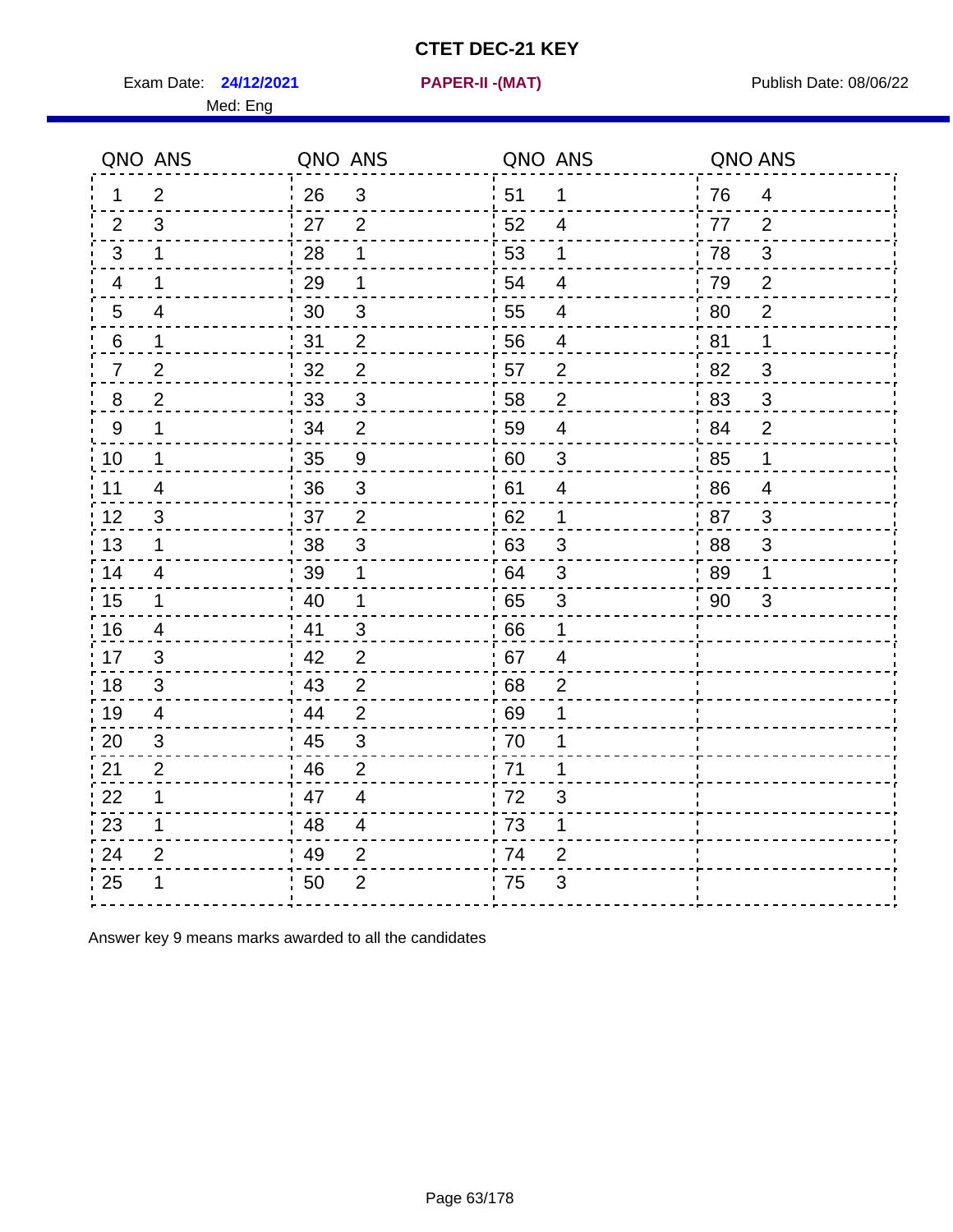# CTET DEC-21 KEY

Exam Date: **24/12/2021** **PAPER-II -(MAT)** Publish Date: 08/06/22

Med: Eng

| QNO | ANS | QNO | ANS | QNO | ANS | QNO | ANS |
|---|---|---|---|---|---|---|---|
| 1 | 2 | 26 | 3 | 51 | 1 | 76 | 4 |
| 2 | 3 | 27 | 2 | 52 | 4 | 77 | 2 |
| 3 | 1 | 28 | 1 | 53 | 1 | 78 | 3 |
| 4 | 1 | 29 | 1 | 54 | 4 | 79 | 2 |
| 5 | 4 | 30 | 3 | 55 | 4 | 80 | 2 |
| 6 | 1 | 31 | 2 | 56 | 4 | 81 | 1 |
| 7 | 2 | 32 | 2 | 57 | 2 | 82 | 3 |
| 8 | 2 | 33 | 3 | 58 | 2 | 83 | 3 |
| 9 | 1 | 34 | 2 | 59 | 4 | 84 | 2 |
| 10 | 1 | 35 | 9 | 60 | 3 | 85 | 1 |
| 11 | 4 | 36 | 3 | 61 | 4 | 86 | 4 |
| 12 | 3 | 37 | 2 | 62 | 1 | 87 | 3 |
| 13 | 1 | 38 | 3 | 63 | 3 | 88 | 3 |
| 14 | 4 | 39 | 1 | 64 | 3 | 89 | 1 |
| 15 | 1 | 40 | 1 | 65 | 3 | 90 | 3 |
| 16 | 4 | 41 | 3 | 66 | 1 | | |
| 17 | 3 | 42 | 2 | 67 | 4 | | |
| 18 | 3 | 43 | 2 | 68 | 2 | | |
| 19 | 4 | 44 | 2 | 69 | 1 | | |
| 20 | 3 | 45 | 3 | 70 | 1 | | |
| 21 | 2 | 46 | 2 | 71 | 1 | | |
| 22 | 1 | 47 | 4 | 72 | 3 | | |
| 23 | 1 | 48 | 4 | 73 | 1 | | |
| 24 | 2 | 49 | 2 | 74 | 2 | | |
| 25 | 1 | 50 | 2 | 75 | 3 | | |

Answer key 9 means marks awarded to all the candidates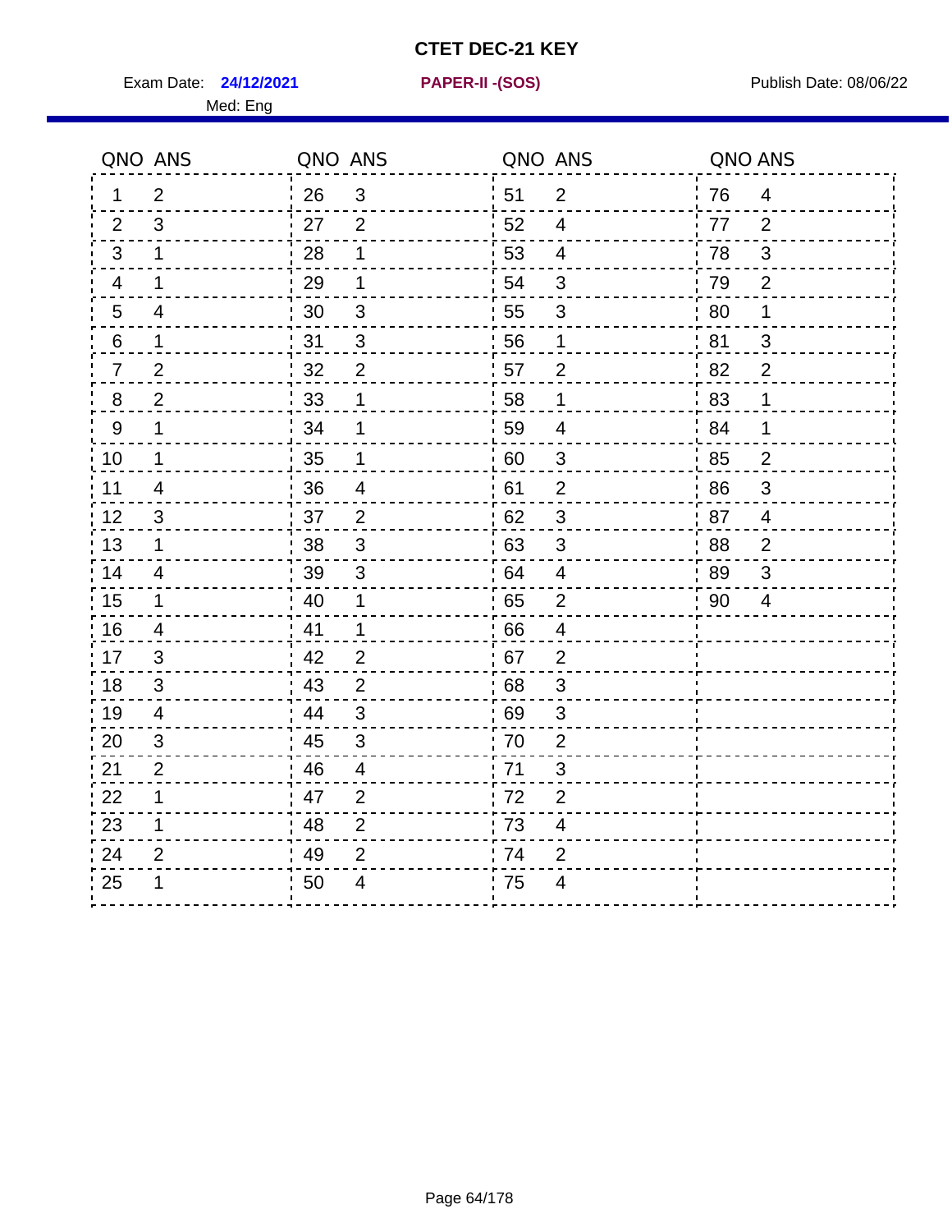# CTET DEC-21 KEY

Exam Date: **24/12/2021** **PAPER-II -(SOS)** Publish Date: 08/06/22

Med: Eng

| QNO | ANS | QNO | ANS | QNO | ANS | QNO | ANS |
|---|---|---|---|---|---|---|---|
| 1 | 2 | 26 | 3 | 51 | 2 | 76 | 4 |
| 2 | 3 | 27 | 2 | 52 | 4 | 77 | 2 |
| 3 | 1 | 28 | 1 | 53 | 4 | 78 | 3 |
| 4 | 1 | 29 | 1 | 54 | 3 | 79 | 2 |
| 5 | 4 | 30 | 3 | 55 | 3 | 80 | 1 |
| 6 | 1 | 31 | 3 | 56 | 1 | 81 | 3 |
| 7 | 2 | 32 | 2 | 57 | 2 | 82 | 2 |
| 8 | 2 | 33 | 1 | 58 | 1 | 83 | 1 |
| 9 | 1 | 34 | 1 | 59 | 4 | 84 | 1 |
| 10 | 1 | 35 | 1 | 60 | 3 | 85 | 2 |
| 11 | 4 | 36 | 4 | 61 | 2 | 86 | 3 |
| 12 | 3 | 37 | 2 | 62 | 3 | 87 | 4 |
| 13 | 1 | 38 | 3 | 63 | 3 | 88 | 2 |
| 14 | 4 | 39 | 3 | 64 | 4 | 89 | 3 |
| 15 | 1 | 40 | 1 | 65 | 2 | 90 | 4 |
| 16 | 4 | 41 | 1 | 66 | 4 | | |
| 17 | 3 | 42 | 2 | 67 | 2 | | |
| 18 | 3 | 43 | 2 | 68 | 3 | | |
| 19 | 4 | 44 | 3 | 69 | 3 | | |
| 20 | 3 | 45 | 3 | 70 | 2 | | |
| 21 | 2 | 46 | 4 | 71 | 3 | | |
| 22 | 1 | 47 | 2 | 72 | 2 | | |
| 23 | 1 | 48 | 2 | 73 | 4 | | |
| 24 | 2 | 49 | 2 | 74 | 2 | | |
| 25 | 1 | 50 | 4 | 75 | 4 | | |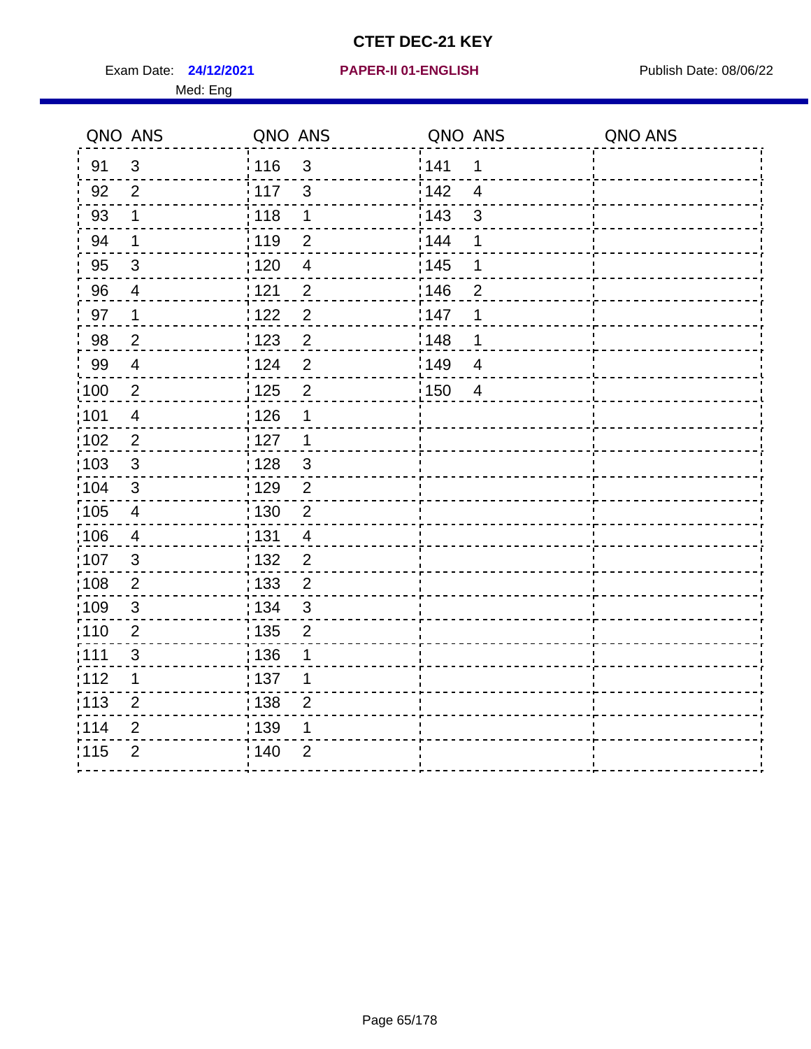# CTET DEC-21 KEY

Exam Date: **24/12/2021** **PAPER-II 01-ENGLISH** Publish Date: 08/06/22

Med: Eng

| QNO | ANS | QNO | ANS | QNO | ANS | QNO | ANS |
|---|---|---|---|---|---|---|---|
| 91 | 3 | 116 | 3 | 141 | 1 | | |
| 92 | 2 | 117 | 3 | 142 | 4 | | |
| 93 | 1 | 118 | 1 | 143 | 3 | | |
| 94 | 1 | 119 | 2 | 144 | 1 | | |
| 95 | 3 | 120 | 4 | 145 | 1 | | |
| 96 | 4 | 121 | 2 | 146 | 2 | | |
| 97 | 1 | 122 | 2 | 147 | 1 | | |
| 98 | 2 | 123 | 2 | 148 | 1 | | |
| 99 | 4 | 124 | 2 | 149 | 4 | | |
| 100 | 2 | 125 | 2 | 150 | 4 | | |
| 101 | 4 | 126 | 1 | | | | |
| 102 | 2 | 127 | 1 | | | | |
| 103 | 3 | 128 | 3 | | | | |
| 104 | 3 | 129 | 2 | | | | |
| 105 | 4 | 130 | 2 | | | | |
| 106 | 4 | 131 | 4 | | | | |
| 107 | 3 | 132 | 2 | | | | |
| 108 | 2 | 133 | 2 | | | | |
| 109 | 3 | 134 | 3 | | | | |
| 110 | 2 | 135 | 2 | | | | |
| 111 | 3 | 136 | 1 | | | | |
| 112 | 1 | 137 | 1 | | | | |
| 113 | 2 | 138 | 2 | | | | |
| 114 | 2 | 139 | 1 | | | | |
| 115 | 2 | 140 | 2 | | | | |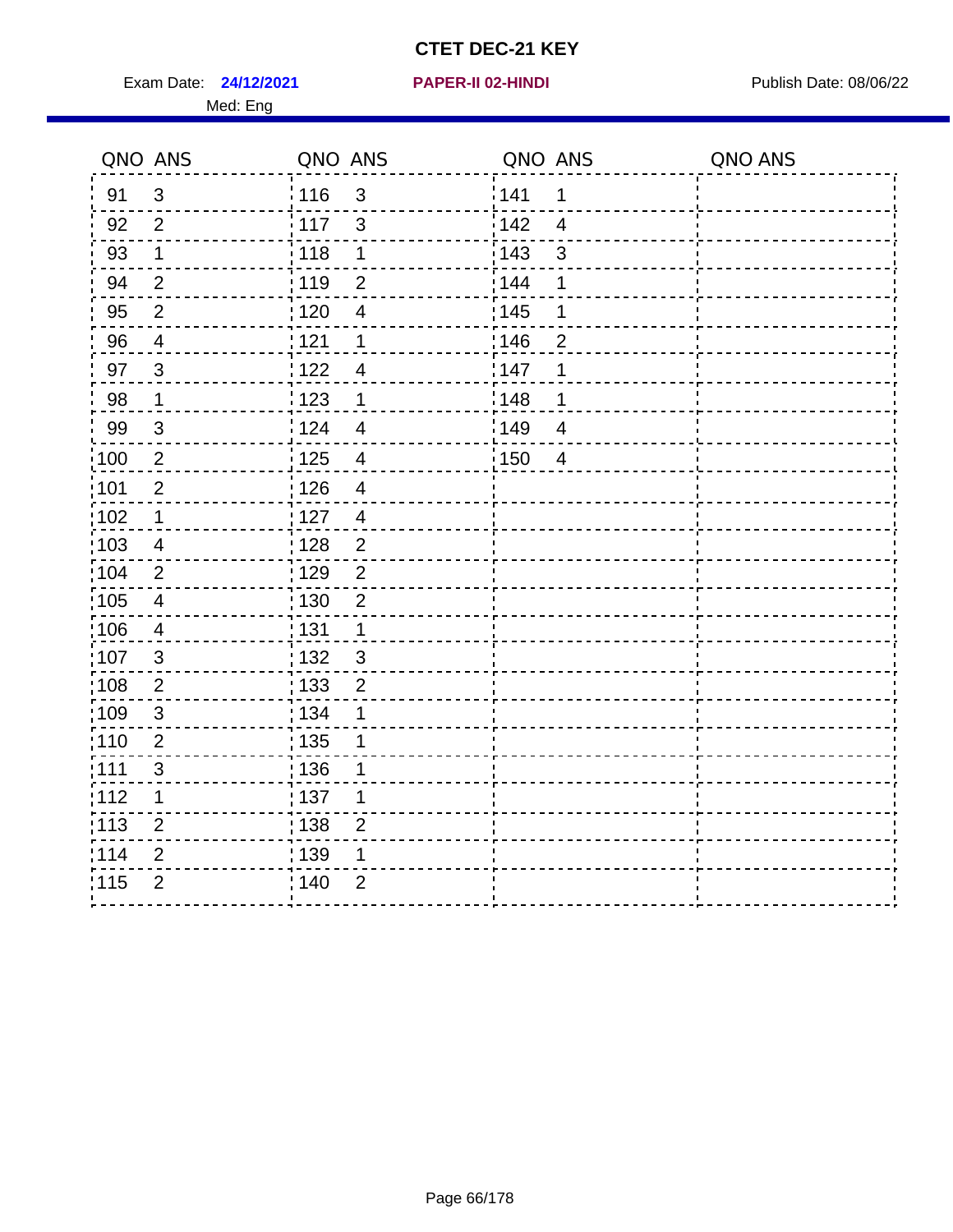# CTET DEC-21 KEY

Exam Date: **24/12/2021** **PAPER-II 02-HINDI** Publish Date: 08/06/22

Med: Eng

| QNO | ANS | QNO | ANS | QNO | ANS | QNO | ANS |
|---|---|---|---|---|---|---|---|
| 91 | 3 | 116 | 3 | 141 | 1 | | |
| 92 | 2 | 117 | 3 | 142 | 4 | | |
| 93 | 1 | 118 | 1 | 143 | 3 | | |
| 94 | 2 | 119 | 2 | 144 | 1 | | |
| 95 | 2 | 120 | 4 | 145 | 1 | | |
| 96 | 4 | 121 | 1 | 146 | 2 | | |
| 97 | 3 | 122 | 4 | 147 | 1 | | |
| 98 | 1 | 123 | 1 | 148 | 1 | | |
| 99 | 3 | 124 | 4 | 149 | 4 | | |
| 100 | 2 | 125 | 4 | 150 | 4 | | |
| 101 | 2 | 126 | 4 | | | | |
| 102 | 1 | 127 | 4 | | | | |
| 103 | 4 | 128 | 2 | | | | |
| 104 | 2 | 129 | 2 | | | | |
| 105 | 4 | 130 | 2 | | | | |
| 106 | 4 | 131 | 1 | | | | |
| 107 | 3 | 132 | 3 | | | | |
| 108 | 2 | 133 | 2 | | | | |
| 109 | 3 | 134 | 1 | | | | |
| 110 | 2 | 135 | 1 | | | | |
| 111 | 3 | 136 | 1 | | | | |
| 112 | 1 | 137 | 1 | | | | |
| 113 | 2 | 138 | 2 | | | | |
| 114 | 2 | 139 | 1 | | | | |
| 115 | 2 | 140 | 2 | | | | |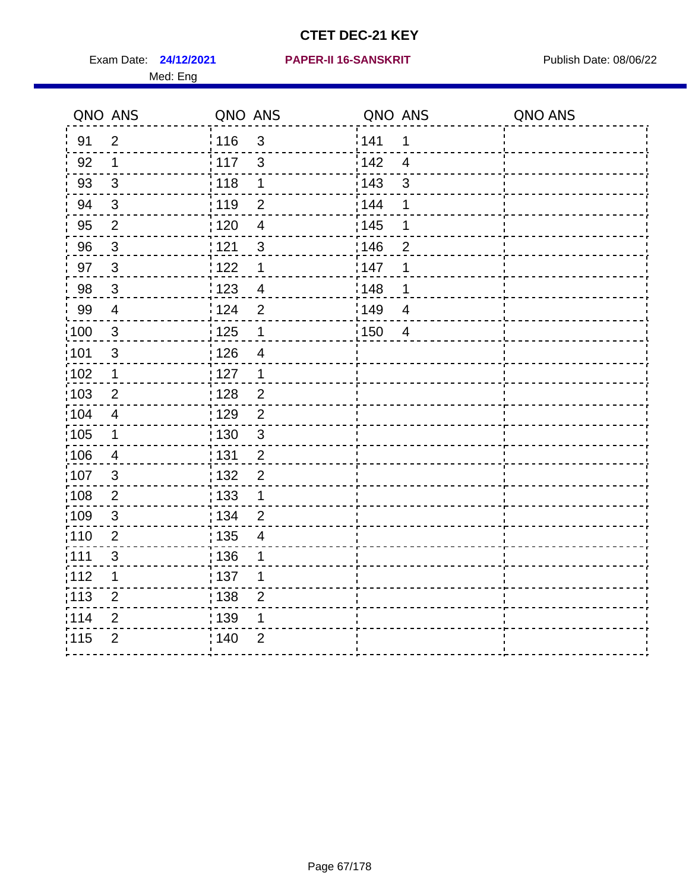# CTET DEC-21 KEY

Exam Date: **24/12/2021** **PAPER-II 16-SANSKRIT** Publish Date: 08/06/22

Med: Eng

| QNO | ANS | QNO | ANS | QNO | ANS | QNO | ANS |
|---|---|---|---|---|---|---|---|
| 91 | 2 | 116 | 3 | 141 | 1 | | |
| 92 | 1 | 117 | 3 | 142 | 4 | | |
| 93 | 3 | 118 | 1 | 143 | 3 | | |
| 94 | 3 | 119 | 2 | 144 | 1 | | |
| 95 | 2 | 120 | 4 | 145 | 1 | | |
| 96 | 3 | 121 | 3 | 146 | 2 | | |
| 97 | 3 | 122 | 1 | 147 | 1 | | |
| 98 | 3 | 123 | 4 | 148 | 1 | | |
| 99 | 4 | 124 | 2 | 149 | 4 | | |
| 100 | 3 | 125 | 1 | 150 | 4 | | |
| 101 | 3 | 126 | 4 | | | | |
| 102 | 1 | 127 | 1 | | | | |
| 103 | 2 | 128 | 2 | | | | |
| 104 | 4 | 129 | 2 | | | | |
| 105 | 1 | 130 | 3 | | | | |
| 106 | 4 | 131 | 2 | | | | |
| 107 | 3 | 132 | 2 | | | | |
| 108 | 2 | 133 | 1 | | | | |
| 109 | 3 | 134 | 2 | | | | |
| 110 | 2 | 135 | 4 | | | | |
| 111 | 3 | 136 | 1 | | | | |
| 112 | 1 | 137 | 1 | | | | |
| 113 | 2 | 138 | 2 | | | | |
| 114 | 2 | 139 | 1 | | | | |
| 115 | 2 | 140 | 2 | | | | |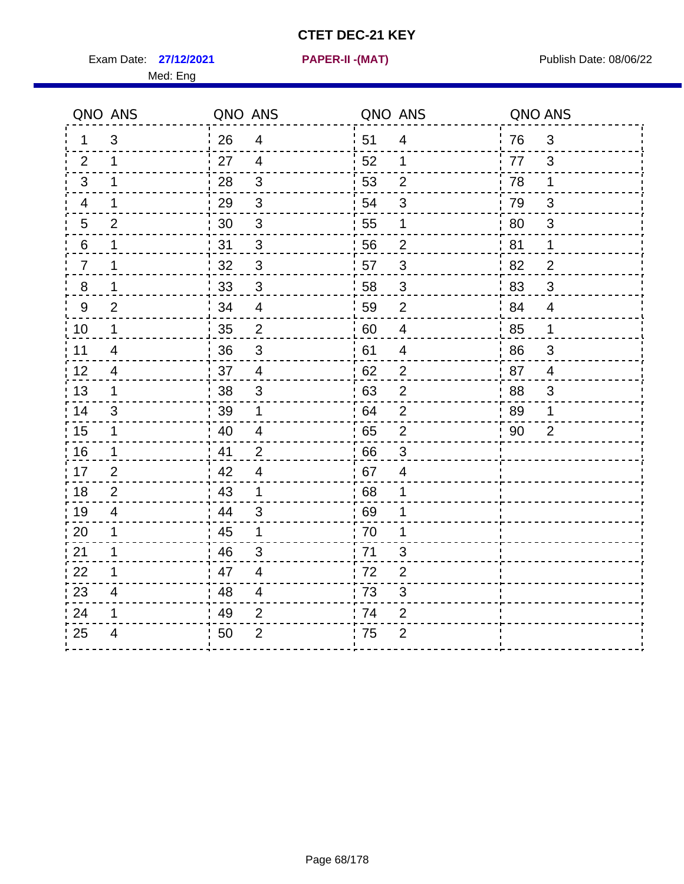# CTET DEC-21 KEY

Exam Date: **27/12/2021** **PAPER-II -(MAT)** Publish Date: 08/06/22

Med: Eng

| QNO | ANS | QNO | ANS | QNO | ANS | QNO | ANS |
|---|---|---|---|---|---|---|---|
| 1 | 3 | 26 | 4 | 51 | 4 | 76 | 3 |
| 2 | 1 | 27 | 4 | 52 | 1 | 77 | 3 |
| 3 | 1 | 28 | 3 | 53 | 2 | 78 | 1 |
| 4 | 1 | 29 | 3 | 54 | 3 | 79 | 3 |
| 5 | 2 | 30 | 3 | 55 | 1 | 80 | 3 |
| 6 | 1 | 31 | 3 | 56 | 2 | 81 | 1 |
| 7 | 1 | 32 | 3 | 57 | 3 | 82 | 2 |
| 8 | 1 | 33 | 3 | 58 | 3 | 83 | 3 |
| 9 | 2 | 34 | 4 | 59 | 2 | 84 | 4 |
| 10 | 1 | 35 | 2 | 60 | 4 | 85 | 1 |
| 11 | 4 | 36 | 3 | 61 | 4 | 86 | 3 |
| 12 | 4 | 37 | 4 | 62 | 2 | 87 | 4 |
| 13 | 1 | 38 | 3 | 63 | 2 | 88 | 3 |
| 14 | 3 | 39 | 1 | 64 | 2 | 89 | 1 |
| 15 | 1 | 40 | 4 | 65 | 2 | 90 | 2 |
| 16 | 1 | 41 | 2 | 66 | 3 | | |
| 17 | 2 | 42 | 4 | 67 | 4 | | |
| 18 | 2 | 43 | 1 | 68 | 1 | | |
| 19 | 4 | 44 | 3 | 69 | 1 | | |
| 20 | 1 | 45 | 1 | 70 | 1 | | |
| 21 | 1 | 46 | 3 | 71 | 3 | | |
| 22 | 1 | 47 | 4 | 72 | 2 | | |
| 23 | 4 | 48 | 4 | 73 | 3 | | |
| 24 | 1 | 49 | 2 | 74 | 2 | | |
| 25 | 4 | 50 | 2 | 75 | 2 | | |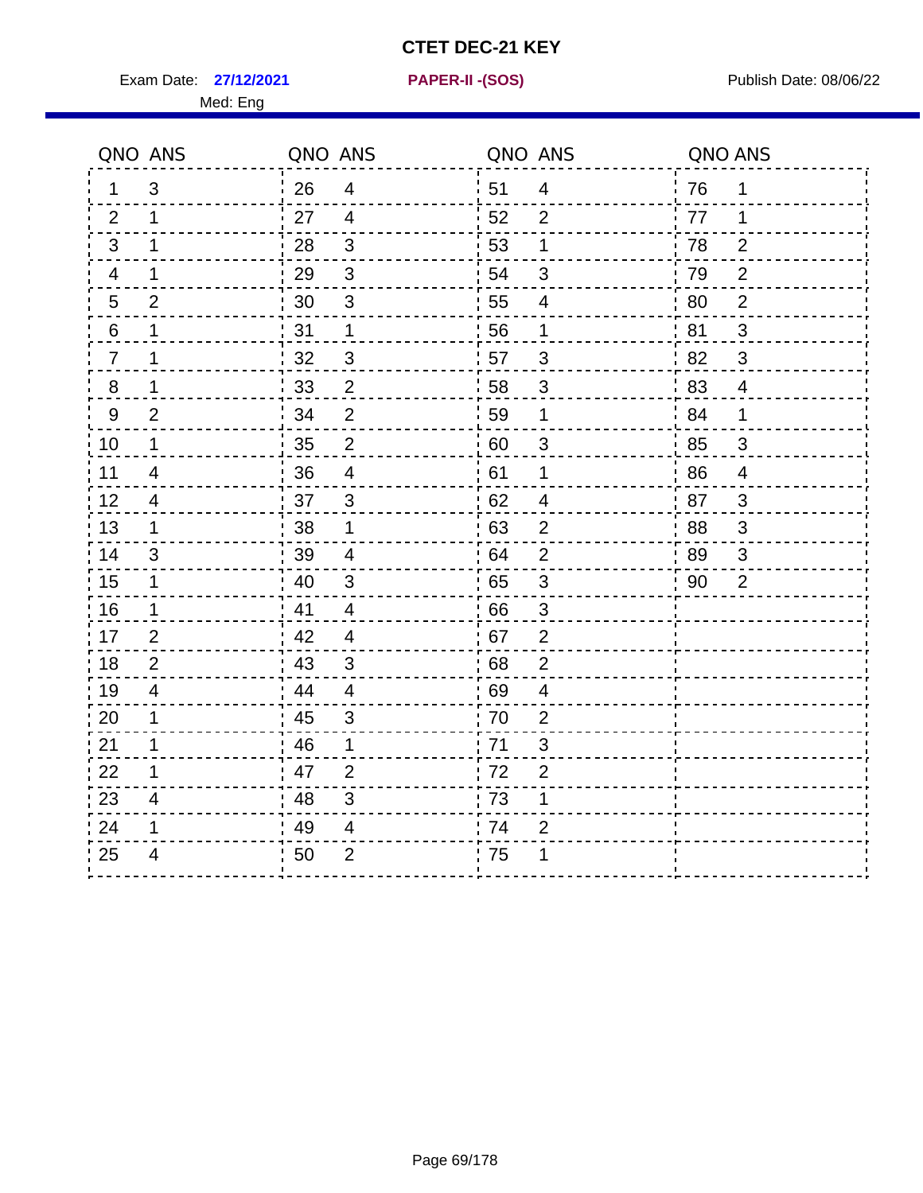# CTET DEC-21 KEY

Exam Date: **27/12/2021** **PAPER-II -(SOS)** Publish Date: 08/06/22

Med: Eng

| QNO | ANS | QNO | ANS | QNO | ANS | QNO | ANS |
|---|---|---|---|---|---|---|---|
| 1 | 3 | 26 | 4 | 51 | 4 | 76 | 1 |
| 2 | 1 | 27 | 4 | 52 | 2 | 77 | 1 |
| 3 | 1 | 28 | 3 | 53 | 1 | 78 | 2 |
| 4 | 1 | 29 | 3 | 54 | 3 | 79 | 2 |
| 5 | 2 | 30 | 3 | 55 | 4 | 80 | 2 |
| 6 | 1 | 31 | 1 | 56 | 1 | 81 | 3 |
| 7 | 1 | 32 | 3 | 57 | 3 | 82 | 3 |
| 8 | 1 | 33 | 2 | 58 | 3 | 83 | 4 |
| 9 | 2 | 34 | 2 | 59 | 1 | 84 | 1 |
| 10 | 1 | 35 | 2 | 60 | 3 | 85 | 3 |
| 11 | 4 | 36 | 4 | 61 | 1 | 86 | 4 |
| 12 | 4 | 37 | 3 | 62 | 4 | 87 | 3 |
| 13 | 1 | 38 | 1 | 63 | 2 | 88 | 3 |
| 14 | 3 | 39 | 4 | 64 | 2 | 89 | 3 |
| 15 | 1 | 40 | 3 | 65 | 3 | 90 | 2 |
| 16 | 1 | 41 | 4 | 66 | 3 | | |
| 17 | 2 | 42 | 4 | 67 | 2 | | |
| 18 | 2 | 43 | 3 | 68 | 2 | | |
| 19 | 4 | 44 | 4 | 69 | 4 | | |
| 20 | 1 | 45 | 3 | 70 | 2 | | |
| 21 | 1 | 46 | 1 | 71 | 3 | | |
| 22 | 1 | 47 | 2 | 72 | 2 | | |
| 23 | 4 | 48 | 3 | 73 | 1 | | |
| 24 | 1 | 49 | 4 | 74 | 2 | | |
| 25 | 4 | 50 | 2 | 75 | 1 | | |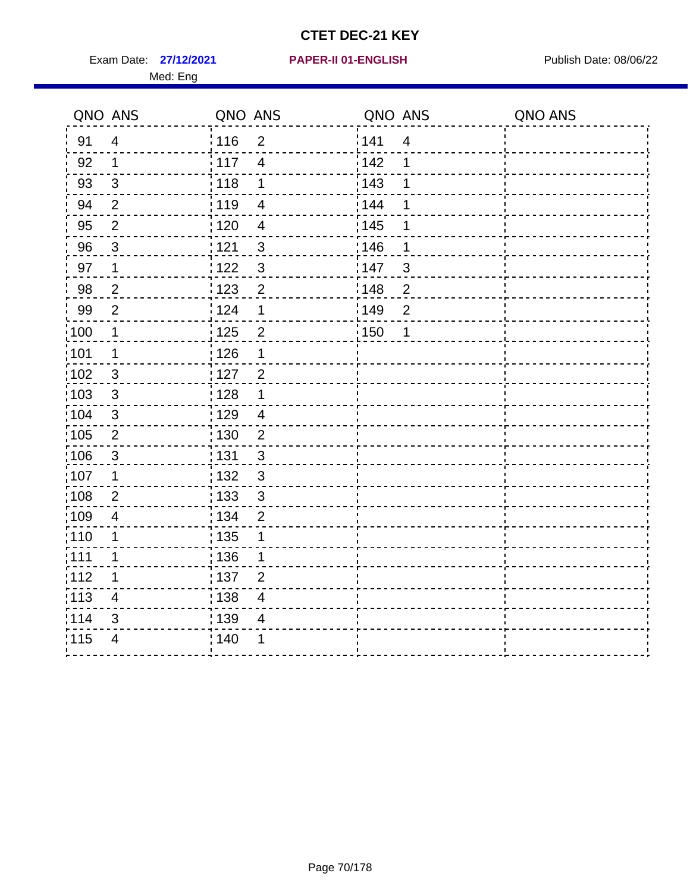# CTET DEC-21 KEY

Exam Date: **27/12/2021** **PAPER-II 01-ENGLISH** Publish Date: 08/06/22

Med: Eng

| QNO | ANS | QNO | ANS | QNO | ANS | QNO | ANS |
|---|---|---|---|---|---|---|---|
| 91 | 4 | 116 | 2 | 141 | 4 | | |
| 92 | 1 | 117 | 4 | 142 | 1 | | |
| 93 | 3 | 118 | 1 | 143 | 1 | | |
| 94 | 2 | 119 | 4 | 144 | 1 | | |
| 95 | 2 | 120 | 4 | 145 | 1 | | |
| 96 | 3 | 121 | 3 | 146 | 1 | | |
| 97 | 1 | 122 | 3 | 147 | 3 | | |
| 98 | 2 | 123 | 2 | 148 | 2 | | |
| 99 | 2 | 124 | 1 | 149 | 2 | | |
| 100 | 1 | 125 | 2 | 150 | 1 | | |
| 101 | 1 | 126 | 1 | | | | |
| 102 | 3 | 127 | 2 | | | | |
| 103 | 3 | 128 | 1 | | | | |
| 104 | 3 | 129 | 4 | | | | |
| 105 | 2 | 130 | 2 | | | | |
| 106 | 3 | 131 | 3 | | | | |
| 107 | 1 | 132 | 3 | | | | |
| 108 | 2 | 133 | 3 | | | | |
| 109 | 4 | 134 | 2 | | | | |
| 110 | 1 | 135 | 1 | | | | |
| 111 | 1 | 136 | 1 | | | | |
| 112 | 1 | 137 | 2 | | | | |
| 113 | 4 | 138 | 4 | | | | |
| 114 | 3 | 139 | 4 | | | | |
| 115 | 4 | 140 | 1 | | | | |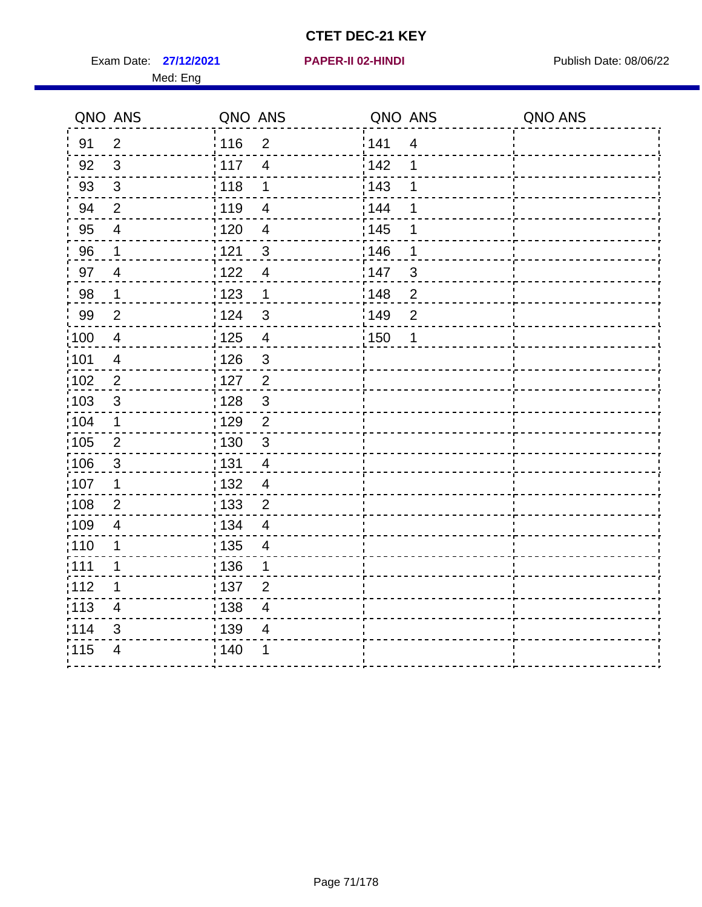# CTET DEC-21 KEY

Exam Date: **27/12/2021** **PAPER-II 02-HINDI** Publish Date: 08/06/22

Med: Eng

| QNO | ANS | QNO | ANS | QNO | ANS | QNO | ANS |
|---|---|---|---|---|---|---|---|
| 91 | 2 | 116 | 2 | 141 | 4 | | |
| 92 | 3 | 117 | 4 | 142 | 1 | | |
| 93 | 3 | 118 | 1 | 143 | 1 | | |
| 94 | 2 | 119 | 4 | 144 | 1 | | |
| 95 | 4 | 120 | 4 | 145 | 1 | | |
| 96 | 1 | 121 | 3 | 146 | 1 | | |
| 97 | 4 | 122 | 4 | 147 | 3 | | |
| 98 | 1 | 123 | 1 | 148 | 2 | | |
| 99 | 2 | 124 | 3 | 149 | 2 | | |
| 100 | 4 | 125 | 4 | 150 | 1 | | |
| 101 | 4 | 126 | 3 | | | | |
| 102 | 2 | 127 | 2 | | | | |
| 103 | 3 | 128 | 3 | | | | |
| 104 | 1 | 129 | 2 | | | | |
| 105 | 2 | 130 | 3 | | | | |
| 106 | 3 | 131 | 4 | | | | |
| 107 | 1 | 132 | 4 | | | | |
| 108 | 2 | 133 | 2 | | | | |
| 109 | 4 | 134 | 4 | | | | |
| 110 | 1 | 135 | 4 | | | | |
| 111 | 1 | 136 | 1 | | | | |
| 112 | 1 | 137 | 2 | | | | |
| 113 | 4 | 138 | 4 | | | | |
| 114 | 3 | 139 | 4 | | | | |
| 115 | 4 | 140 | 1 | | | | |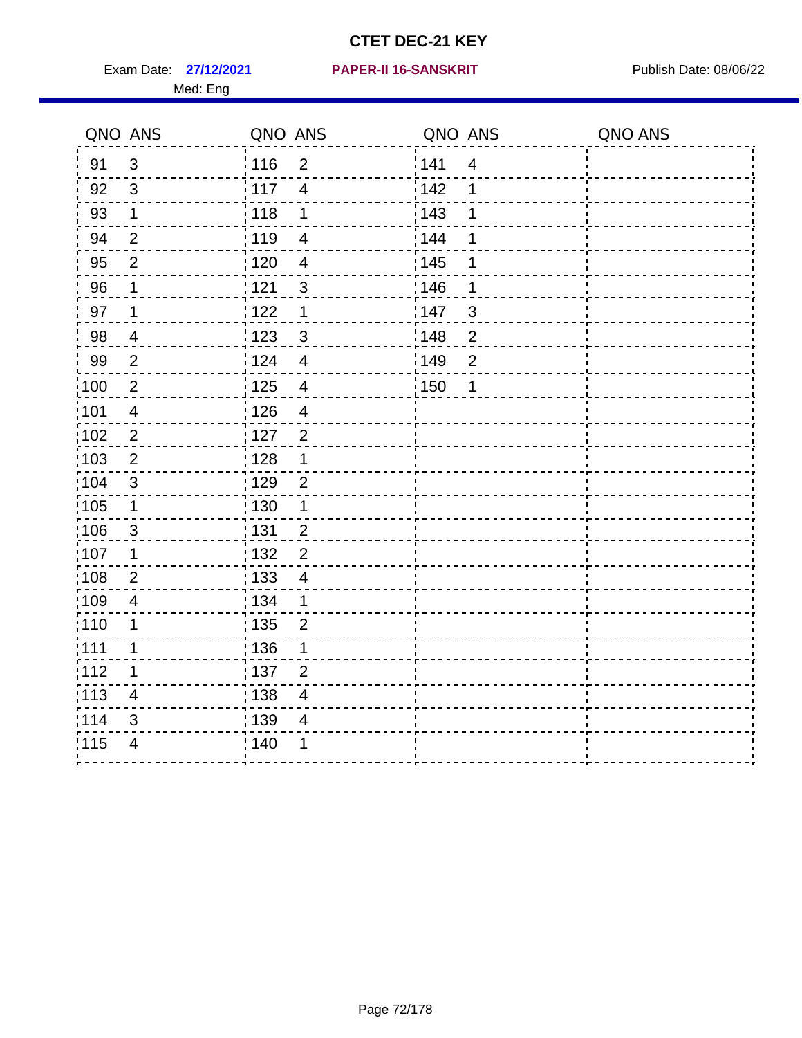# CTET DEC-21 KEY

Exam Date: **27/12/2021** **PAPER-II 16-SANSKRIT** Publish Date: 08/06/22

Med: Eng

| QNO | ANS | QNO | ANS | QNO | ANS | QNO | ANS |
|---|---|---|---|---|---|---|---|
| 91 | 3 | 116 | 2 | 141 | 4 | | |
| 92 | 3 | 117 | 4 | 142 | 1 | | |
| 93 | 1 | 118 | 1 | 143 | 1 | | |
| 94 | 2 | 119 | 4 | 144 | 1 | | |
| 95 | 2 | 120 | 4 | 145 | 1 | | |
| 96 | 1 | 121 | 3 | 146 | 1 | | |
| 97 | 1 | 122 | 1 | 147 | 3 | | |
| 98 | 4 | 123 | 3 | 148 | 2 | | |
| 99 | 2 | 124 | 4 | 149 | 2 | | |
| 100 | 2 | 125 | 4 | 150 | 1 | | |
| 101 | 4 | 126 | 4 | | | | |
| 102 | 2 | 127 | 2 | | | | |
| 103 | 2 | 128 | 1 | | | | |
| 104 | 3 | 129 | 2 | | | | |
| 105 | 1 | 130 | 1 | | | | |
| 106 | 3 | 131 | 2 | | | | |
| 107 | 1 | 132 | 2 | | | | |
| 108 | 2 | 133 | 4 | | | | |
| 109 | 4 | 134 | 1 | | | | |
| 110 | 1 | 135 | 2 | | | | |
| 111 | 1 | 136 | 1 | | | | |
| 112 | 1 | 137 | 2 | | | | |
| 113 | 4 | 138 | 4 | | | | |
| 114 | 3 | 139 | 4 | | | | |
| 115 | 4 | 140 | 1 | | | | |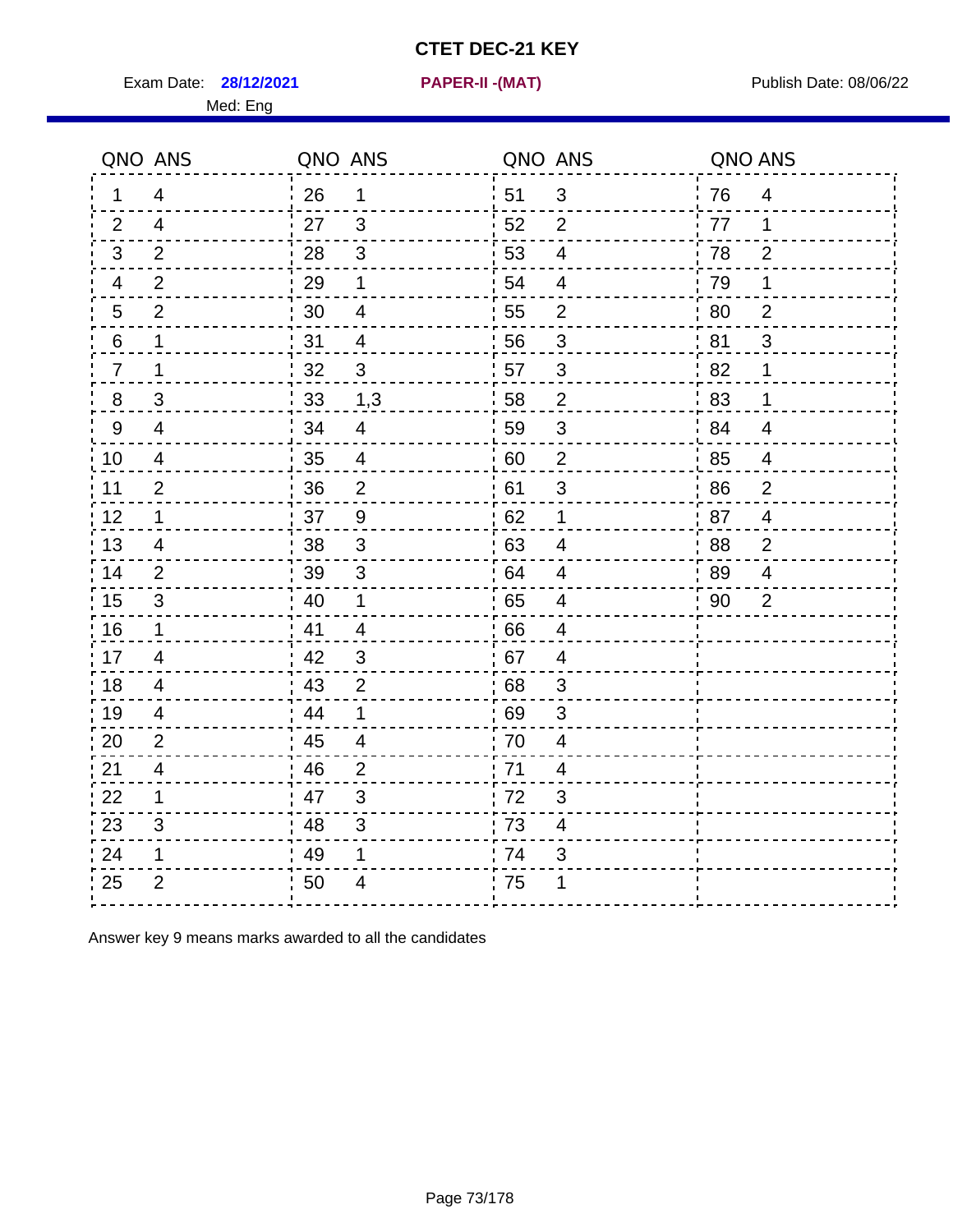# CTET DEC-21 KEY

Exam Date: **28/12/2021** **PAPER-II -(MAT)** Publish Date: 08/06/22

Med: Eng

| QNO | ANS | QNO | ANS | QNO | ANS | QNO | ANS |
|---|---|---|---|---|---|---|---|
| 1 | 4 | 26 | 1 | 51 | 3 | 76 | 4 |
| 2 | 4 | 27 | 3 | 52 | 2 | 77 | 1 |
| 3 | 2 | 28 | 3 | 53 | 4 | 78 | 2 |
| 4 | 2 | 29 | 1 | 54 | 4 | 79 | 1 |
| 5 | 2 | 30 | 4 | 55 | 2 | 80 | 2 |
| 6 | 1 | 31 | 4 | 56 | 3 | 81 | 3 |
| 7 | 1 | 32 | 3 | 57 | 3 | 82 | 1 |
| 8 | 3 | 33 | 1,3 | 58 | 2 | 83 | 1 |
| 9 | 4 | 34 | 4 | 59 | 3 | 84 | 4 |
| 10 | 4 | 35 | 4 | 60 | 2 | 85 | 4 |
| 11 | 2 | 36 | 2 | 61 | 3 | 86 | 2 |
| 12 | 1 | 37 | 9 | 62 | 1 | 87 | 4 |
| 13 | 4 | 38 | 3 | 63 | 4 | 88 | 2 |
| 14 | 2 | 39 | 3 | 64 | 4 | 89 | 4 |
| 15 | 3 | 40 | 1 | 65 | 4 | 90 | 2 |
| 16 | 1 | 41 | 4 | 66 | 4 | | |
| 17 | 4 | 42 | 3 | 67 | 4 | | |
| 18 | 4 | 43 | 2 | 68 | 3 | | |
| 19 | 4 | 44 | 1 | 69 | 3 | | |
| 20 | 2 | 45 | 4 | 70 | 4 | | |
| 21 | 4 | 46 | 2 | 71 | 4 | | |
| 22 | 1 | 47 | 3 | 72 | 3 | | |
| 23 | 3 | 48 | 3 | 73 | 4 | | |
| 24 | 1 | 49 | 1 | 74 | 3 | | |
| 25 | 2 | 50 | 4 | 75 | 1 | | |

Answer key 9 means marks awarded to all the candidates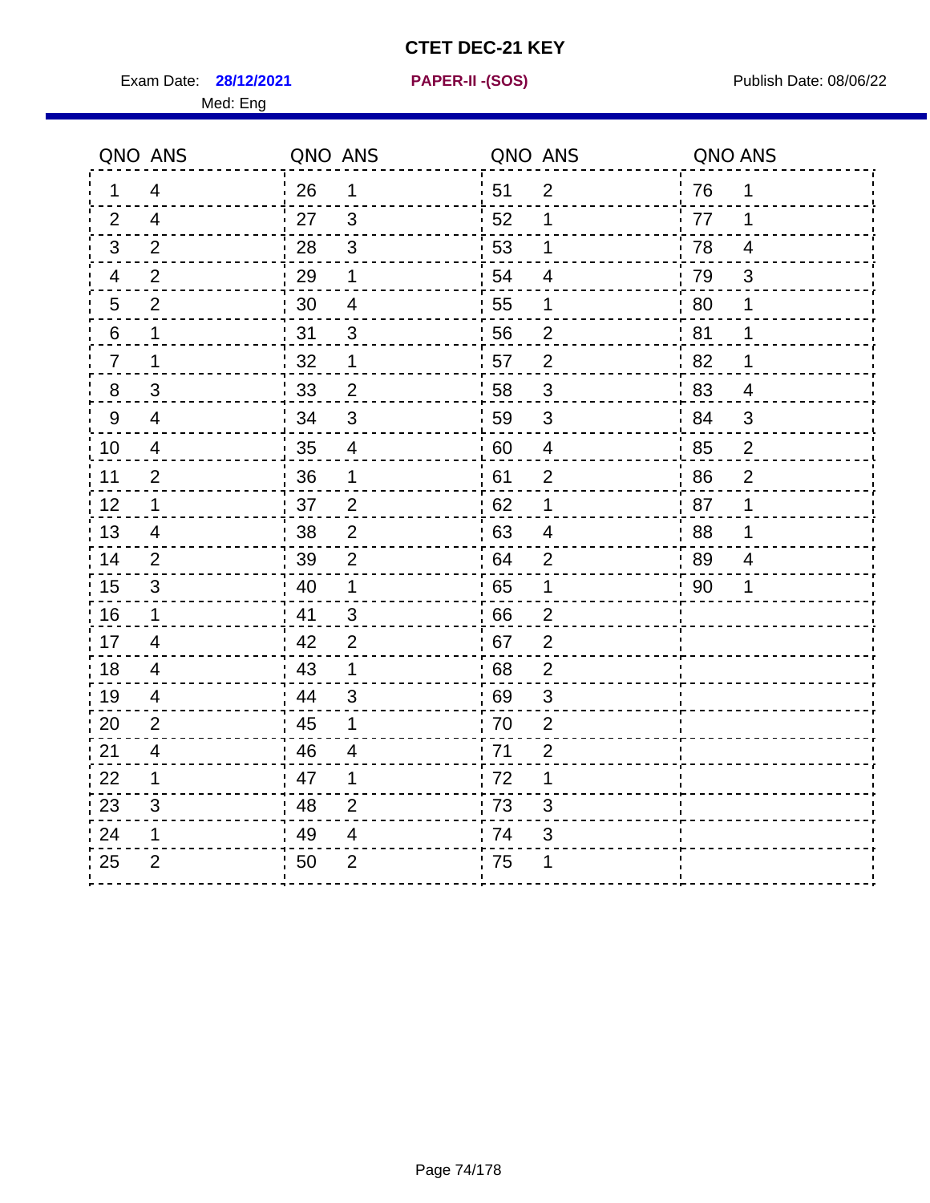# CTET DEC-21 KEY

Exam Date: **28/12/2021** **PAPER-II -(SOS)** Publish Date: 08/06/22

Med: Eng

| QNO | ANS | QNO | ANS | QNO | ANS | QNO | ANS |
|---|---|---|---|---|---|---|---|
| 1 | 4 | 26 | 1 | 51 | 2 | 76 | 1 |
| 2 | 4 | 27 | 3 | 52 | 1 | 77 | 1 |
| 3 | 2 | 28 | 3 | 53 | 1 | 78 | 4 |
| 4 | 2 | 29 | 1 | 54 | 4 | 79 | 3 |
| 5 | 2 | 30 | 4 | 55 | 1 | 80 | 1 |
| 6 | 1 | 31 | 3 | 56 | 2 | 81 | 1 |
| 7 | 1 | 32 | 1 | 57 | 2 | 82 | 1 |
| 8 | 3 | 33 | 2 | 58 | 3 | 83 | 4 |
| 9 | 4 | 34 | 3 | 59 | 3 | 84 | 3 |
| 10 | 4 | 35 | 4 | 60 | 4 | 85 | 2 |
| 11 | 2 | 36 | 1 | 61 | 2 | 86 | 2 |
| 12 | 1 | 37 | 2 | 62 | 1 | 87 | 1 |
| 13 | 4 | 38 | 2 | 63 | 4 | 88 | 1 |
| 14 | 2 | 39 | 2 | 64 | 2 | 89 | 4 |
| 15 | 3 | 40 | 1 | 65 | 1 | 90 | 1 |
| 16 | 1 | 41 | 3 | 66 | 2 | | |
| 17 | 4 | 42 | 2 | 67 | 2 | | |
| 18 | 4 | 43 | 1 | 68 | 2 | | |
| 19 | 4 | 44 | 3 | 69 | 3 | | |
| 20 | 2 | 45 | 1 | 70 | 2 | | |
| 21 | 4 | 46 | 4 | 71 | 2 | | |
| 22 | 1 | 47 | 1 | 72 | 1 | | |
| 23 | 3 | 48 | 2 | 73 | 3 | | |
| 24 | 1 | 49 | 4 | 74 | 3 | | |
| 25 | 2 | 50 | 2 | 75 | 1 | | |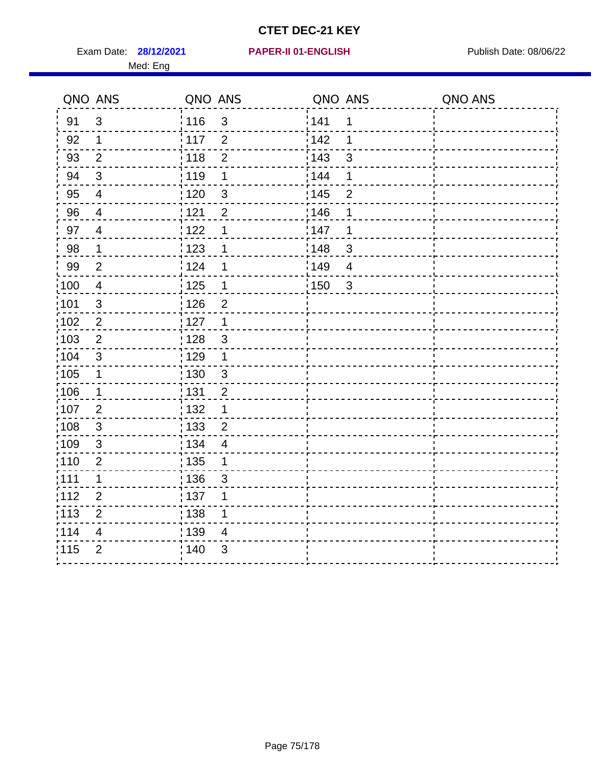# CTET DEC-21 KEY

Exam Date: **28/12/2021** **PAPER-II 01-ENGLISH** Publish Date: 08/06/22

Med: Eng

| QNO | ANS | QNO | ANS | QNO | ANS | QNO | ANS |
|---|---|---|---|---|---|---|---|
| 91 | 3 | 116 | 3 | 141 | 1 | | |
| 92 | 1 | 117 | 2 | 142 | 1 | | |
| 93 | 2 | 118 | 2 | 143 | 3 | | |
| 94 | 3 | 119 | 1 | 144 | 1 | | |
| 95 | 4 | 120 | 3 | 145 | 2 | | |
| 96 | 4 | 121 | 2 | 146 | 1 | | |
| 97 | 4 | 122 | 1 | 147 | 1 | | |
| 98 | 1 | 123 | 1 | 148 | 3 | | |
| 99 | 2 | 124 | 1 | 149 | 4 | | |
| 100 | 4 | 125 | 1 | 150 | 3 | | |
| 101 | 3 | 126 | 2 | | | | |
| 102 | 2 | 127 | 1 | | | | |
| 103 | 2 | 128 | 3 | | | | |
| 104 | 3 | 129 | 1 | | | | |
| 105 | 1 | 130 | 3 | | | | |
| 106 | 1 | 131 | 2 | | | | |
| 107 | 2 | 132 | 1 | | | | |
| 108 | 3 | 133 | 2 | | | | |
| 109 | 3 | 134 | 4 | | | | |
| 110 | 2 | 135 | 1 | | | | |
| 111 | 1 | 136 | 3 | | | | |
| 112 | 2 | 137 | 1 | | | | |
| 113 | 2 | 138 | 1 | | | | |
| 114 | 4 | 139 | 4 | | | | |
| 115 | 2 | 140 | 3 | | | | |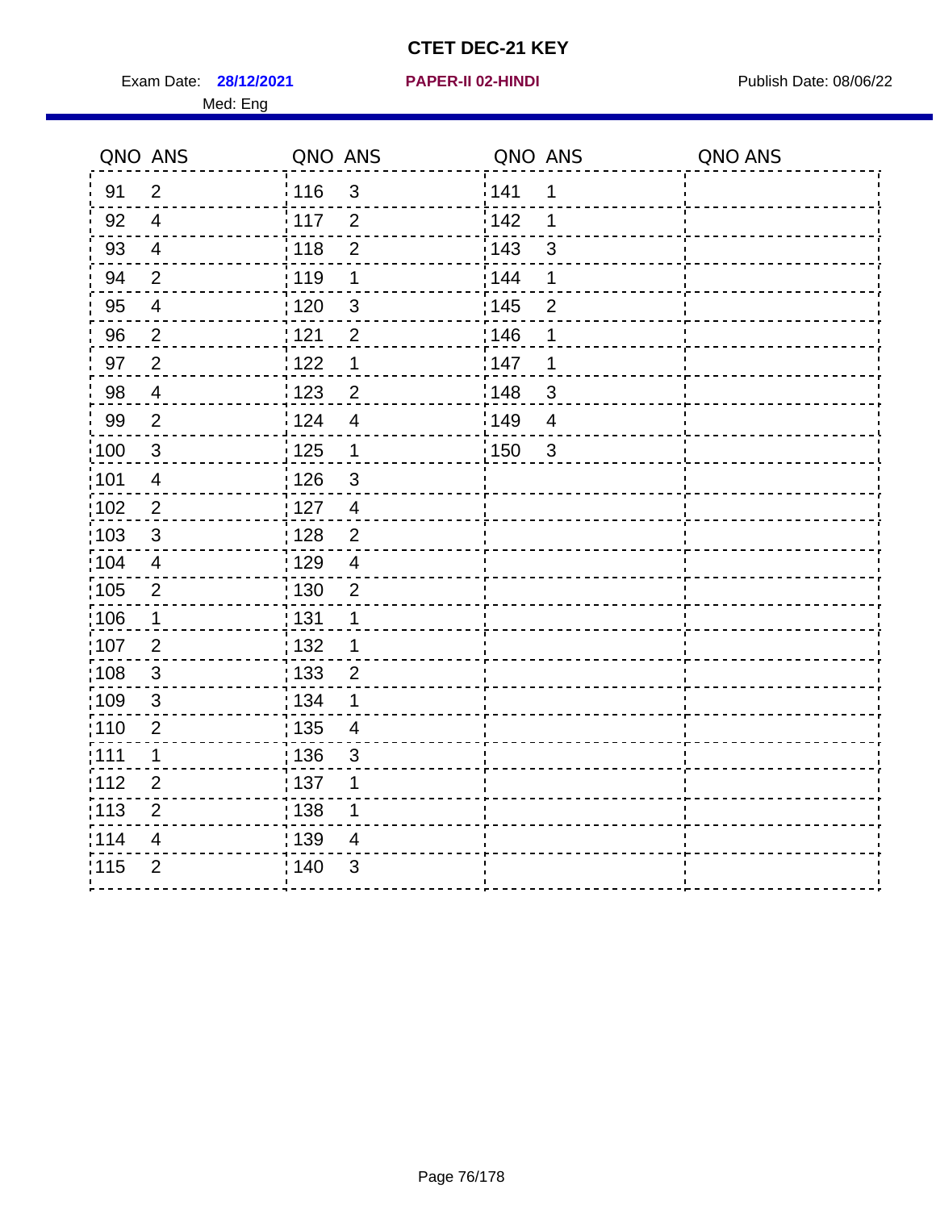# CTET DEC-21 KEY

Exam Date: **28/12/2021** **PAPER-II 02-HINDI** Publish Date: 08/06/22

Med: Eng

| QNO | ANS | QNO | ANS | QNO | ANS | QNO | ANS |
|---|---|---|---|---|---|---|---|
| 91 | 2 | 116 | 3 | 141 | 1 | | |
| 92 | 4 | 117 | 2 | 142 | 1 | | |
| 93 | 4 | 118 | 2 | 143 | 3 | | |
| 94 | 2 | 119 | 1 | 144 | 1 | | |
| 95 | 4 | 120 | 3 | 145 | 2 | | |
| 96 | 2 | 121 | 2 | 146 | 1 | | |
| 97 | 2 | 122 | 1 | 147 | 1 | | |
| 98 | 4 | 123 | 2 | 148 | 3 | | |
| 99 | 2 | 124 | 4 | 149 | 4 | | |
| 100 | 3 | 125 | 1 | 150 | 3 | | |
| 101 | 4 | 126 | 3 | | | | |
| 102 | 2 | 127 | 4 | | | | |
| 103 | 3 | 128 | 2 | | | | |
| 104 | 4 | 129 | 4 | | | | |
| 105 | 2 | 130 | 2 | | | | |
| 106 | 1 | 131 | 1 | | | | |
| 107 | 2 | 132 | 1 | | | | |
| 108 | 3 | 133 | 2 | | | | |
| 109 | 3 | 134 | 1 | | | | |
| 110 | 2 | 135 | 4 | | | | |
| 111 | 1 | 136 | 3 | | | | |
| 112 | 2 | 137 | 1 | | | | |
| 113 | 2 | 138 | 1 | | | | |
| 114 | 4 | 139 | 4 | | | | |
| 115 | 2 | 140 | 3 | | | | |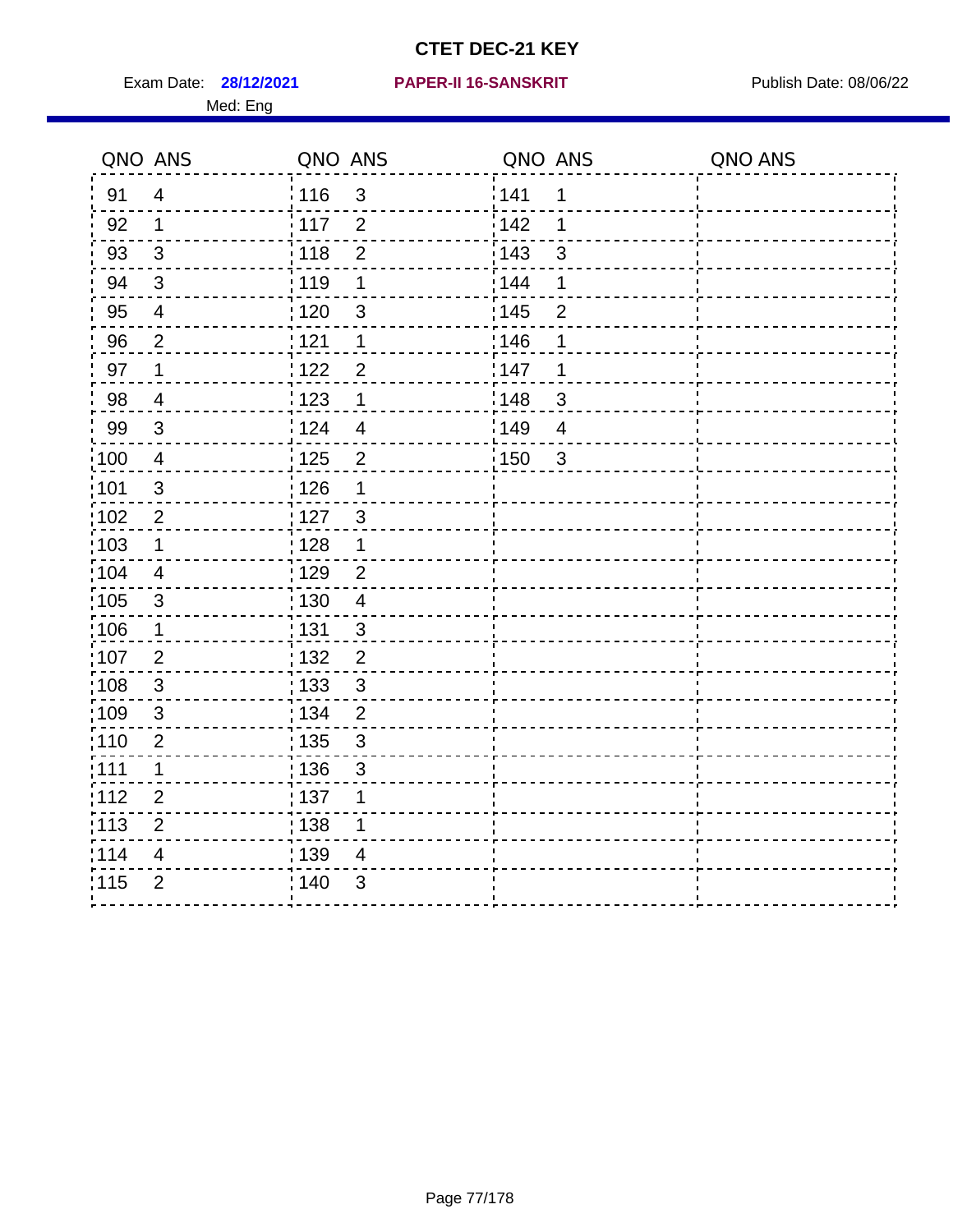# CTET DEC-21 KEY

Exam Date: **28/12/2021** **PAPER-II 16-SANSKRIT** Publish Date: 08/06/22

Med: Eng

| QNO | ANS | QNO | ANS | QNO | ANS | QNO | ANS |
|---|---|---|---|---|---|---|---|
| 91 | 4 | 116 | 3 | 141 | 1 | | |
| 92 | 1 | 117 | 2 | 142 | 1 | | |
| 93 | 3 | 118 | 2 | 143 | 3 | | |
| 94 | 3 | 119 | 1 | 144 | 1 | | |
| 95 | 4 | 120 | 3 | 145 | 2 | | |
| 96 | 2 | 121 | 1 | 146 | 1 | | |
| 97 | 1 | 122 | 2 | 147 | 1 | | |
| 98 | 4 | 123 | 1 | 148 | 3 | | |
| 99 | 3 | 124 | 4 | 149 | 4 | | |
| 100 | 4 | 125 | 2 | 150 | 3 | | |
| 101 | 3 | 126 | 1 | | | | |
| 102 | 2 | 127 | 3 | | | | |
| 103 | 1 | 128 | 1 | | | | |
| 104 | 4 | 129 | 2 | | | | |
| 105 | 3 | 130 | 4 | | | | |
| 106 | 1 | 131 | 3 | | | | |
| 107 | 2 | 132 | 2 | | | | |
| 108 | 3 | 133 | 3 | | | | |
| 109 | 3 | 134 | 2 | | | | |
| 110 | 2 | 135 | 3 | | | | |
| 111 | 1 | 136 | 3 | | | | |
| 112 | 2 | 137 | 1 | | | | |
| 113 | 2 | 138 | 1 | | | | |
| 114 | 4 | 139 | 4 | | | | |
| 115 | 2 | 140 | 3 | | | | |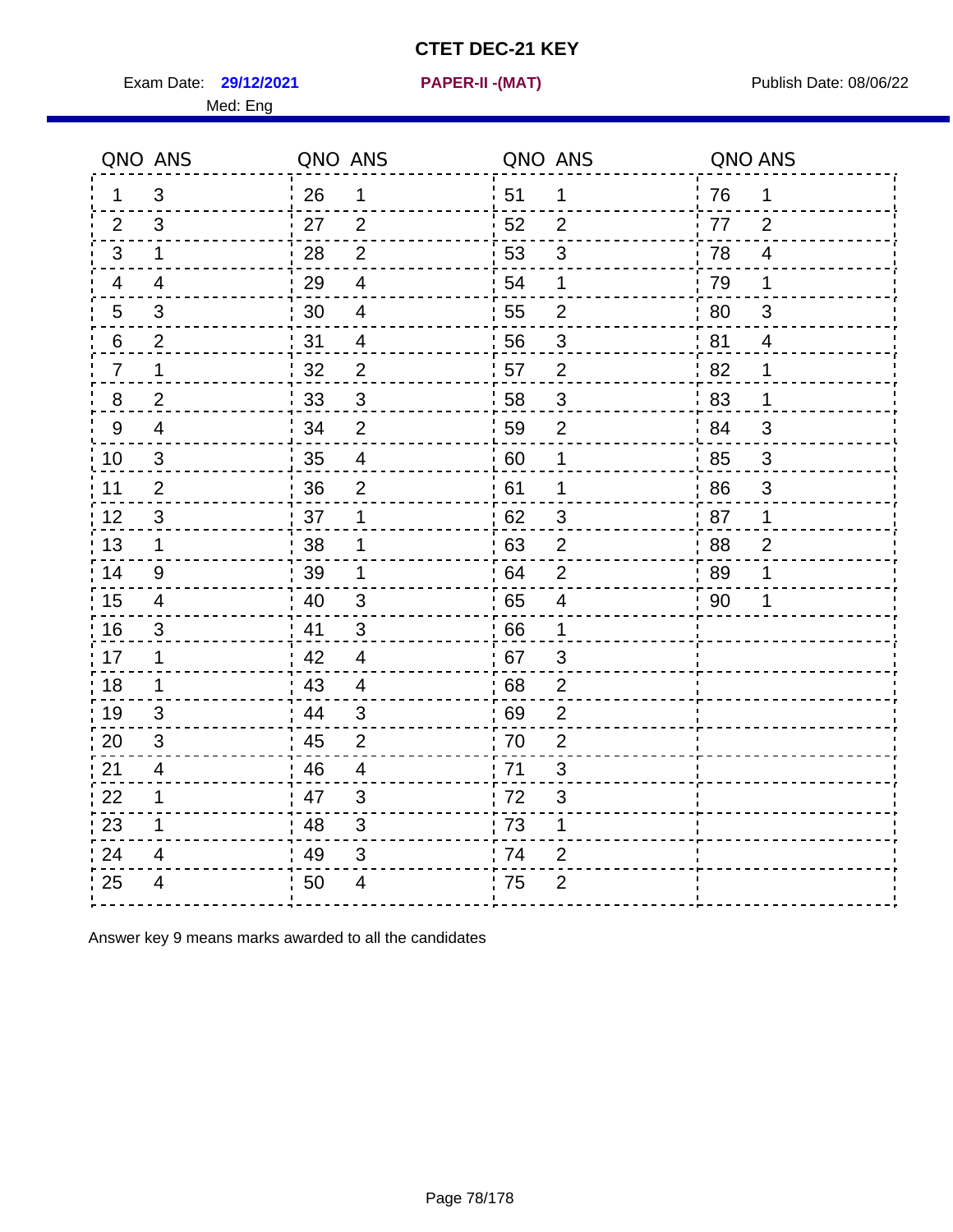# CTET DEC-21 KEY

Exam Date: **29/12/2021** **PAPER-II -(MAT)** Publish Date: 08/06/22

Med: Eng

| QNO | ANS | QNO | ANS | QNO | ANS | QNO | ANS |
|---|---|---|---|---|---|---|---|
| 1 | 3 | 26 | 1 | 51 | 1 | 76 | 1 |
| 2 | 3 | 27 | 2 | 52 | 2 | 77 | 2 |
| 3 | 1 | 28 | 2 | 53 | 3 | 78 | 4 |
| 4 | 4 | 29 | 4 | 54 | 1 | 79 | 1 |
| 5 | 3 | 30 | 4 | 55 | 2 | 80 | 3 |
| 6 | 2 | 31 | 4 | 56 | 3 | 81 | 4 |
| 7 | 1 | 32 | 2 | 57 | 2 | 82 | 1 |
| 8 | 2 | 33 | 3 | 58 | 3 | 83 | 1 |
| 9 | 4 | 34 | 2 | 59 | 2 | 84 | 3 |
| 10 | 3 | 35 | 4 | 60 | 1 | 85 | 3 |
| 11 | 2 | 36 | 2 | 61 | 1 | 86 | 3 |
| 12 | 3 | 37 | 1 | 62 | 3 | 87 | 1 |
| 13 | 1 | 38 | 1 | 63 | 2 | 88 | 2 |
| 14 | 9 | 39 | 1 | 64 | 2 | 89 | 1 |
| 15 | 4 | 40 | 3 | 65 | 4 | 90 | 1 |
| 16 | 3 | 41 | 3 | 66 | 1 | | |
| 17 | 1 | 42 | 4 | 67 | 3 | | |
| 18 | 1 | 43 | 4 | 68 | 2 | | |
| 19 | 3 | 44 | 3 | 69 | 2 | | |
| 20 | 3 | 45 | 2 | 70 | 2 | | |
| 21 | 4 | 46 | 4 | 71 | 3 | | |
| 22 | 1 | 47 | 3 | 72 | 3 | | |
| 23 | 1 | 48 | 3 | 73 | 1 | | |
| 24 | 4 | 49 | 3 | 74 | 2 | | |
| 25 | 4 | 50 | 4 | 75 | 2 | | |

Answer key 9 means marks awarded to all the candidates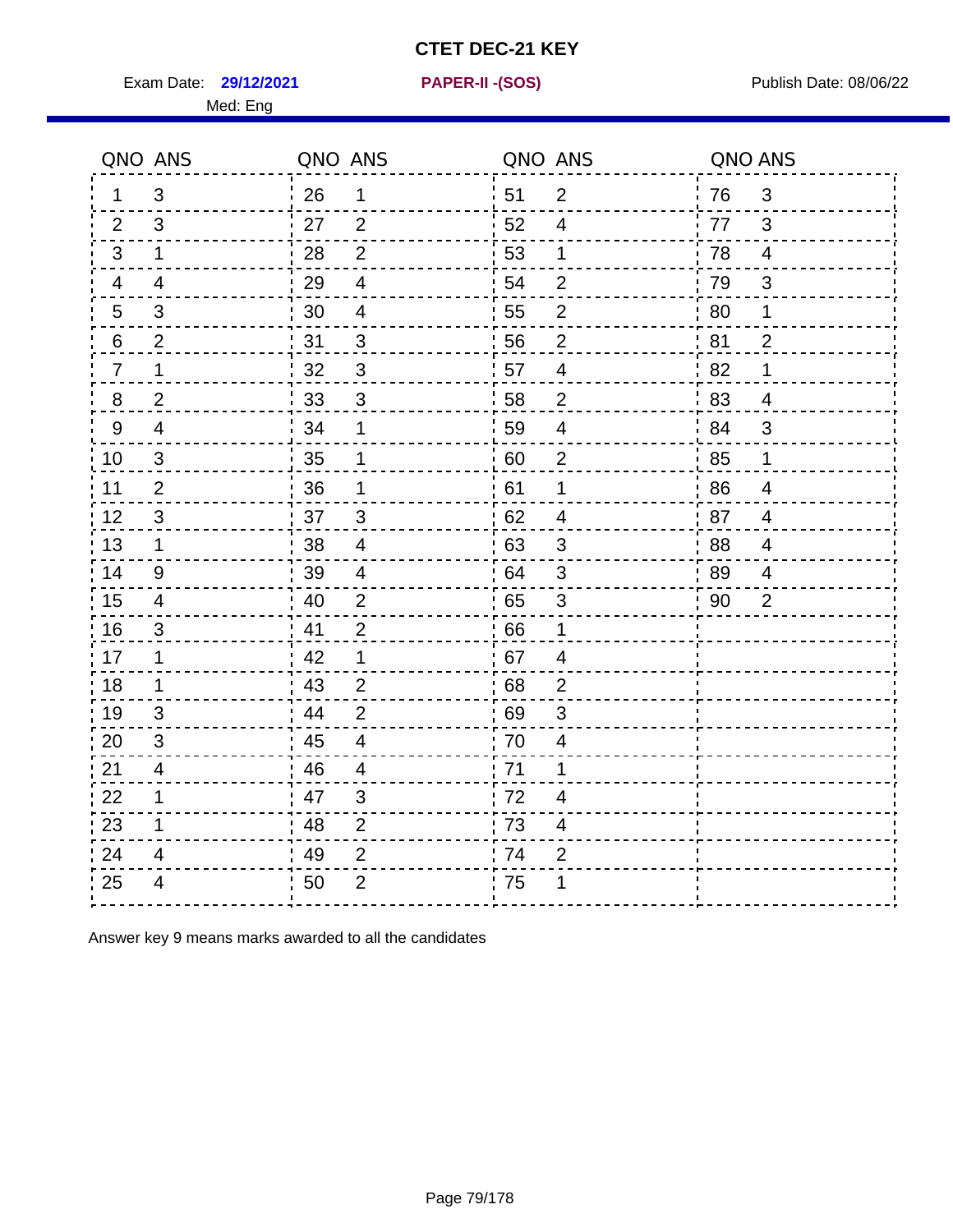# CTET DEC-21 KEY

Exam Date: **29/12/2021** **PAPER-II -(SOS)** Publish Date: 08/06/22

Med: Eng

| QNO | ANS | QNO | ANS | QNO | ANS | QNO | ANS |
|---|---|---|---|---|---|---|---|
| 1 | 3 | 26 | 1 | 51 | 2 | 76 | 3 |
| 2 | 3 | 27 | 2 | 52 | 4 | 77 | 3 |
| 3 | 1 | 28 | 2 | 53 | 1 | 78 | 4 |
| 4 | 4 | 29 | 4 | 54 | 2 | 79 | 3 |
| 5 | 3 | 30 | 4 | 55 | 2 | 80 | 1 |
| 6 | 2 | 31 | 3 | 56 | 2 | 81 | 2 |
| 7 | 1 | 32 | 3 | 57 | 4 | 82 | 1 |
| 8 | 2 | 33 | 3 | 58 | 2 | 83 | 4 |
| 9 | 4 | 34 | 1 | 59 | 4 | 84 | 3 |
| 10 | 3 | 35 | 1 | 60 | 2 | 85 | 1 |
| 11 | 2 | 36 | 1 | 61 | 1 | 86 | 4 |
| 12 | 3 | 37 | 3 | 62 | 4 | 87 | 4 |
| 13 | 1 | 38 | 4 | 63 | 3 | 88 | 4 |
| 14 | 9 | 39 | 4 | 64 | 3 | 89 | 4 |
| 15 | 4 | 40 | 2 | 65 | 3 | 90 | 2 |
| 16 | 3 | 41 | 2 | 66 | 1 | | |
| 17 | 1 | 42 | 1 | 67 | 4 | | |
| 18 | 1 | 43 | 2 | 68 | 2 | | |
| 19 | 3 | 44 | 2 | 69 | 3 | | |
| 20 | 3 | 45 | 4 | 70 | 4 | | |
| 21 | 4 | 46 | 4 | 71 | 1 | | |
| 22 | 1 | 47 | 3 | 72 | 4 | | |
| 23 | 1 | 48 | 2 | 73 | 4 | | |
| 24 | 4 | 49 | 2 | 74 | 2 | | |
| 25 | 4 | 50 | 2 | 75 | 1 | | |

Answer key 9 means marks awarded to all the candidates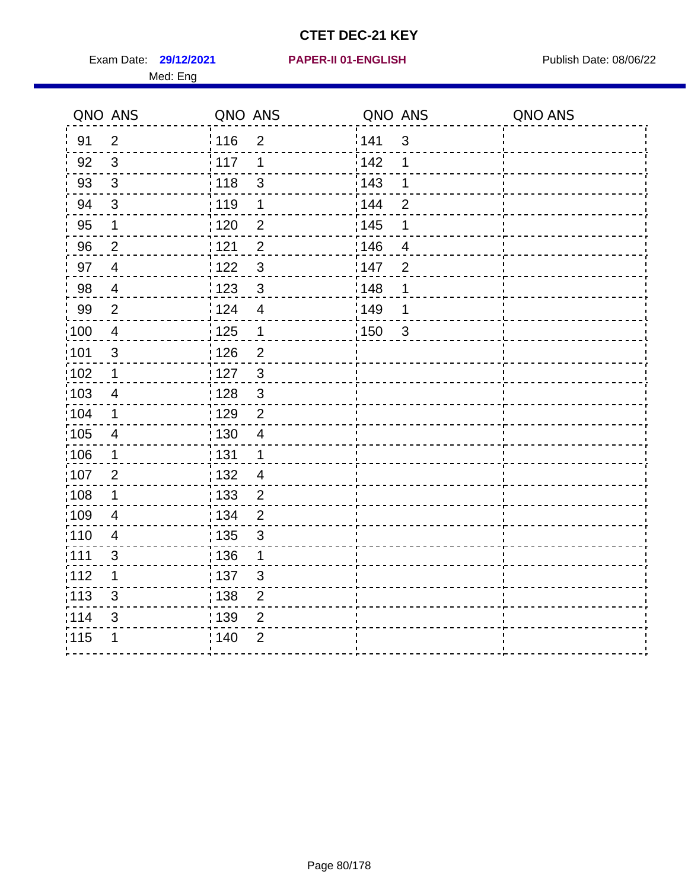# CTET DEC-21 KEY

Exam Date: **29/12/2021** **PAPER-II 01-ENGLISH** Publish Date: 08/06/22

Med: Eng

| QNO | ANS | QNO | ANS | QNO | ANS | QNO | ANS |
|---|---|---|---|---|---|---|---|
| 91 | 2 | 116 | 2 | 141 | 3 | | |
| 92 | 3 | 117 | 1 | 142 | 1 | | |
| 93 | 3 | 118 | 3 | 143 | 1 | | |
| 94 | 3 | 119 | 1 | 144 | 2 | | |
| 95 | 1 | 120 | 2 | 145 | 1 | | |
| 96 | 2 | 121 | 2 | 146 | 4 | | |
| 97 | 4 | 122 | 3 | 147 | 2 | | |
| 98 | 4 | 123 | 3 | 148 | 1 | | |
| 99 | 2 | 124 | 4 | 149 | 1 | | |
| 100 | 4 | 125 | 1 | 150 | 3 | | |
| 101 | 3 | 126 | 2 | | | | |
| 102 | 1 | 127 | 3 | | | | |
| 103 | 4 | 128 | 3 | | | | |
| 104 | 1 | 129 | 2 | | | | |
| 105 | 4 | 130 | 4 | | | | |
| 106 | 1 | 131 | 1 | | | | |
| 107 | 2 | 132 | 4 | | | | |
| 108 | 1 | 133 | 2 | | | | |
| 109 | 4 | 134 | 2 | | | | |
| 110 | 4 | 135 | 3 | | | | |
| 111 | 3 | 136 | 1 | | | | |
| 112 | 1 | 137 | 3 | | | | |
| 113 | 3 | 138 | 2 | | | | |
| 114 | 3 | 139 | 2 | | | | |
| 115 | 1 | 140 | 2 | | | | |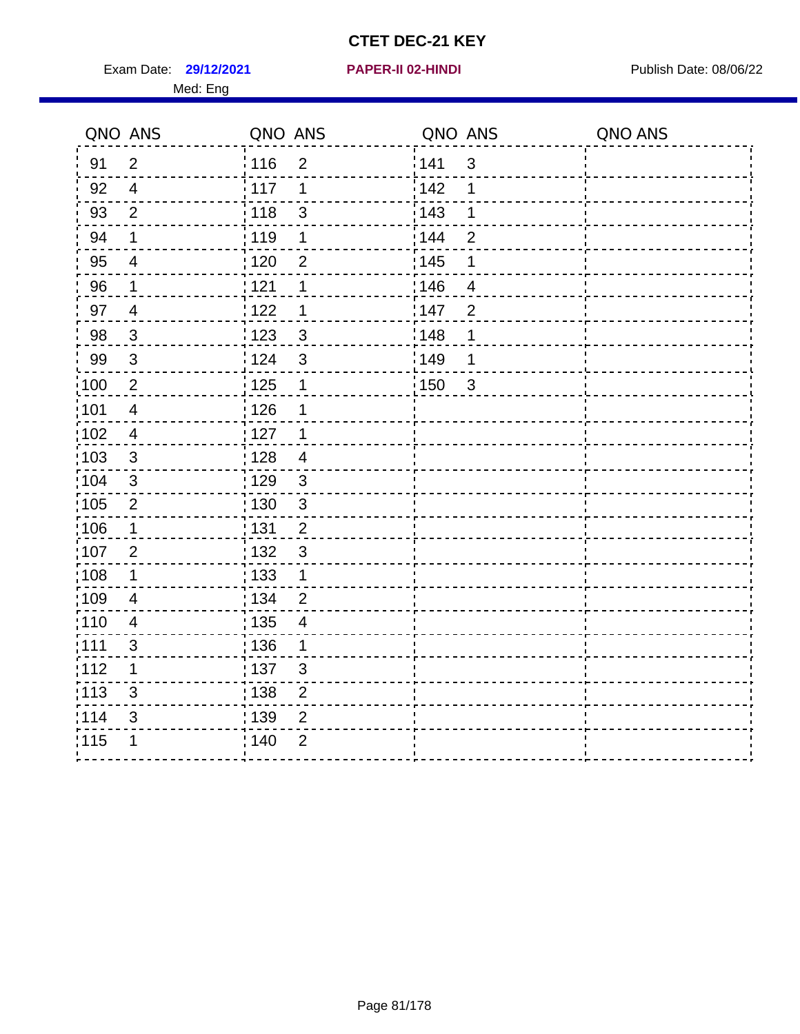# CTET DEC-21 KEY

Exam Date: **29/12/2021** | **PAPER-II 02-HINDI** | Publish Date: 08/06/22

Med: Eng

| QNO | ANS | QNO | ANS | QNO | ANS | QNO | ANS |
|---|---|---|---|---|---|---|---|
| 91 | 2 | 116 | 2 | 141 | 3 | | |
| 92 | 4 | 117 | 1 | 142 | 1 | | |
| 93 | 2 | 118 | 3 | 143 | 1 | | |
| 94 | 1 | 119 | 1 | 144 | 2 | | |
| 95 | 4 | 120 | 2 | 145 | 1 | | |
| 96 | 1 | 121 | 1 | 146 | 4 | | |
| 97 | 4 | 122 | 1 | 147 | 2 | | |
| 98 | 3 | 123 | 3 | 148 | 1 | | |
| 99 | 3 | 124 | 3 | 149 | 1 | | |
| 100 | 2 | 125 | 1 | 150 | 3 | | |
| 101 | 4 | 126 | 1 | | | | |
| 102 | 4 | 127 | 1 | | | | |
| 103 | 3 | 128 | 4 | | | | |
| 104 | 3 | 129 | 3 | | | | |
| 105 | 2 | 130 | 3 | | | | |
| 106 | 1 | 131 | 2 | | | | |
| 107 | 2 | 132 | 3 | | | | |
| 108 | 1 | 133 | 1 | | | | |
| 109 | 4 | 134 | 2 | | | | |
| 110 | 4 | 135 | 4 | | | | |
| 111 | 3 | 136 | 1 | | | | |
| 112 | 1 | 137 | 3 | | | | |
| 113 | 3 | 138 | 2 | | | | |
| 114 | 3 | 139 | 2 | | | | |
| 115 | 1 | 140 | 2 | | | | |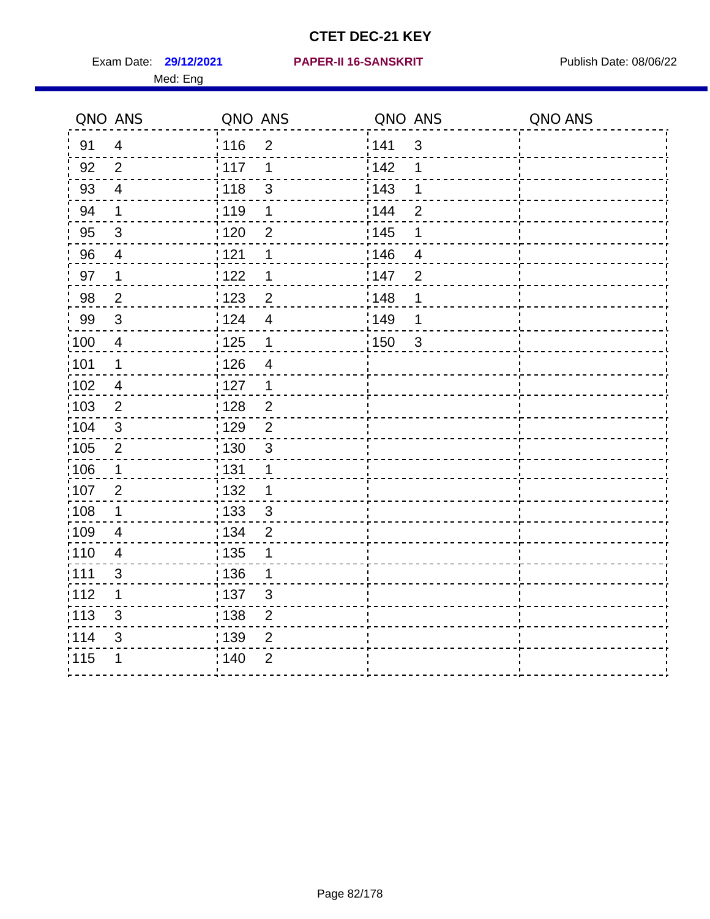# CTET DEC-21 KEY

Exam Date: **29/12/2021** **PAPER-II 16-SANSKRIT** Publish Date: 08/06/22

Med: Eng

| QNO | ANS | QNO | ANS | QNO | ANS | QNO | ANS |
|---|---|---|---|---|---|---|---|
| 91 | 4 | 116 | 2 | 141 | 3 | | |
| 92 | 2 | 117 | 1 | 142 | 1 | | |
| 93 | 4 | 118 | 3 | 143 | 1 | | |
| 94 | 1 | 119 | 1 | 144 | 2 | | |
| 95 | 3 | 120 | 2 | 145 | 1 | | |
| 96 | 4 | 121 | 1 | 146 | 4 | | |
| 97 | 1 | 122 | 1 | 147 | 2 | | |
| 98 | 2 | 123 | 2 | 148 | 1 | | |
| 99 | 3 | 124 | 4 | 149 | 1 | | |
| 100 | 4 | 125 | 1 | 150 | 3 | | |
| 101 | 1 | 126 | 4 | | | | |
| 102 | 4 | 127 | 1 | | | | |
| 103 | 2 | 128 | 2 | | | | |
| 104 | 3 | 129 | 2 | | | | |
| 105 | 2 | 130 | 3 | | | | |
| 106 | 1 | 131 | 1 | | | | |
| 107 | 2 | 132 | 1 | | | | |
| 108 | 1 | 133 | 3 | | | | |
| 109 | 4 | 134 | 2 | | | | |
| 110 | 4 | 135 | 1 | | | | |
| 111 | 3 | 136 | 1 | | | | |
| 112 | 1 | 137 | 3 | | | | |
| 113 | 3 | 138 | 2 | | | | |
| 114 | 3 | 139 | 2 | | | | |
| 115 | 1 | 140 | 2 | | | | |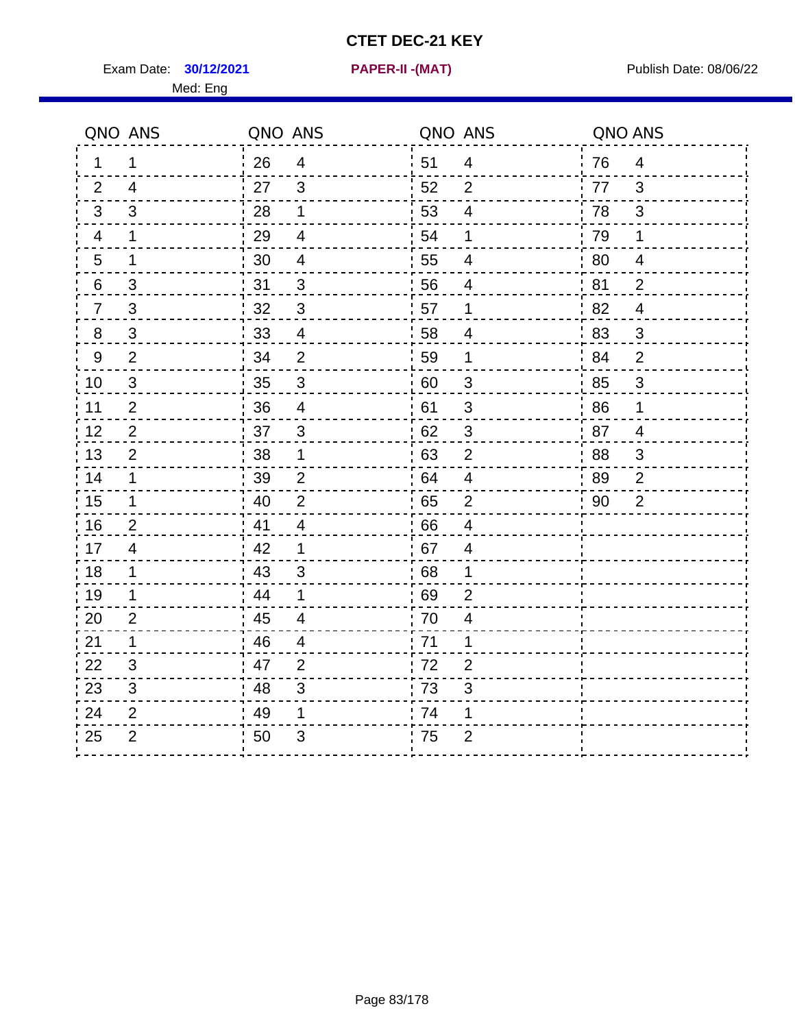# CTET DEC-21 KEY

Exam Date: **30/12/2021** **PAPER-II -(MAT)** Publish Date: 08/06/22

Med: Eng

| QNO | ANS | QNO | ANS | QNO | ANS | QNO | ANS |
|---|---|---|---|---|---|---|---|
| 1 | 1 | 26 | 4 | 51 | 4 | 76 | 4 |
| 2 | 4 | 27 | 3 | 52 | 2 | 77 | 3 |
| 3 | 3 | 28 | 1 | 53 | 4 | 78 | 3 |
| 4 | 1 | 29 | 4 | 54 | 1 | 79 | 1 |
| 5 | 1 | 30 | 4 | 55 | 4 | 80 | 4 |
| 6 | 3 | 31 | 3 | 56 | 4 | 81 | 2 |
| 7 | 3 | 32 | 3 | 57 | 1 | 82 | 4 |
| 8 | 3 | 33 | 4 | 58 | 4 | 83 | 3 |
| 9 | 2 | 34 | 2 | 59 | 1 | 84 | 2 |
| 10 | 3 | 35 | 3 | 60 | 3 | 85 | 3 |
| 11 | 2 | 36 | 4 | 61 | 3 | 86 | 1 |
| 12 | 2 | 37 | 3 | 62 | 3 | 87 | 4 |
| 13 | 2 | 38 | 1 | 63 | 2 | 88 | 3 |
| 14 | 1 | 39 | 2 | 64 | 4 | 89 | 2 |
| 15 | 1 | 40 | 2 | 65 | 2 | 90 | 2 |
| 16 | 2 | 41 | 4 | 66 | 4 | | |
| 17 | 4 | 42 | 1 | 67 | 4 | | |
| 18 | 1 | 43 | 3 | 68 | 1 | | |
| 19 | 1 | 44 | 1 | 69 | 2 | | |
| 20 | 2 | 45 | 4 | 70 | 4 | | |
| 21 | 1 | 46 | 4 | 71 | 1 | | |
| 22 | 3 | 47 | 2 | 72 | 2 | | |
| 23 | 3 | 48 | 3 | 73 | 3 | | |
| 24 | 2 | 49 | 1 | 74 | 1 | | |
| 25 | 2 | 50 | 3 | 75 | 2 | | |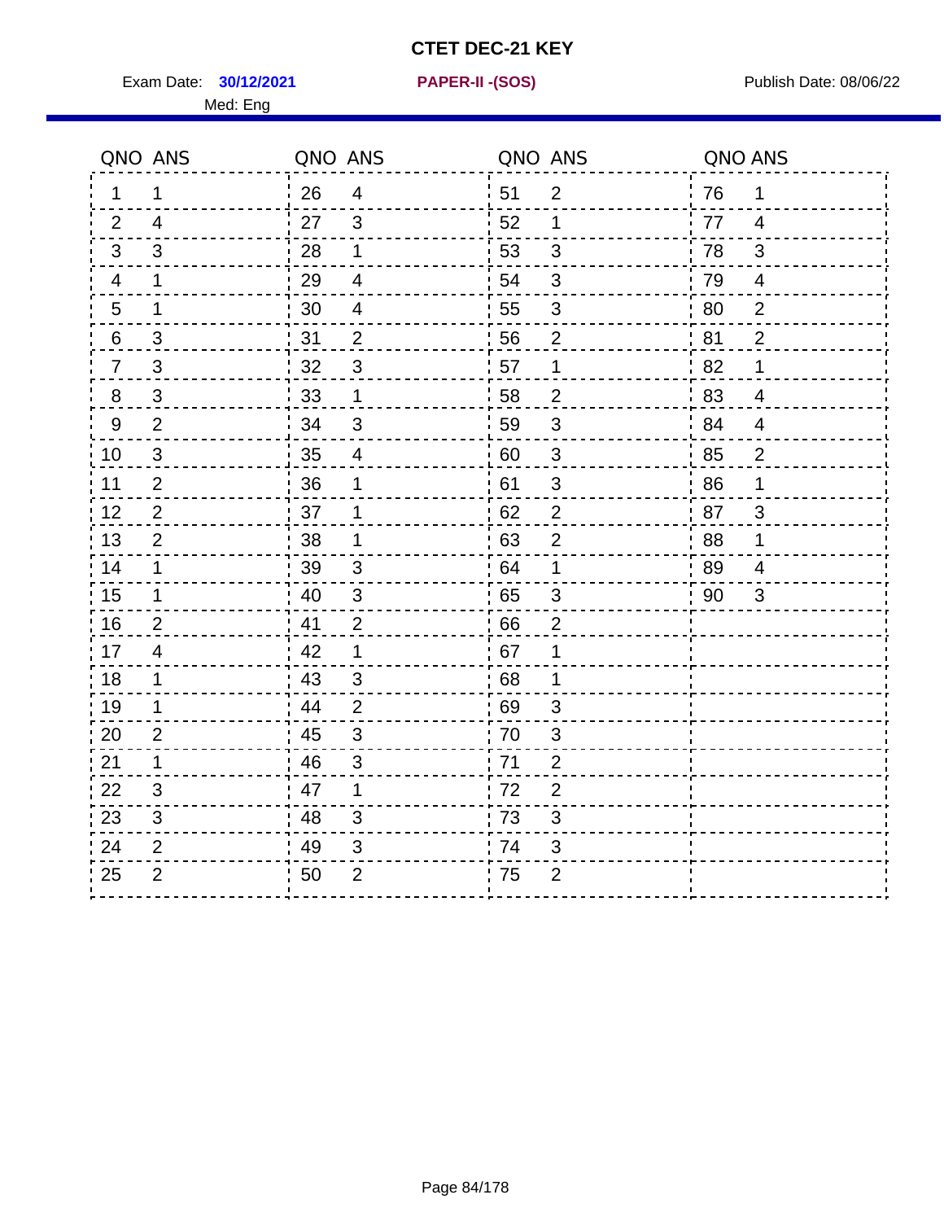# CTET DEC-21 KEY

Exam Date: **30/12/2021** **PAPER-II -(SOS)** Publish Date: 08/06/22

Med: Eng

| QNO | ANS | QNO | ANS | QNO | ANS | QNO | ANS |
|---|---|---|---|---|---|---|---|
| 1 | 1 | 26 | 4 | 51 | 2 | 76 | 1 |
| 2 | 4 | 27 | 3 | 52 | 1 | 77 | 4 |
| 3 | 3 | 28 | 1 | 53 | 3 | 78 | 3 |
| 4 | 1 | 29 | 4 | 54 | 3 | 79 | 4 |
| 5 | 1 | 30 | 4 | 55 | 3 | 80 | 2 |
| 6 | 3 | 31 | 2 | 56 | 2 | 81 | 2 |
| 7 | 3 | 32 | 3 | 57 | 1 | 82 | 1 |
| 8 | 3 | 33 | 1 | 58 | 2 | 83 | 4 |
| 9 | 2 | 34 | 3 | 59 | 3 | 84 | 4 |
| 10 | 3 | 35 | 4 | 60 | 3 | 85 | 2 |
| 11 | 2 | 36 | 1 | 61 | 3 | 86 | 1 |
| 12 | 2 | 37 | 1 | 62 | 2 | 87 | 3 |
| 13 | 2 | 38 | 1 | 63 | 2 | 88 | 1 |
| 14 | 1 | 39 | 3 | 64 | 1 | 89 | 4 |
| 15 | 1 | 40 | 3 | 65 | 3 | 90 | 3 |
| 16 | 2 | 41 | 2 | 66 | 2 | | |
| 17 | 4 | 42 | 1 | 67 | 1 | | |
| 18 | 1 | 43 | 3 | 68 | 1 | | |
| 19 | 1 | 44 | 2 | 69 | 3 | | |
| 20 | 2 | 45 | 3 | 70 | 3 | | |
| 21 | 1 | 46 | 3 | 71 | 2 | | |
| 22 | 3 | 47 | 1 | 72 | 2 | | |
| 23 | 3 | 48 | 3 | 73 | 3 | | |
| 24 | 2 | 49 | 3 | 74 | 3 | | |
| 25 | 2 | 50 | 2 | 75 | 2 | | |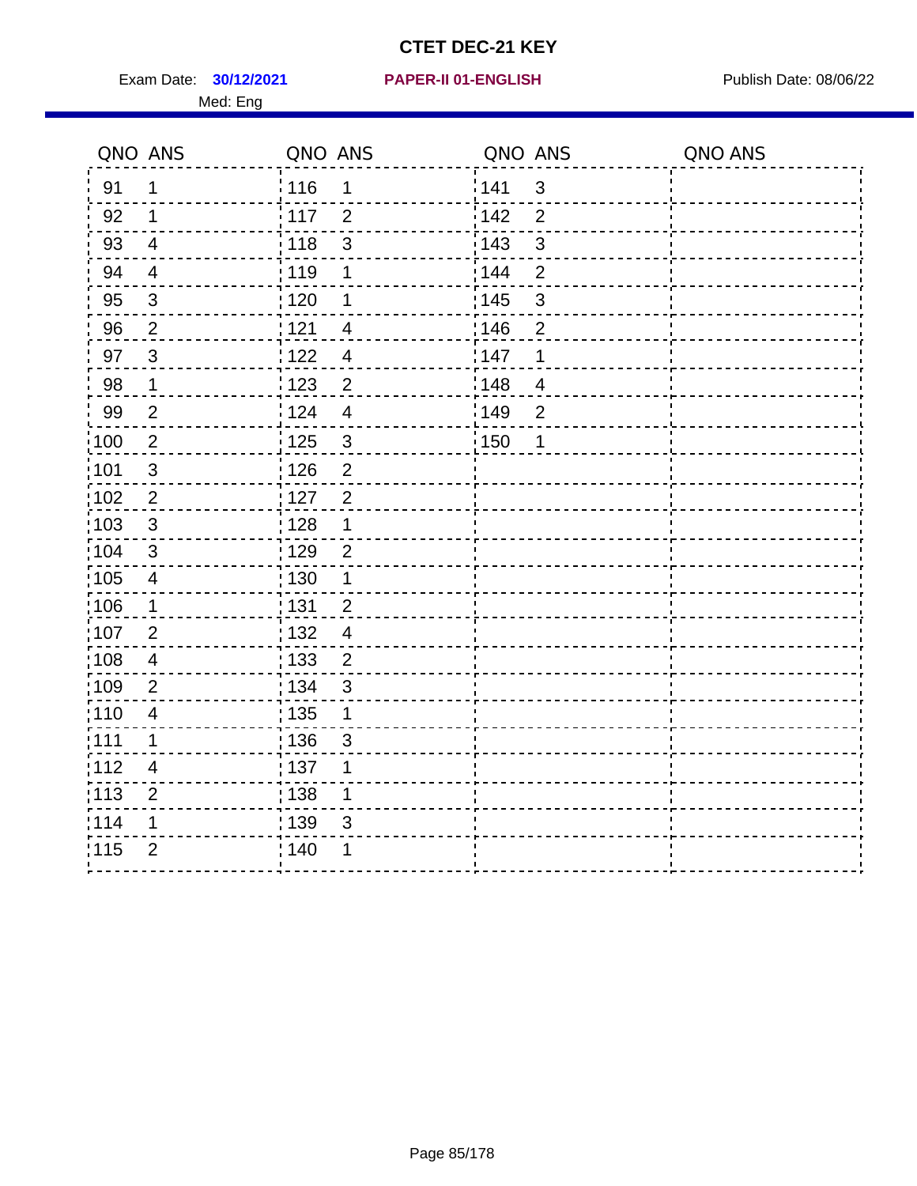# CTET DEC-21 KEY

Exam Date: **30/12/2021** **PAPER-II 01-ENGLISH** Publish Date: 08/06/22

Med: Eng

| QNO | ANS | QNO | ANS | QNO | ANS | QNO | ANS |
|---|---|---|---|---|---|---|---|
| 91 | 1 | 116 | 1 | 141 | 3 | | |
| 92 | 1 | 117 | 2 | 142 | 2 | | |
| 93 | 4 | 118 | 3 | 143 | 3 | | |
| 94 | 4 | 119 | 1 | 144 | 2 | | |
| 95 | 3 | 120 | 1 | 145 | 3 | | |
| 96 | 2 | 121 | 4 | 146 | 2 | | |
| 97 | 3 | 122 | 4 | 147 | 1 | | |
| 98 | 1 | 123 | 2 | 148 | 4 | | |
| 99 | 2 | 124 | 4 | 149 | 2 | | |
| 100 | 2 | 125 | 3 | 150 | 1 | | |
| 101 | 3 | 126 | 2 | | | | |
| 102 | 2 | 127 | 2 | | | | |
| 103 | 3 | 128 | 1 | | | | |
| 104 | 3 | 129 | 2 | | | | |
| 105 | 4 | 130 | 1 | | | | |
| 106 | 1 | 131 | 2 | | | | |
| 107 | 2 | 132 | 4 | | | | |
| 108 | 4 | 133 | 2 | | | | |
| 109 | 2 | 134 | 3 | | | | |
| 110 | 4 | 135 | 1 | | | | |
| 111 | 1 | 136 | 3 | | | | |
| 112 | 4 | 137 | 1 | | | | |
| 113 | 2 | 138 | 1 | | | | |
| 114 | 1 | 139 | 3 | | | | |
| 115 | 2 | 140 | 1 | | | | |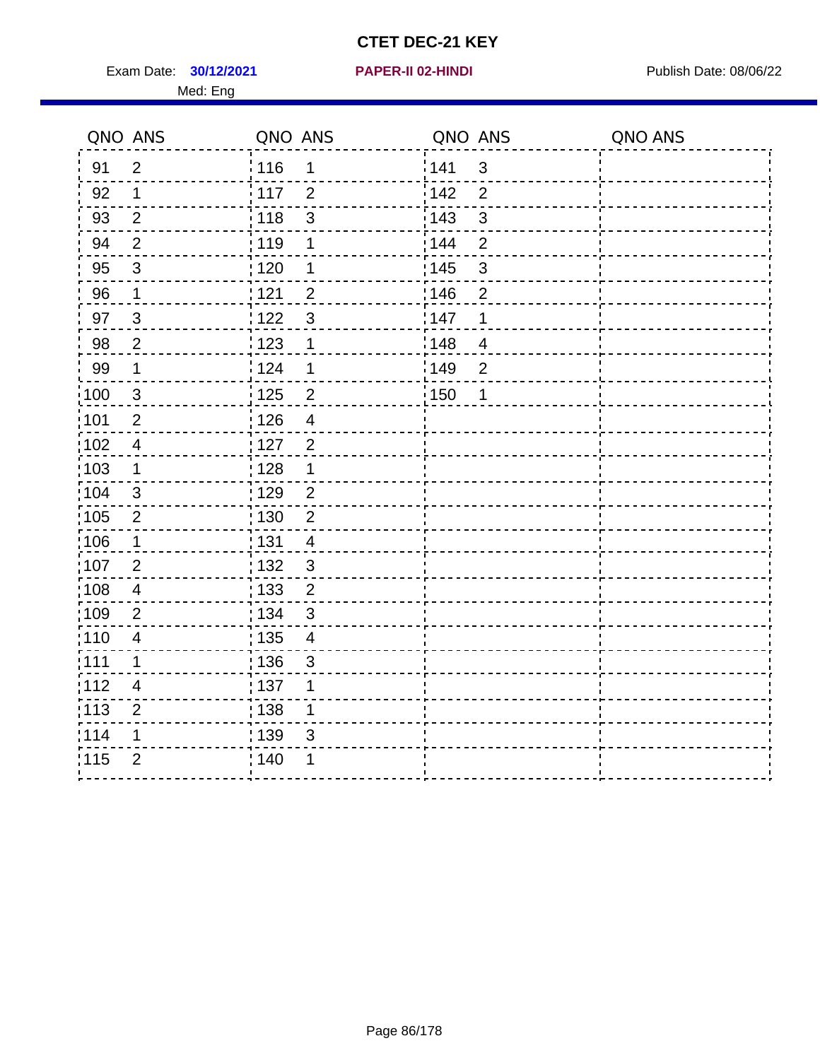# CTET DEC-21 KEY

Exam Date: **30/12/2021** **PAPER-II 02-HINDI** Publish Date: 08/06/22

Med: Eng

| QNO | ANS | QNO | ANS | QNO | ANS | QNO | ANS |
|---|---|---|---|---|---|---|---|
| 91 | 2 | 116 | 1 | 141 | 3 | | |
| 92 | 1 | 117 | 2 | 142 | 2 | | |
| 93 | 2 | 118 | 3 | 143 | 3 | | |
| 94 | 2 | 119 | 1 | 144 | 2 | | |
| 95 | 3 | 120 | 1 | 145 | 3 | | |
| 96 | 1 | 121 | 2 | 146 | 2 | | |
| 97 | 3 | 122 | 3 | 147 | 1 | | |
| 98 | 2 | 123 | 1 | 148 | 4 | | |
| 99 | 1 | 124 | 1 | 149 | 2 | | |
| 100 | 3 | 125 | 2 | 150 | 1 | | |
| 101 | 2 | 126 | 4 | | | | |
| 102 | 4 | 127 | 2 | | | | |
| 103 | 1 | 128 | 1 | | | | |
| 104 | 3 | 129 | 2 | | | | |
| 105 | 2 | 130 | 2 | | | | |
| 106 | 1 | 131 | 4 | | | | |
| 107 | 2 | 132 | 3 | | | | |
| 108 | 4 | 133 | 2 | | | | |
| 109 | 2 | 134 | 3 | | | | |
| 110 | 4 | 135 | 4 | | | | |
| 111 | 1 | 136 | 3 | | | | |
| 112 | 4 | 137 | 1 | | | | |
| 113 | 2 | 138 | 1 | | | | |
| 114 | 1 | 139 | 3 | | | | |
| 115 | 2 | 140 | 1 | | | | |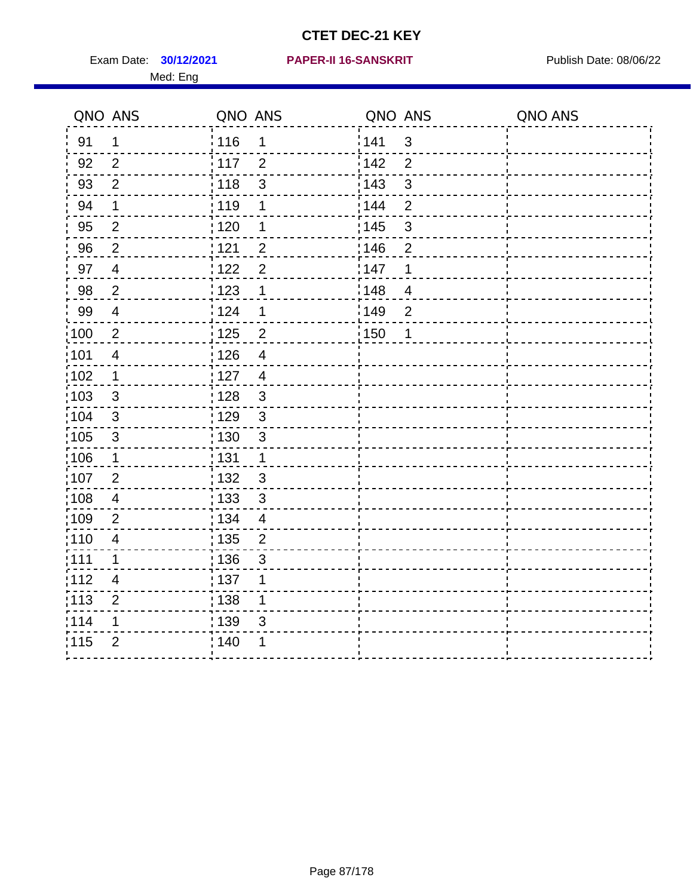# CTET DEC-21 KEY

Exam Date: **30/12/2021** **PAPER-II 16-SANSKRIT** Publish Date: 08/06/22

Med: Eng

| QNO | ANS | QNO | ANS | QNO | ANS | QNO | ANS |
|---|---|---|---|---|---|---|---|
| 91 | 1 | 116 | 1 | 141 | 3 | | |
| 92 | 2 | 117 | 2 | 142 | 2 | | |
| 93 | 2 | 118 | 3 | 143 | 3 | | |
| 94 | 1 | 119 | 1 | 144 | 2 | | |
| 95 | 2 | 120 | 1 | 145 | 3 | | |
| 96 | 2 | 121 | 2 | 146 | 2 | | |
| 97 | 4 | 122 | 2 | 147 | 1 | | |
| 98 | 2 | 123 | 1 | 148 | 4 | | |
| 99 | 4 | 124 | 1 | 149 | 2 | | |
| 100 | 2 | 125 | 2 | 150 | 1 | | |
| 101 | 4 | 126 | 4 | | | | |
| 102 | 1 | 127 | 4 | | | | |
| 103 | 3 | 128 | 3 | | | | |
| 104 | 3 | 129 | 3 | | | | |
| 105 | 3 | 130 | 3 | | | | |
| 106 | 1 | 131 | 1 | | | | |
| 107 | 2 | 132 | 3 | | | | |
| 108 | 4 | 133 | 3 | | | | |
| 109 | 2 | 134 | 4 | | | | |
| 110 | 4 | 135 | 2 | | | | |
| 111 | 1 | 136 | 3 | | | | |
| 112 | 4 | 137 | 1 | | | | |
| 113 | 2 | 138 | 1 | | | | |
| 114 | 1 | 139 | 3 | | | | |
| 115 | 2 | 140 | 1 | | | | |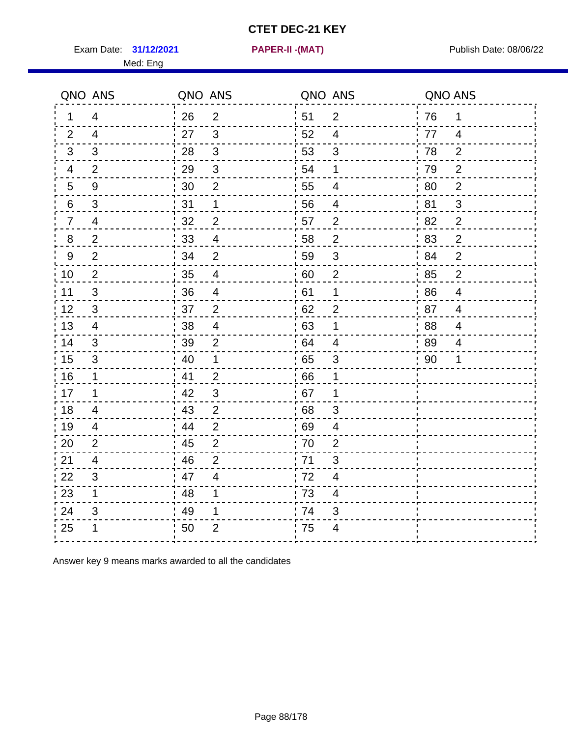# CTET DEC-21 KEY

Exam Date: **31/12/2021** **PAPER-II -(MAT)** Publish Date: 08/06/22

Med: Eng

| QNO | ANS | QNO | ANS | QNO | ANS | QNO | ANS |
|---|---|---|---|---|---|---|---|
| 1 | 4 | 26 | 2 | 51 | 2 | 76 | 1 |
| 2 | 4 | 27 | 3 | 52 | 4 | 77 | 4 |
| 3 | 3 | 28 | 3 | 53 | 3 | 78 | 2 |
| 4 | 2 | 29 | 3 | 54 | 1 | 79 | 2 |
| 5 | 9 | 30 | 2 | 55 | 4 | 80 | 2 |
| 6 | 3 | 31 | 1 | 56 | 4 | 81 | 3 |
| 7 | 4 | 32 | 2 | 57 | 2 | 82 | 2 |
| 8 | 2 | 33 | 4 | 58 | 2 | 83 | 2 |
| 9 | 2 | 34 | 2 | 59 | 3 | 84 | 2 |
| 10 | 2 | 35 | 4 | 60 | 2 | 85 | 2 |
| 11 | 3 | 36 | 4 | 61 | 1 | 86 | 4 |
| 12 | 3 | 37 | 2 | 62 | 2 | 87 | 4 |
| 13 | 4 | 38 | 4 | 63 | 1 | 88 | 4 |
| 14 | 3 | 39 | 2 | 64 | 4 | 89 | 4 |
| 15 | 3 | 40 | 1 | 65 | 3 | 90 | 1 |
| 16 | 1 | 41 | 2 | 66 | 1 | | |
| 17 | 1 | 42 | 3 | 67 | 1 | | |
| 18 | 4 | 43 | 2 | 68 | 3 | | |
| 19 | 4 | 44 | 2 | 69 | 4 | | |
| 20 | 2 | 45 | 2 | 70 | 2 | | |
| 21 | 4 | 46 | 2 | 71 | 3 | | |
| 22 | 3 | 47 | 4 | 72 | 4 | | |
| 23 | 1 | 48 | 1 | 73 | 4 | | |
| 24 | 3 | 49 | 1 | 74 | 3 | | |
| 25 | 1 | 50 | 2 | 75 | 4 | | |

Answer key 9 means marks awarded to all the candidates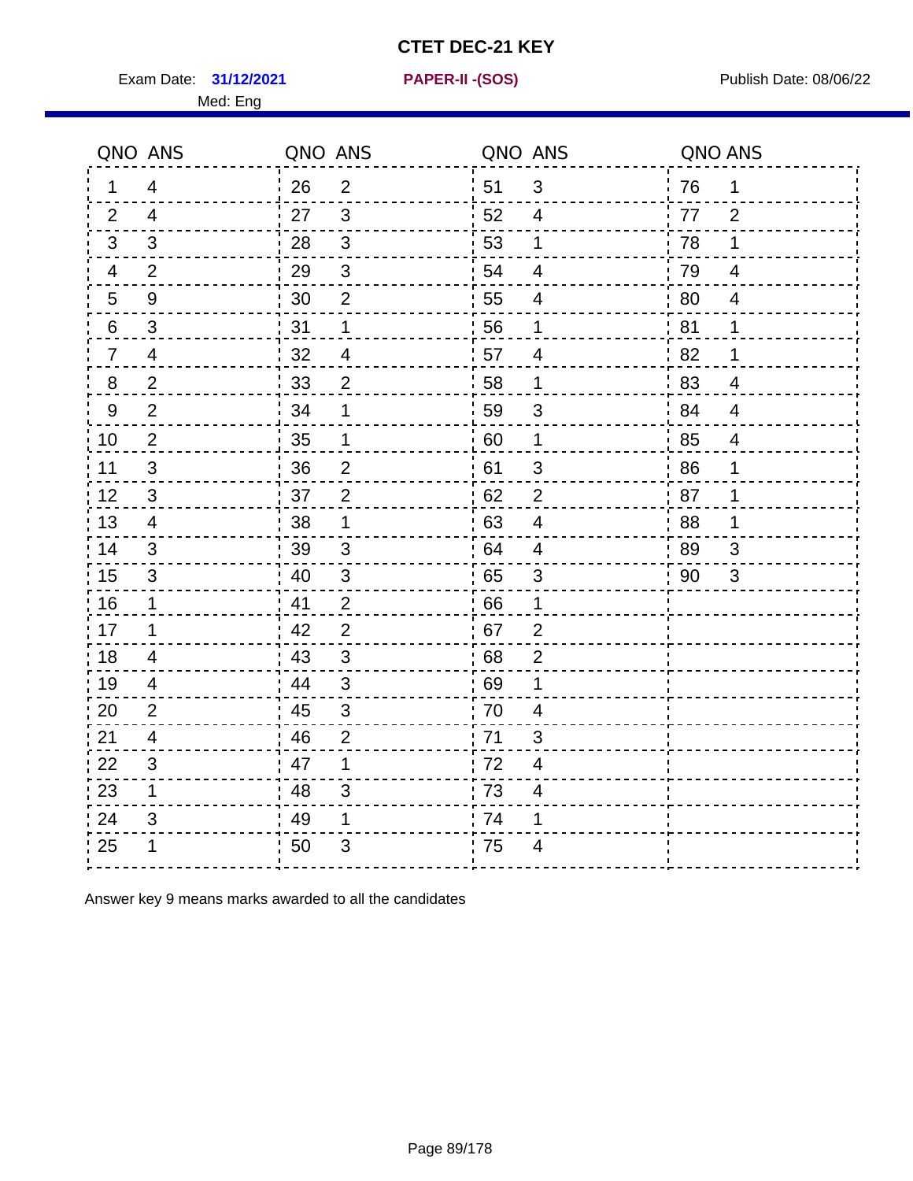# CTET DEC-21 KEY

Exam Date: **31/12/2021** **PAPER-II -(SOS)** Publish Date: 08/06/22

Med: Eng

| QNO | ANS | QNO | ANS | QNO | ANS | QNO | ANS |
|---|---|---|---|---|---|---|---|
| 1 | 4 | 26 | 2 | 51 | 3 | 76 | 1 |
| 2 | 4 | 27 | 3 | 52 | 4 | 77 | 2 |
| 3 | 3 | 28 | 3 | 53 | 1 | 78 | 1 |
| 4 | 2 | 29 | 3 | 54 | 4 | 79 | 4 |
| 5 | 9 | 30 | 2 | 55 | 4 | 80 | 4 |
| 6 | 3 | 31 | 1 | 56 | 1 | 81 | 1 |
| 7 | 4 | 32 | 4 | 57 | 4 | 82 | 1 |
| 8 | 2 | 33 | 2 | 58 | 1 | 83 | 4 |
| 9 | 2 | 34 | 1 | 59 | 3 | 84 | 4 |
| 10 | 2 | 35 | 1 | 60 | 1 | 85 | 4 |
| 11 | 3 | 36 | 2 | 61 | 3 | 86 | 1 |
| 12 | 3 | 37 | 2 | 62 | 2 | 87 | 1 |
| 13 | 4 | 38 | 1 | 63 | 4 | 88 | 1 |
| 14 | 3 | 39 | 3 | 64 | 4 | 89 | 3 |
| 15 | 3 | 40 | 3 | 65 | 3 | 90 | 3 |
| 16 | 1 | 41 | 2 | 66 | 1 | | |
| 17 | 1 | 42 | 2 | 67 | 2 | | |
| 18 | 4 | 43 | 3 | 68 | 2 | | |
| 19 | 4 | 44 | 3 | 69 | 1 | | |
| 20 | 2 | 45 | 3 | 70 | 4 | | |
| 21 | 4 | 46 | 2 | 71 | 3 | | |
| 22 | 3 | 47 | 1 | 72 | 4 | | |
| 23 | 1 | 48 | 3 | 73 | 4 | | |
| 24 | 3 | 49 | 1 | 74 | 1 | | |
| 25 | 1 | 50 | 3 | 75 | 4 | | |

Answer key 9 means marks awarded to all the candidates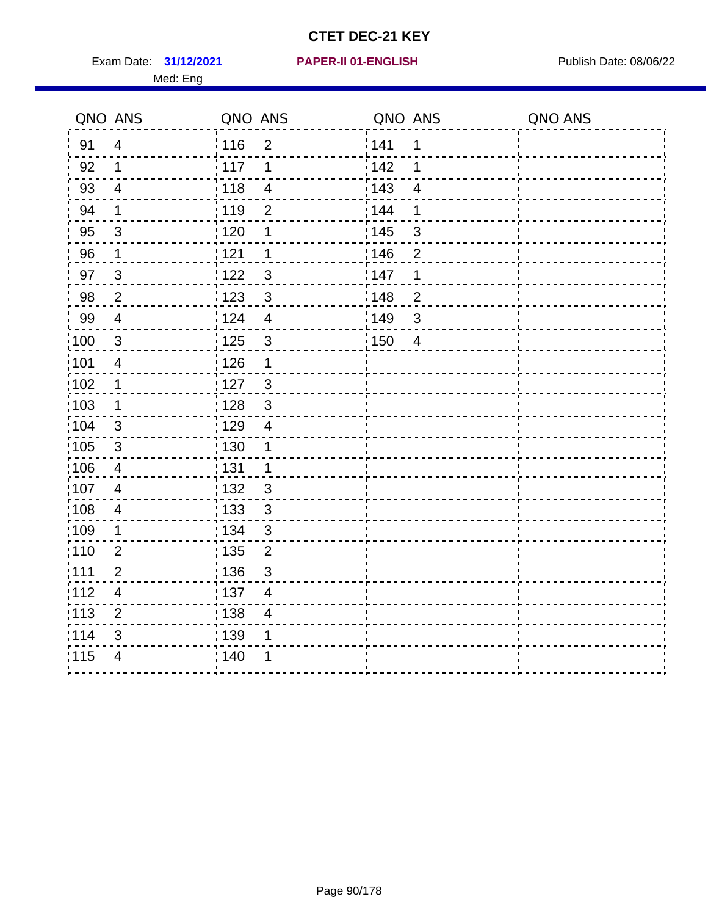# CTET DEC-21 KEY

Exam Date: **31/12/2021** **PAPER-II 01-ENGLISH** Publish Date: 08/06/22

Med: Eng

| QNO | ANS | QNO | ANS | QNO | ANS | QNO | ANS |
|---|---|---|---|---|---|---|---|
| 91 | 4 | 116 | 2 | 141 | 1 | | |
| 92 | 1 | 117 | 1 | 142 | 1 | | |
| 93 | 4 | 118 | 4 | 143 | 4 | | |
| 94 | 1 | 119 | 2 | 144 | 1 | | |
| 95 | 3 | 120 | 1 | 145 | 3 | | |
| 96 | 1 | 121 | 1 | 146 | 2 | | |
| 97 | 3 | 122 | 3 | 147 | 1 | | |
| 98 | 2 | 123 | 3 | 148 | 2 | | |
| 99 | 4 | 124 | 4 | 149 | 3 | | |
| 100 | 3 | 125 | 3 | 150 | 4 | | |
| 101 | 4 | 126 | 1 | | | | |
| 102 | 1 | 127 | 3 | | | | |
| 103 | 1 | 128 | 3 | | | | |
| 104 | 3 | 129 | 4 | | | | |
| 105 | 3 | 130 | 1 | | | | |
| 106 | 4 | 131 | 1 | | | | |
| 107 | 4 | 132 | 3 | | | | |
| 108 | 4 | 133 | 3 | | | | |
| 109 | 1 | 134 | 3 | | | | |
| 110 | 2 | 135 | 2 | | | | |
| 111 | 2 | 136 | 3 | | | | |
| 112 | 4 | 137 | 4 | | | | |
| 113 | 2 | 138 | 4 | | | | |
| 114 | 3 | 139 | 1 | | | | |
| 115 | 4 | 140 | 1 | | | | |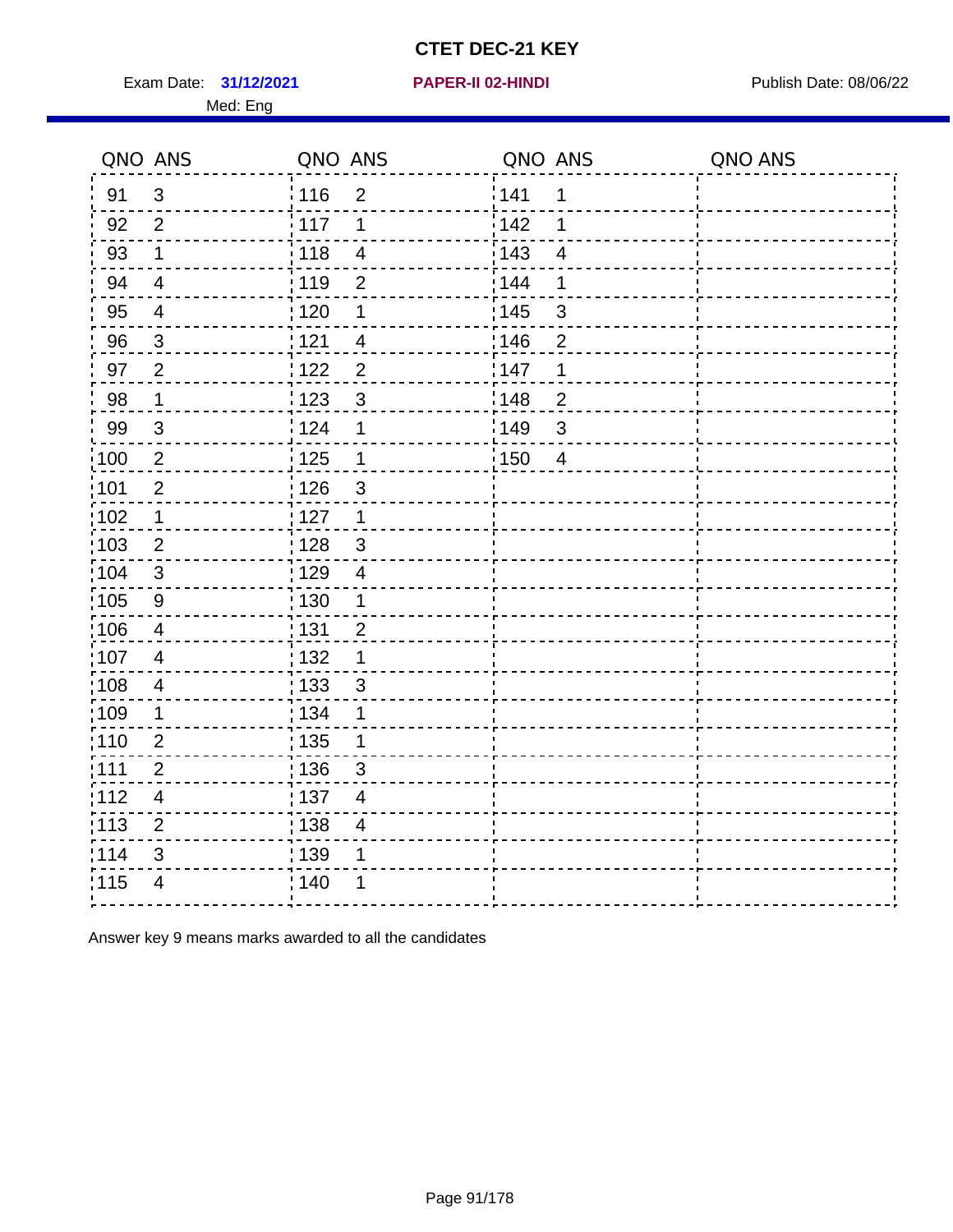# CTET DEC-21 KEY

Exam Date: **31/12/2021** **PAPER-II 02-HINDI** Publish Date: 08/06/22

Med: Eng

| QNO | ANS | QNO | ANS | QNO | ANS | QNO | ANS |
|---|---|---|---|---|---|---|---|
| 91 | 3 | 116 | 2 | 141 | 1 | | |
| 92 | 2 | 117 | 1 | 142 | 1 | | |
| 93 | 1 | 118 | 4 | 143 | 4 | | |
| 94 | 4 | 119 | 2 | 144 | 1 | | |
| 95 | 4 | 120 | 1 | 145 | 3 | | |
| 96 | 3 | 121 | 4 | 146 | 2 | | |
| 97 | 2 | 122 | 2 | 147 | 1 | | |
| 98 | 1 | 123 | 3 | 148 | 2 | | |
| 99 | 3 | 124 | 1 | 149 | 3 | | |
| 100 | 2 | 125 | 1 | 150 | 4 | | |
| 101 | 2 | 126 | 3 | | | | |
| 102 | 1 | 127 | 1 | | | | |
| 103 | 2 | 128 | 3 | | | | |
| 104 | 3 | 129 | 4 | | | | |
| 105 | 9 | 130 | 1 | | | | |
| 106 | 4 | 131 | 2 | | | | |
| 107 | 4 | 132 | 1 | | | | |
| 108 | 4 | 133 | 3 | | | | |
| 109 | 1 | 134 | 1 | | | | |
| 110 | 2 | 135 | 1 | | | | |
| 111 | 2 | 136 | 3 | | | | |
| 112 | 4 | 137 | 4 | | | | |
| 113 | 2 | 138 | 4 | | | | |
| 114 | 3 | 139 | 1 | | | | |
| 115 | 4 | 140 | 1 | | | | |

Answer key 9 means marks awarded to all the candidates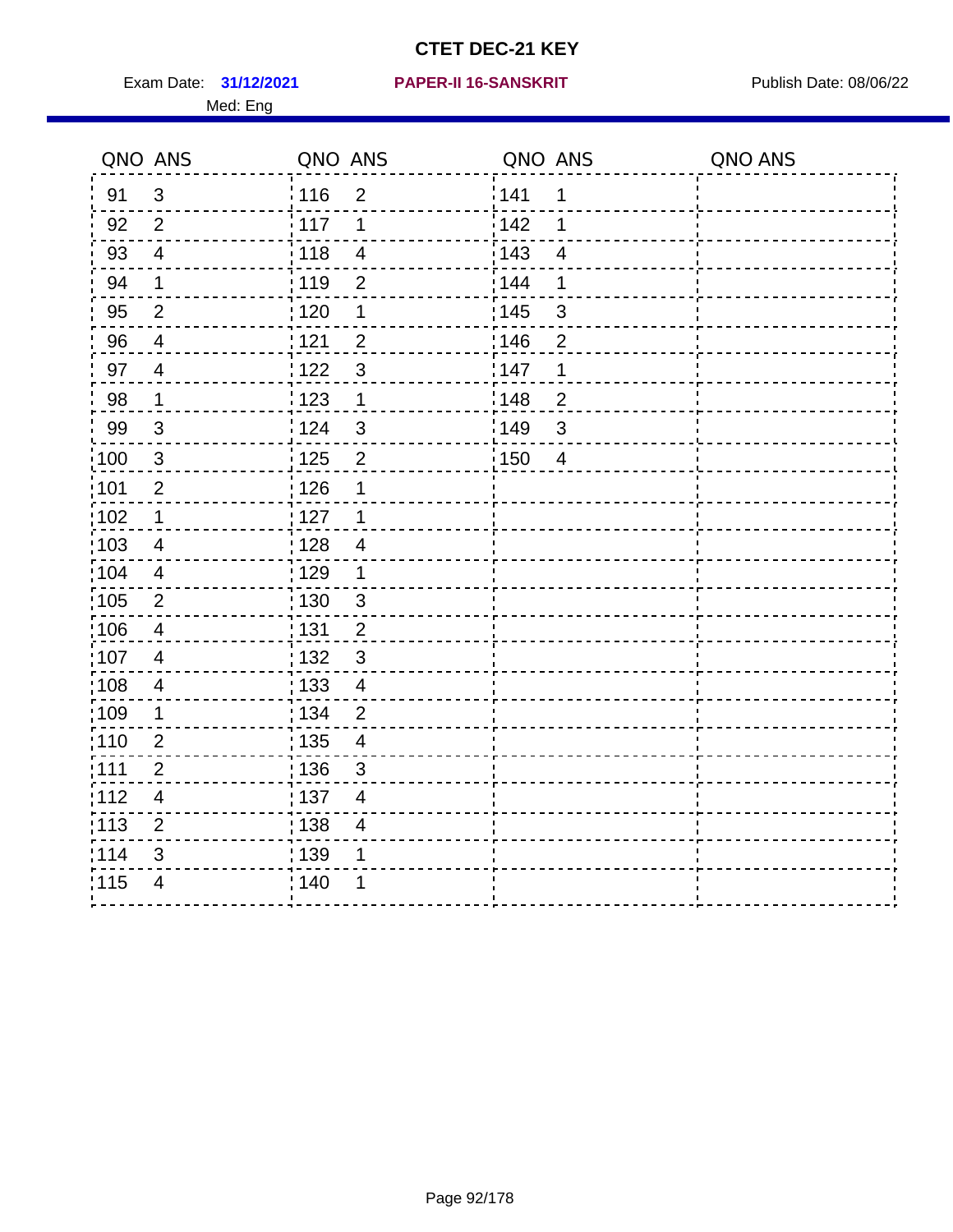# CTET DEC-21 KEY

Exam Date: **31/12/2021** **PAPER-II 16-SANSKRIT** Publish Date: 08/06/22

Med: Eng

| QNO | ANS | QNO | ANS | QNO | ANS | QNO | ANS |
|---|---|---|---|---|---|---|---|
| 91 | 3 | 116 | 2 | 141 | 1 | | |
| 92 | 2 | 117 | 1 | 142 | 1 | | |
| 93 | 4 | 118 | 4 | 143 | 4 | | |
| 94 | 1 | 119 | 2 | 144 | 1 | | |
| 95 | 2 | 120 | 1 | 145 | 3 | | |
| 96 | 4 | 121 | 2 | 146 | 2 | | |
| 97 | 4 | 122 | 3 | 147 | 1 | | |
| 98 | 1 | 123 | 1 | 148 | 2 | | |
| 99 | 3 | 124 | 3 | 149 | 3 | | |
| 100 | 3 | 125 | 2 | 150 | 4 | | |
| 101 | 2 | 126 | 1 | | | | |
| 102 | 1 | 127 | 1 | | | | |
| 103 | 4 | 128 | 4 | | | | |
| 104 | 4 | 129 | 1 | | | | |
| 105 | 2 | 130 | 3 | | | | |
| 106 | 4 | 131 | 2 | | | | |
| 107 | 4 | 132 | 3 | | | | |
| 108 | 4 | 133 | 4 | | | | |
| 109 | 1 | 134 | 2 | | | | |
| 110 | 2 | 135 | 4 | | | | |
| 111 | 2 | 136 | 3 | | | | |
| 112 | 4 | 137 | 4 | | | | |
| 113 | 2 | 138 | 4 | | | | |
| 114 | 3 | 139 | 1 | | | | |
| 115 | 4 | 140 | 1 | | | | |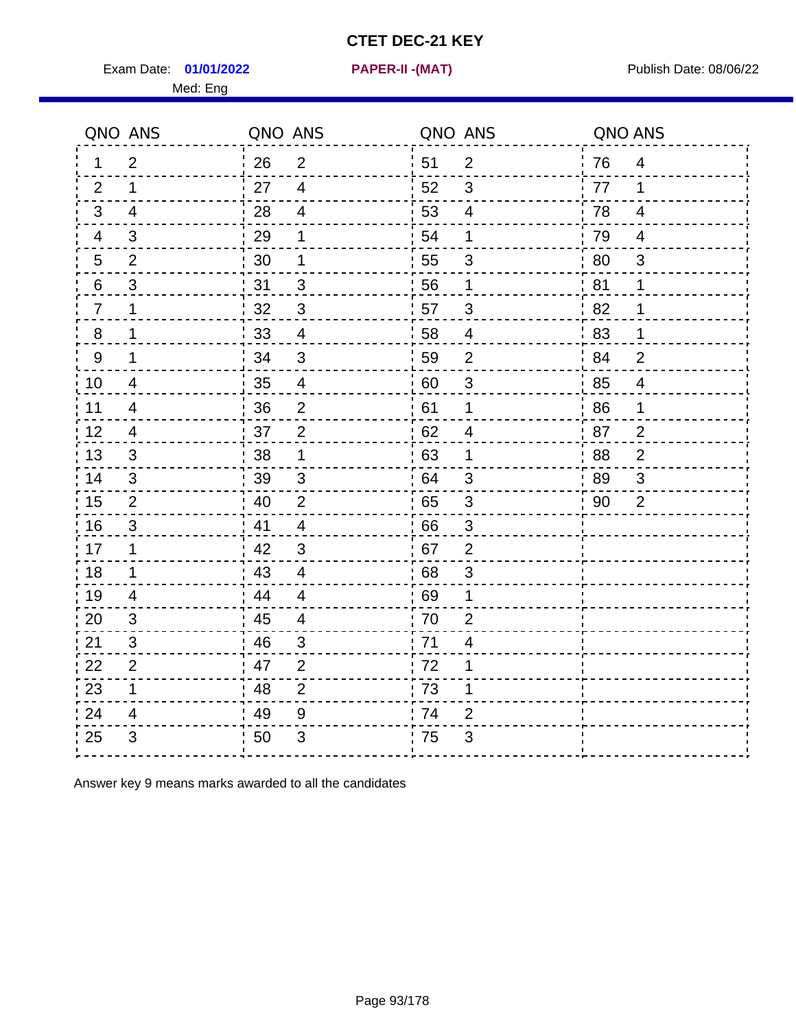# CTET DEC-21 KEY

Exam Date: **01/01/2022** **PAPER-II -(MAT)** Publish Date: 08/06/22

Med: Eng

| QNO | ANS | QNO | ANS | QNO | ANS | QNO | ANS |
|---|---|---|---|---|---|---|---|
| 1 | 2 | 26 | 2 | 51 | 2 | 76 | 4 |
| 2 | 1 | 27 | 4 | 52 | 3 | 77 | 1 |
| 3 | 4 | 28 | 4 | 53 | 4 | 78 | 4 |
| 4 | 3 | 29 | 1 | 54 | 1 | 79 | 4 |
| 5 | 2 | 30 | 1 | 55 | 3 | 80 | 3 |
| 6 | 3 | 31 | 3 | 56 | 1 | 81 | 1 |
| 7 | 1 | 32 | 3 | 57 | 3 | 82 | 1 |
| 8 | 1 | 33 | 4 | 58 | 4 | 83 | 1 |
| 9 | 1 | 34 | 3 | 59 | 2 | 84 | 2 |
| 10 | 4 | 35 | 4 | 60 | 3 | 85 | 4 |
| 11 | 4 | 36 | 2 | 61 | 1 | 86 | 1 |
| 12 | 4 | 37 | 2 | 62 | 4 | 87 | 2 |
| 13 | 3 | 38 | 1 | 63 | 1 | 88 | 2 |
| 14 | 3 | 39 | 3 | 64 | 3 | 89 | 3 |
| 15 | 2 | 40 | 2 | 65 | 3 | 90 | 2 |
| 16 | 3 | 41 | 4 | 66 | 3 | | |
| 17 | 1 | 42 | 3 | 67 | 2 | | |
| 18 | 1 | 43 | 4 | 68 | 3 | | |
| 19 | 4 | 44 | 4 | 69 | 1 | | |
| 20 | 3 | 45 | 4 | 70 | 2 | | |
| 21 | 3 | 46 | 3 | 71 | 4 | | |
| 22 | 2 | 47 | 2 | 72 | 1 | | |
| 23 | 1 | 48 | 2 | 73 | 1 | | |
| 24 | 4 | 49 | 9 | 74 | 2 | | |
| 25 | 3 | 50 | 3 | 75 | 3 | | |

Answer key 9 means marks awarded to all the candidates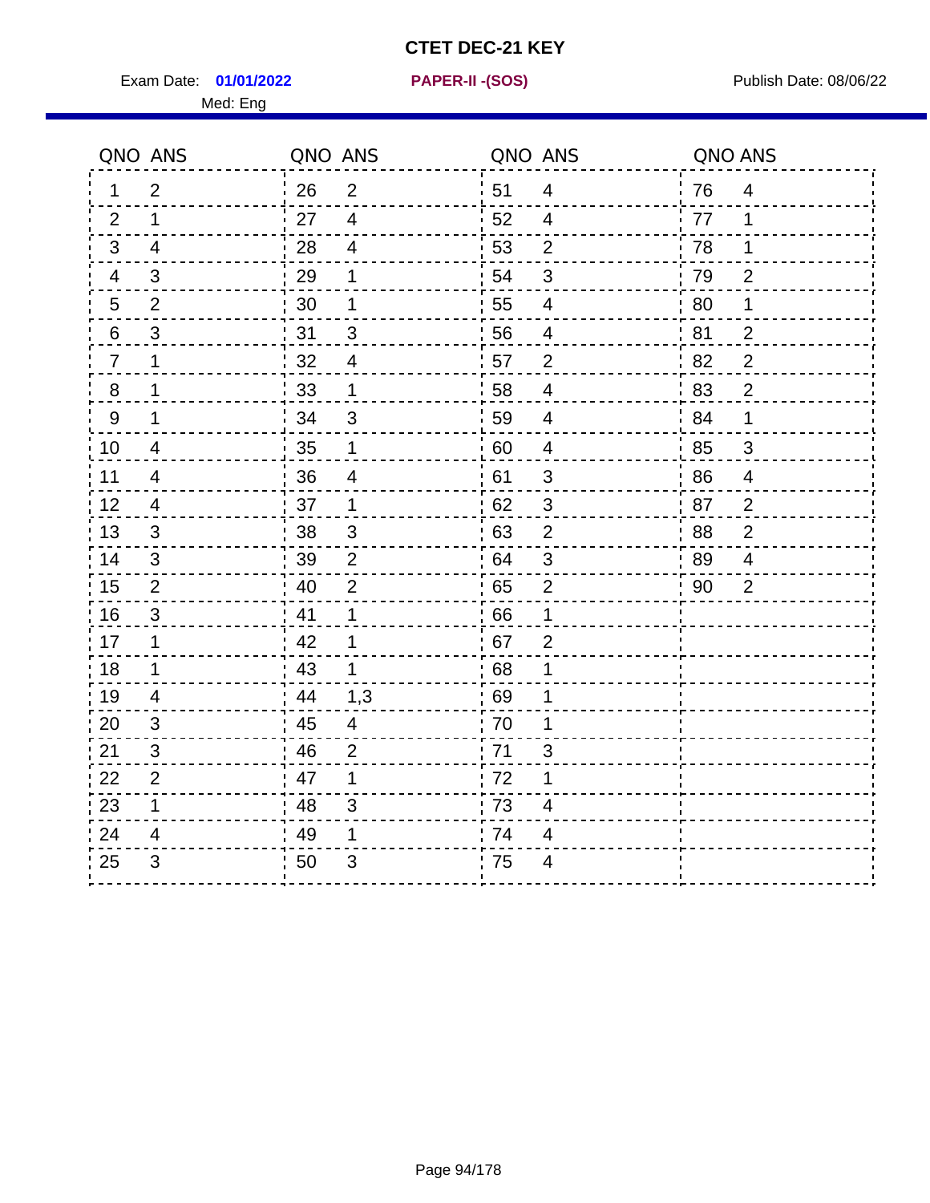# CTET DEC-21 KEY

Exam Date: **01/01/2022** **PAPER-II -(SOS)** Publish Date: 08/06/22

Med: Eng

| QNO | ANS | QNO | ANS | QNO | ANS | QNO | ANS |
|---|---|---|---|---|---|---|---|
| 1 | 2 | 26 | 2 | 51 | 4 | 76 | 4 |
| 2 | 1 | 27 | 4 | 52 | 4 | 77 | 1 |
| 3 | 4 | 28 | 4 | 53 | 2 | 78 | 1 |
| 4 | 3 | 29 | 1 | 54 | 3 | 79 | 2 |
| 5 | 2 | 30 | 1 | 55 | 4 | 80 | 1 |
| 6 | 3 | 31 | 3 | 56 | 4 | 81 | 2 |
| 7 | 1 | 32 | 4 | 57 | 2 | 82 | 2 |
| 8 | 1 | 33 | 1 | 58 | 4 | 83 | 2 |
| 9 | 1 | 34 | 3 | 59 | 4 | 84 | 1 |
| 10 | 4 | 35 | 1 | 60 | 4 | 85 | 3 |
| 11 | 4 | 36 | 4 | 61 | 3 | 86 | 4 |
| 12 | 4 | 37 | 1 | 62 | 3 | 87 | 2 |
| 13 | 3 | 38 | 3 | 63 | 2 | 88 | 2 |
| 14 | 3 | 39 | 2 | 64 | 3 | 89 | 4 |
| 15 | 2 | 40 | 2 | 65 | 2 | 90 | 2 |
| 16 | 3 | 41 | 1 | 66 | 1 | | |
| 17 | 1 | 42 | 1 | 67 | 2 | | |
| 18 | 1 | 43 | 1 | 68 | 1 | | |
| 19 | 4 | 44 | 1,3 | 69 | 1 | | |
| 20 | 3 | 45 | 4 | 70 | 1 | | |
| 21 | 3 | 46 | 2 | 71 | 3 | | |
| 22 | 2 | 47 | 1 | 72 | 1 | | |
| 23 | 1 | 48 | 3 | 73 | 4 | | |
| 24 | 4 | 49 | 1 | 74 | 4 | | |
| 25 | 3 | 50 | 3 | 75 | 4 | | |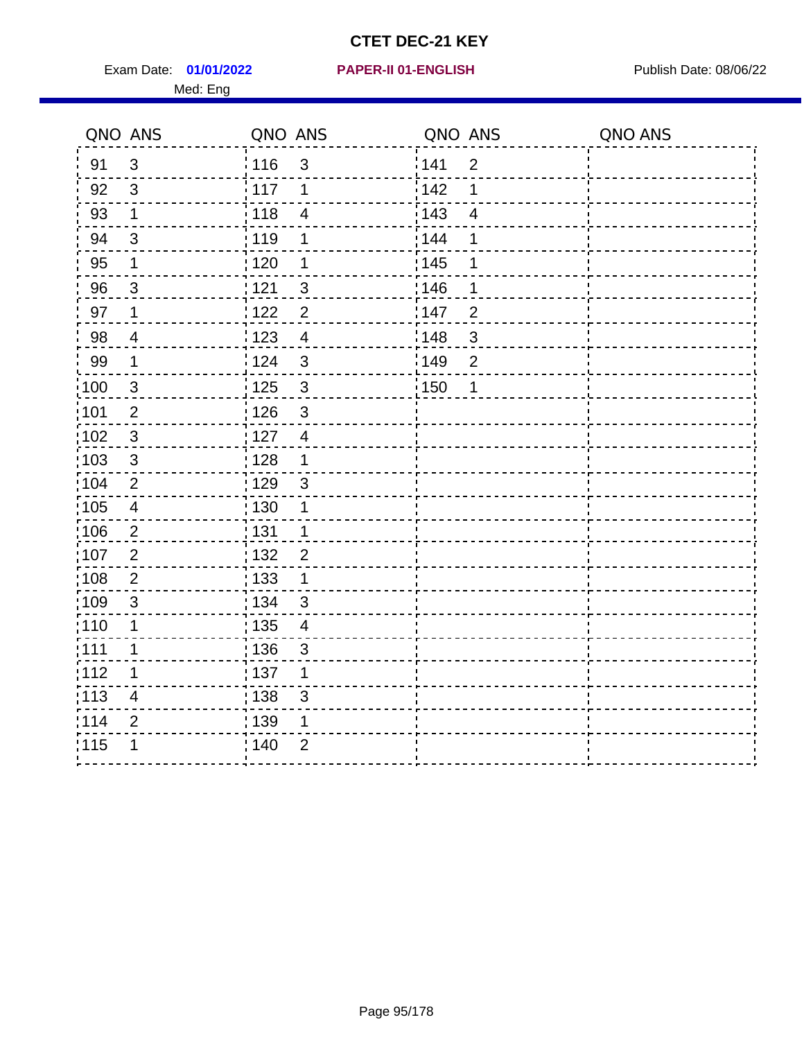# CTET DEC-21 KEY

Exam Date: **01/01/2022** **PAPER-II 01-ENGLISH** Publish Date: 08/06/22

Med: Eng

| QNO | ANS | QNO | ANS | QNO | ANS | QNO | ANS |
|---|---|---|---|---|---|---|---|
| 91 | 3 | 116 | 3 | 141 | 2 | | |
| 92 | 3 | 117 | 1 | 142 | 1 | | |
| 93 | 1 | 118 | 4 | 143 | 4 | | |
| 94 | 3 | 119 | 1 | 144 | 1 | | |
| 95 | 1 | 120 | 1 | 145 | 1 | | |
| 96 | 3 | 121 | 3 | 146 | 1 | | |
| 97 | 1 | 122 | 2 | 147 | 2 | | |
| 98 | 4 | 123 | 4 | 148 | 3 | | |
| 99 | 1 | 124 | 3 | 149 | 2 | | |
| 100 | 3 | 125 | 3 | 150 | 1 | | |
| 101 | 2 | 126 | 3 | | | | |
| 102 | 3 | 127 | 4 | | | | |
| 103 | 3 | 128 | 1 | | | | |
| 104 | 2 | 129 | 3 | | | | |
| 105 | 4 | 130 | 1 | | | | |
| 106 | 2 | 131 | 1 | | | | |
| 107 | 2 | 132 | 2 | | | | |
| 108 | 2 | 133 | 1 | | | | |
| 109 | 3 | 134 | 3 | | | | |
| 110 | 1 | 135 | 4 | | | | |
| 111 | 1 | 136 | 3 | | | | |
| 112 | 1 | 137 | 1 | | | | |
| 113 | 4 | 138 | 3 | | | | |
| 114 | 2 | 139 | 1 | | | | |
| 115 | 1 | 140 | 2 | | | | |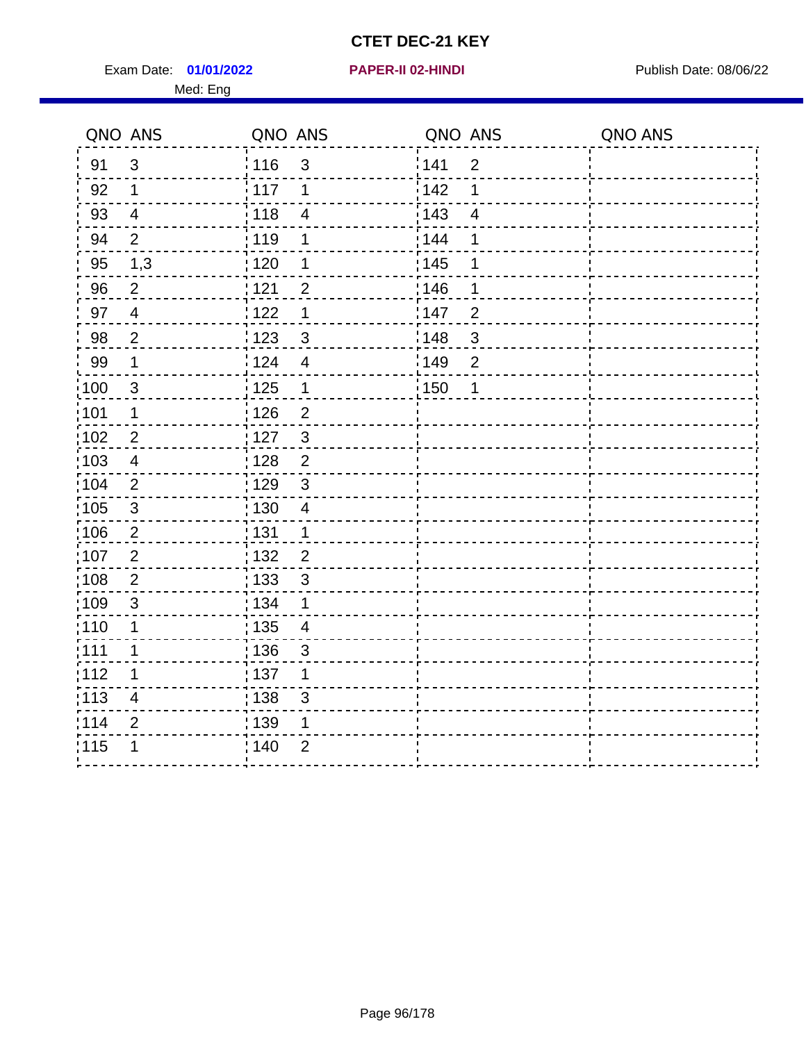# CTET DEC-21 KEY

Exam Date: **01/01/2022** **PAPER-II 02-HINDI** Publish Date: 08/06/22

Med: Eng

| QNO | ANS | QNO | ANS | QNO | ANS | QNO | ANS |
|---|---|---|---|---|---|---|---|
| 91 | 3 | 116 | 3 | 141 | 2 | | |
| 92 | 1 | 117 | 1 | 142 | 1 | | |
| 93 | 4 | 118 | 4 | 143 | 4 | | |
| 94 | 2 | 119 | 1 | 144 | 1 | | |
| 95 | 1,3 | 120 | 1 | 145 | 1 | | |
| 96 | 2 | 121 | 2 | 146 | 1 | | |
| 97 | 4 | 122 | 1 | 147 | 2 | | |
| 98 | 2 | 123 | 3 | 148 | 3 | | |
| 99 | 1 | 124 | 4 | 149 | 2 | | |
| 100 | 3 | 125 | 1 | 150 | 1 | | |
| 101 | 1 | 126 | 2 | | | | |
| 102 | 2 | 127 | 3 | | | | |
| 103 | 4 | 128 | 2 | | | | |
| 104 | 2 | 129 | 3 | | | | |
| 105 | 3 | 130 | 4 | | | | |
| 106 | 2 | 131 | 1 | | | | |
| 107 | 2 | 132 | 2 | | | | |
| 108 | 2 | 133 | 3 | | | | |
| 109 | 3 | 134 | 1 | | | | |
| 110 | 1 | 135 | 4 | | | | |
| 111 | 1 | 136 | 3 | | | | |
| 112 | 1 | 137 | 1 | | | | |
| 113 | 4 | 138 | 3 | | | | |
| 114 | 2 | 139 | 1 | | | | |
| 115 | 1 | 140 | 2 | | | | |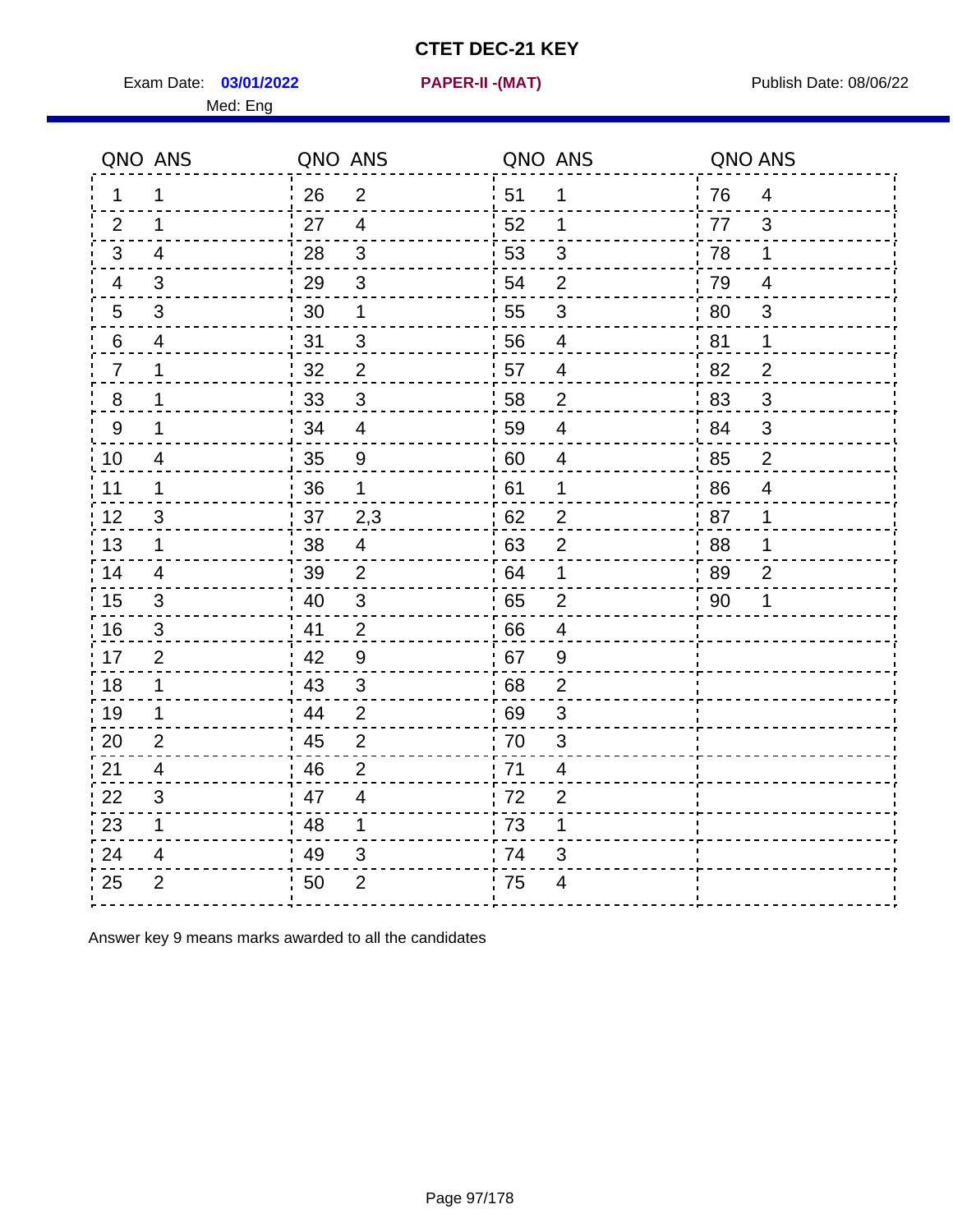# CTET DEC-21 KEY

Exam Date: **03/01/2022** **PAPER-II -(MAT)** Publish Date: 08/06/22

Med: Eng

| QNO | ANS | QNO | ANS | QNO | ANS | QNO | ANS |
|---|---|---|---|---|---|---|---|
| 1 | 1 | 26 | 2 | 51 | 1 | 76 | 4 |
| 2 | 1 | 27 | 4 | 52 | 1 | 77 | 3 |
| 3 | 4 | 28 | 3 | 53 | 3 | 78 | 1 |
| 4 | 3 | 29 | 3 | 54 | 2 | 79 | 4 |
| 5 | 3 | 30 | 1 | 55 | 3 | 80 | 3 |
| 6 | 4 | 31 | 3 | 56 | 4 | 81 | 1 |
| 7 | 1 | 32 | 2 | 57 | 4 | 82 | 2 |
| 8 | 1 | 33 | 3 | 58 | 2 | 83 | 3 |
| 9 | 1 | 34 | 4 | 59 | 4 | 84 | 3 |
| 10 | 4 | 35 | 9 | 60 | 4 | 85 | 2 |
| 11 | 1 | 36 | 1 | 61 | 1 | 86 | 4 |
| 12 | 3 | 37 | 2,3 | 62 | 2 | 87 | 1 |
| 13 | 1 | 38 | 4 | 63 | 2 | 88 | 1 |
| 14 | 4 | 39 | 2 | 64 | 1 | 89 | 2 |
| 15 | 3 | 40 | 3 | 65 | 2 | 90 | 1 |
| 16 | 3 | 41 | 2 | 66 | 4 | | |
| 17 | 2 | 42 | 9 | 67 | 9 | | |
| 18 | 1 | 43 | 3 | 68 | 2 | | |
| 19 | 1 | 44 | 2 | 69 | 3 | | |
| 20 | 2 | 45 | 2 | 70 | 3 | | |
| 21 | 4 | 46 | 2 | 71 | 4 | | |
| 22 | 3 | 47 | 4 | 72 | 2 | | |
| 23 | 1 | 48 | 1 | 73 | 1 | | |
| 24 | 4 | 49 | 3 | 74 | 3 | | |
| 25 | 2 | 50 | 2 | 75 | 4 | | |

Answer key 9 means marks awarded to all the candidates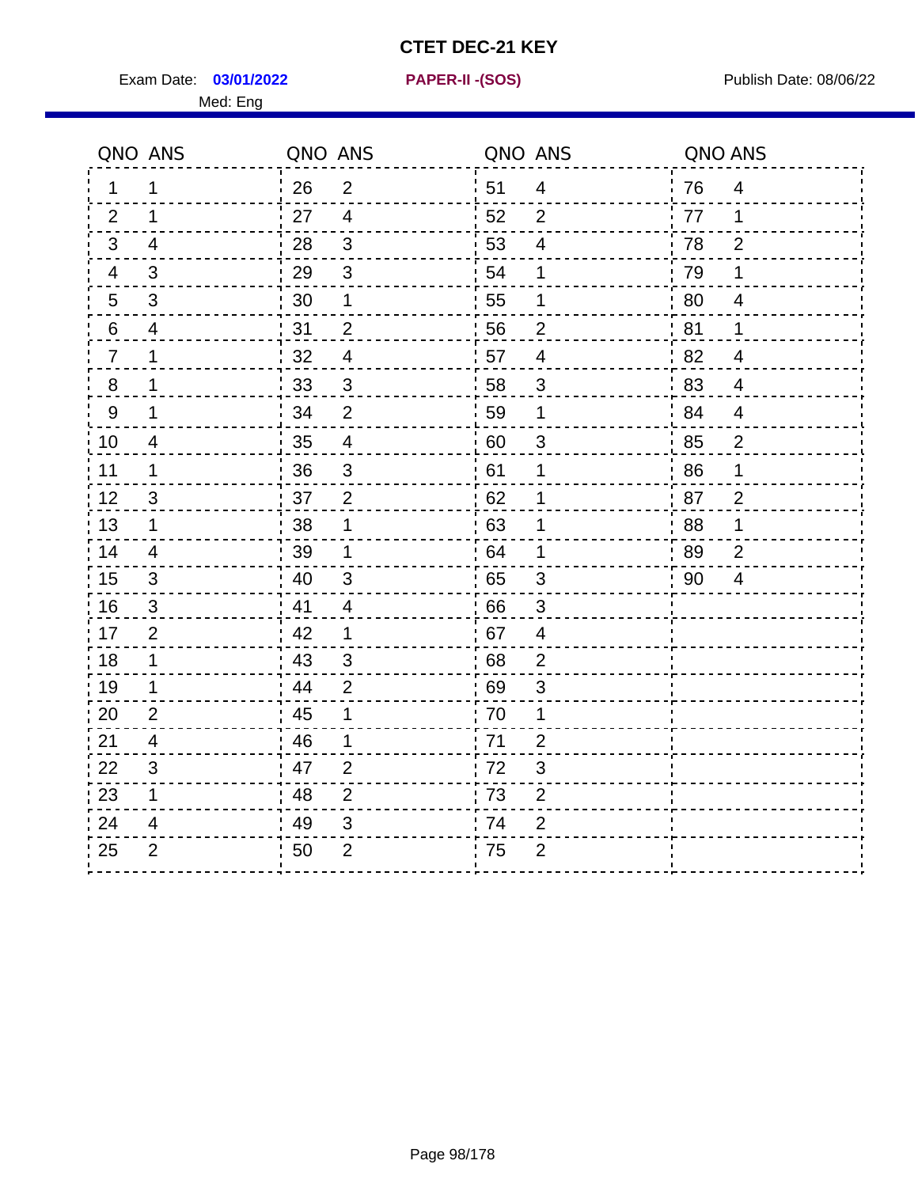# CTET DEC-21 KEY

Exam Date: **03/01/2022** **PAPER-II -(SOS)** Publish Date: 08/06/22

Med: Eng

| QNO | ANS | QNO | ANS | QNO | ANS | QNO | ANS |
|---|---|---|---|---|---|---|---|
| 1 | 1 | 26 | 2 | 51 | 4 | 76 | 4 |
| 2 | 1 | 27 | 4 | 52 | 2 | 77 | 1 |
| 3 | 4 | 28 | 3 | 53 | 4 | 78 | 2 |
| 4 | 3 | 29 | 3 | 54 | 1 | 79 | 1 |
| 5 | 3 | 30 | 1 | 55 | 1 | 80 | 4 |
| 6 | 4 | 31 | 2 | 56 | 2 | 81 | 1 |
| 7 | 1 | 32 | 4 | 57 | 4 | 82 | 4 |
| 8 | 1 | 33 | 3 | 58 | 3 | 83 | 4 |
| 9 | 1 | 34 | 2 | 59 | 1 | 84 | 4 |
| 10 | 4 | 35 | 4 | 60 | 3 | 85 | 2 |
| 11 | 1 | 36 | 3 | 61 | 1 | 86 | 1 |
| 12 | 3 | 37 | 2 | 62 | 1 | 87 | 2 |
| 13 | 1 | 38 | 1 | 63 | 1 | 88 | 1 |
| 14 | 4 | 39 | 1 | 64 | 1 | 89 | 2 |
| 15 | 3 | 40 | 3 | 65 | 3 | 90 | 4 |
| 16 | 3 | 41 | 4 | 66 | 3 | | |
| 17 | 2 | 42 | 1 | 67 | 4 | | |
| 18 | 1 | 43 | 3 | 68 | 2 | | |
| 19 | 1 | 44 | 2 | 69 | 3 | | |
| 20 | 2 | 45 | 1 | 70 | 1 | | |
| 21 | 4 | 46 | 1 | 71 | 2 | | |
| 22 | 3 | 47 | 2 | 72 | 3 | | |
| 23 | 1 | 48 | 2 | 73 | 2 | | |
| 24 | 4 | 49 | 3 | 74 | 2 | | |
| 25 | 2 | 50 | 2 | 75 | 2 | | |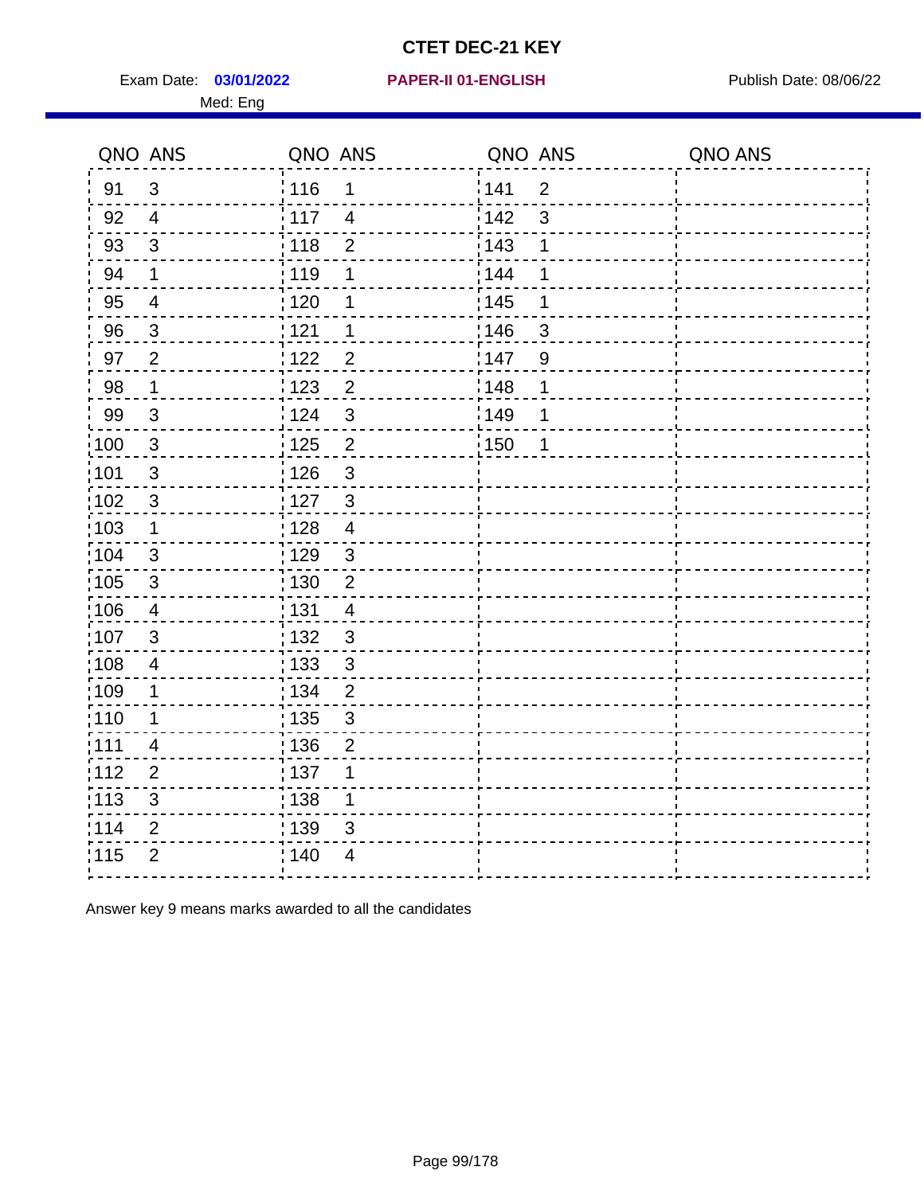# CTET DEC-21 KEY

Exam Date: **03/01/2022** **PAPER-II 01-ENGLISH** Publish Date: 08/06/22

Med: Eng

| QNO | ANS | QNO | ANS | QNO | ANS | QNO | ANS |
|---|---|---|---|---|---|---|---|
| 91 | 3 | 116 | 1 | 141 | 2 | | |
| 92 | 4 | 117 | 4 | 142 | 3 | | |
| 93 | 3 | 118 | 2 | 143 | 1 | | |
| 94 | 1 | 119 | 1 | 144 | 1 | | |
| 95 | 4 | 120 | 1 | 145 | 1 | | |
| 96 | 3 | 121 | 1 | 146 | 3 | | |
| 97 | 2 | 122 | 2 | 147 | 9 | | |
| 98 | 1 | 123 | 2 | 148 | 1 | | |
| 99 | 3 | 124 | 3 | 149 | 1 | | |
| 100 | 3 | 125 | 2 | 150 | 1 | | |
| 101 | 3 | 126 | 3 | | | | |
| 102 | 3 | 127 | 3 | | | | |
| 103 | 1 | 128 | 4 | | | | |
| 104 | 3 | 129 | 3 | | | | |
| 105 | 3 | 130 | 2 | | | | |
| 106 | 4 | 131 | 4 | | | | |
| 107 | 3 | 132 | 3 | | | | |
| 108 | 4 | 133 | 3 | | | | |
| 109 | 1 | 134 | 2 | | | | |
| 110 | 1 | 135 | 3 | | | | |
| 111 | 4 | 136 | 2 | | | | |
| 112 | 2 | 137 | 1 | | | | |
| 113 | 3 | 138 | 1 | | | | |
| 114 | 2 | 139 | 3 | | | | |
| 115 | 2 | 140 | 4 | | | | |

Answer key 9 means marks awarded to all the candidates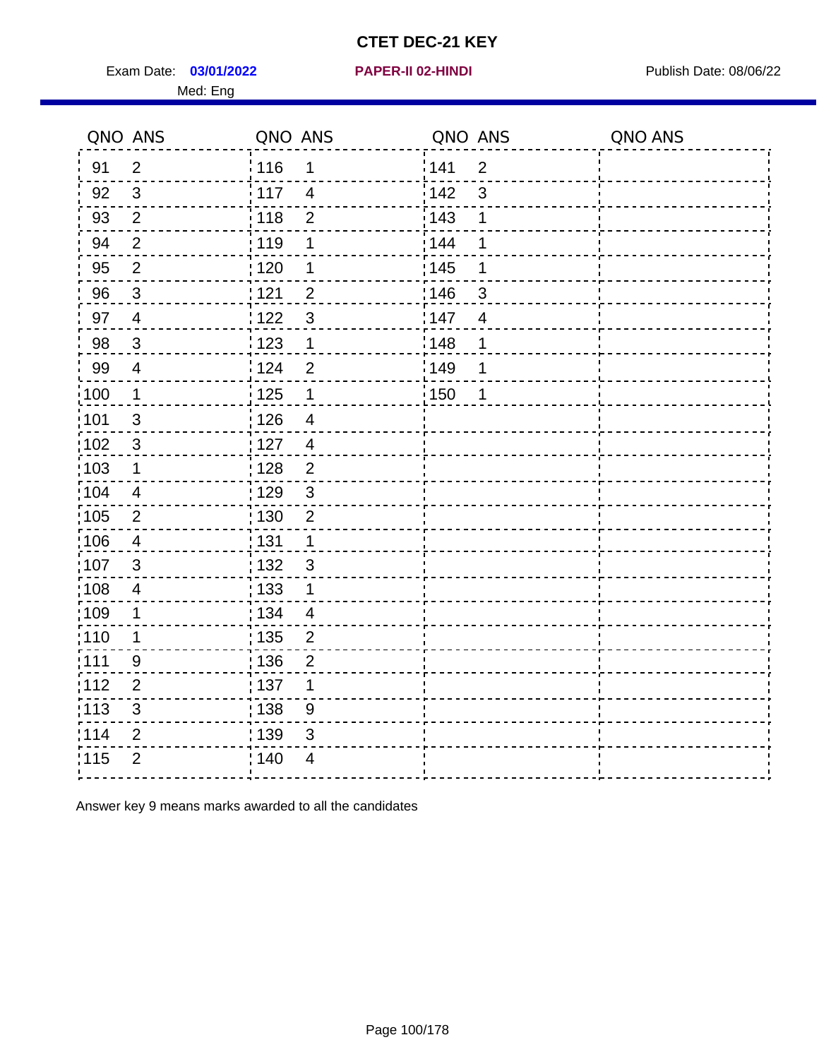# CTET DEC-21 KEY

Exam Date: **03/01/2022** | **PAPER-II 02-HINDI** | Publish Date: 08/06/22

Med: Eng

| QNO | ANS | QNO | ANS | QNO | ANS | QNO | ANS |
|---|---|---|---|---|---|---|---|
| 91 | 2 | 116 | 1 | 141 | 2 | | |
| 92 | 3 | 117 | 4 | 142 | 3 | | |
| 93 | 2 | 118 | 2 | 143 | 1 | | |
| 94 | 2 | 119 | 1 | 144 | 1 | | |
| 95 | 2 | 120 | 1 | 145 | 1 | | |
| 96 | 3 | 121 | 2 | 146 | 3 | | |
| 97 | 4 | 122 | 3 | 147 | 4 | | |
| 98 | 3 | 123 | 1 | 148 | 1 | | |
| 99 | 4 | 124 | 2 | 149 | 1 | | |
| 100 | 1 | 125 | 1 | 150 | 1 | | |
| 101 | 3 | 126 | 4 | | | | |
| 102 | 3 | 127 | 4 | | | | |
| 103 | 1 | 128 | 2 | | | | |
| 104 | 4 | 129 | 3 | | | | |
| 105 | 2 | 130 | 2 | | | | |
| 106 | 4 | 131 | 1 | | | | |
| 107 | 3 | 132 | 3 | | | | |
| 108 | 4 | 133 | 1 | | | | |
| 109 | 1 | 134 | 4 | | | | |
| 110 | 1 | 135 | 2 | | | | |
| 111 | 9 | 136 | 2 | | | | |
| 112 | 2 | 137 | 1 | | | | |
| 113 | 3 | 138 | 9 | | | | |
| 114 | 2 | 139 | 3 | | | | |
| 115 | 2 | 140 | 4 | | | | |

Answer key 9 means marks awarded to all the candidates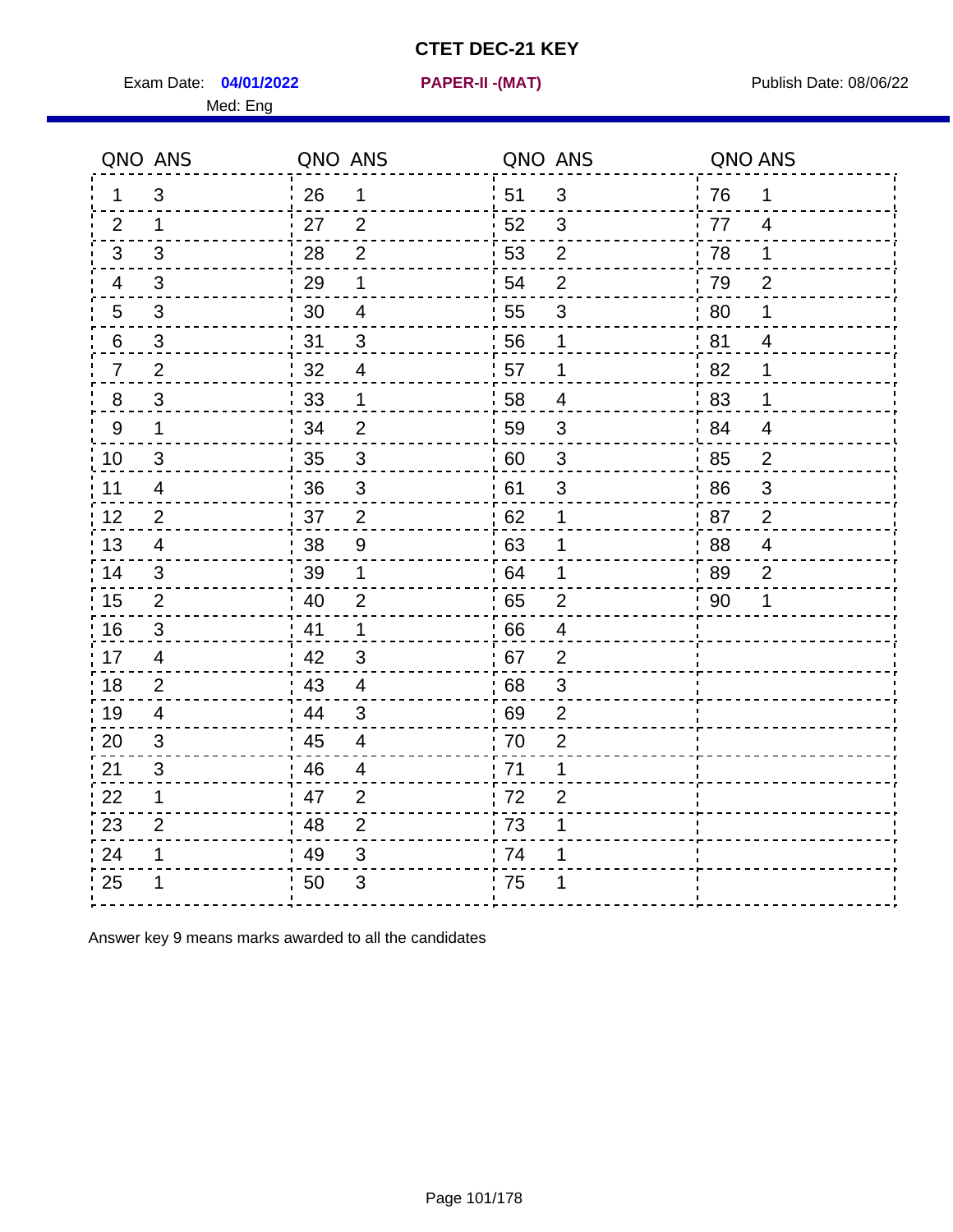# CTET DEC-21 KEY

Exam Date: **04/01/2022** **PAPER-II -(MAT)** Publish Date: 08/06/22

Med: Eng

| QNO | ANS | QNO | ANS | QNO | ANS | QNO | ANS |
|---|---|---|---|---|---|---|---|
| 1 | 3 | 26 | 1 | 51 | 3 | 76 | 1 |
| 2 | 1 | 27 | 2 | 52 | 3 | 77 | 4 |
| 3 | 3 | 28 | 2 | 53 | 2 | 78 | 1 |
| 4 | 3 | 29 | 1 | 54 | 2 | 79 | 2 |
| 5 | 3 | 30 | 4 | 55 | 3 | 80 | 1 |
| 6 | 3 | 31 | 3 | 56 | 1 | 81 | 4 |
| 7 | 2 | 32 | 4 | 57 | 1 | 82 | 1 |
| 8 | 3 | 33 | 1 | 58 | 4 | 83 | 1 |
| 9 | 1 | 34 | 2 | 59 | 3 | 84 | 4 |
| 10 | 3 | 35 | 3 | 60 | 3 | 85 | 2 |
| 11 | 4 | 36 | 3 | 61 | 3 | 86 | 3 |
| 12 | 2 | 37 | 2 | 62 | 1 | 87 | 2 |
| 13 | 4 | 38 | 9 | 63 | 1 | 88 | 4 |
| 14 | 3 | 39 | 1 | 64 | 1 | 89 | 2 |
| 15 | 2 | 40 | 2 | 65 | 2 | 90 | 1 |
| 16 | 3 | 41 | 1 | 66 | 4 | | |
| 17 | 4 | 42 | 3 | 67 | 2 | | |
| 18 | 2 | 43 | 4 | 68 | 3 | | |
| 19 | 4 | 44 | 3 | 69 | 2 | | |
| 20 | 3 | 45 | 4 | 70 | 2 | | |
| 21 | 3 | 46 | 4 | 71 | 1 | | |
| 22 | 1 | 47 | 2 | 72 | 2 | | |
| 23 | 2 | 48 | 2 | 73 | 1 | | |
| 24 | 1 | 49 | 3 | 74 | 1 | | |
| 25 | 1 | 50 | 3 | 75 | 1 | | |

Answer key 9 means marks awarded to all the candidates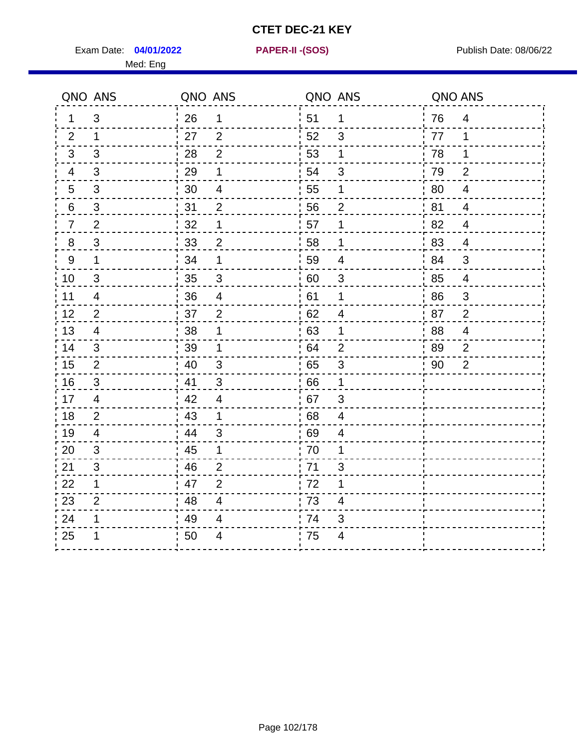# CTET DEC-21 KEY

Exam Date: **04/01/2022** **PAPER-II -(SOS)** Publish Date: 08/06/22

Med: Eng

| QNO | ANS | QNO | ANS | QNO | ANS | QNO | ANS |
|---|---|---|---|---|---|---|---|
| 1 | 3 | 26 | 1 | 51 | 1 | 76 | 4 |
| 2 | 1 | 27 | 2 | 52 | 3 | 77 | 1 |
| 3 | 3 | 28 | 2 | 53 | 1 | 78 | 1 |
| 4 | 3 | 29 | 1 | 54 | 3 | 79 | 2 |
| 5 | 3 | 30 | 4 | 55 | 1 | 80 | 4 |
| 6 | 3 | 31 | 2 | 56 | 2 | 81 | 4 |
| 7 | 2 | 32 | 1 | 57 | 1 | 82 | 4 |
| 8 | 3 | 33 | 2 | 58 | 1 | 83 | 4 |
| 9 | 1 | 34 | 1 | 59 | 4 | 84 | 3 |
| 10 | 3 | 35 | 3 | 60 | 3 | 85 | 4 |
| 11 | 4 | 36 | 4 | 61 | 1 | 86 | 3 |
| 12 | 2 | 37 | 2 | 62 | 4 | 87 | 2 |
| 13 | 4 | 38 | 1 | 63 | 1 | 88 | 4 |
| 14 | 3 | 39 | 1 | 64 | 2 | 89 | 2 |
| 15 | 2 | 40 | 3 | 65 | 3 | 90 | 2 |
| 16 | 3 | 41 | 3 | 66 | 1 | | |
| 17 | 4 | 42 | 4 | 67 | 3 | | |
| 18 | 2 | 43 | 1 | 68 | 4 | | |
| 19 | 4 | 44 | 3 | 69 | 4 | | |
| 20 | 3 | 45 | 1 | 70 | 1 | | |
| 21 | 3 | 46 | 2 | 71 | 3 | | |
| 22 | 1 | 47 | 2 | 72 | 1 | | |
| 23 | 2 | 48 | 4 | 73 | 4 | | |
| 24 | 1 | 49 | 4 | 74 | 3 | | |
| 25 | 1 | 50 | 4 | 75 | 4 | | |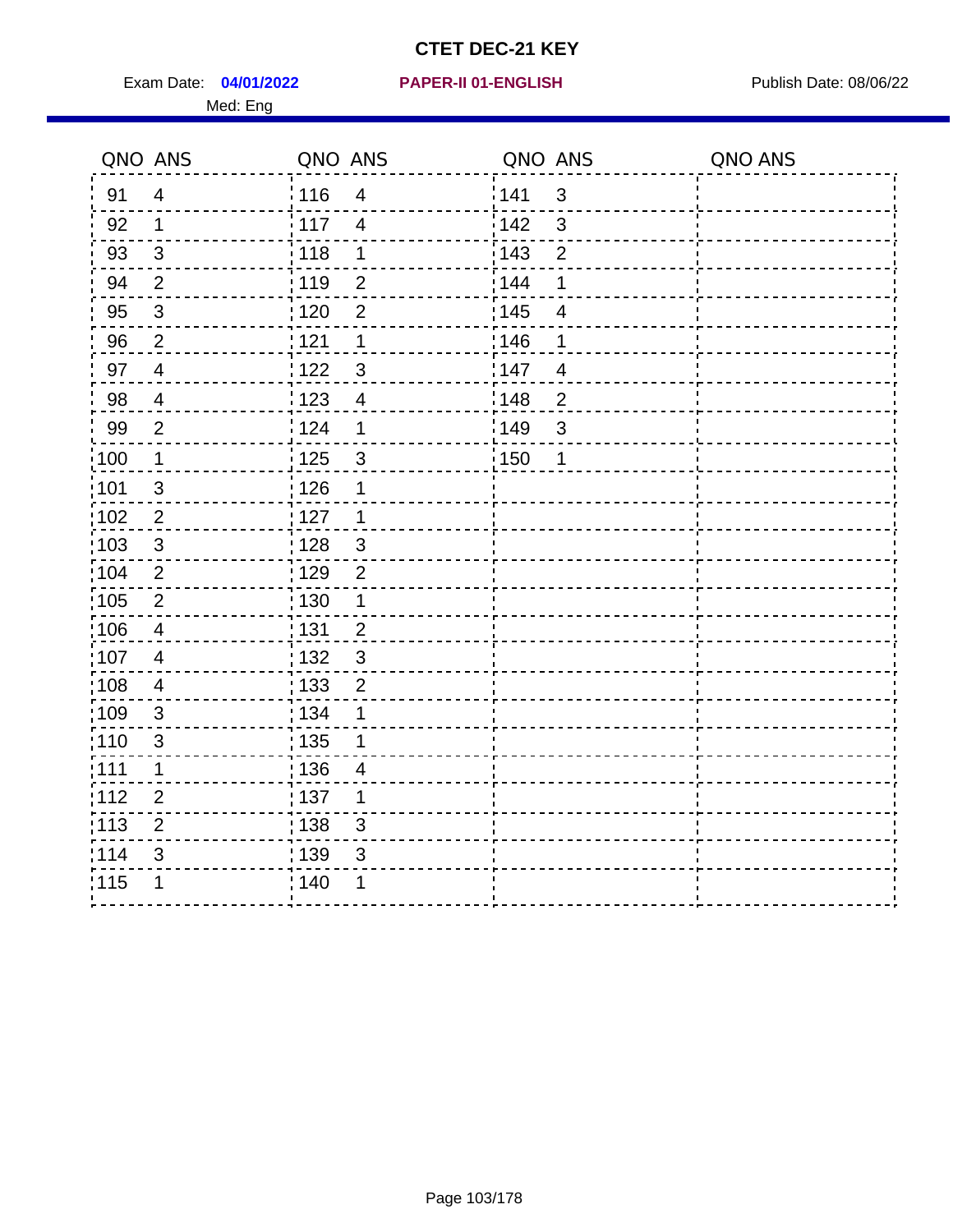# CTET DEC-21 KEY

Exam Date: **04/01/2022** **PAPER-II 01-ENGLISH** Publish Date: 08/06/22

Med: Eng

| QNO | ANS | QNO | ANS | QNO | ANS | QNO | ANS |
|---|---|---|---|---|---|---|---|
| 91 | 4 | 116 | 4 | 141 | 3 | | |
| 92 | 1 | 117 | 4 | 142 | 3 | | |
| 93 | 3 | 118 | 1 | 143 | 2 | | |
| 94 | 2 | 119 | 2 | 144 | 1 | | |
| 95 | 3 | 120 | 2 | 145 | 4 | | |
| 96 | 2 | 121 | 1 | 146 | 1 | | |
| 97 | 4 | 122 | 3 | 147 | 4 | | |
| 98 | 4 | 123 | 4 | 148 | 2 | | |
| 99 | 2 | 124 | 1 | 149 | 3 | | |
| 100 | 1 | 125 | 3 | 150 | 1 | | |
| 101 | 3 | 126 | 1 | | | | |
| 102 | 2 | 127 | 1 | | | | |
| 103 | 3 | 128 | 3 | | | | |
| 104 | 2 | 129 | 2 | | | | |
| 105 | 2 | 130 | 1 | | | | |
| 106 | 4 | 131 | 2 | | | | |
| 107 | 4 | 132 | 3 | | | | |
| 108 | 4 | 133 | 2 | | | | |
| 109 | 3 | 134 | 1 | | | | |
| 110 | 3 | 135 | 1 | | | | |
| 111 | 1 | 136 | 4 | | | | |
| 112 | 2 | 137 | 1 | | | | |
| 113 | 2 | 138 | 3 | | | | |
| 114 | 3 | 139 | 3 | | | | |
| 115 | 1 | 140 | 1 | | | | |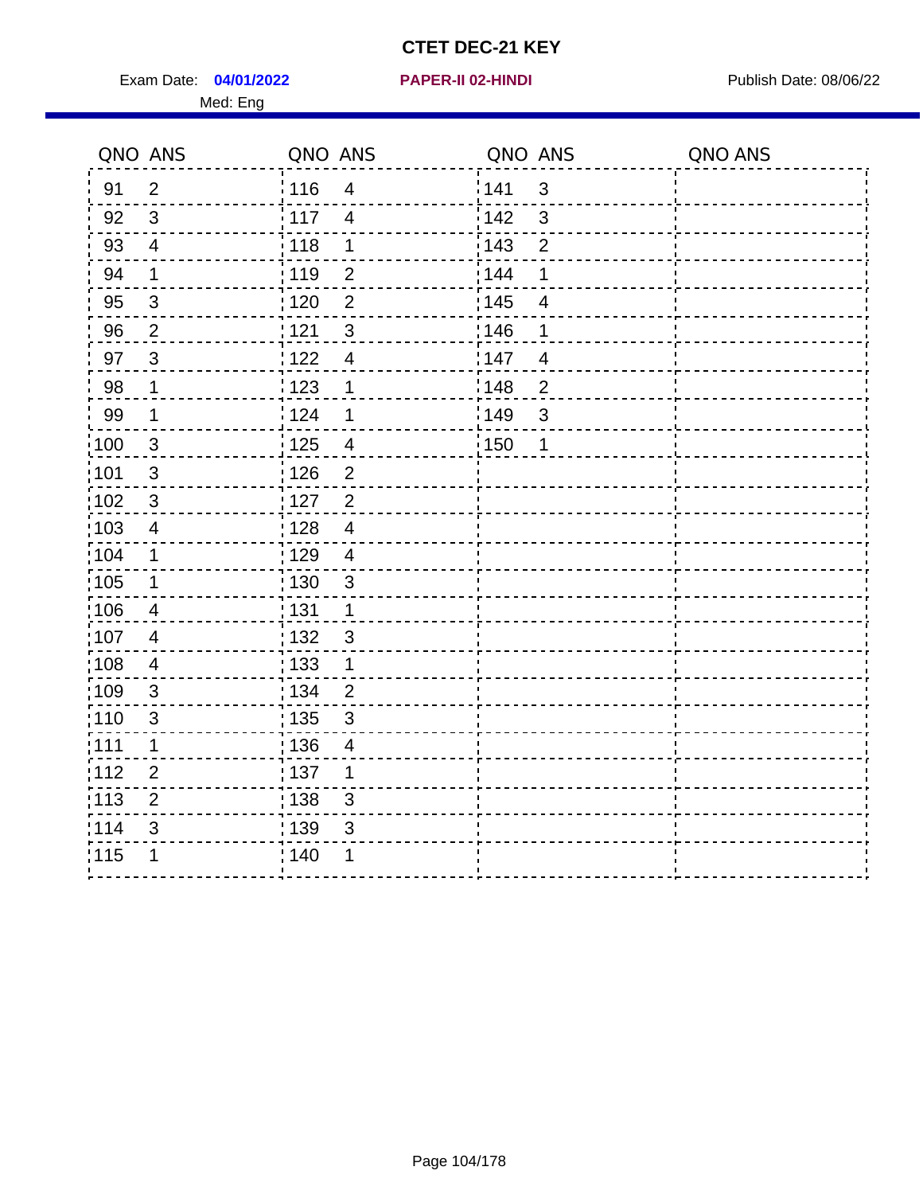# CTET DEC-21 KEY

Exam Date: **04/01/2022** **PAPER-II 02-HINDI** Publish Date: 08/06/22

Med: Eng

| QNO | ANS | QNO | ANS | QNO | ANS | QNO | ANS |
|---|---|---|---|---|---|---|---|
| 91 | 2 | 116 | 4 | 141 | 3 | | |
| 92 | 3 | 117 | 4 | 142 | 3 | | |
| 93 | 4 | 118 | 1 | 143 | 2 | | |
| 94 | 1 | 119 | 2 | 144 | 1 | | |
| 95 | 3 | 120 | 2 | 145 | 4 | | |
| 96 | 2 | 121 | 3 | 146 | 1 | | |
| 97 | 3 | 122 | 4 | 147 | 4 | | |
| 98 | 1 | 123 | 1 | 148 | 2 | | |
| 99 | 1 | 124 | 1 | 149 | 3 | | |
| 100 | 3 | 125 | 4 | 150 | 1 | | |
| 101 | 3 | 126 | 2 | | | | |
| 102 | 3 | 127 | 2 | | | | |
| 103 | 4 | 128 | 4 | | | | |
| 104 | 1 | 129 | 4 | | | | |
| 105 | 1 | 130 | 3 | | | | |
| 106 | 4 | 131 | 1 | | | | |
| 107 | 4 | 132 | 3 | | | | |
| 108 | 4 | 133 | 1 | | | | |
| 109 | 3 | 134 | 2 | | | | |
| 110 | 3 | 135 | 3 | | | | |
| 111 | 1 | 136 | 4 | | | | |
| 112 | 2 | 137 | 1 | | | | |
| 113 | 2 | 138 | 3 | | | | |
| 114 | 3 | 139 | 3 | | | | |
| 115 | 1 | 140 | 1 | | | | |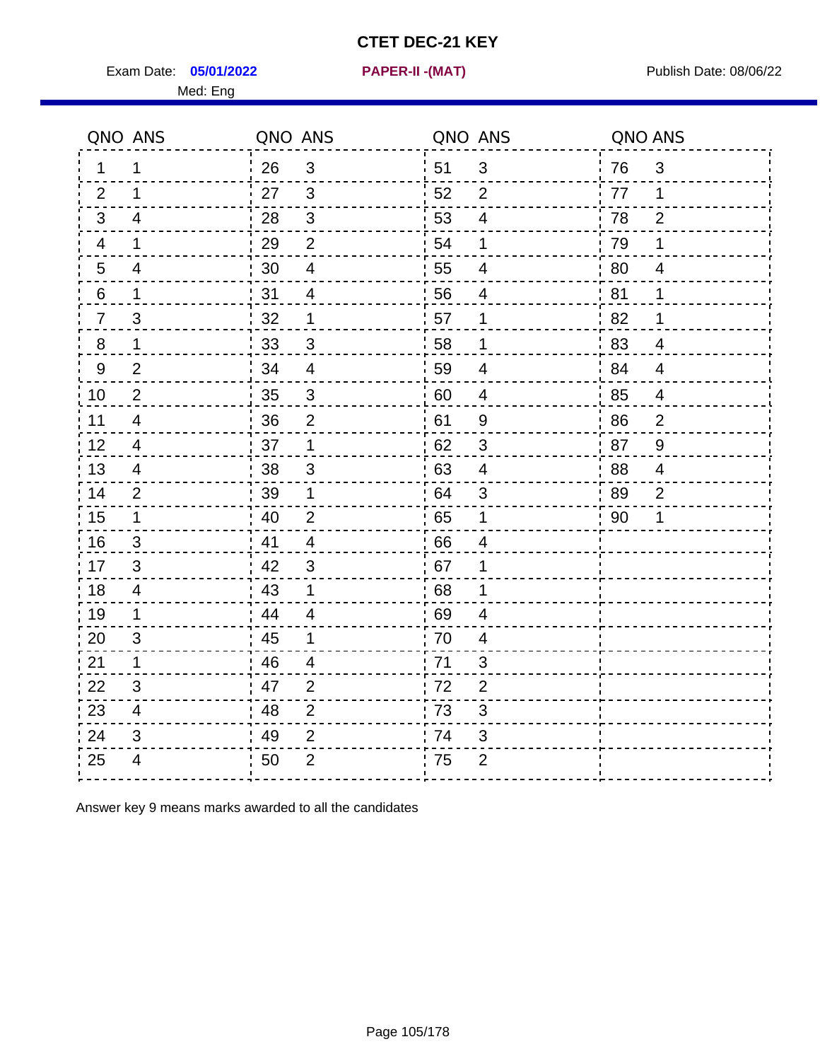# CTET DEC-21 KEY

Exam Date: **05/01/2022** **PAPER-II -(MAT)** Publish Date: 08/06/22

Med: Eng

| QNO | ANS | QNO | ANS | QNO | ANS | QNO | ANS |
|---|---|---|---|---|---|---|---|
| 1 | 1 | 26 | 3 | 51 | 3 | 76 | 3 |
| 2 | 1 | 27 | 3 | 52 | 2 | 77 | 1 |
| 3 | 4 | 28 | 3 | 53 | 4 | 78 | 2 |
| 4 | 1 | 29 | 2 | 54 | 1 | 79 | 1 |
| 5 | 4 | 30 | 4 | 55 | 4 | 80 | 4 |
| 6 | 1 | 31 | 4 | 56 | 4 | 81 | 1 |
| 7 | 3 | 32 | 1 | 57 | 1 | 82 | 1 |
| 8 | 1 | 33 | 3 | 58 | 1 | 83 | 4 |
| 9 | 2 | 34 | 4 | 59 | 4 | 84 | 4 |
| 10 | 2 | 35 | 3 | 60 | 4 | 85 | 4 |
| 11 | 4 | 36 | 2 | 61 | 9 | 86 | 2 |
| 12 | 4 | 37 | 1 | 62 | 3 | 87 | 9 |
| 13 | 4 | 38 | 3 | 63 | 4 | 88 | 4 |
| 14 | 2 | 39 | 1 | 64 | 3 | 89 | 2 |
| 15 | 1 | 40 | 2 | 65 | 1 | 90 | 1 |
| 16 | 3 | 41 | 4 | 66 | 4 | | |
| 17 | 3 | 42 | 3 | 67 | 1 | | |
| 18 | 4 | 43 | 1 | 68 | 1 | | |
| 19 | 1 | 44 | 4 | 69 | 4 | | |
| 20 | 3 | 45 | 1 | 70 | 4 | | |
| 21 | 1 | 46 | 4 | 71 | 3 | | |
| 22 | 3 | 47 | 2 | 72 | 2 | | |
| 23 | 4 | 48 | 2 | 73 | 3 | | |
| 24 | 3 | 49 | 2 | 74 | 3 | | |
| 25 | 4 | 50 | 2 | 75 | 2 | | |

Answer key 9 means marks awarded to all the candidates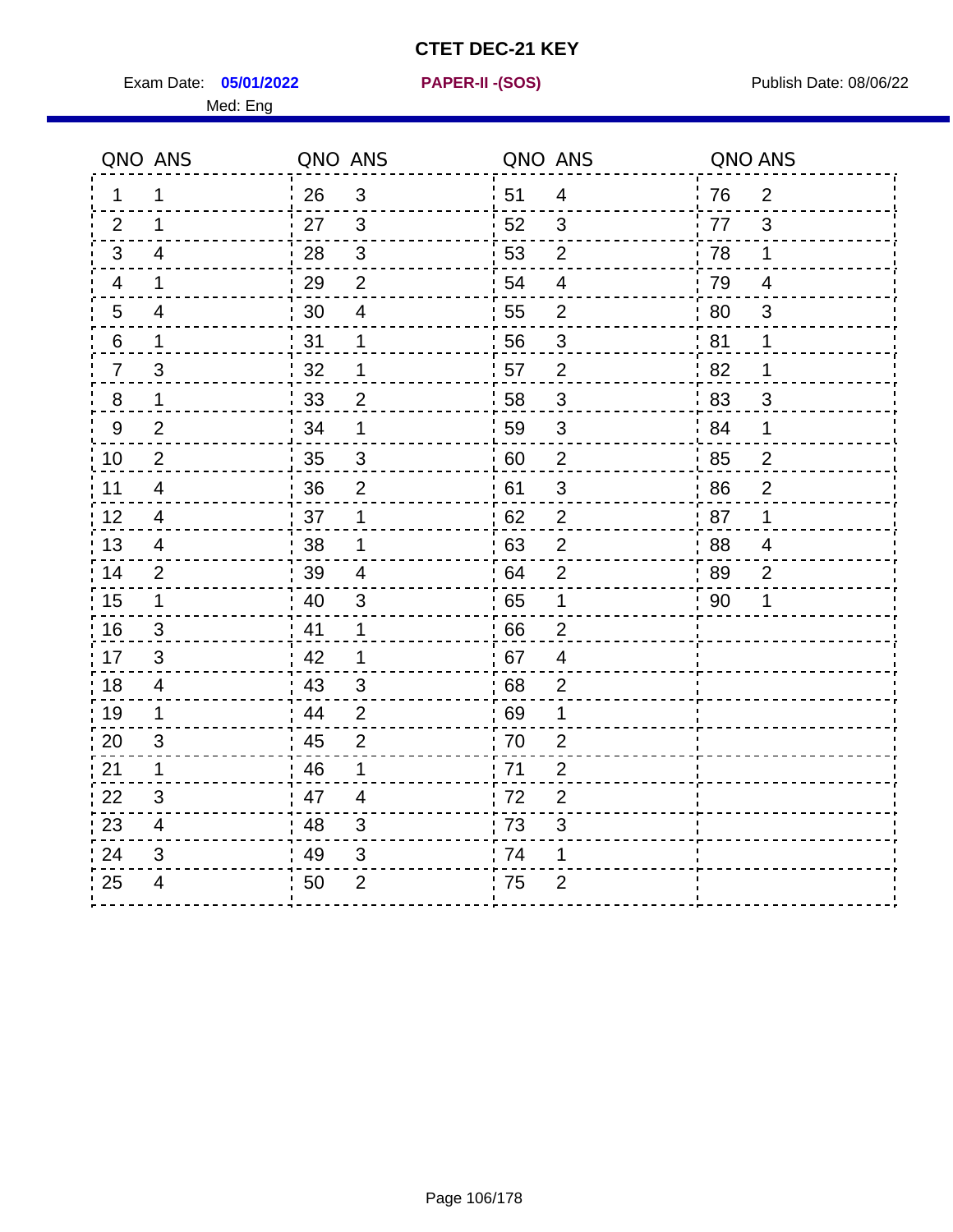# CTET DEC-21 KEY

Exam Date: **05/01/2022** **PAPER-II -(SOS)** Publish Date: 08/06/22

Med: Eng

| QNO | ANS | QNO | ANS | QNO | ANS | QNO | ANS |
|---|---|---|---|---|---|---|---|
| 1 | 1 | 26 | 3 | 51 | 4 | 76 | 2 |
| 2 | 1 | 27 | 3 | 52 | 3 | 77 | 3 |
| 3 | 4 | 28 | 3 | 53 | 2 | 78 | 1 |
| 4 | 1 | 29 | 2 | 54 | 4 | 79 | 4 |
| 5 | 4 | 30 | 4 | 55 | 2 | 80 | 3 |
| 6 | 1 | 31 | 1 | 56 | 3 | 81 | 1 |
| 7 | 3 | 32 | 1 | 57 | 2 | 82 | 1 |
| 8 | 1 | 33 | 2 | 58 | 3 | 83 | 3 |
| 9 | 2 | 34 | 1 | 59 | 3 | 84 | 1 |
| 10 | 2 | 35 | 3 | 60 | 2 | 85 | 2 |
| 11 | 4 | 36 | 2 | 61 | 3 | 86 | 2 |
| 12 | 4 | 37 | 1 | 62 | 2 | 87 | 1 |
| 13 | 4 | 38 | 1 | 63 | 2 | 88 | 4 |
| 14 | 2 | 39 | 4 | 64 | 2 | 89 | 2 |
| 15 | 1 | 40 | 3 | 65 | 1 | 90 | 1 |
| 16 | 3 | 41 | 1 | 66 | 2 | | |
| 17 | 3 | 42 | 1 | 67 | 4 | | |
| 18 | 4 | 43 | 3 | 68 | 2 | | |
| 19 | 1 | 44 | 2 | 69 | 1 | | |
| 20 | 3 | 45 | 2 | 70 | 2 | | |
| 21 | 1 | 46 | 1 | 71 | 2 | | |
| 22 | 3 | 47 | 4 | 72 | 2 | | |
| 23 | 4 | 48 | 3 | 73 | 3 | | |
| 24 | 3 | 49 | 3 | 74 | 1 | | |
| 25 | 4 | 50 | 2 | 75 | 2 | | |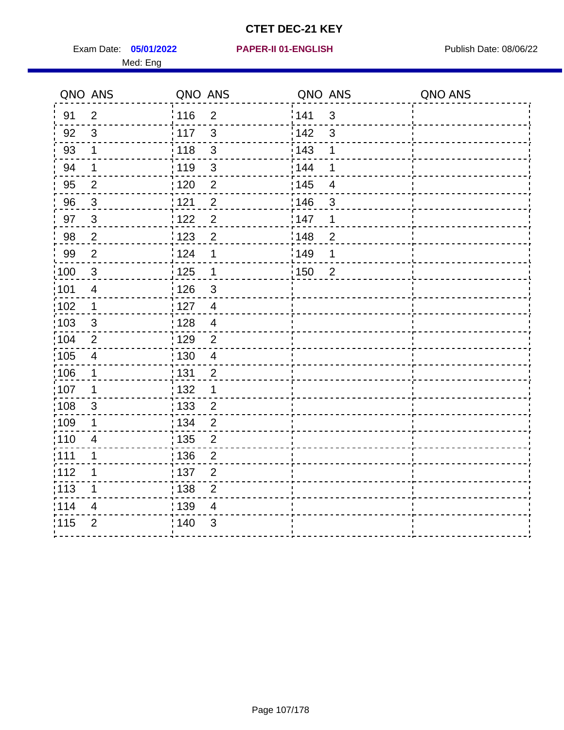# CTET DEC-21 KEY

Exam Date: **05/01/2022** **PAPER-II 01-ENGLISH** Publish Date: 08/06/22

Med: Eng

| QNO | ANS | QNO | ANS | QNO | ANS | QNO | ANS |
|---|---|---|---|---|---|---|---|
| 91 | 2 | 116 | 2 | 141 | 3 | | |
| 92 | 3 | 117 | 3 | 142 | 3 | | |
| 93 | 1 | 118 | 3 | 143 | 1 | | |
| 94 | 1 | 119 | 3 | 144 | 1 | | |
| 95 | 2 | 120 | 2 | 145 | 4 | | |
| 96 | 3 | 121 | 2 | 146 | 3 | | |
| 97 | 3 | 122 | 2 | 147 | 1 | | |
| 98 | 2 | 123 | 2 | 148 | 2 | | |
| 99 | 2 | 124 | 1 | 149 | 1 | | |
| 100 | 3 | 125 | 1 | 150 | 2 | | |
| 101 | 4 | 126 | 3 | | | | |
| 102 | 1 | 127 | 4 | | | | |
| 103 | 3 | 128 | 4 | | | | |
| 104 | 2 | 129 | 2 | | | | |
| 105 | 4 | 130 | 4 | | | | |
| 106 | 1 | 131 | 2 | | | | |
| 107 | 1 | 132 | 1 | | | | |
| 108 | 3 | 133 | 2 | | | | |
| 109 | 1 | 134 | 2 | | | | |
| 110 | 4 | 135 | 2 | | | | |
| 111 | 1 | 136 | 2 | | | | |
| 112 | 1 | 137 | 2 | | | | |
| 113 | 1 | 138 | 2 | | | | |
| 114 | 4 | 139 | 4 | | | | |
| 115 | 2 | 140 | 3 | | | | |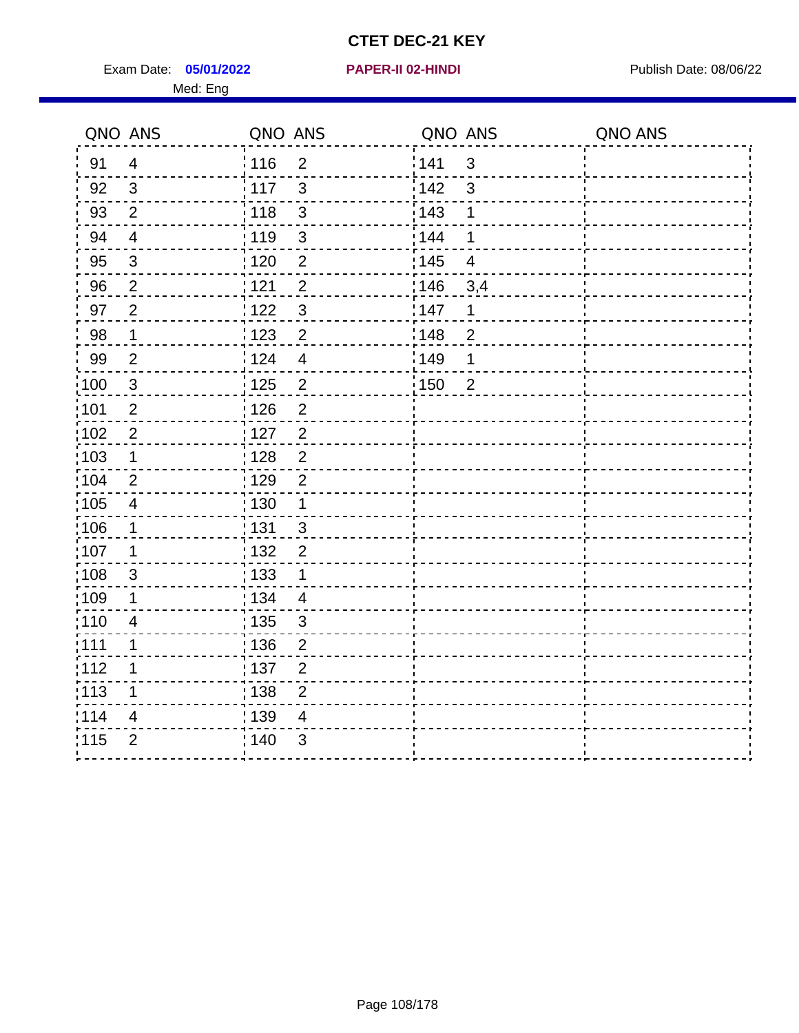# CTET DEC-21 KEY

Exam Date: **05/01/2022** **PAPER-II 02-HINDI** Publish Date: 08/06/22

Med: Eng

| QNO | ANS | QNO | ANS | QNO | ANS | QNO | ANS |
|---|---|---|---|---|---|---|---|
| 91 | 4 | 116 | 2 | 141 | 3 | | |
| 92 | 3 | 117 | 3 | 142 | 3 | | |
| 93 | 2 | 118 | 3 | 143 | 1 | | |
| 94 | 4 | 119 | 3 | 144 | 1 | | |
| 95 | 3 | 120 | 2 | 145 | 4 | | |
| 96 | 2 | 121 | 2 | 146 | 3,4 | | |
| 97 | 2 | 122 | 3 | 147 | 1 | | |
| 98 | 1 | 123 | 2 | 148 | 2 | | |
| 99 | 2 | 124 | 4 | 149 | 1 | | |
| 100 | 3 | 125 | 2 | 150 | 2 | | |
| 101 | 2 | 126 | 2 | | | | |
| 102 | 2 | 127 | 2 | | | | |
| 103 | 1 | 128 | 2 | | | | |
| 104 | 2 | 129 | 2 | | | | |
| 105 | 4 | 130 | 1 | | | | |
| 106 | 1 | 131 | 3 | | | | |
| 107 | 1 | 132 | 2 | | | | |
| 108 | 3 | 133 | 1 | | | | |
| 109 | 1 | 134 | 4 | | | | |
| 110 | 4 | 135 | 3 | | | | |
| 111 | 1 | 136 | 2 | | | | |
| 112 | 1 | 137 | 2 | | | | |
| 113 | 1 | 138 | 2 | | | | |
| 114 | 4 | 139 | 4 | | | | |
| 115 | 2 | 140 | 3 | | | | |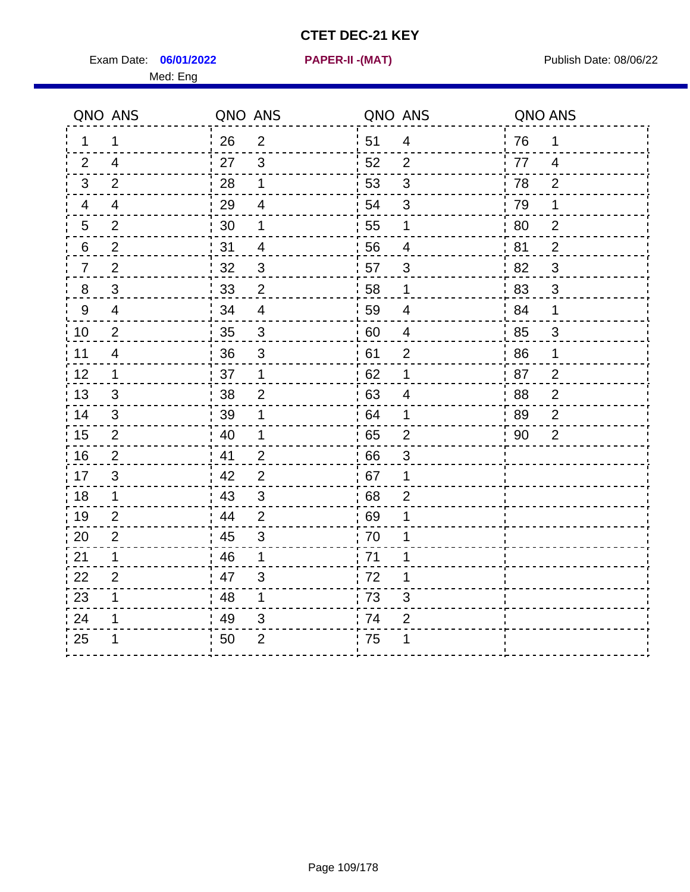# CTET DEC-21 KEY

Exam Date: **06/01/2022** **PAPER-II -(MAT)** Publish Date: 08/06/22

Med: Eng

| QNO | ANS | QNO | ANS | QNO | ANS | QNO | ANS |
|---|---|---|---|---|---|---|---|
| 1 | 1 | 26 | 2 | 51 | 4 | 76 | 1 |
| 2 | 4 | 27 | 3 | 52 | 2 | 77 | 4 |
| 3 | 2 | 28 | 1 | 53 | 3 | 78 | 2 |
| 4 | 4 | 29 | 4 | 54 | 3 | 79 | 1 |
| 5 | 2 | 30 | 1 | 55 | 1 | 80 | 2 |
| 6 | 2 | 31 | 4 | 56 | 4 | 81 | 2 |
| 7 | 2 | 32 | 3 | 57 | 3 | 82 | 3 |
| 8 | 3 | 33 | 2 | 58 | 1 | 83 | 3 |
| 9 | 4 | 34 | 4 | 59 | 4 | 84 | 1 |
| 10 | 2 | 35 | 3 | 60 | 4 | 85 | 3 |
| 11 | 4 | 36 | 3 | 61 | 2 | 86 | 1 |
| 12 | 1 | 37 | 1 | 62 | 1 | 87 | 2 |
| 13 | 3 | 38 | 2 | 63 | 4 | 88 | 2 |
| 14 | 3 | 39 | 1 | 64 | 1 | 89 | 2 |
| 15 | 2 | 40 | 1 | 65 | 2 | 90 | 2 |
| 16 | 2 | 41 | 2 | 66 | 3 | | |
| 17 | 3 | 42 | 2 | 67 | 1 | | |
| 18 | 1 | 43 | 3 | 68 | 2 | | |
| 19 | 2 | 44 | 2 | 69 | 1 | | |
| 20 | 2 | 45 | 3 | 70 | 1 | | |
| 21 | 1 | 46 | 1 | 71 | 1 | | |
| 22 | 2 | 47 | 3 | 72 | 1 | | |
| 23 | 1 | 48 | 1 | 73 | 3 | | |
| 24 | 1 | 49 | 3 | 74 | 2 | | |
| 25 | 1 | 50 | 2 | 75 | 1 | | |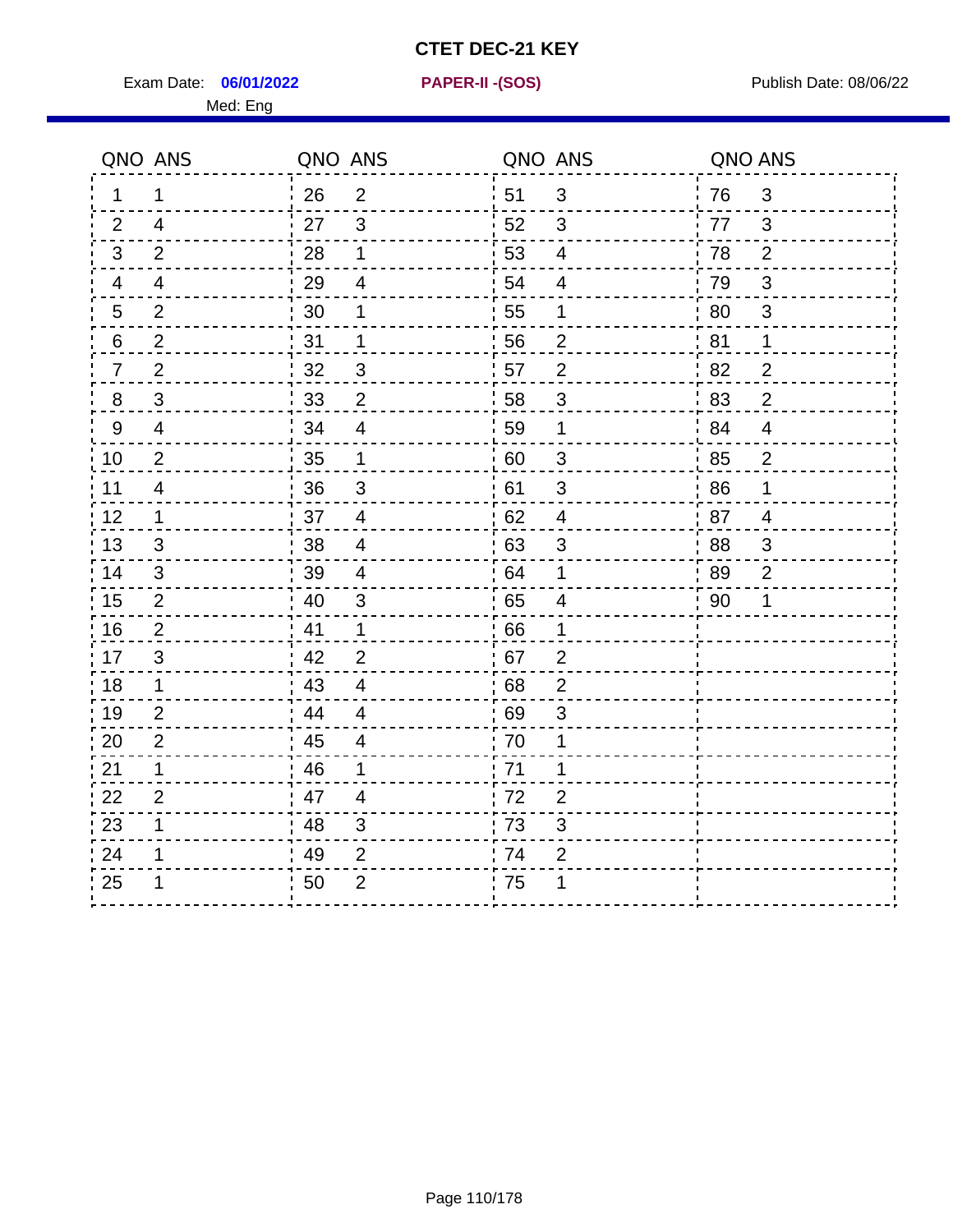# CTET DEC-21 KEY

Exam Date: **06/01/2022** **PAPER-II -(SOS)** Publish Date: 08/06/22

Med: Eng

| QNO | ANS | QNO | ANS | QNO | ANS | QNO | ANS |
|---|---|---|---|---|---|---|---|
| 1 | 1 | 26 | 2 | 51 | 3 | 76 | 3 |
| 2 | 4 | 27 | 3 | 52 | 3 | 77 | 3 |
| 3 | 2 | 28 | 1 | 53 | 4 | 78 | 2 |
| 4 | 4 | 29 | 4 | 54 | 4 | 79 | 3 |
| 5 | 2 | 30 | 1 | 55 | 1 | 80 | 3 |
| 6 | 2 | 31 | 1 | 56 | 2 | 81 | 1 |
| 7 | 2 | 32 | 3 | 57 | 2 | 82 | 2 |
| 8 | 3 | 33 | 2 | 58 | 3 | 83 | 2 |
| 9 | 4 | 34 | 4 | 59 | 1 | 84 | 4 |
| 10 | 2 | 35 | 1 | 60 | 3 | 85 | 2 |
| 11 | 4 | 36 | 3 | 61 | 3 | 86 | 1 |
| 12 | 1 | 37 | 4 | 62 | 4 | 87 | 4 |
| 13 | 3 | 38 | 4 | 63 | 3 | 88 | 3 |
| 14 | 3 | 39 | 4 | 64 | 1 | 89 | 2 |
| 15 | 2 | 40 | 3 | 65 | 4 | 90 | 1 |
| 16 | 2 | 41 | 1 | 66 | 1 | | |
| 17 | 3 | 42 | 2 | 67 | 2 | | |
| 18 | 1 | 43 | 4 | 68 | 2 | | |
| 19 | 2 | 44 | 4 | 69 | 3 | | |
| 20 | 2 | 45 | 4 | 70 | 1 | | |
| 21 | 1 | 46 | 1 | 71 | 1 | | |
| 22 | 2 | 47 | 4 | 72 | 2 | | |
| 23 | 1 | 48 | 3 | 73 | 3 | | |
| 24 | 1 | 49 | 2 | 74 | 2 | | |
| 25 | 1 | 50 | 2 | 75 | 1 | | |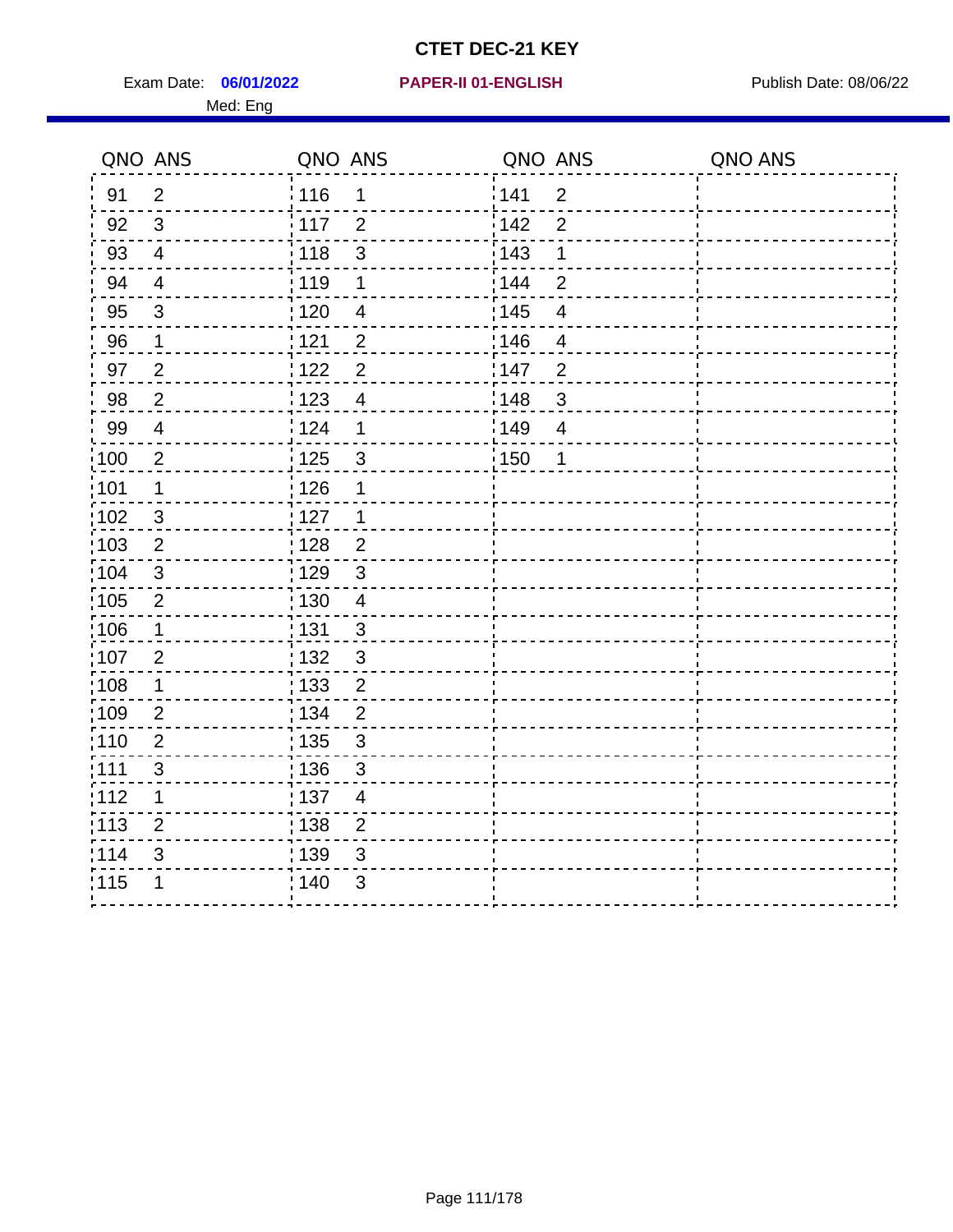# CTET DEC-21 KEY

Exam Date: **06/01/2022** **PAPER-II 01-ENGLISH** Publish Date: 08/06/22

Med: Eng

| QNO | ANS | QNO | ANS | QNO | ANS | QNO | ANS |
|---|---|---|---|---|---|---|---|
| 91 | 2 | 116 | 1 | 141 | 2 | | |
| 92 | 3 | 117 | 2 | 142 | 2 | | |
| 93 | 4 | 118 | 3 | 143 | 1 | | |
| 94 | 4 | 119 | 1 | 144 | 2 | | |
| 95 | 3 | 120 | 4 | 145 | 4 | | |
| 96 | 1 | 121 | 2 | 146 | 4 | | |
| 97 | 2 | 122 | 2 | 147 | 2 | | |
| 98 | 2 | 123 | 4 | 148 | 3 | | |
| 99 | 4 | 124 | 1 | 149 | 4 | | |
| 100 | 2 | 125 | 3 | 150 | 1 | | |
| 101 | 1 | 126 | 1 | | | | |
| 102 | 3 | 127 | 1 | | | | |
| 103 | 2 | 128 | 2 | | | | |
| 104 | 3 | 129 | 3 | | | | |
| 105 | 2 | 130 | 4 | | | | |
| 106 | 1 | 131 | 3 | | | | |
| 107 | 2 | 132 | 3 | | | | |
| 108 | 1 | 133 | 2 | | | | |
| 109 | 2 | 134 | 2 | | | | |
| 110 | 2 | 135 | 3 | | | | |
| 111 | 3 | 136 | 3 | | | | |
| 112 | 1 | 137 | 4 | | | | |
| 113 | 2 | 138 | 2 | | | | |
| 114 | 3 | 139 | 3 | | | | |
| 115 | 1 | 140 | 3 | | | | |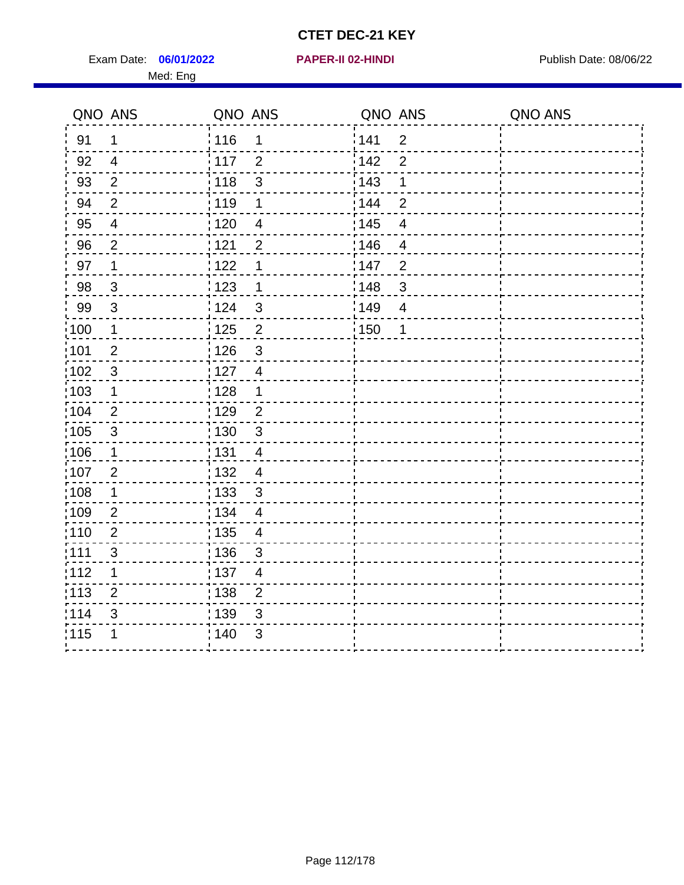# CTET DEC-21 KEY

Exam Date: **06/01/2022** **PAPER-II 02-HINDI** Publish Date: 08/06/22

Med: Eng

| QNO | ANS | QNO | ANS | QNO | ANS | QNO | ANS |
|---|---|---|---|---|---|---|---|
| 91 | 1 | 116 | 1 | 141 | 2 | | |
| 92 | 4 | 117 | 2 | 142 | 2 | | |
| 93 | 2 | 118 | 3 | 143 | 1 | | |
| 94 | 2 | 119 | 1 | 144 | 2 | | |
| 95 | 4 | 120 | 4 | 145 | 4 | | |
| 96 | 2 | 121 | 2 | 146 | 4 | | |
| 97 | 1 | 122 | 1 | 147 | 2 | | |
| 98 | 3 | 123 | 1 | 148 | 3 | | |
| 99 | 3 | 124 | 3 | 149 | 4 | | |
| 100 | 1 | 125 | 2 | 150 | 1 | | |
| 101 | 2 | 126 | 3 | | | | |
| 102 | 3 | 127 | 4 | | | | |
| 103 | 1 | 128 | 1 | | | | |
| 104 | 2 | 129 | 2 | | | | |
| 105 | 3 | 130 | 3 | | | | |
| 106 | 1 | 131 | 4 | | | | |
| 107 | 2 | 132 | 4 | | | | |
| 108 | 1 | 133 | 3 | | | | |
| 109 | 2 | 134 | 4 | | | | |
| 110 | 2 | 135 | 4 | | | | |
| 111 | 3 | 136 | 3 | | | | |
| 112 | 1 | 137 | 4 | | | | |
| 113 | 2 | 138 | 2 | | | | |
| 114 | 3 | 139 | 3 | | | | |
| 115 | 1 | 140 | 3 | | | | |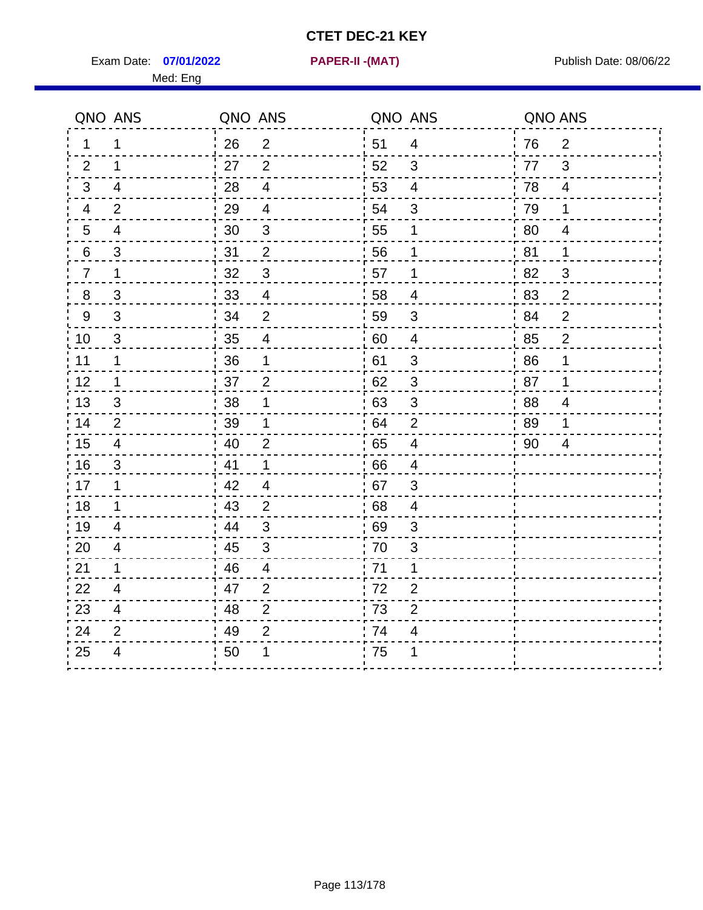# CTET DEC-21 KEY

Exam Date: **07/01/2022** **PAPER-II -(MAT)** Publish Date: 08/06/22

Med: Eng

| QNO | ANS | QNO | ANS | QNO | ANS | QNO | ANS |
|---|---|---|---|---|---|---|---|
| 1 | 1 | 26 | 2 | 51 | 4 | 76 | 2 |
| 2 | 1 | 27 | 2 | 52 | 3 | 77 | 3 |
| 3 | 4 | 28 | 4 | 53 | 4 | 78 | 4 |
| 4 | 2 | 29 | 4 | 54 | 3 | 79 | 1 |
| 5 | 4 | 30 | 3 | 55 | 1 | 80 | 4 |
| 6 | 3 | 31 | 2 | 56 | 1 | 81 | 1 |
| 7 | 1 | 32 | 3 | 57 | 1 | 82 | 3 |
| 8 | 3 | 33 | 4 | 58 | 4 | 83 | 2 |
| 9 | 3 | 34 | 2 | 59 | 3 | 84 | 2 |
| 10 | 3 | 35 | 4 | 60 | 4 | 85 | 2 |
| 11 | 1 | 36 | 1 | 61 | 3 | 86 | 1 |
| 12 | 1 | 37 | 2 | 62 | 3 | 87 | 1 |
| 13 | 3 | 38 | 1 | 63 | 3 | 88 | 4 |
| 14 | 2 | 39 | 1 | 64 | 2 | 89 | 1 |
| 15 | 4 | 40 | 2 | 65 | 4 | 90 | 4 |
| 16 | 3 | 41 | 1 | 66 | 4 | | |
| 17 | 1 | 42 | 4 | 67 | 3 | | |
| 18 | 1 | 43 | 2 | 68 | 4 | | |
| 19 | 4 | 44 | 3 | 69 | 3 | | |
| 20 | 4 | 45 | 3 | 70 | 3 | | |
| 21 | 1 | 46 | 4 | 71 | 1 | | |
| 22 | 4 | 47 | 2 | 72 | 2 | | |
| 23 | 4 | 48 | 2 | 73 | 2 | | |
| 24 | 2 | 49 | 2 | 74 | 4 | | |
| 25 | 4 | 50 | 1 | 75 | 1 | | |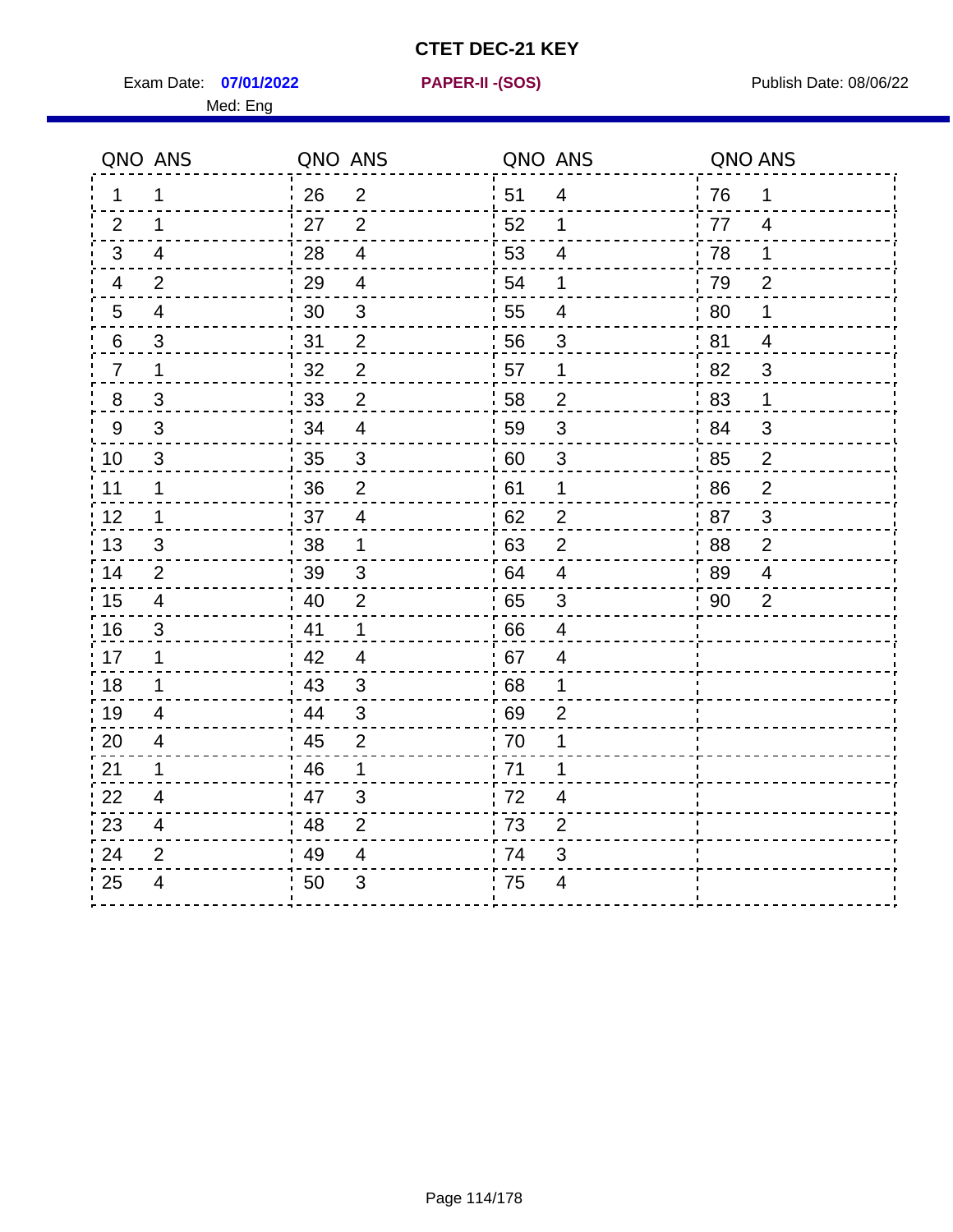# CTET DEC-21 KEY

Exam Date: **07/01/2022** **PAPER-II -(SOS)** Publish Date: 08/06/22

Med: Eng

| QNO | ANS | QNO | ANS | QNO | ANS | QNO | ANS |
|---|---|---|---|---|---|---|---|
| 1 | 1 | 26 | 2 | 51 | 4 | 76 | 1 |
| 2 | 1 | 27 | 2 | 52 | 1 | 77 | 4 |
| 3 | 4 | 28 | 4 | 53 | 4 | 78 | 1 |
| 4 | 2 | 29 | 4 | 54 | 1 | 79 | 2 |
| 5 | 4 | 30 | 3 | 55 | 4 | 80 | 1 |
| 6 | 3 | 31 | 2 | 56 | 3 | 81 | 4 |
| 7 | 1 | 32 | 2 | 57 | 1 | 82 | 3 |
| 8 | 3 | 33 | 2 | 58 | 2 | 83 | 1 |
| 9 | 3 | 34 | 4 | 59 | 3 | 84 | 3 |
| 10 | 3 | 35 | 3 | 60 | 3 | 85 | 2 |
| 11 | 1 | 36 | 2 | 61 | 1 | 86 | 2 |
| 12 | 1 | 37 | 4 | 62 | 2 | 87 | 3 |
| 13 | 3 | 38 | 1 | 63 | 2 | 88 | 2 |
| 14 | 2 | 39 | 3 | 64 | 4 | 89 | 4 |
| 15 | 4 | 40 | 2 | 65 | 3 | 90 | 2 |
| 16 | 3 | 41 | 1 | 66 | 4 | | |
| 17 | 1 | 42 | 4 | 67 | 4 | | |
| 18 | 1 | 43 | 3 | 68 | 1 | | |
| 19 | 4 | 44 | 3 | 69 | 2 | | |
| 20 | 4 | 45 | 2 | 70 | 1 | | |
| 21 | 1 | 46 | 1 | 71 | 1 | | |
| 22 | 4 | 47 | 3 | 72 | 4 | | |
| 23 | 4 | 48 | 2 | 73 | 2 | | |
| 24 | 2 | 49 | 4 | 74 | 3 | | |
| 25 | 4 | 50 | 3 | 75 | 4 | | |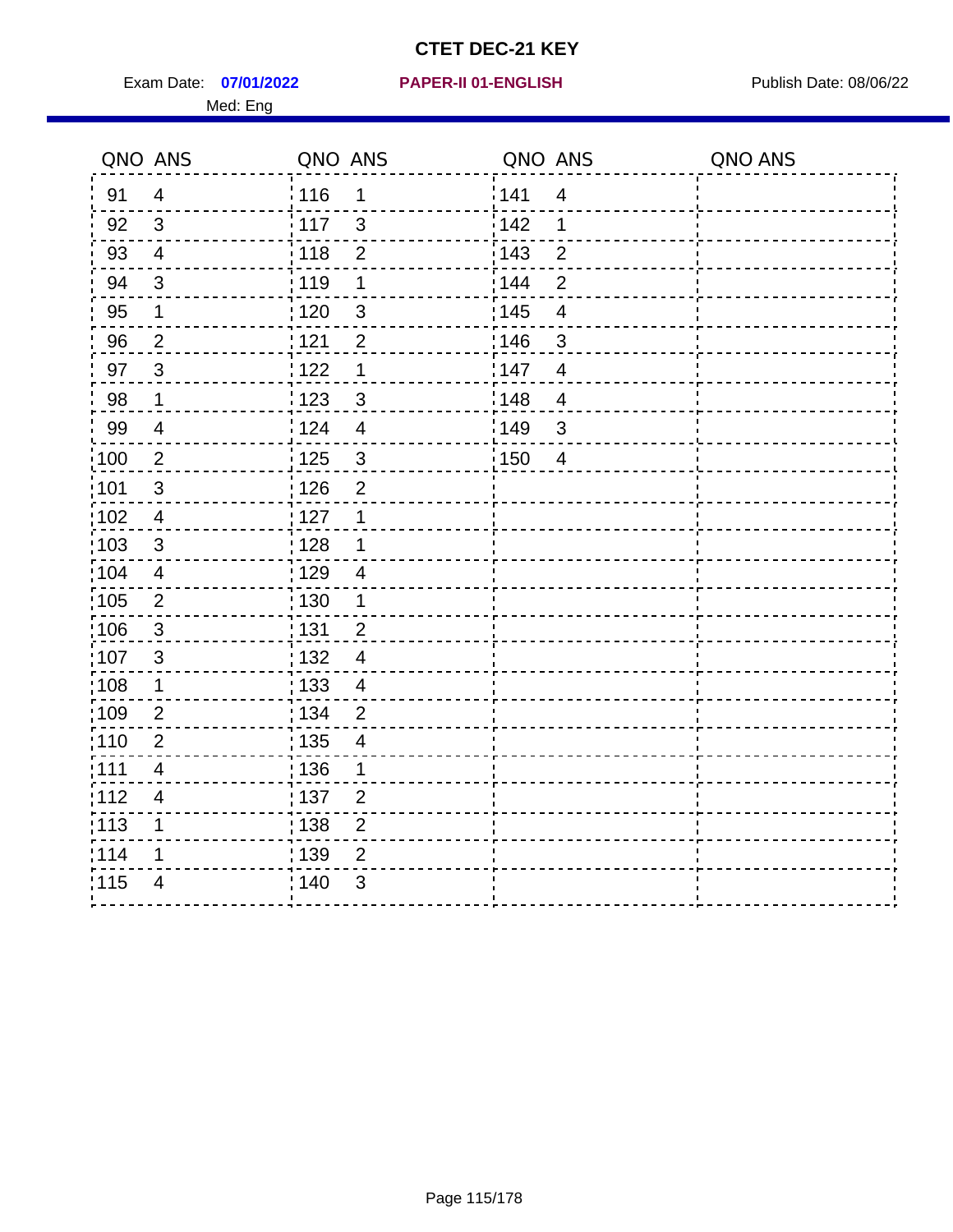# CTET DEC-21 KEY

Exam Date: **07/01/2022** **PAPER-II 01-ENGLISH** Publish Date: 08/06/22

Med: Eng

| QNO | ANS | QNO | ANS | QNO | ANS | QNO | ANS |
|---|---|---|---|---|---|---|---|
| 91 | 4 | 116 | 1 | 141 | 4 | | |
| 92 | 3 | 117 | 3 | 142 | 1 | | |
| 93 | 4 | 118 | 2 | 143 | 2 | | |
| 94 | 3 | 119 | 1 | 144 | 2 | | |
| 95 | 1 | 120 | 3 | 145 | 4 | | |
| 96 | 2 | 121 | 2 | 146 | 3 | | |
| 97 | 3 | 122 | 1 | 147 | 4 | | |
| 98 | 1 | 123 | 3 | 148 | 4 | | |
| 99 | 4 | 124 | 4 | 149 | 3 | | |
| 100 | 2 | 125 | 3 | 150 | 4 | | |
| 101 | 3 | 126 | 2 | | | | |
| 102 | 4 | 127 | 1 | | | | |
| 103 | 3 | 128 | 1 | | | | |
| 104 | 4 | 129 | 4 | | | | |
| 105 | 2 | 130 | 1 | | | | |
| 106 | 3 | 131 | 2 | | | | |
| 107 | 3 | 132 | 4 | | | | |
| 108 | 1 | 133 | 4 | | | | |
| 109 | 2 | 134 | 2 | | | | |
| 110 | 2 | 135 | 4 | | | | |
| 111 | 4 | 136 | 1 | | | | |
| 112 | 4 | 137 | 2 | | | | |
| 113 | 1 | 138 | 2 | | | | |
| 114 | 1 | 139 | 2 | | | | |
| 115 | 4 | 140 | 3 | | | | |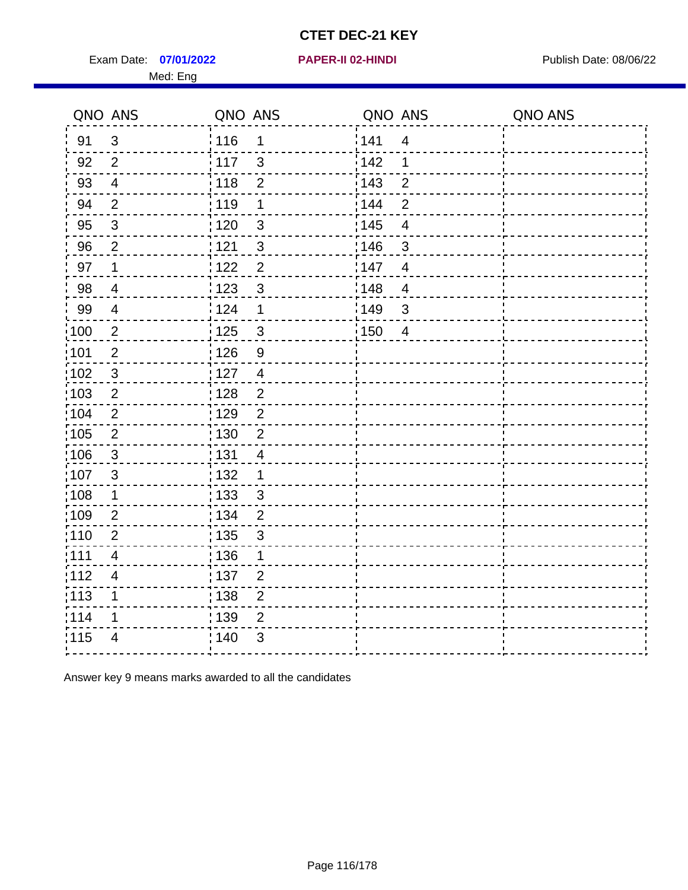# CTET DEC-21 KEY

Exam Date: **07/01/2022** **PAPER-II 02-HINDI** Publish Date: 08/06/22

Med: Eng

| QNO | ANS | QNO | ANS | QNO | ANS | QNO | ANS |
|---|---|---|---|---|---|---|---|
| 91 | 3 | 116 | 1 | 141 | 4 | | |
| 92 | 2 | 117 | 3 | 142 | 1 | | |
| 93 | 4 | 118 | 2 | 143 | 2 | | |
| 94 | 2 | 119 | 1 | 144 | 2 | | |
| 95 | 3 | 120 | 3 | 145 | 4 | | |
| 96 | 2 | 121 | 3 | 146 | 3 | | |
| 97 | 1 | 122 | 2 | 147 | 4 | | |
| 98 | 4 | 123 | 3 | 148 | 4 | | |
| 99 | 4 | 124 | 1 | 149 | 3 | | |
| 100 | 2 | 125 | 3 | 150 | 4 | | |
| 101 | 2 | 126 | 9 | | | | |
| 102 | 3 | 127 | 4 | | | | |
| 103 | 2 | 128 | 2 | | | | |
| 104 | 2 | 129 | 2 | | | | |
| 105 | 2 | 130 | 2 | | | | |
| 106 | 3 | 131 | 4 | | | | |
| 107 | 3 | 132 | 1 | | | | |
| 108 | 1 | 133 | 3 | | | | |
| 109 | 2 | 134 | 2 | | | | |
| 110 | 2 | 135 | 3 | | | | |
| 111 | 4 | 136 | 1 | | | | |
| 112 | 4 | 137 | 2 | | | | |
| 113 | 1 | 138 | 2 | | | | |
| 114 | 1 | 139 | 2 | | | | |
| 115 | 4 | 140 | 3 | | | | |

Answer key 9 means marks awarded to all the candidates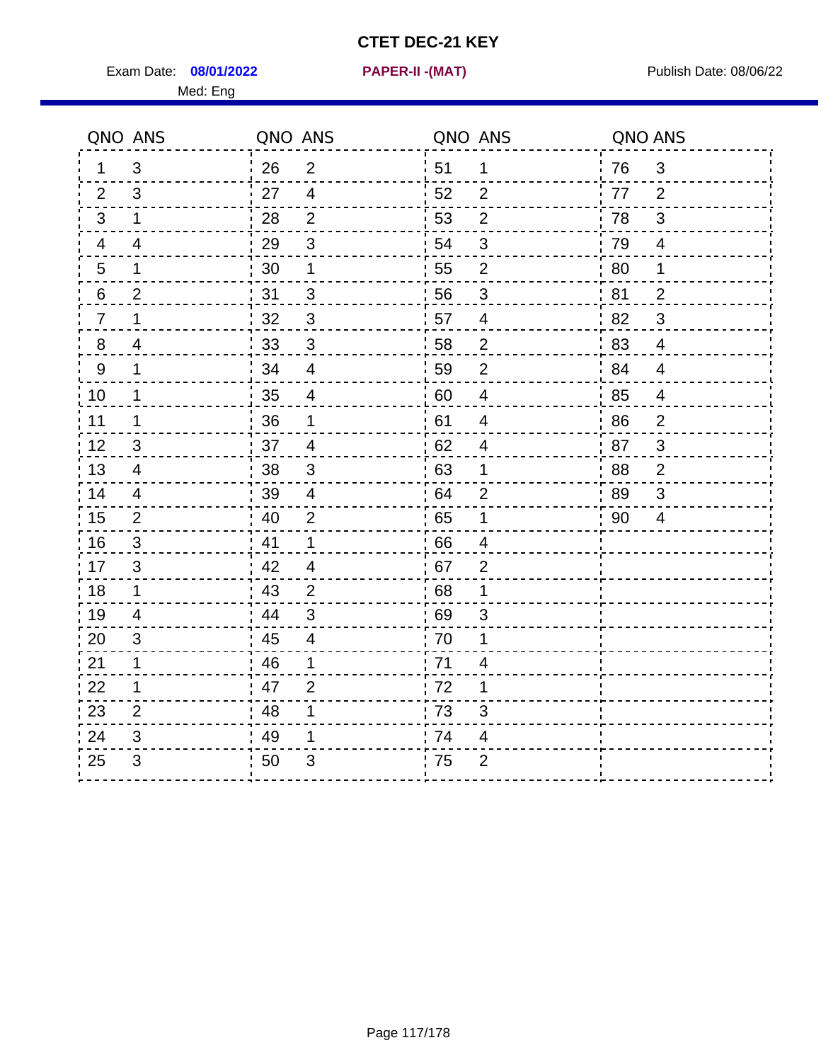# CTET DEC-21 KEY

Exam Date: **08/01/2022** **PAPER-II -(MAT)** Publish Date: 08/06/22

Med: Eng

| QNO | ANS | QNO | ANS | QNO | ANS | QNO | ANS |
|---|---|---|---|---|---|---|---|
| 1 | 3 | 26 | 2 | 51 | 1 | 76 | 3 |
| 2 | 3 | 27 | 4 | 52 | 2 | 77 | 2 |
| 3 | 1 | 28 | 2 | 53 | 2 | 78 | 3 |
| 4 | 4 | 29 | 3 | 54 | 3 | 79 | 4 |
| 5 | 1 | 30 | 1 | 55 | 2 | 80 | 1 |
| 6 | 2 | 31 | 3 | 56 | 3 | 81 | 2 |
| 7 | 1 | 32 | 3 | 57 | 4 | 82 | 3 |
| 8 | 4 | 33 | 3 | 58 | 2 | 83 | 4 |
| 9 | 1 | 34 | 4 | 59 | 2 | 84 | 4 |
| 10 | 1 | 35 | 4 | 60 | 4 | 85 | 4 |
| 11 | 1 | 36 | 1 | 61 | 4 | 86 | 2 |
| 12 | 3 | 37 | 4 | 62 | 4 | 87 | 3 |
| 13 | 4 | 38 | 3 | 63 | 1 | 88 | 2 |
| 14 | 4 | 39 | 4 | 64 | 2 | 89 | 3 |
| 15 | 2 | 40 | 2 | 65 | 1 | 90 | 4 |
| 16 | 3 | 41 | 1 | 66 | 4 | | |
| 17 | 3 | 42 | 4 | 67 | 2 | | |
| 18 | 1 | 43 | 2 | 68 | 1 | | |
| 19 | 4 | 44 | 3 | 69 | 3 | | |
| 20 | 3 | 45 | 4 | 70 | 1 | | |
| 21 | 1 | 46 | 1 | 71 | 4 | | |
| 22 | 1 | 47 | 2 | 72 | 1 | | |
| 23 | 2 | 48 | 1 | 73 | 3 | | |
| 24 | 3 | 49 | 1 | 74 | 4 | | |
| 25 | 3 | 50 | 3 | 75 | 2 | | |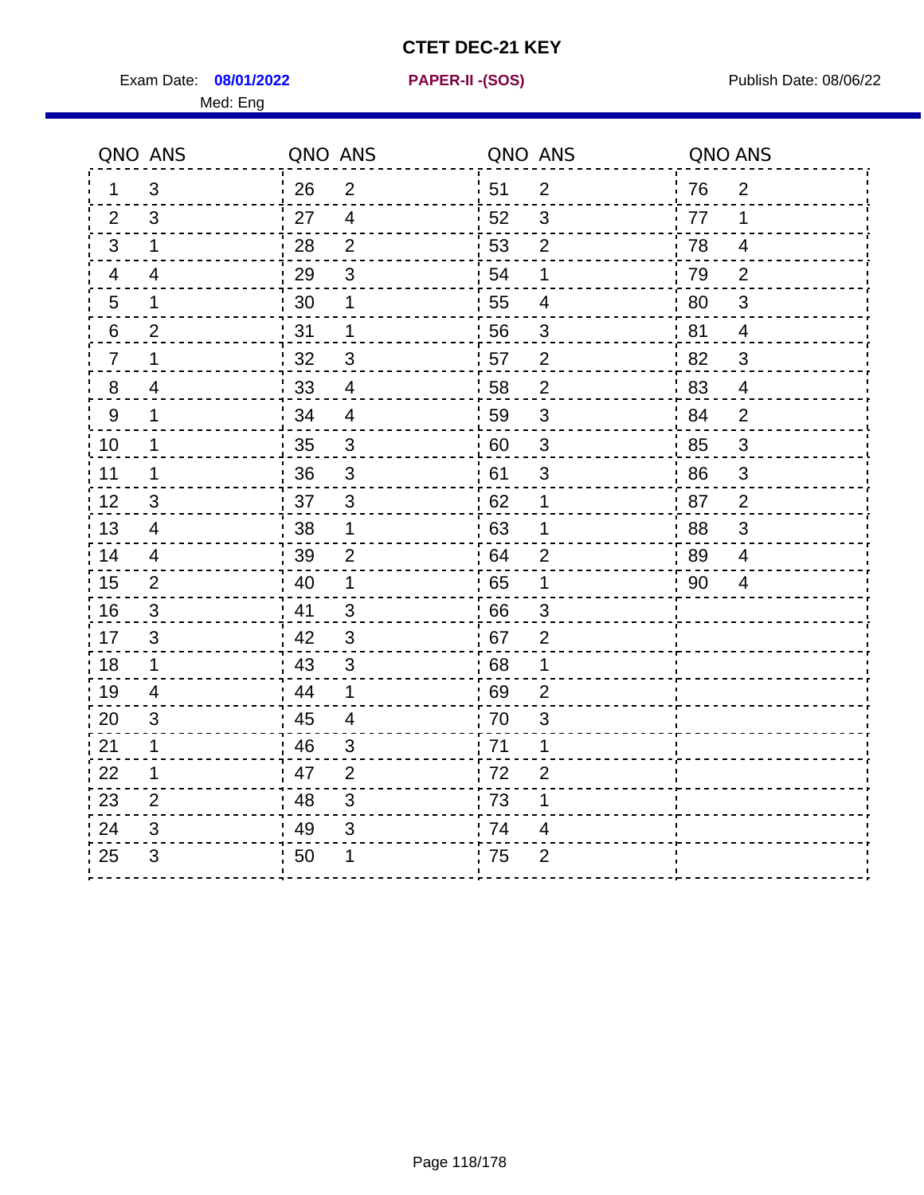# CTET DEC-21 KEY

Exam Date: **08/01/2022** **PAPER-II -(SOS)** Publish Date: 08/06/22

Med: Eng

| QNO | ANS | QNO | ANS | QNO | ANS | QNO | ANS |
|---|---|---|---|---|---|---|---|
| 1 | 3 | 26 | 2 | 51 | 2 | 76 | 2 |
| 2 | 3 | 27 | 4 | 52 | 3 | 77 | 1 |
| 3 | 1 | 28 | 2 | 53 | 2 | 78 | 4 |
| 4 | 4 | 29 | 3 | 54 | 1 | 79 | 2 |
| 5 | 1 | 30 | 1 | 55 | 4 | 80 | 3 |
| 6 | 2 | 31 | 1 | 56 | 3 | 81 | 4 |
| 7 | 1 | 32 | 3 | 57 | 2 | 82 | 3 |
| 8 | 4 | 33 | 4 | 58 | 2 | 83 | 4 |
| 9 | 1 | 34 | 4 | 59 | 3 | 84 | 2 |
| 10 | 1 | 35 | 3 | 60 | 3 | 85 | 3 |
| 11 | 1 | 36 | 3 | 61 | 3 | 86 | 3 |
| 12 | 3 | 37 | 3 | 62 | 1 | 87 | 2 |
| 13 | 4 | 38 | 1 | 63 | 1 | 88 | 3 |
| 14 | 4 | 39 | 2 | 64 | 2 | 89 | 4 |
| 15 | 2 | 40 | 1 | 65 | 1 | 90 | 4 |
| 16 | 3 | 41 | 3 | 66 | 3 | | |
| 17 | 3 | 42 | 3 | 67 | 2 | | |
| 18 | 1 | 43 | 3 | 68 | 1 | | |
| 19 | 4 | 44 | 1 | 69 | 2 | | |
| 20 | 3 | 45 | 4 | 70 | 3 | | |
| 21 | 1 | 46 | 3 | 71 | 1 | | |
| 22 | 1 | 47 | 2 | 72 | 2 | | |
| 23 | 2 | 48 | 3 | 73 | 1 | | |
| 24 | 3 | 49 | 3 | 74 | 4 | | |
| 25 | 3 | 50 | 1 | 75 | 2 | | |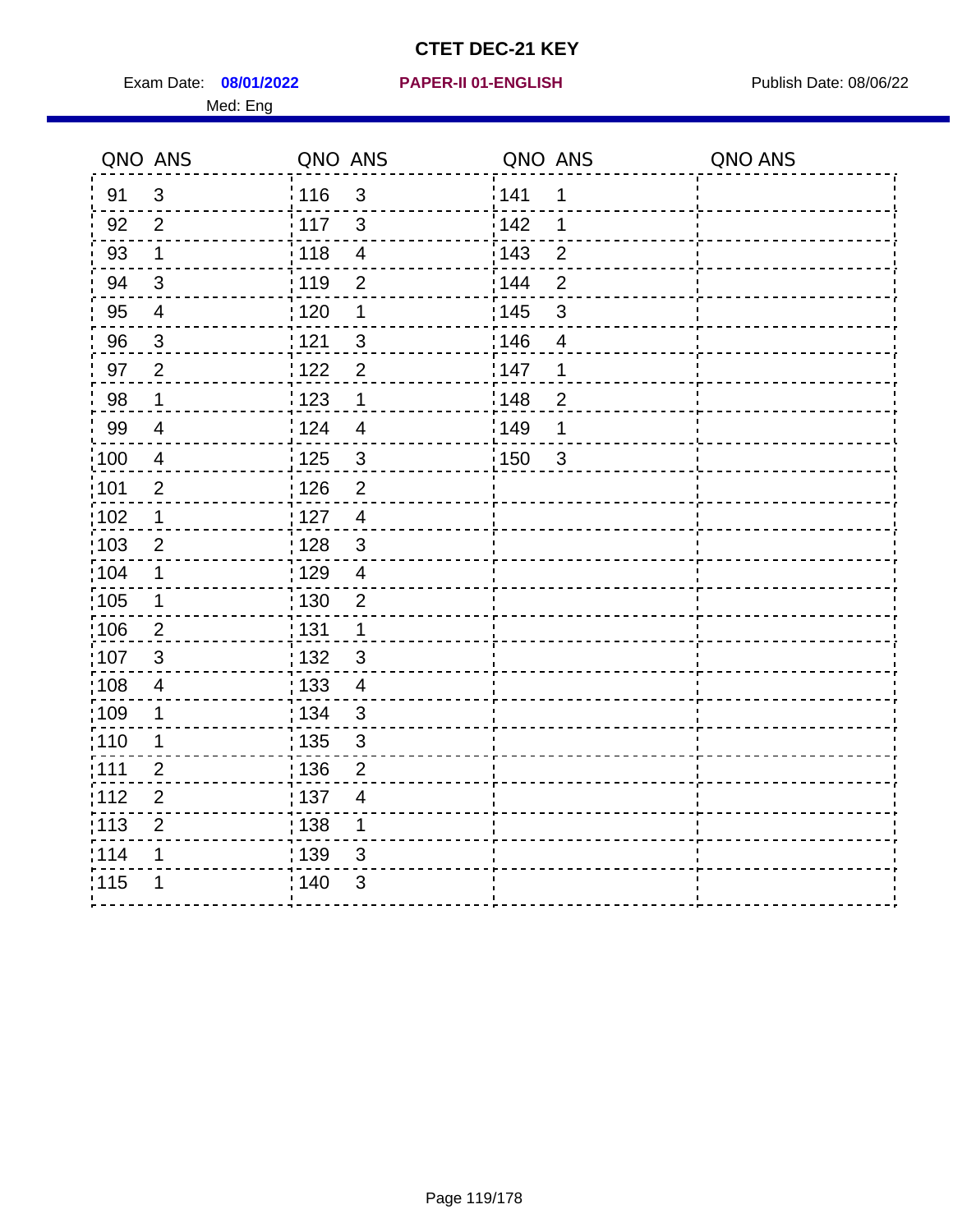# CTET DEC-21 KEY

Exam Date: **08/01/2022** **PAPER-II 01-ENGLISH** Publish Date: 08/06/22

Med: Eng

| QNO | ANS | QNO | ANS | QNO | ANS | QNO | ANS |
|---|---|---|---|---|---|---|---|
| 91 | 3 | 116 | 3 | 141 | 1 | | |
| 92 | 2 | 117 | 3 | 142 | 1 | | |
| 93 | 1 | 118 | 4 | 143 | 2 | | |
| 94 | 3 | 119 | 2 | 144 | 2 | | |
| 95 | 4 | 120 | 1 | 145 | 3 | | |
| 96 | 3 | 121 | 3 | 146 | 4 | | |
| 97 | 2 | 122 | 2 | 147 | 1 | | |
| 98 | 1 | 123 | 1 | 148 | 2 | | |
| 99 | 4 | 124 | 4 | 149 | 1 | | |
| 100 | 4 | 125 | 3 | 150 | 3 | | |
| 101 | 2 | 126 | 2 | | | | |
| 102 | 1 | 127 | 4 | | | | |
| 103 | 2 | 128 | 3 | | | | |
| 104 | 1 | 129 | 4 | | | | |
| 105 | 1 | 130 | 2 | | | | |
| 106 | 2 | 131 | 1 | | | | |
| 107 | 3 | 132 | 3 | | | | |
| 108 | 4 | 133 | 4 | | | | |
| 109 | 1 | 134 | 3 | | | | |
| 110 | 1 | 135 | 3 | | | | |
| 111 | 2 | 136 | 2 | | | | |
| 112 | 2 | 137 | 4 | | | | |
| 113 | 2 | 138 | 1 | | | | |
| 114 | 1 | 139 | 3 | | | | |
| 115 | 1 | 140 | 3 | | | | |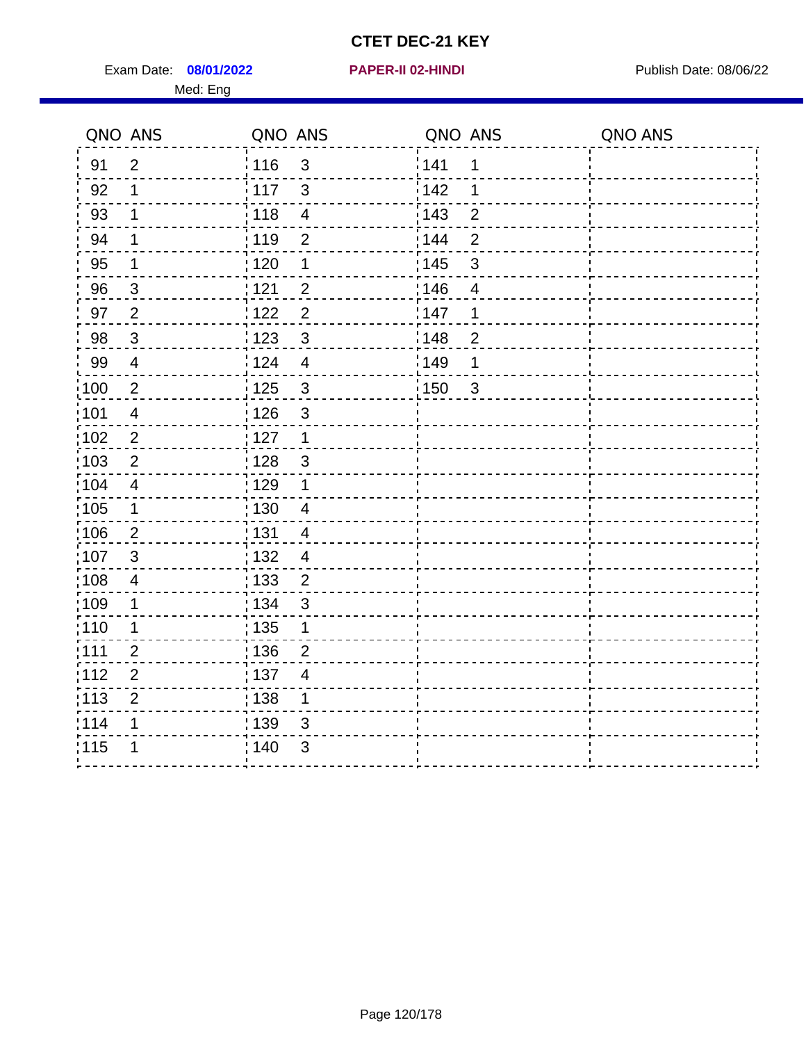# CTET DEC-21 KEY

Exam Date: **08/01/2022** **PAPER-II 02-HINDI** Publish Date: 08/06/22

Med: Eng

| QNO | ANS | QNO | ANS | QNO | ANS | QNO | ANS |
|---|---|---|---|---|---|---|---|
| 91 | 2 | 116 | 3 | 141 | 1 | | |
| 92 | 1 | 117 | 3 | 142 | 1 | | |
| 93 | 1 | 118 | 4 | 143 | 2 | | |
| 94 | 1 | 119 | 2 | 144 | 2 | | |
| 95 | 1 | 120 | 1 | 145 | 3 | | |
| 96 | 3 | 121 | 2 | 146 | 4 | | |
| 97 | 2 | 122 | 2 | 147 | 1 | | |
| 98 | 3 | 123 | 3 | 148 | 2 | | |
| 99 | 4 | 124 | 4 | 149 | 1 | | |
| 100 | 2 | 125 | 3 | 150 | 3 | | |
| 101 | 4 | 126 | 3 | | | | |
| 102 | 2 | 127 | 1 | | | | |
| 103 | 2 | 128 | 3 | | | | |
| 104 | 4 | 129 | 1 | | | | |
| 105 | 1 | 130 | 4 | | | | |
| 106 | 2 | 131 | 4 | | | | |
| 107 | 3 | 132 | 4 | | | | |
| 108 | 4 | 133 | 2 | | | | |
| 109 | 1 | 134 | 3 | | | | |
| 110 | 1 | 135 | 1 | | | | |
| 111 | 2 | 136 | 2 | | | | |
| 112 | 2 | 137 | 4 | | | | |
| 113 | 2 | 138 | 1 | | | | |
| 114 | 1 | 139 | 3 | | | | |
| 115 | 1 | 140 | 3 | | | | |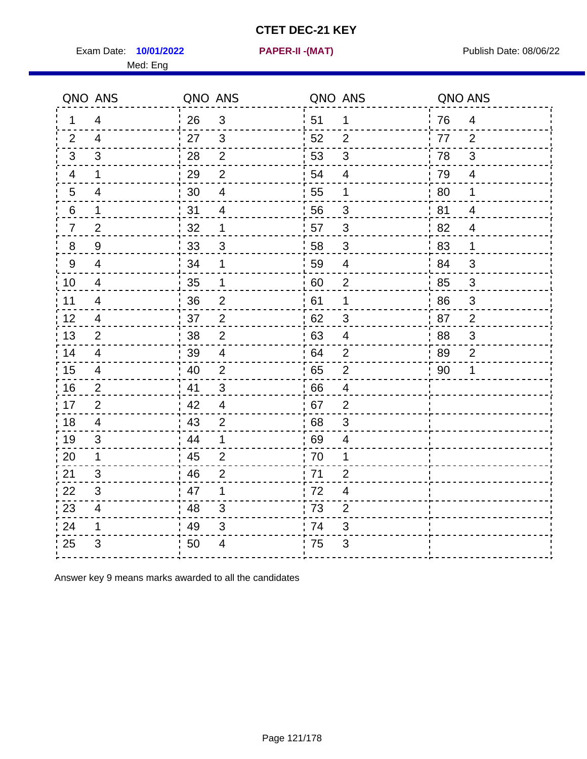# CTET DEC-21 KEY

Exam Date: **10/01/2022** **PAPER-II -(MAT)** Publish Date: 08/06/22

Med: Eng

| QNO | ANS | QNO | ANS | QNO | ANS | QNO | ANS |
|---|---|---|---|---|---|---|---|
| 1 | 4 | 26 | 3 | 51 | 1 | 76 | 4 |
| 2 | 4 | 27 | 3 | 52 | 2 | 77 | 2 |
| 3 | 3 | 28 | 2 | 53 | 3 | 78 | 3 |
| 4 | 1 | 29 | 2 | 54 | 4 | 79 | 4 |
| 5 | 4 | 30 | 4 | 55 | 1 | 80 | 1 |
| 6 | 1 | 31 | 4 | 56 | 3 | 81 | 4 |
| 7 | 2 | 32 | 1 | 57 | 3 | 82 | 4 |
| 8 | 9 | 33 | 3 | 58 | 3 | 83 | 1 |
| 9 | 4 | 34 | 1 | 59 | 4 | 84 | 3 |
| 10 | 4 | 35 | 1 | 60 | 2 | 85 | 3 |
| 11 | 4 | 36 | 2 | 61 | 1 | 86 | 3 |
| 12 | 4 | 37 | 2 | 62 | 3 | 87 | 2 |
| 13 | 2 | 38 | 2 | 63 | 4 | 88 | 3 |
| 14 | 4 | 39 | 4 | 64 | 2 | 89 | 2 |
| 15 | 4 | 40 | 2 | 65 | 2 | 90 | 1 |
| 16 | 2 | 41 | 3 | 66 | 4 | | |
| 17 | 2 | 42 | 4 | 67 | 2 | | |
| 18 | 4 | 43 | 2 | 68 | 3 | | |
| 19 | 3 | 44 | 1 | 69 | 4 | | |
| 20 | 1 | 45 | 2 | 70 | 1 | | |
| 21 | 3 | 46 | 2 | 71 | 2 | | |
| 22 | 3 | 47 | 1 | 72 | 4 | | |
| 23 | 4 | 48 | 3 | 73 | 2 | | |
| 24 | 1 | 49 | 3 | 74 | 3 | | |
| 25 | 3 | 50 | 4 | 75 | 3 | | |

Answer key 9 means marks awarded to all the candidates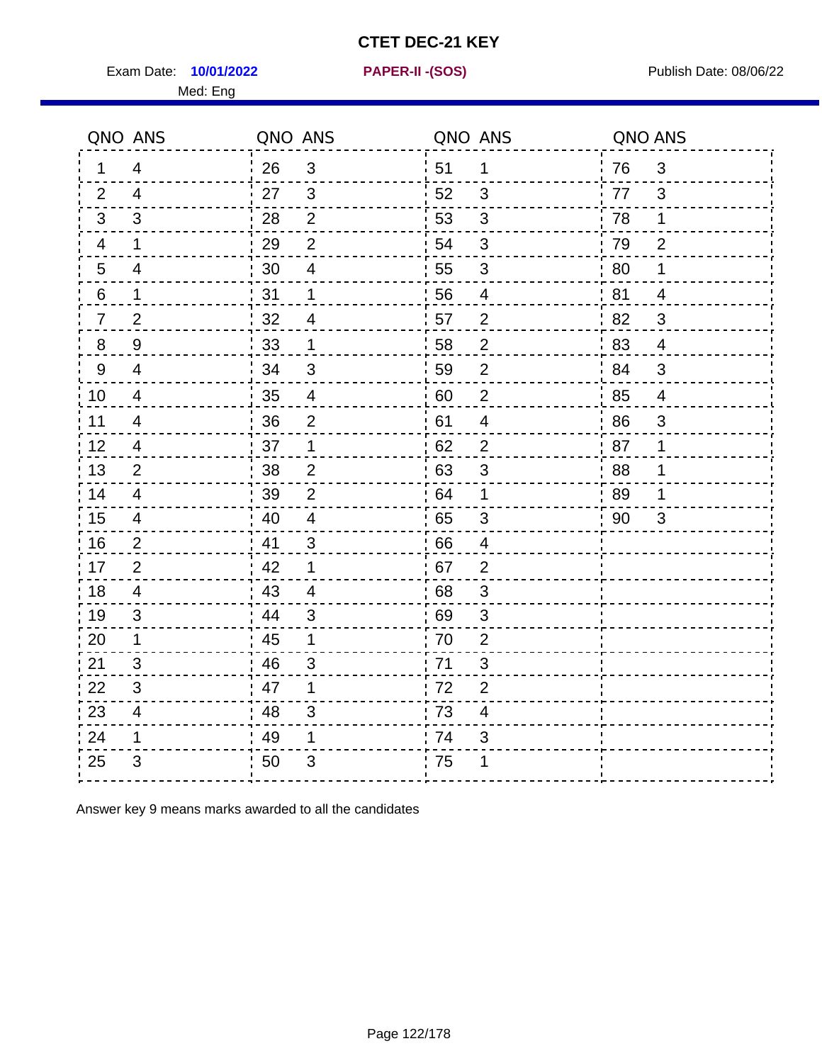# CTET DEC-21 KEY

Exam Date: **10/01/2022** **PAPER-II -(SOS)** Publish Date: 08/06/22

Med: Eng

| QNO | ANS | QNO | ANS | QNO | ANS | QNO | ANS |
|---|---|---|---|---|---|---|---|
| 1 | 4 | 26 | 3 | 51 | 1 | 76 | 3 |
| 2 | 4 | 27 | 3 | 52 | 3 | 77 | 3 |
| 3 | 3 | 28 | 2 | 53 | 3 | 78 | 1 |
| 4 | 1 | 29 | 2 | 54 | 3 | 79 | 2 |
| 5 | 4 | 30 | 4 | 55 | 3 | 80 | 1 |
| 6 | 1 | 31 | 1 | 56 | 4 | 81 | 4 |
| 7 | 2 | 32 | 4 | 57 | 2 | 82 | 3 |
| 8 | 9 | 33 | 1 | 58 | 2 | 83 | 4 |
| 9 | 4 | 34 | 3 | 59 | 2 | 84 | 3 |
| 10 | 4 | 35 | 4 | 60 | 2 | 85 | 4 |
| 11 | 4 | 36 | 2 | 61 | 4 | 86 | 3 |
| 12 | 4 | 37 | 1 | 62 | 2 | 87 | 1 |
| 13 | 2 | 38 | 2 | 63 | 3 | 88 | 1 |
| 14 | 4 | 39 | 2 | 64 | 1 | 89 | 1 |
| 15 | 4 | 40 | 4 | 65 | 3 | 90 | 3 |
| 16 | 2 | 41 | 3 | 66 | 4 | | |
| 17 | 2 | 42 | 1 | 67 | 2 | | |
| 18 | 4 | 43 | 4 | 68 | 3 | | |
| 19 | 3 | 44 | 3 | 69 | 3 | | |
| 20 | 1 | 45 | 1 | 70 | 2 | | |
| 21 | 3 | 46 | 3 | 71 | 3 | | |
| 22 | 3 | 47 | 1 | 72 | 2 | | |
| 23 | 4 | 48 | 3 | 73 | 4 | | |
| 24 | 1 | 49 | 1 | 74 | 3 | | |
| 25 | 3 | 50 | 3 | 75 | 1 | | |

Answer key 9 means marks awarded to all the candidates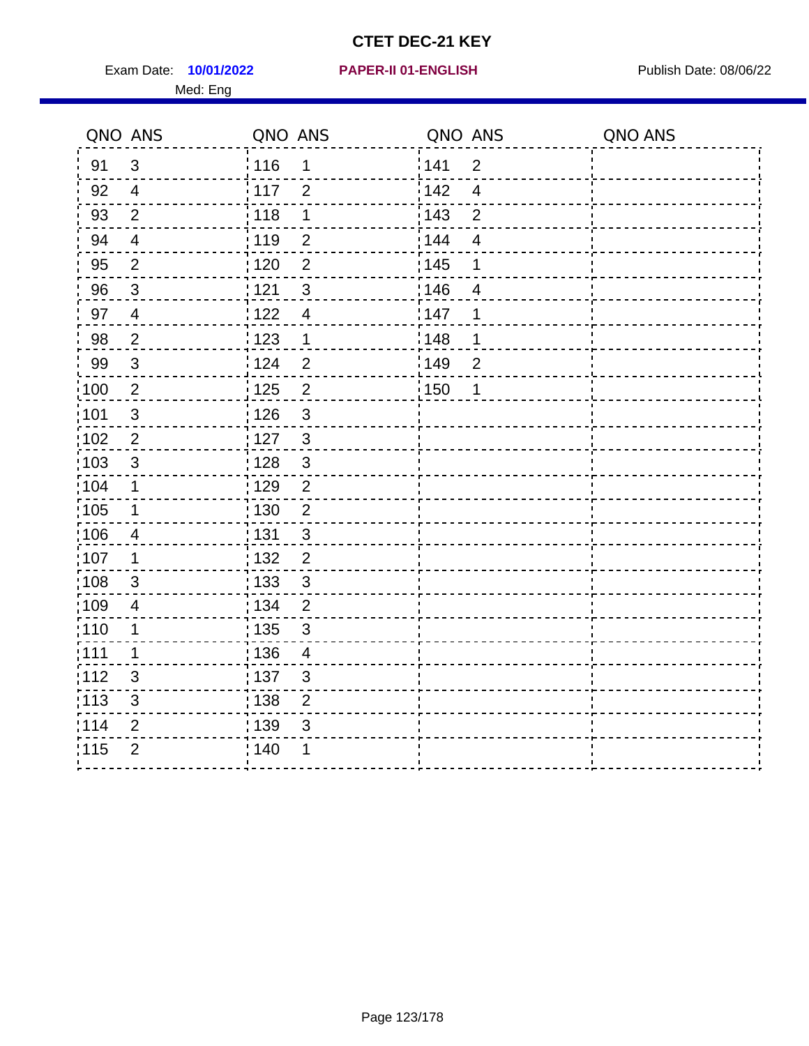# CTET DEC-21 KEY

Exam Date: **10/01/2022** **PAPER-II 01-ENGLISH** Publish Date: 08/06/22

Med: Eng

| QNO | ANS | QNO | ANS | QNO | ANS | QNO | ANS |
|---|---|---|---|---|---|---|---|
| 91 | 3 | 116 | 1 | 141 | 2 | | |
| 92 | 4 | 117 | 2 | 142 | 4 | | |
| 93 | 2 | 118 | 1 | 143 | 2 | | |
| 94 | 4 | 119 | 2 | 144 | 4 | | |
| 95 | 2 | 120 | 2 | 145 | 1 | | |
| 96 | 3 | 121 | 3 | 146 | 4 | | |
| 97 | 4 | 122 | 4 | 147 | 1 | | |
| 98 | 2 | 123 | 1 | 148 | 1 | | |
| 99 | 3 | 124 | 2 | 149 | 2 | | |
| 100 | 2 | 125 | 2 | 150 | 1 | | |
| 101 | 3 | 126 | 3 | | | | |
| 102 | 2 | 127 | 3 | | | | |
| 103 | 3 | 128 | 3 | | | | |
| 104 | 1 | 129 | 2 | | | | |
| 105 | 1 | 130 | 2 | | | | |
| 106 | 4 | 131 | 3 | | | | |
| 107 | 1 | 132 | 2 | | | | |
| 108 | 3 | 133 | 3 | | | | |
| 109 | 4 | 134 | 2 | | | | |
| 110 | 1 | 135 | 3 | | | | |
| 111 | 1 | 136 | 4 | | | | |
| 112 | 3 | 137 | 3 | | | | |
| 113 | 3 | 138 | 2 | | | | |
| 114 | 2 | 139 | 3 | | | | |
| 115 | 2 | 140 | 1 | | | | |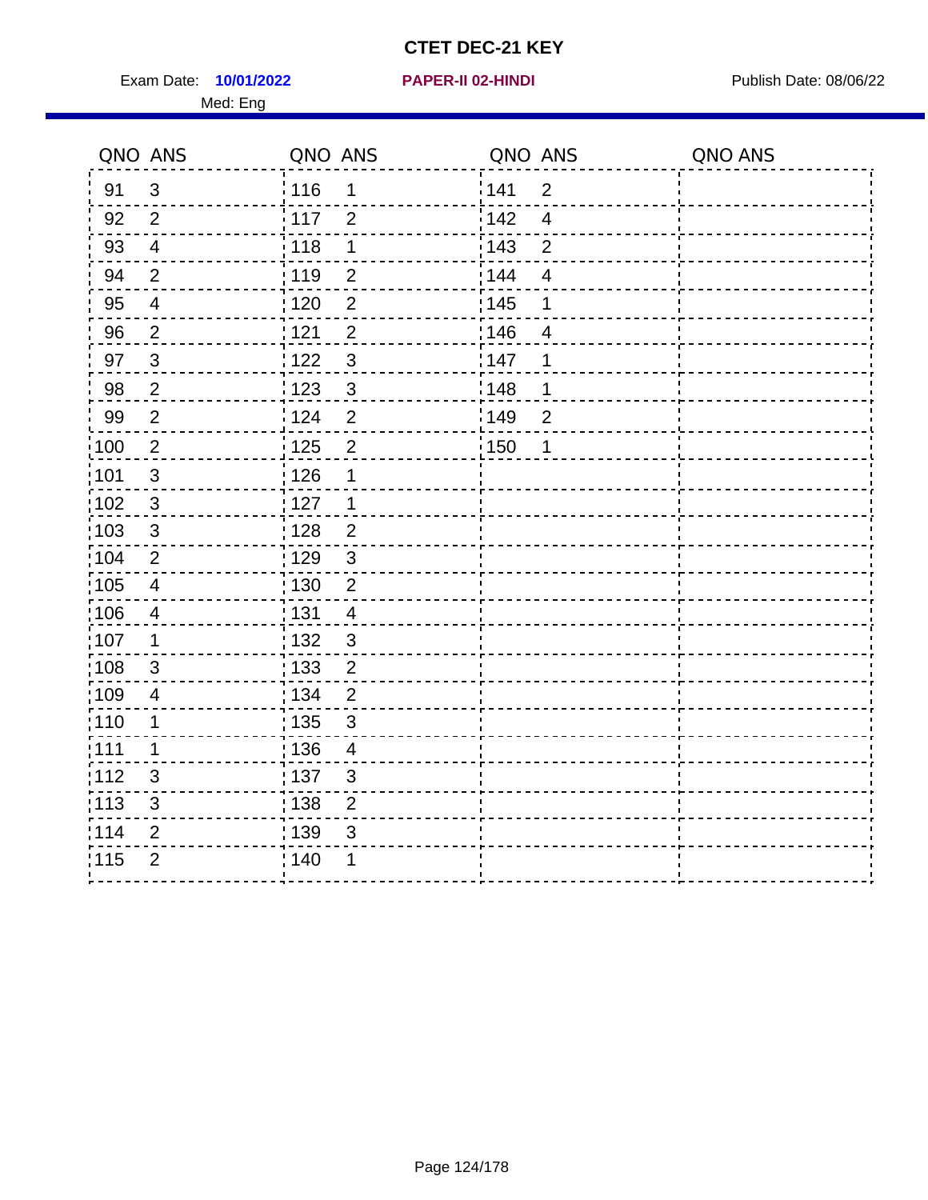# CTET DEC-21 KEY

Exam Date: **10/01/2022** **PAPER-II 02-HINDI** Publish Date: 08/06/22

Med: Eng

| QNO | ANS | QNO | ANS | QNO | ANS | QNO | ANS |
|---|---|---|---|---|---|---|---|
| 91 | 3 | 116 | 1 | 141 | 2 | | |
| 92 | 2 | 117 | 2 | 142 | 4 | | |
| 93 | 4 | 118 | 1 | 143 | 2 | | |
| 94 | 2 | 119 | 2 | 144 | 4 | | |
| 95 | 4 | 120 | 2 | 145 | 1 | | |
| 96 | 2 | 121 | 2 | 146 | 4 | | |
| 97 | 3 | 122 | 3 | 147 | 1 | | |
| 98 | 2 | 123 | 3 | 148 | 1 | | |
| 99 | 2 | 124 | 2 | 149 | 2 | | |
| 100 | 2 | 125 | 2 | 150 | 1 | | |
| 101 | 3 | 126 | 1 | | | | |
| 102 | 3 | 127 | 1 | | | | |
| 103 | 3 | 128 | 2 | | | | |
| 104 | 2 | 129 | 3 | | | | |
| 105 | 4 | 130 | 2 | | | | |
| 106 | 4 | 131 | 4 | | | | |
| 107 | 1 | 132 | 3 | | | | |
| 108 | 3 | 133 | 2 | | | | |
| 109 | 4 | 134 | 2 | | | | |
| 110 | 1 | 135 | 3 | | | | |
| 111 | 1 | 136 | 4 | | | | |
| 112 | 3 | 137 | 3 | | | | |
| 113 | 3 | 138 | 2 | | | | |
| 114 | 2 | 139 | 3 | | | | |
| 115 | 2 | 140 | 1 | | | | |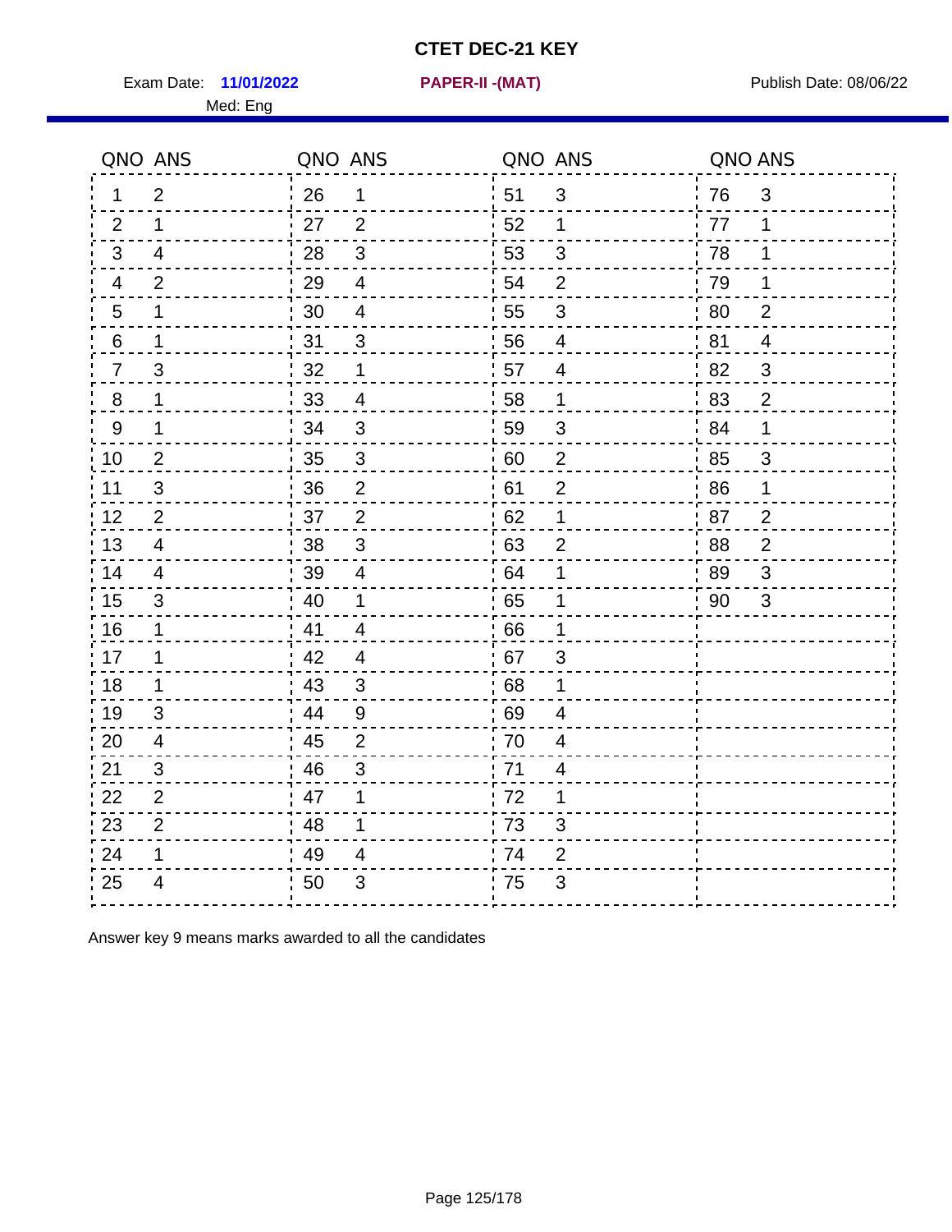# CTET DEC-21 KEY

Exam Date: **11/01/2022** **PAPER-II -(MAT)** Publish Date: 08/06/22

Med: Eng

| QNO | ANS | QNO | ANS | QNO | ANS | QNO | ANS |
|---|---|---|---|---|---|---|---|
| 1 | 2 | 26 | 1 | 51 | 3 | 76 | 3 |
| 2 | 1 | 27 | 2 | 52 | 1 | 77 | 1 |
| 3 | 4 | 28 | 3 | 53 | 3 | 78 | 1 |
| 4 | 2 | 29 | 4 | 54 | 2 | 79 | 1 |
| 5 | 1 | 30 | 4 | 55 | 3 | 80 | 2 |
| 6 | 1 | 31 | 3 | 56 | 4 | 81 | 4 |
| 7 | 3 | 32 | 1 | 57 | 4 | 82 | 3 |
| 8 | 1 | 33 | 4 | 58 | 1 | 83 | 2 |
| 9 | 1 | 34 | 3 | 59 | 3 | 84 | 1 |
| 10 | 2 | 35 | 3 | 60 | 2 | 85 | 3 |
| 11 | 3 | 36 | 2 | 61 | 2 | 86 | 1 |
| 12 | 2 | 37 | 2 | 62 | 1 | 87 | 2 |
| 13 | 4 | 38 | 3 | 63 | 2 | 88 | 2 |
| 14 | 4 | 39 | 4 | 64 | 1 | 89 | 3 |
| 15 | 3 | 40 | 1 | 65 | 1 | 90 | 3 |
| 16 | 1 | 41 | 4 | 66 | 1 | | |
| 17 | 1 | 42 | 4 | 67 | 3 | | |
| 18 | 1 | 43 | 3 | 68 | 1 | | |
| 19 | 3 | 44 | 9 | 69 | 4 | | |
| 20 | 4 | 45 | 2 | 70 | 4 | | |
| 21 | 3 | 46 | 3 | 71 | 4 | | |
| 22 | 2 | 47 | 1 | 72 | 1 | | |
| 23 | 2 | 48 | 1 | 73 | 3 | | |
| 24 | 1 | 49 | 4 | 74 | 2 | | |
| 25 | 4 | 50 | 3 | 75 | 3 | | |

Answer key 9 means marks awarded to all the candidates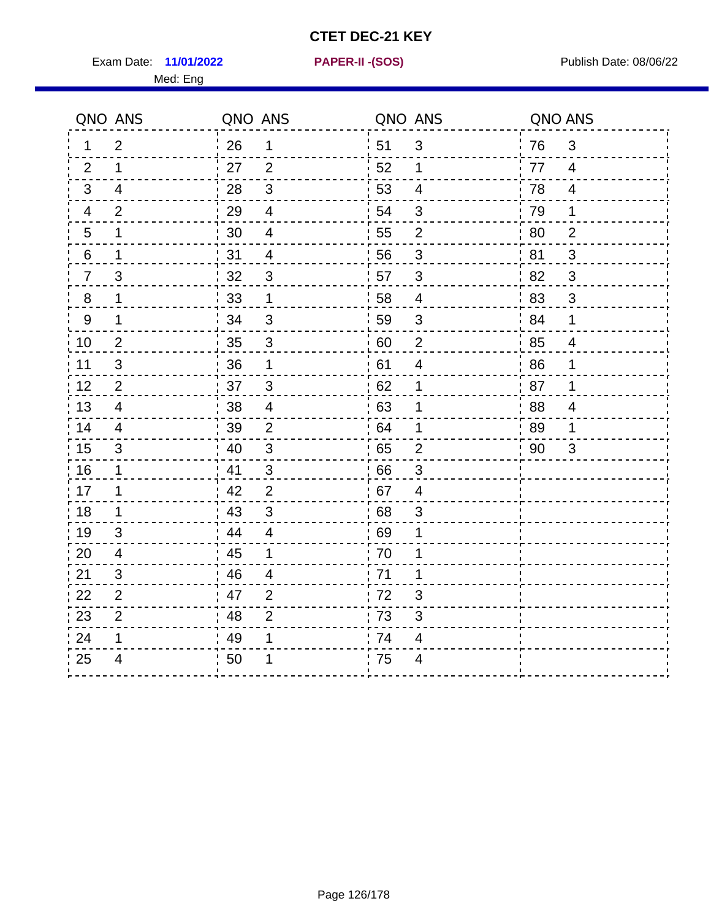# CTET DEC-21 KEY

Exam Date: **11/01/2022** **PAPER-II -(SOS)** Publish Date: 08/06/22

Med: Eng

| QNO | ANS | QNO | ANS | QNO | ANS | QNO | ANS |
|---|---|---|---|---|---|---|---|
| 1 | 2 | 26 | 1 | 51 | 3 | 76 | 3 |
| 2 | 1 | 27 | 2 | 52 | 1 | 77 | 4 |
| 3 | 4 | 28 | 3 | 53 | 4 | 78 | 4 |
| 4 | 2 | 29 | 4 | 54 | 3 | 79 | 1 |
| 5 | 1 | 30 | 4 | 55 | 2 | 80 | 2 |
| 6 | 1 | 31 | 4 | 56 | 3 | 81 | 3 |
| 7 | 3 | 32 | 3 | 57 | 3 | 82 | 3 |
| 8 | 1 | 33 | 1 | 58 | 4 | 83 | 3 |
| 9 | 1 | 34 | 3 | 59 | 3 | 84 | 1 |
| 10 | 2 | 35 | 3 | 60 | 2 | 85 | 4 |
| 11 | 3 | 36 | 1 | 61 | 4 | 86 | 1 |
| 12 | 2 | 37 | 3 | 62 | 1 | 87 | 1 |
| 13 | 4 | 38 | 4 | 63 | 1 | 88 | 4 |
| 14 | 4 | 39 | 2 | 64 | 1 | 89 | 1 |
| 15 | 3 | 40 | 3 | 65 | 2 | 90 | 3 |
| 16 | 1 | 41 | 3 | 66 | 3 | | |
| 17 | 1 | 42 | 2 | 67 | 4 | | |
| 18 | 1 | 43 | 3 | 68 | 3 | | |
| 19 | 3 | 44 | 4 | 69 | 1 | | |
| 20 | 4 | 45 | 1 | 70 | 1 | | |
| 21 | 3 | 46 | 4 | 71 | 1 | | |
| 22 | 2 | 47 | 2 | 72 | 3 | | |
| 23 | 2 | 48 | 2 | 73 | 3 | | |
| 24 | 1 | 49 | 1 | 74 | 4 | | |
| 25 | 4 | 50 | 1 | 75 | 4 | | |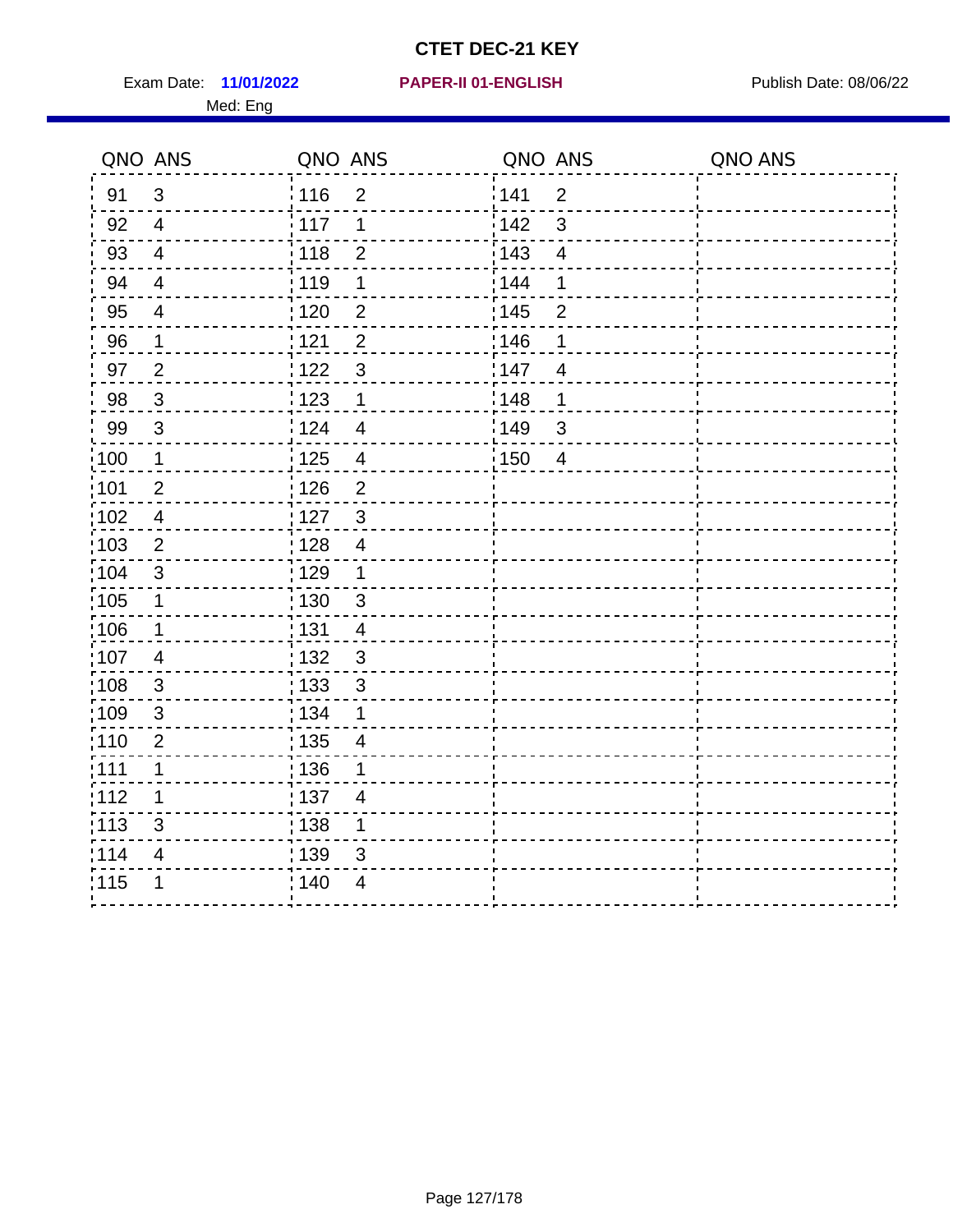# CTET DEC-21 KEY

Exam Date: **11/01/2022** **PAPER-II 01-ENGLISH** Publish Date: 08/06/22

Med: Eng

| QNO | ANS | QNO | ANS | QNO | ANS | QNO | ANS |
|---|---|---|---|---|---|---|---|
| 91 | 3 | 116 | 2 | 141 | 2 | | |
| 92 | 4 | 117 | 1 | 142 | 3 | | |
| 93 | 4 | 118 | 2 | 143 | 4 | | |
| 94 | 4 | 119 | 1 | 144 | 1 | | |
| 95 | 4 | 120 | 2 | 145 | 2 | | |
| 96 | 1 | 121 | 2 | 146 | 1 | | |
| 97 | 2 | 122 | 3 | 147 | 4 | | |
| 98 | 3 | 123 | 1 | 148 | 1 | | |
| 99 | 3 | 124 | 4 | 149 | 3 | | |
| 100 | 1 | 125 | 4 | 150 | 4 | | |
| 101 | 2 | 126 | 2 | | | | |
| 102 | 4 | 127 | 3 | | | | |
| 103 | 2 | 128 | 4 | | | | |
| 104 | 3 | 129 | 1 | | | | |
| 105 | 1 | 130 | 3 | | | | |
| 106 | 1 | 131 | 4 | | | | |
| 107 | 4 | 132 | 3 | | | | |
| 108 | 3 | 133 | 3 | | | | |
| 109 | 3 | 134 | 1 | | | | |
| 110 | 2 | 135 | 4 | | | | |
| 111 | 1 | 136 | 1 | | | | |
| 112 | 1 | 137 | 4 | | | | |
| 113 | 3 | 138 | 1 | | | | |
| 114 | 4 | 139 | 3 | | | | |
| 115 | 1 | 140 | 4 | | | | |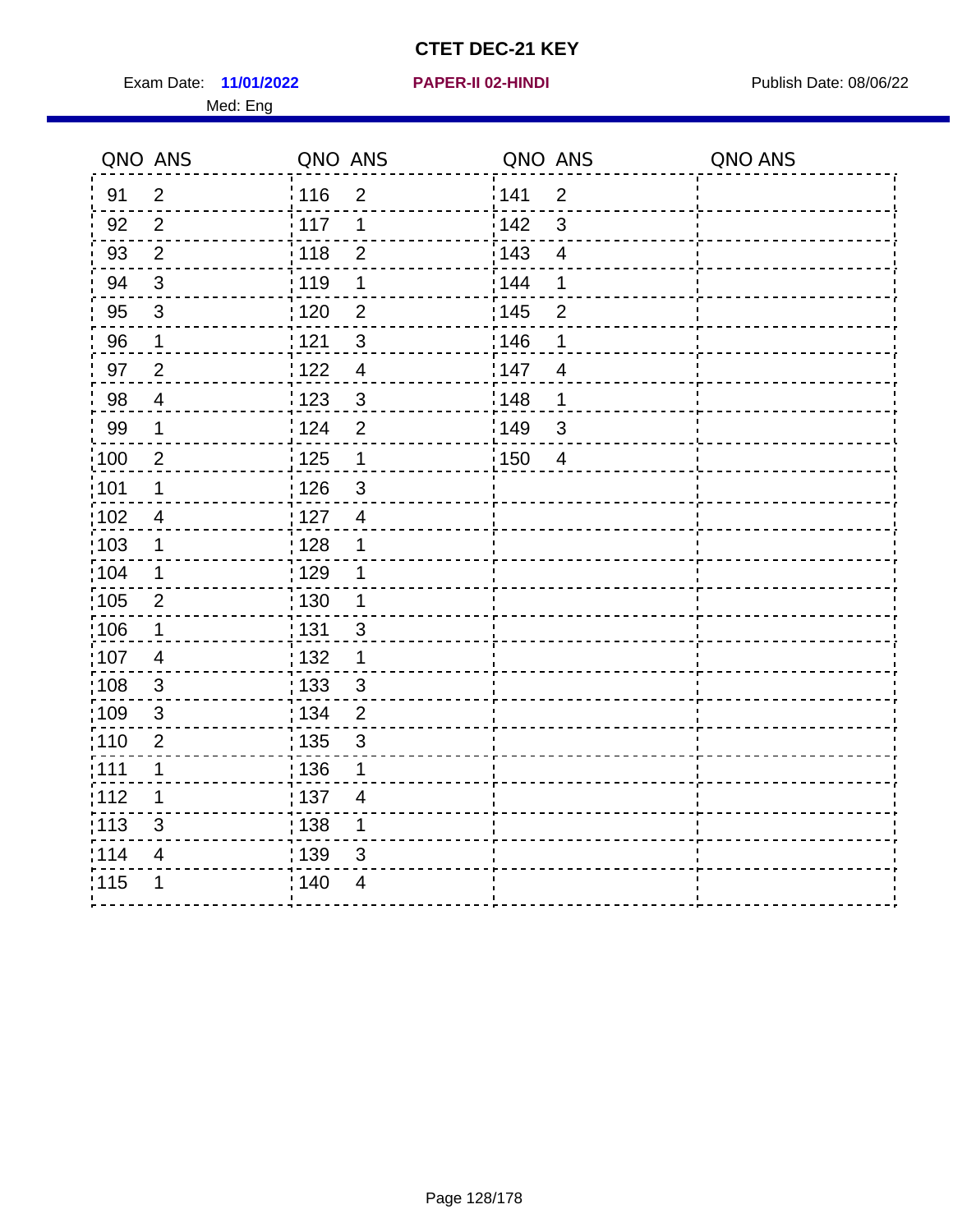# CTET DEC-21 KEY

Exam Date: **11/01/2022** **PAPER-II 02-HINDI** Publish Date: 08/06/22

Med: Eng

| QNO | ANS | QNO | ANS | QNO | ANS | QNO | ANS |
|---|---|---|---|---|---|---|---|
| 91 | 2 | 116 | 2 | 141 | 2 | | |
| 92 | 2 | 117 | 1 | 142 | 3 | | |
| 93 | 2 | 118 | 2 | 143 | 4 | | |
| 94 | 3 | 119 | 1 | 144 | 1 | | |
| 95 | 3 | 120 | 2 | 145 | 2 | | |
| 96 | 1 | 121 | 3 | 146 | 1 | | |
| 97 | 2 | 122 | 4 | 147 | 4 | | |
| 98 | 4 | 123 | 3 | 148 | 1 | | |
| 99 | 1 | 124 | 2 | 149 | 3 | | |
| 100 | 2 | 125 | 1 | 150 | 4 | | |
| 101 | 1 | 126 | 3 | | | | |
| 102 | 4 | 127 | 4 | | | | |
| 103 | 1 | 128 | 1 | | | | |
| 104 | 1 | 129 | 1 | | | | |
| 105 | 2 | 130 | 1 | | | | |
| 106 | 1 | 131 | 3 | | | | |
| 107 | 4 | 132 | 1 | | | | |
| 108 | 3 | 133 | 3 | | | | |
| 109 | 3 | 134 | 2 | | | | |
| 110 | 2 | 135 | 3 | | | | |
| 111 | 1 | 136 | 1 | | | | |
| 112 | 1 | 137 | 4 | | | | |
| 113 | 3 | 138 | 1 | | | | |
| 114 | 4 | 139 | 3 | | | | |
| 115 | 1 | 140 | 4 | | | | |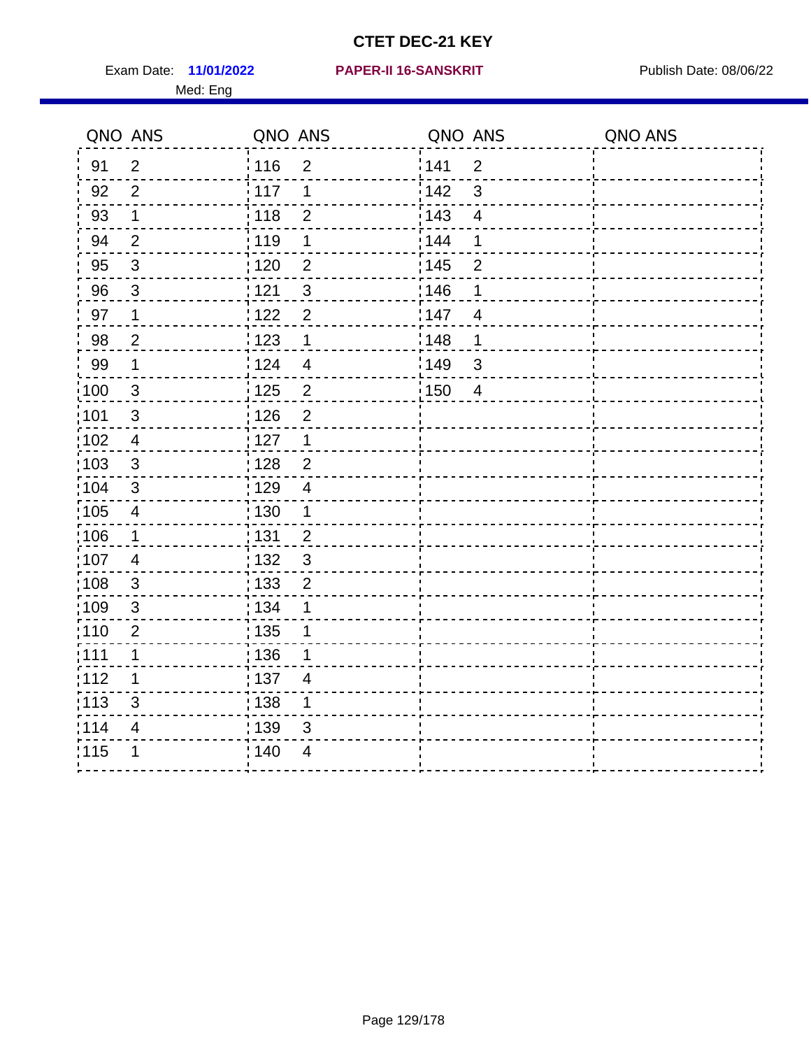# CTET DEC-21 KEY

Exam Date: **11/01/2022** **PAPER-II 16-SANSKRIT** Publish Date: 08/06/22

Med: Eng

| QNO | ANS | QNO | ANS | QNO | ANS | QNO | ANS |
|---|---|---|---|---|---|---|---|
| 91 | 2 | 116 | 2 | 141 | 2 | | |
| 92 | 2 | 117 | 1 | 142 | 3 | | |
| 93 | 1 | 118 | 2 | 143 | 4 | | |
| 94 | 2 | 119 | 1 | 144 | 1 | | |
| 95 | 3 | 120 | 2 | 145 | 2 | | |
| 96 | 3 | 121 | 3 | 146 | 1 | | |
| 97 | 1 | 122 | 2 | 147 | 4 | | |
| 98 | 2 | 123 | 1 | 148 | 1 | | |
| 99 | 1 | 124 | 4 | 149 | 3 | | |
| 100 | 3 | 125 | 2 | 150 | 4 | | |
| 101 | 3 | 126 | 2 | | | | |
| 102 | 4 | 127 | 1 | | | | |
| 103 | 3 | 128 | 2 | | | | |
| 104 | 3 | 129 | 4 | | | | |
| 105 | 4 | 130 | 1 | | | | |
| 106 | 1 | 131 | 2 | | | | |
| 107 | 4 | 132 | 3 | | | | |
| 108 | 3 | 133 | 2 | | | | |
| 109 | 3 | 134 | 1 | | | | |
| 110 | 2 | 135 | 1 | | | | |
| 111 | 1 | 136 | 1 | | | | |
| 112 | 1 | 137 | 4 | | | | |
| 113 | 3 | 138 | 1 | | | | |
| 114 | 4 | 139 | 3 | | | | |
| 115 | 1 | 140 | 4 | | | | |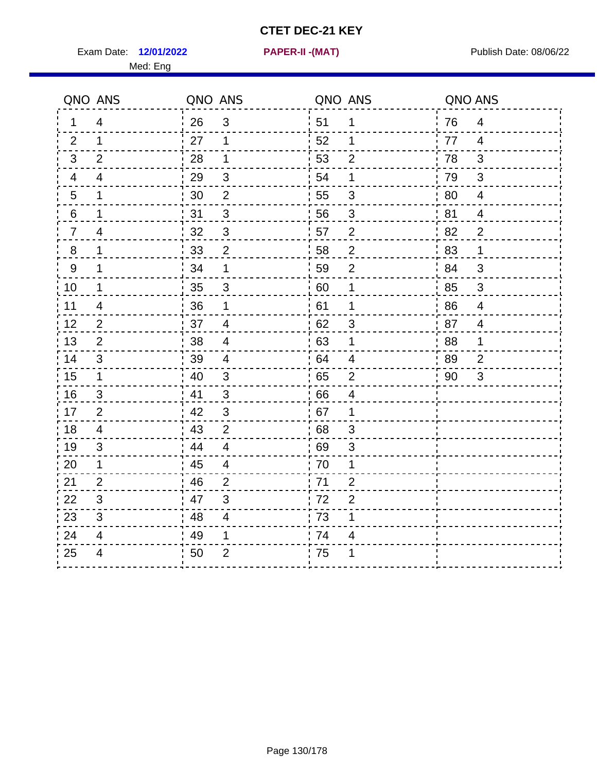# CTET DEC-21 KEY

Exam Date: **12/01/2022** **PAPER-II -(MAT)** Publish Date: 08/06/22

Med: Eng

| QNO | ANS | QNO | ANS | QNO | ANS | QNO | ANS |
|---|---|---|---|---|---|---|---|
| 1 | 4 | 26 | 3 | 51 | 1 | 76 | 4 |
| 2 | 1 | 27 | 1 | 52 | 1 | 77 | 4 |
| 3 | 2 | 28 | 1 | 53 | 2 | 78 | 3 |
| 4 | 4 | 29 | 3 | 54 | 1 | 79 | 3 |
| 5 | 1 | 30 | 2 | 55 | 3 | 80 | 4 |
| 6 | 1 | 31 | 3 | 56 | 3 | 81 | 4 |
| 7 | 4 | 32 | 3 | 57 | 2 | 82 | 2 |
| 8 | 1 | 33 | 2 | 58 | 2 | 83 | 1 |
| 9 | 1 | 34 | 1 | 59 | 2 | 84 | 3 |
| 10 | 1 | 35 | 3 | 60 | 1 | 85 | 3 |
| 11 | 4 | 36 | 1 | 61 | 1 | 86 | 4 |
| 12 | 2 | 37 | 4 | 62 | 3 | 87 | 4 |
| 13 | 2 | 38 | 4 | 63 | 1 | 88 | 1 |
| 14 | 3 | 39 | 4 | 64 | 4 | 89 | 2 |
| 15 | 1 | 40 | 3 | 65 | 2 | 90 | 3 |
| 16 | 3 | 41 | 3 | 66 | 4 | | |
| 17 | 2 | 42 | 3 | 67 | 1 | | |
| 18 | 4 | 43 | 2 | 68 | 3 | | |
| 19 | 3 | 44 | 4 | 69 | 3 | | |
| 20 | 1 | 45 | 4 | 70 | 1 | | |
| 21 | 2 | 46 | 2 | 71 | 2 | | |
| 22 | 3 | 47 | 3 | 72 | 2 | | |
| 23 | 3 | 48 | 4 | 73 | 1 | | |
| 24 | 4 | 49 | 1 | 74 | 4 | | |
| 25 | 4 | 50 | 2 | 75 | 1 | | |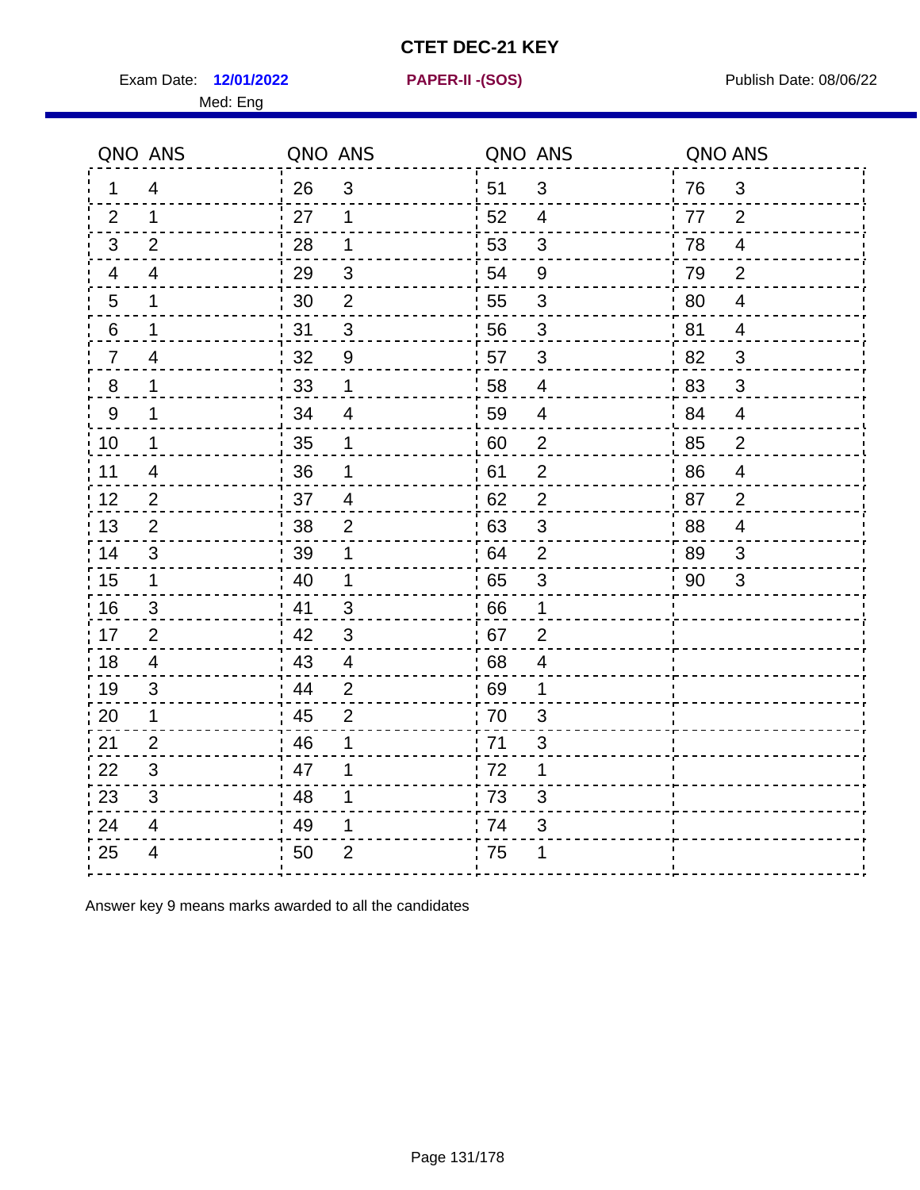# CTET DEC-21 KEY

Exam Date: **12/01/2022** **PAPER-II -(SOS)** Publish Date: 08/06/22

Med: Eng

| QNO | ANS | QNO | ANS | QNO | ANS | QNO | ANS |
|---|---|---|---|---|---|---|---|
| 1 | 4 | 26 | 3 | 51 | 3 | 76 | 3 |
| 2 | 1 | 27 | 1 | 52 | 4 | 77 | 2 |
| 3 | 2 | 28 | 1 | 53 | 3 | 78 | 4 |
| 4 | 4 | 29 | 3 | 54 | 9 | 79 | 2 |
| 5 | 1 | 30 | 2 | 55 | 3 | 80 | 4 |
| 6 | 1 | 31 | 3 | 56 | 3 | 81 | 4 |
| 7 | 4 | 32 | 9 | 57 | 3 | 82 | 3 |
| 8 | 1 | 33 | 1 | 58 | 4 | 83 | 3 |
| 9 | 1 | 34 | 4 | 59 | 4 | 84 | 4 |
| 10 | 1 | 35 | 1 | 60 | 2 | 85 | 2 |
| 11 | 4 | 36 | 1 | 61 | 2 | 86 | 4 |
| 12 | 2 | 37 | 4 | 62 | 2 | 87 | 2 |
| 13 | 2 | 38 | 2 | 63 | 3 | 88 | 4 |
| 14 | 3 | 39 | 1 | 64 | 2 | 89 | 3 |
| 15 | 1 | 40 | 1 | 65 | 3 | 90 | 3 |
| 16 | 3 | 41 | 3 | 66 | 1 | | |
| 17 | 2 | 42 | 3 | 67 | 2 | | |
| 18 | 4 | 43 | 4 | 68 | 4 | | |
| 19 | 3 | 44 | 2 | 69 | 1 | | |
| 20 | 1 | 45 | 2 | 70 | 3 | | |
| 21 | 2 | 46 | 1 | 71 | 3 | | |
| 22 | 3 | 47 | 1 | 72 | 1 | | |
| 23 | 3 | 48 | 1 | 73 | 3 | | |
| 24 | 4 | 49 | 1 | 74 | 3 | | |
| 25 | 4 | 50 | 2 | 75 | 1 | | |

Answer key 9 means marks awarded to all the candidates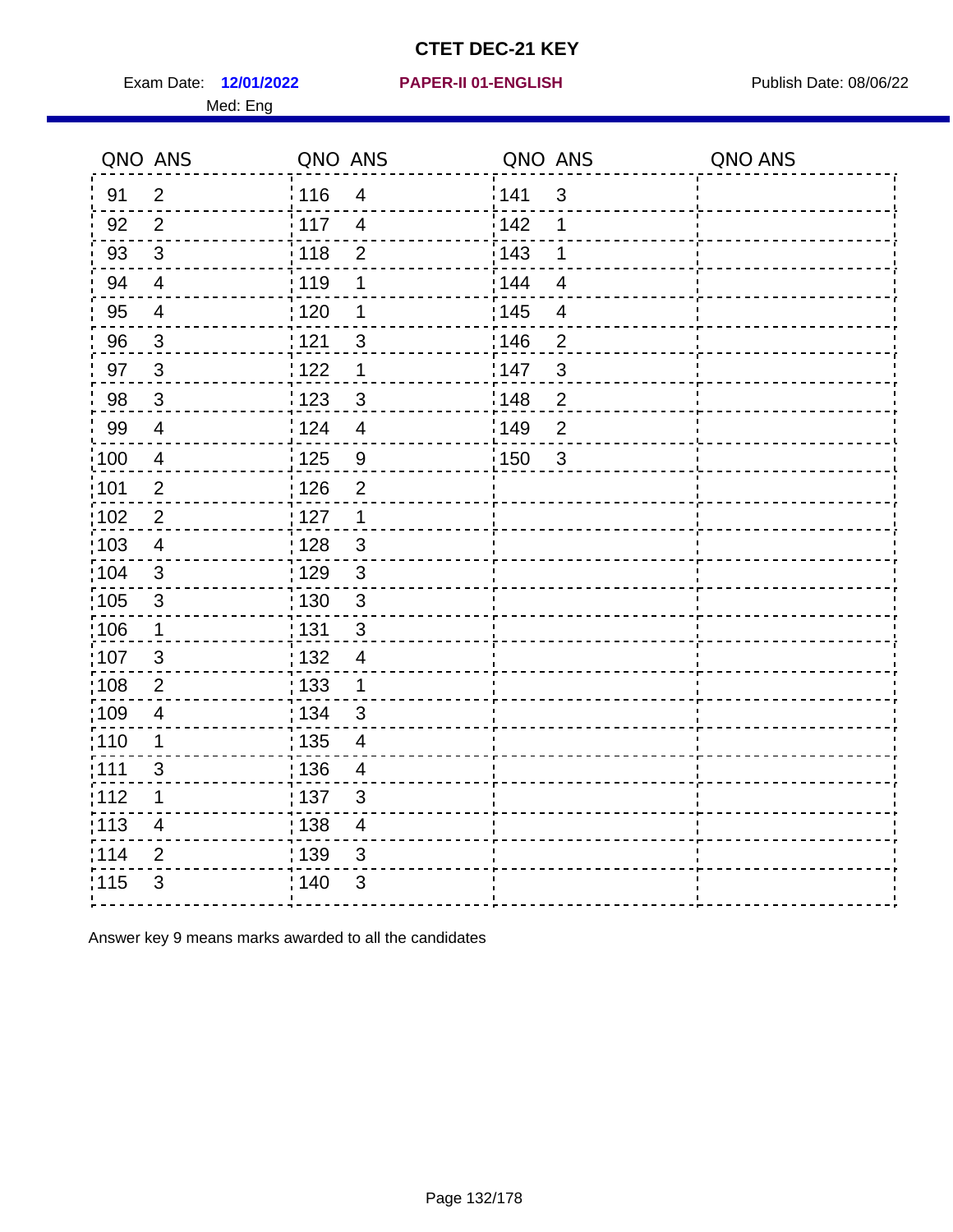# CTET DEC-21 KEY

Exam Date: **12/01/2022** **PAPER-II 01-ENGLISH** Publish Date: 08/06/22

Med: Eng

| QNO | ANS | QNO | ANS | QNO | ANS | QNO | ANS |
|---|---|---|---|---|---|---|---|
| 91 | 2 | 116 | 4 | 141 | 3 | | |
| 92 | 2 | 117 | 4 | 142 | 1 | | |
| 93 | 3 | 118 | 2 | 143 | 1 | | |
| 94 | 4 | 119 | 1 | 144 | 4 | | |
| 95 | 4 | 120 | 1 | 145 | 4 | | |
| 96 | 3 | 121 | 3 | 146 | 2 | | |
| 97 | 3 | 122 | 1 | 147 | 3 | | |
| 98 | 3 | 123 | 3 | 148 | 2 | | |
| 99 | 4 | 124 | 4 | 149 | 2 | | |
| 100 | 4 | 125 | 9 | 150 | 3 | | |
| 101 | 2 | 126 | 2 | | | | |
| 102 | 2 | 127 | 1 | | | | |
| 103 | 4 | 128 | 3 | | | | |
| 104 | 3 | 129 | 3 | | | | |
| 105 | 3 | 130 | 3 | | | | |
| 106 | 1 | 131 | 3 | | | | |
| 107 | 3 | 132 | 4 | | | | |
| 108 | 2 | 133 | 1 | | | | |
| 109 | 4 | 134 | 3 | | | | |
| 110 | 1 | 135 | 4 | | | | |
| 111 | 3 | 136 | 4 | | | | |
| 112 | 1 | 137 | 3 | | | | |
| 113 | 4 | 138 | 4 | | | | |
| 114 | 2 | 139 | 3 | | | | |
| 115 | 3 | 140 | 3 | | | | |

Answer key 9 means marks awarded to all the candidates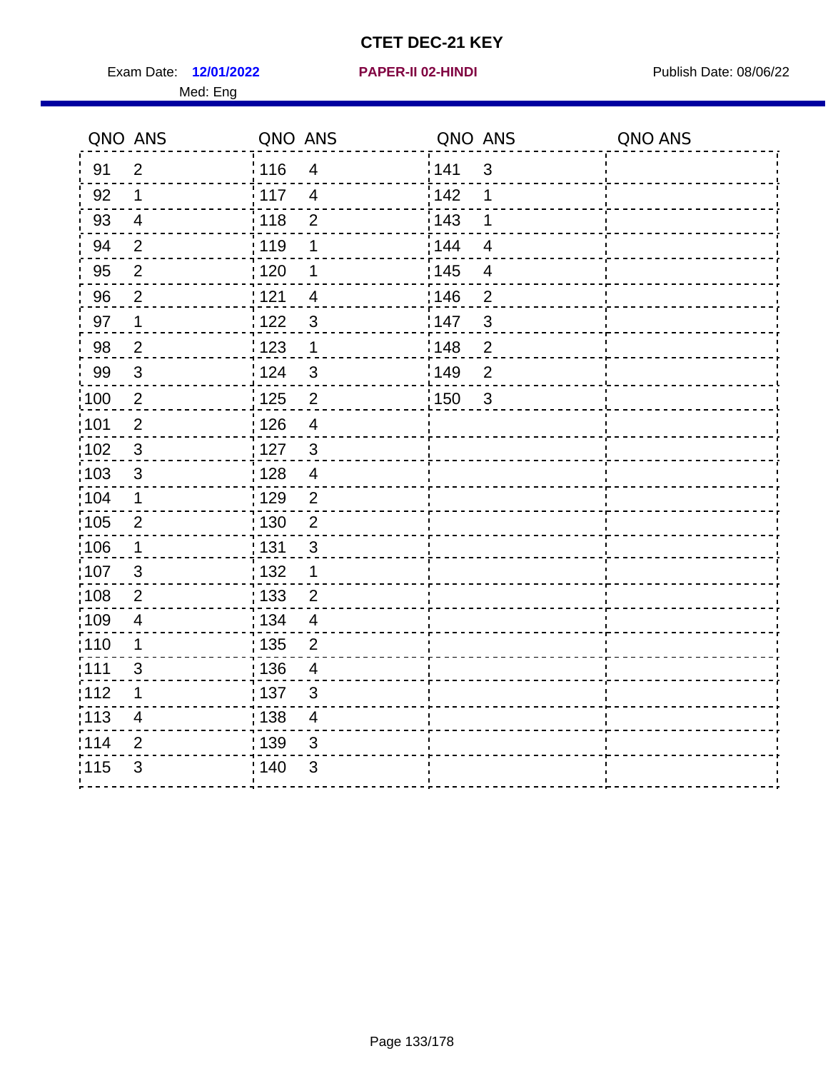# CTET DEC-21 KEY

Exam Date: **12/01/2022** **PAPER-II 02-HINDI** Publish Date: 08/06/22

Med: Eng

| QNO | ANS | QNO | ANS | QNO | ANS | QNO | ANS |
|---|---|---|---|---|---|---|---|
| 91 | 2 | 116 | 4 | 141 | 3 | | |
| 92 | 1 | 117 | 4 | 142 | 1 | | |
| 93 | 4 | 118 | 2 | 143 | 1 | | |
| 94 | 2 | 119 | 1 | 144 | 4 | | |
| 95 | 2 | 120 | 1 | 145 | 4 | | |
| 96 | 2 | 121 | 4 | 146 | 2 | | |
| 97 | 1 | 122 | 3 | 147 | 3 | | |
| 98 | 2 | 123 | 1 | 148 | 2 | | |
| 99 | 3 | 124 | 3 | 149 | 2 | | |
| 100 | 2 | 125 | 2 | 150 | 3 | | |
| 101 | 2 | 126 | 4 | | | | |
| 102 | 3 | 127 | 3 | | | | |
| 103 | 3 | 128 | 4 | | | | |
| 104 | 1 | 129 | 2 | | | | |
| 105 | 2 | 130 | 2 | | | | |
| 106 | 1 | 131 | 3 | | | | |
| 107 | 3 | 132 | 1 | | | | |
| 108 | 2 | 133 | 2 | | | | |
| 109 | 4 | 134 | 4 | | | | |
| 110 | 1 | 135 | 2 | | | | |
| 111 | 3 | 136 | 4 | | | | |
| 112 | 1 | 137 | 3 | | | | |
| 113 | 4 | 138 | 4 | | | | |
| 114 | 2 | 139 | 3 | | | | |
| 115 | 3 | 140 | 3 | | | | |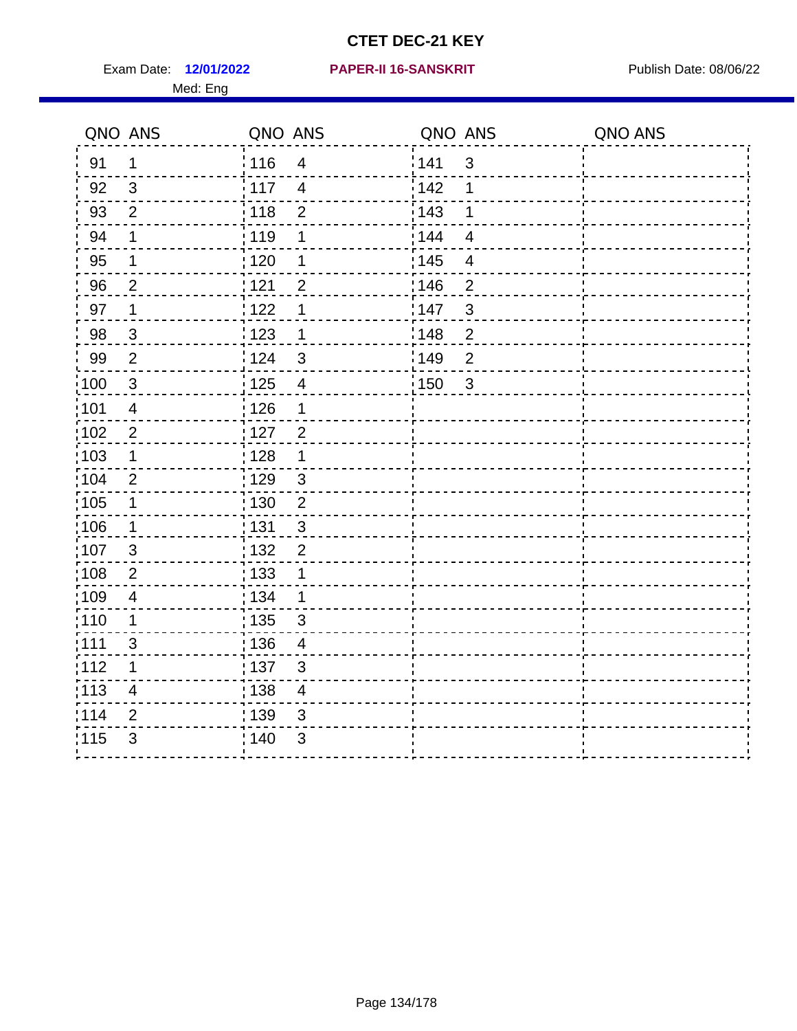# CTET DEC-21 KEY

Exam Date: **12/01/2022** **PAPER-II 16-SANSKRIT** Publish Date: 08/06/22

Med: Eng

| QNO | ANS | QNO | ANS | QNO | ANS | QNO | ANS |
|---|---|---|---|---|---|---|---|
| 91 | 1 | 116 | 4 | 141 | 3 | | |
| 92 | 3 | 117 | 4 | 142 | 1 | | |
| 93 | 2 | 118 | 2 | 143 | 1 | | |
| 94 | 1 | 119 | 1 | 144 | 4 | | |
| 95 | 1 | 120 | 1 | 145 | 4 | | |
| 96 | 2 | 121 | 2 | 146 | 2 | | |
| 97 | 1 | 122 | 1 | 147 | 3 | | |
| 98 | 3 | 123 | 1 | 148 | 2 | | |
| 99 | 2 | 124 | 3 | 149 | 2 | | |
| 100 | 3 | 125 | 4 | 150 | 3 | | |
| 101 | 4 | 126 | 1 | | | | |
| 102 | 2 | 127 | 2 | | | | |
| 103 | 1 | 128 | 1 | | | | |
| 104 | 2 | 129 | 3 | | | | |
| 105 | 1 | 130 | 2 | | | | |
| 106 | 1 | 131 | 3 | | | | |
| 107 | 3 | 132 | 2 | | | | |
| 108 | 2 | 133 | 1 | | | | |
| 109 | 4 | 134 | 1 | | | | |
| 110 | 1 | 135 | 3 | | | | |
| 111 | 3 | 136 | 4 | | | | |
| 112 | 1 | 137 | 3 | | | | |
| 113 | 4 | 138 | 4 | | | | |
| 114 | 2 | 139 | 3 | | | | |
| 115 | 3 | 140 | 3 | | | | |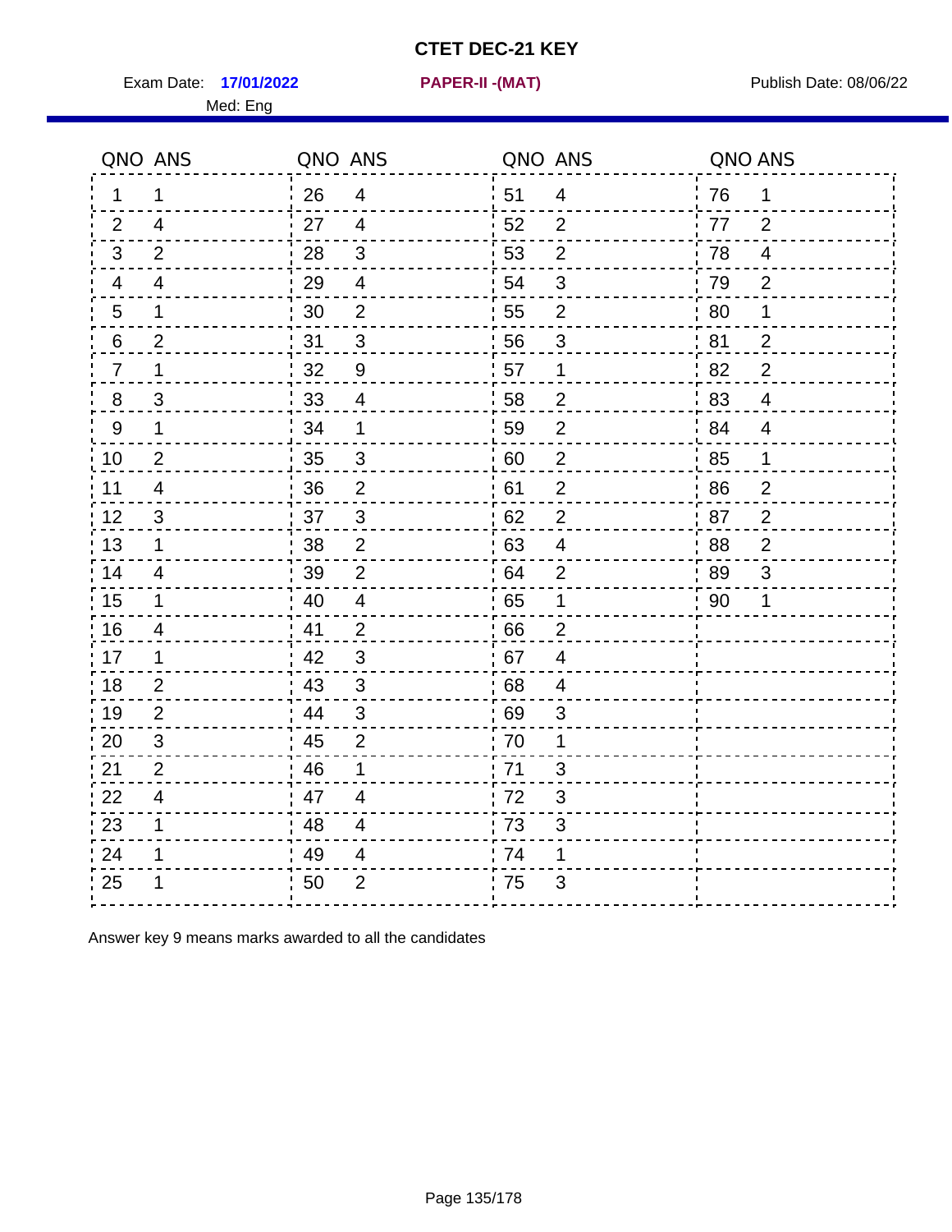# CTET DEC-21 KEY

Exam Date: **17/01/2022** **PAPER-II -(MAT)** Publish Date: 08/06/22

Med: Eng

| QNO | ANS | QNO | ANS | QNO | ANS | QNO | ANS |
|---|---|---|---|---|---|---|---|
| 1 | 1 | 26 | 4 | 51 | 4 | 76 | 1 |
| 2 | 4 | 27 | 4 | 52 | 2 | 77 | 2 |
| 3 | 2 | 28 | 3 | 53 | 2 | 78 | 4 |
| 4 | 4 | 29 | 4 | 54 | 3 | 79 | 2 |
| 5 | 1 | 30 | 2 | 55 | 2 | 80 | 1 |
| 6 | 2 | 31 | 3 | 56 | 3 | 81 | 2 |
| 7 | 1 | 32 | 9 | 57 | 1 | 82 | 2 |
| 8 | 3 | 33 | 4 | 58 | 2 | 83 | 4 |
| 9 | 1 | 34 | 1 | 59 | 2 | 84 | 4 |
| 10 | 2 | 35 | 3 | 60 | 2 | 85 | 1 |
| 11 | 4 | 36 | 2 | 61 | 2 | 86 | 2 |
| 12 | 3 | 37 | 3 | 62 | 2 | 87 | 2 |
| 13 | 1 | 38 | 2 | 63 | 4 | 88 | 2 |
| 14 | 4 | 39 | 2 | 64 | 2 | 89 | 3 |
| 15 | 1 | 40 | 4 | 65 | 1 | 90 | 1 |
| 16 | 4 | 41 | 2 | 66 | 2 | | |
| 17 | 1 | 42 | 3 | 67 | 4 | | |
| 18 | 2 | 43 | 3 | 68 | 4 | | |
| 19 | 2 | 44 | 3 | 69 | 3 | | |
| 20 | 3 | 45 | 2 | 70 | 1 | | |
| 21 | 2 | 46 | 1 | 71 | 3 | | |
| 22 | 4 | 47 | 4 | 72 | 3 | | |
| 23 | 1 | 48 | 4 | 73 | 3 | | |
| 24 | 1 | 49 | 4 | 74 | 1 | | |
| 25 | 1 | 50 | 2 | 75 | 3 | | |

Answer key 9 means marks awarded to all the candidates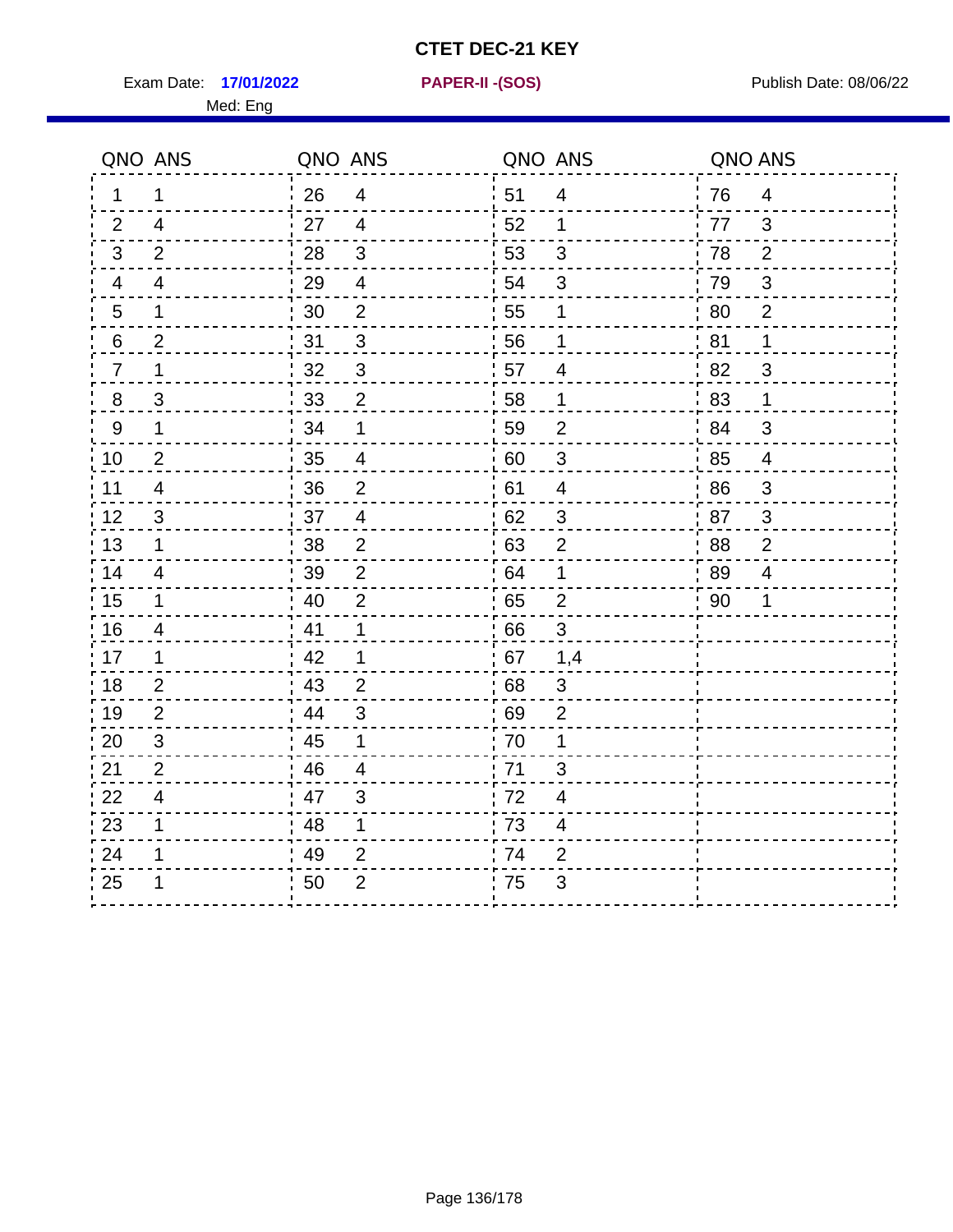# CTET DEC-21 KEY

Exam Date: **17/01/2022** **PAPER-II -(SOS)** Publish Date: 08/06/22

Med: Eng

| QNO | ANS | QNO | ANS | QNO | ANS | QNO | ANS |
|---|---|---|---|---|---|---|---|
| 1 | 1 | 26 | 4 | 51 | 4 | 76 | 4 |
| 2 | 4 | 27 | 4 | 52 | 1 | 77 | 3 |
| 3 | 2 | 28 | 3 | 53 | 3 | 78 | 2 |
| 4 | 4 | 29 | 4 | 54 | 3 | 79 | 3 |
| 5 | 1 | 30 | 2 | 55 | 1 | 80 | 2 |
| 6 | 2 | 31 | 3 | 56 | 1 | 81 | 1 |
| 7 | 1 | 32 | 3 | 57 | 4 | 82 | 3 |
| 8 | 3 | 33 | 2 | 58 | 1 | 83 | 1 |
| 9 | 1 | 34 | 1 | 59 | 2 | 84 | 3 |
| 10 | 2 | 35 | 4 | 60 | 3 | 85 | 4 |
| 11 | 4 | 36 | 2 | 61 | 4 | 86 | 3 |
| 12 | 3 | 37 | 4 | 62 | 3 | 87 | 3 |
| 13 | 1 | 38 | 2 | 63 | 2 | 88 | 2 |
| 14 | 4 | 39 | 2 | 64 | 1 | 89 | 4 |
| 15 | 1 | 40 | 2 | 65 | 2 | 90 | 1 |
| 16 | 4 | 41 | 1 | 66 | 3 | | |
| 17 | 1 | 42 | 1 | 67 | 1,4 | | |
| 18 | 2 | 43 | 2 | 68 | 3 | | |
| 19 | 2 | 44 | 3 | 69 | 2 | | |
| 20 | 3 | 45 | 1 | 70 | 1 | | |
| 21 | 2 | 46 | 4 | 71 | 3 | | |
| 22 | 4 | 47 | 3 | 72 | 4 | | |
| 23 | 1 | 48 | 1 | 73 | 4 | | |
| 24 | 1 | 49 | 2 | 74 | 2 | | |
| 25 | 1 | 50 | 2 | 75 | 3 | | |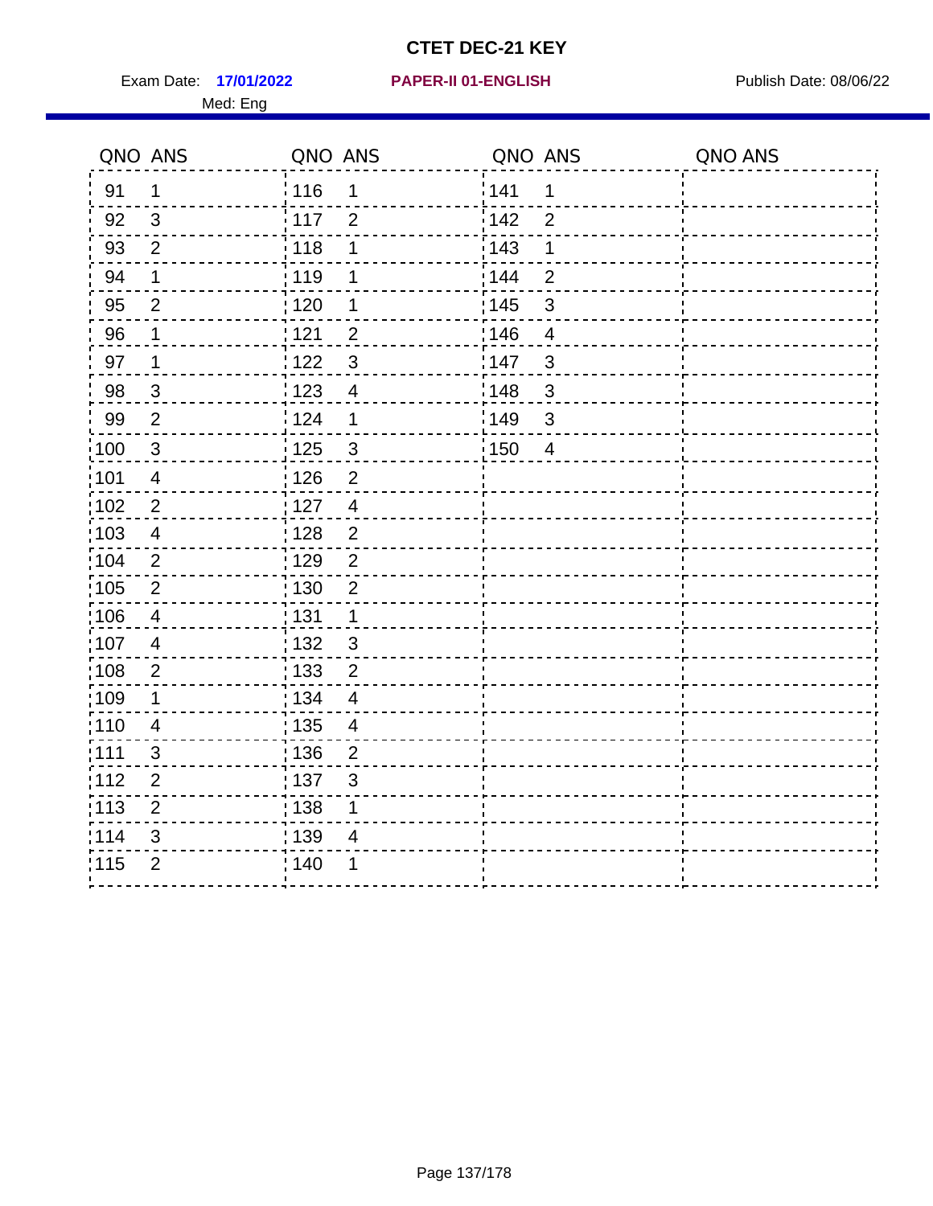# CTET DEC-21 KEY

Exam Date: **17/01/2022** **PAPER-II 01-ENGLISH** Publish Date: 08/06/22

Med: Eng

| QNO | ANS | QNO | ANS | QNO | ANS | QNO | ANS |
|---|---|---|---|---|---|---|---|
| 91 | 1 | 116 | 1 | 141 | 1 | | |
| 92 | 3 | 117 | 2 | 142 | 2 | | |
| 93 | 2 | 118 | 1 | 143 | 1 | | |
| 94 | 1 | 119 | 1 | 144 | 2 | | |
| 95 | 2 | 120 | 1 | 145 | 3 | | |
| 96 | 1 | 121 | 2 | 146 | 4 | | |
| 97 | 1 | 122 | 3 | 147 | 3 | | |
| 98 | 3 | 123 | 4 | 148 | 3 | | |
| 99 | 2 | 124 | 1 | 149 | 3 | | |
| 100 | 3 | 125 | 3 | 150 | 4 | | |
| 101 | 4 | 126 | 2 | | | | |
| 102 | 2 | 127 | 4 | | | | |
| 103 | 4 | 128 | 2 | | | | |
| 104 | 2 | 129 | 2 | | | | |
| 105 | 2 | 130 | 2 | | | | |
| 106 | 4 | 131 | 1 | | | | |
| 107 | 4 | 132 | 3 | | | | |
| 108 | 2 | 133 | 2 | | | | |
| 109 | 1 | 134 | 4 | | | | |
| 110 | 4 | 135 | 4 | | | | |
| 111 | 3 | 136 | 2 | | | | |
| 112 | 2 | 137 | 3 | | | | |
| 113 | 2 | 138 | 1 | | | | |
| 114 | 3 | 139 | 4 | | | | |
| 115 | 2 | 140 | 1 | | | | |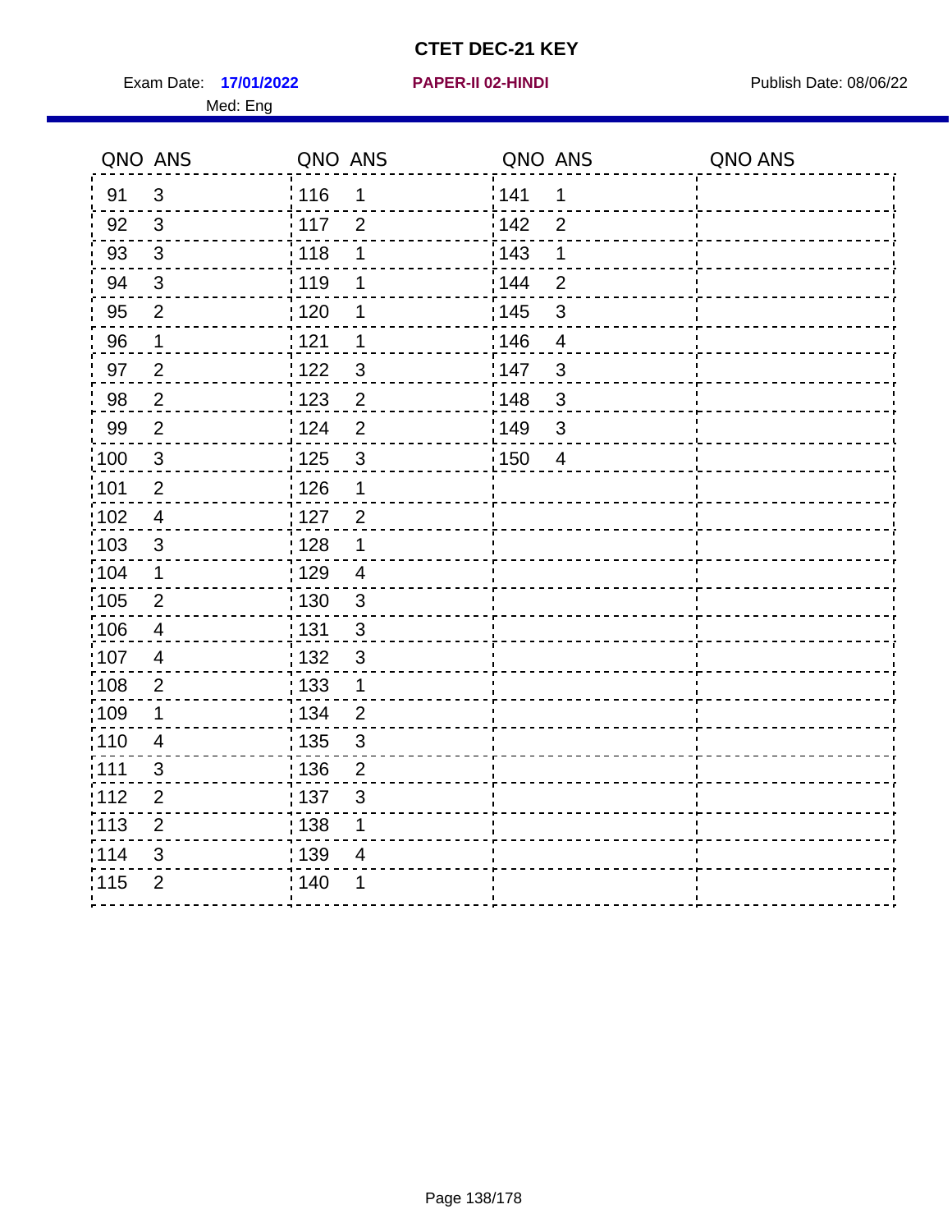# CTET DEC-21 KEY

Exam Date: **17/01/2022** **PAPER-II 02-HINDI** Publish Date: 08/06/22

Med: Eng

| QNO | ANS | QNO | ANS | QNO | ANS | QNO | ANS |
|---|---|---|---|---|---|---|---|
| 91 | 3 | 116 | 1 | 141 | 1 | | |
| 92 | 3 | 117 | 2 | 142 | 2 | | |
| 93 | 3 | 118 | 1 | 143 | 1 | | |
| 94 | 3 | 119 | 1 | 144 | 2 | | |
| 95 | 2 | 120 | 1 | 145 | 3 | | |
| 96 | 1 | 121 | 1 | 146 | 4 | | |
| 97 | 2 | 122 | 3 | 147 | 3 | | |
| 98 | 2 | 123 | 2 | 148 | 3 | | |
| 99 | 2 | 124 | 2 | 149 | 3 | | |
| 100 | 3 | 125 | 3 | 150 | 4 | | |
| 101 | 2 | 126 | 1 | | | | |
| 102 | 4 | 127 | 2 | | | | |
| 103 | 3 | 128 | 1 | | | | |
| 104 | 1 | 129 | 4 | | | | |
| 105 | 2 | 130 | 3 | | | | |
| 106 | 4 | 131 | 3 | | | | |
| 107 | 4 | 132 | 3 | | | | |
| 108 | 2 | 133 | 1 | | | | |
| 109 | 1 | 134 | 2 | | | | |
| 110 | 4 | 135 | 3 | | | | |
| 111 | 3 | 136 | 2 | | | | |
| 112 | 2 | 137 | 3 | | | | |
| 113 | 2 | 138 | 1 | | | | |
| 114 | 3 | 139 | 4 | | | | |
| 115 | 2 | 140 | 1 | | | | |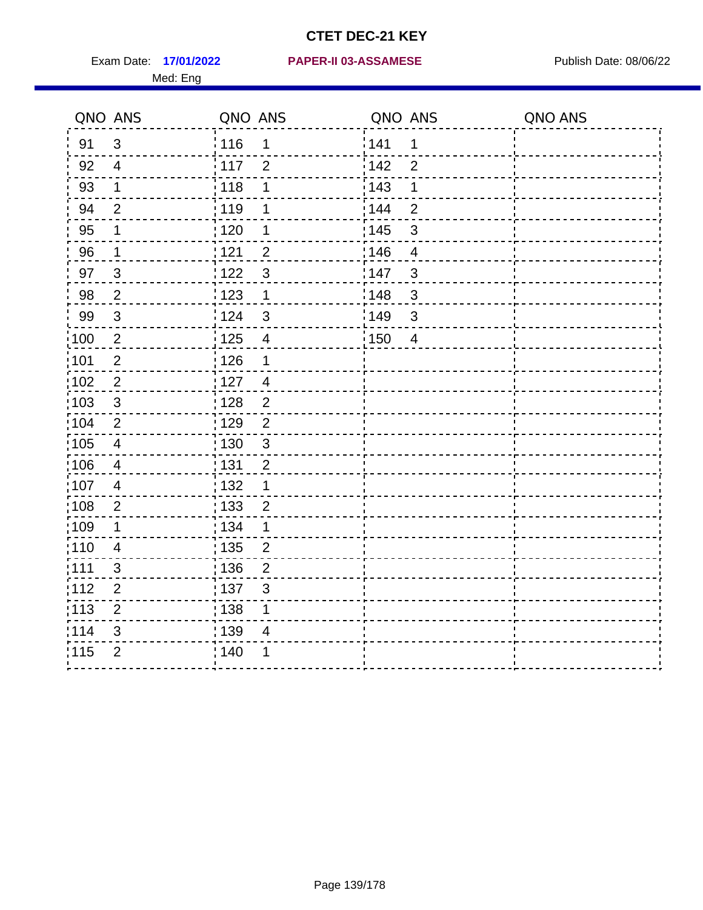# CTET DEC-21 KEY

Exam Date: **17/01/2022** **PAPER-II 03-ASSAMESE** Publish Date: 08/06/22

Med: Eng

| QNO | ANS | QNO | ANS | QNO | ANS | QNO | ANS |
|---|---|---|---|---|---|---|---|
| 91 | 3 | 116 | 1 | 141 | 1 | | |
| 92 | 4 | 117 | 2 | 142 | 2 | | |
| 93 | 1 | 118 | 1 | 143 | 1 | | |
| 94 | 2 | 119 | 1 | 144 | 2 | | |
| 95 | 1 | 120 | 1 | 145 | 3 | | |
| 96 | 1 | 121 | 2 | 146 | 4 | | |
| 97 | 3 | 122 | 3 | 147 | 3 | | |
| 98 | 2 | 123 | 1 | 148 | 3 | | |
| 99 | 3 | 124 | 3 | 149 | 3 | | |
| 100 | 2 | 125 | 4 | 150 | 4 | | |
| 101 | 2 | 126 | 1 | | | | |
| 102 | 2 | 127 | 4 | | | | |
| 103 | 3 | 128 | 2 | | | | |
| 104 | 2 | 129 | 2 | | | | |
| 105 | 4 | 130 | 3 | | | | |
| 106 | 4 | 131 | 2 | | | | |
| 107 | 4 | 132 | 1 | | | | |
| 108 | 2 | 133 | 2 | | | | |
| 109 | 1 | 134 | 1 | | | | |
| 110 | 4 | 135 | 2 | | | | |
| 111 | 3 | 136 | 2 | | | | |
| 112 | 2 | 137 | 3 | | | | |
| 113 | 2 | 138 | 1 | | | | |
| 114 | 3 | 139 | 4 | | | | |
| 115 | 2 | 140 | 1 | | | | |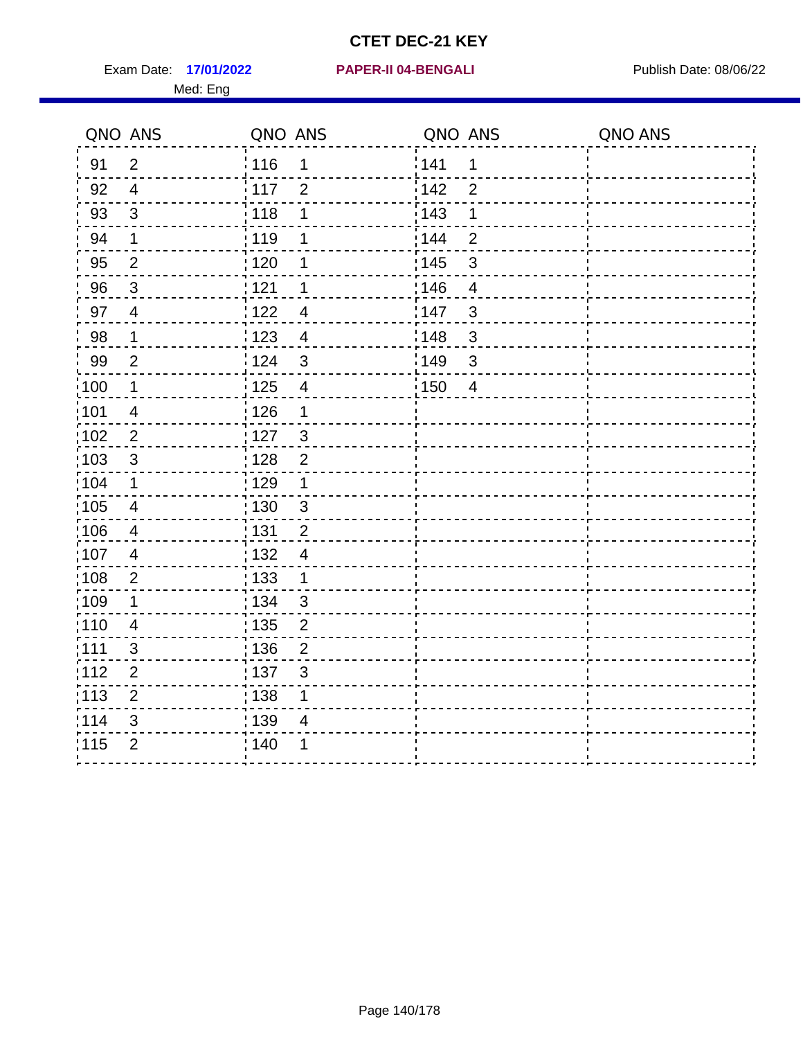# CTET DEC-21 KEY

Exam Date: **17/01/2022** **PAPER-II 04-BENGALI** Publish Date: 08/06/22

Med: Eng

| QNO | ANS | QNO | ANS | QNO | ANS | QNO | ANS |
|---|---|---|---|---|---|---|---|
| 91 | 2 | 116 | 1 | 141 | 1 | | |
| 92 | 4 | 117 | 2 | 142 | 2 | | |
| 93 | 3 | 118 | 1 | 143 | 1 | | |
| 94 | 1 | 119 | 1 | 144 | 2 | | |
| 95 | 2 | 120 | 1 | 145 | 3 | | |
| 96 | 3 | 121 | 1 | 146 | 4 | | |
| 97 | 4 | 122 | 4 | 147 | 3 | | |
| 98 | 1 | 123 | 4 | 148 | 3 | | |
| 99 | 2 | 124 | 3 | 149 | 3 | | |
| 100 | 1 | 125 | 4 | 150 | 4 | | |
| 101 | 4 | 126 | 1 | | | | |
| 102 | 2 | 127 | 3 | | | | |
| 103 | 3 | 128 | 2 | | | | |
| 104 | 1 | 129 | 1 | | | | |
| 105 | 4 | 130 | 3 | | | | |
| 106 | 4 | 131 | 2 | | | | |
| 107 | 4 | 132 | 4 | | | | |
| 108 | 2 | 133 | 1 | | | | |
| 109 | 1 | 134 | 3 | | | | |
| 110 | 4 | 135 | 2 | | | | |
| 111 | 3 | 136 | 2 | | | | |
| 112 | 2 | 137 | 3 | | | | |
| 113 | 2 | 138 | 1 | | | | |
| 114 | 3 | 139 | 4 | | | | |
| 115 | 2 | 140 | 1 | | | | |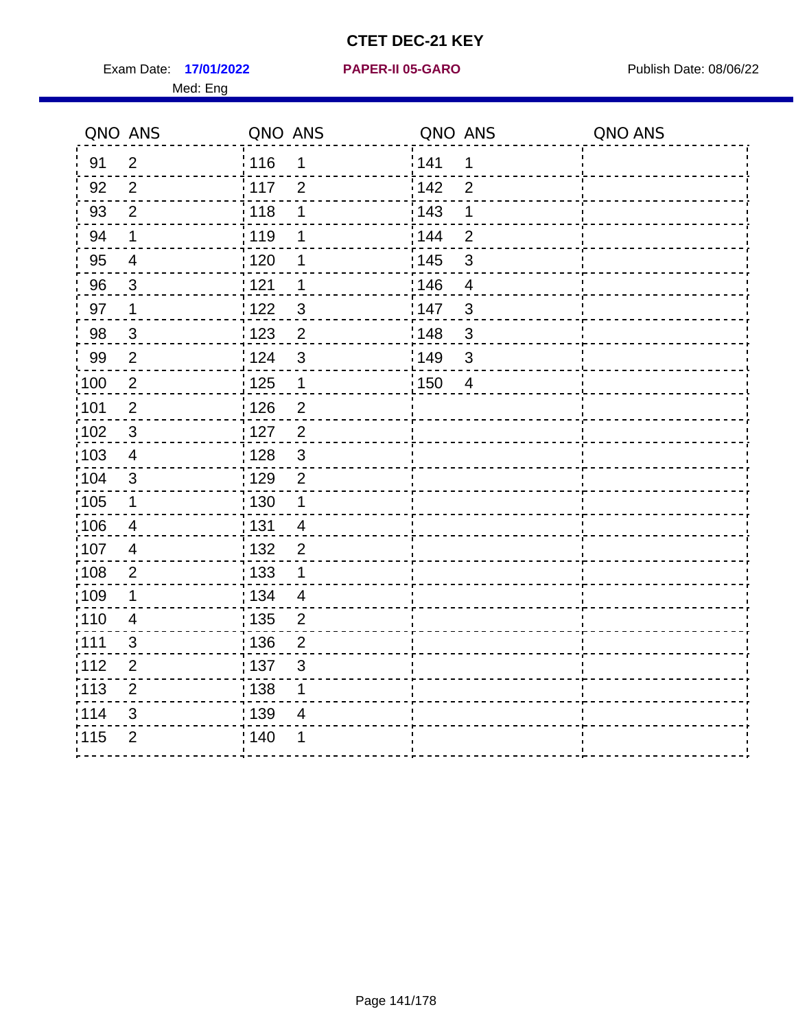# CTET DEC-21 KEY

Exam Date: **17/01/2022** **PAPER-II 05-GARO** Publish Date: 08/06/22

Med: Eng

| QNO | ANS | QNO | ANS | QNO | ANS | QNO | ANS |
|---|---|---|---|---|---|---|---|
| 91 | 2 | 116 | 1 | 141 | 1 | | |
| 92 | 2 | 117 | 2 | 142 | 2 | | |
| 93 | 2 | 118 | 1 | 143 | 1 | | |
| 94 | 1 | 119 | 1 | 144 | 2 | | |
| 95 | 4 | 120 | 1 | 145 | 3 | | |
| 96 | 3 | 121 | 1 | 146 | 4 | | |
| 97 | 1 | 122 | 3 | 147 | 3 | | |
| 98 | 3 | 123 | 2 | 148 | 3 | | |
| 99 | 2 | 124 | 3 | 149 | 3 | | |
| 100 | 2 | 125 | 1 | 150 | 4 | | |
| 101 | 2 | 126 | 2 | | | | |
| 102 | 3 | 127 | 2 | | | | |
| 103 | 4 | 128 | 3 | | | | |
| 104 | 3 | 129 | 2 | | | | |
| 105 | 1 | 130 | 1 | | | | |
| 106 | 4 | 131 | 4 | | | | |
| 107 | 4 | 132 | 2 | | | | |
| 108 | 2 | 133 | 1 | | | | |
| 109 | 1 | 134 | 4 | | | | |
| 110 | 4 | 135 | 2 | | | | |
| 111 | 3 | 136 | 2 | | | | |
| 112 | 2 | 137 | 3 | | | | |
| 113 | 2 | 138 | 1 | | | | |
| 114 | 3 | 139 | 4 | | | | |
| 115 | 2 | 140 | 1 | | | | |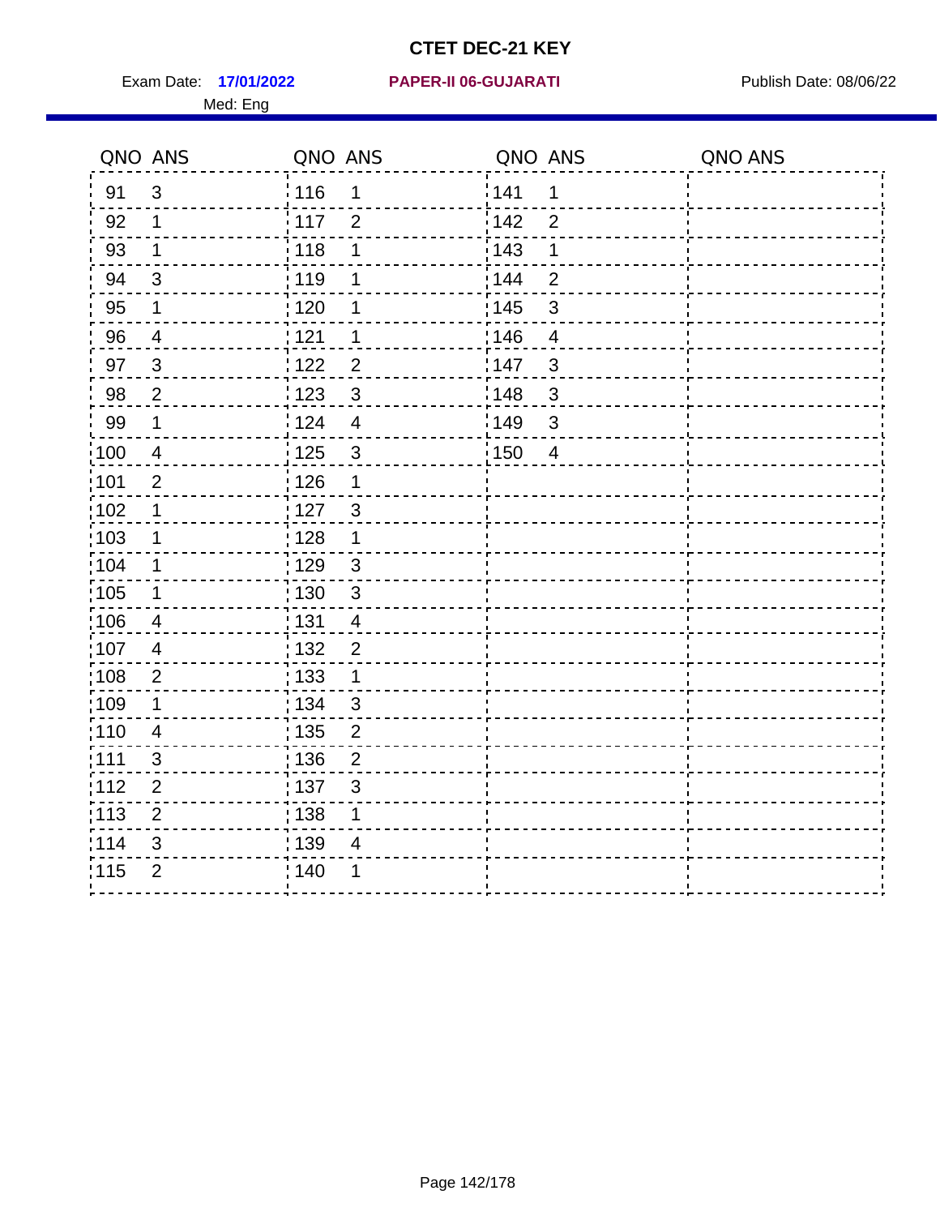# CTET DEC-21 KEY

Exam Date: **17/01/2022** **PAPER-II 06-GUJARATI** Publish Date: 08/06/22

Med: Eng

| QNO | ANS | QNO | ANS | QNO | ANS | QNO | ANS |
|---|---|---|---|---|---|---|---|
| 91 | 3 | 116 | 1 | 141 | 1 | | |
| 92 | 1 | 117 | 2 | 142 | 2 | | |
| 93 | 1 | 118 | 1 | 143 | 1 | | |
| 94 | 3 | 119 | 1 | 144 | 2 | | |
| 95 | 1 | 120 | 1 | 145 | 3 | | |
| 96 | 4 | 121 | 1 | 146 | 4 | | |
| 97 | 3 | 122 | 2 | 147 | 3 | | |
| 98 | 2 | 123 | 3 | 148 | 3 | | |
| 99 | 1 | 124 | 4 | 149 | 3 | | |
| 100 | 4 | 125 | 3 | 150 | 4 | | |
| 101 | 2 | 126 | 1 | | | | |
| 102 | 1 | 127 | 3 | | | | |
| 103 | 1 | 128 | 1 | | | | |
| 104 | 1 | 129 | 3 | | | | |
| 105 | 1 | 130 | 3 | | | | |
| 106 | 4 | 131 | 4 | | | | |
| 107 | 4 | 132 | 2 | | | | |
| 108 | 2 | 133 | 1 | | | | |
| 109 | 1 | 134 | 3 | | | | |
| 110 | 4 | 135 | 2 | | | | |
| 111 | 3 | 136 | 2 | | | | |
| 112 | 2 | 137 | 3 | | | | |
| 113 | 2 | 138 | 1 | | | | |
| 114 | 3 | 139 | 4 | | | | |
| 115 | 2 | 140 | 1 | | | | |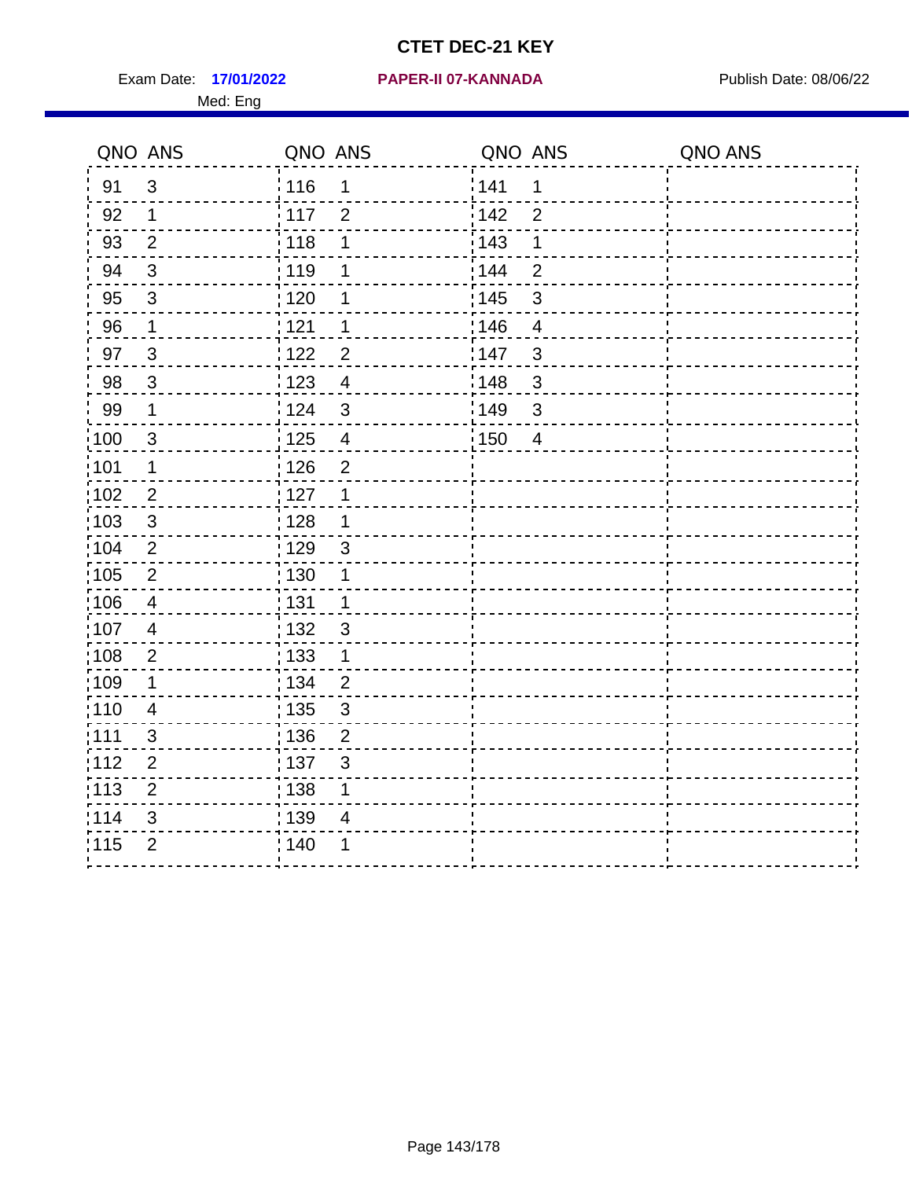# CTET DEC-21 KEY

Exam Date: **17/01/2022** **PAPER-II 07-KANNADA** Publish Date: 08/06/22

Med: Eng

| QNO | ANS | QNO | ANS | QNO | ANS | QNO | ANS |
|---|---|---|---|---|---|---|---|
| 91 | 3 | 116 | 1 | 141 | 1 | | |
| 92 | 1 | 117 | 2 | 142 | 2 | | |
| 93 | 2 | 118 | 1 | 143 | 1 | | |
| 94 | 3 | 119 | 1 | 144 | 2 | | |
| 95 | 3 | 120 | 1 | 145 | 3 | | |
| 96 | 1 | 121 | 1 | 146 | 4 | | |
| 97 | 3 | 122 | 2 | 147 | 3 | | |
| 98 | 3 | 123 | 4 | 148 | 3 | | |
| 99 | 1 | 124 | 3 | 149 | 3 | | |
| 100 | 3 | 125 | 4 | 150 | 4 | | |
| 101 | 1 | 126 | 2 | | | | |
| 102 | 2 | 127 | 1 | | | | |
| 103 | 3 | 128 | 1 | | | | |
| 104 | 2 | 129 | 3 | | | | |
| 105 | 2 | 130 | 1 | | | | |
| 106 | 4 | 131 | 1 | | | | |
| 107 | 4 | 132 | 3 | | | | |
| 108 | 2 | 133 | 1 | | | | |
| 109 | 1 | 134 | 2 | | | | |
| 110 | 4 | 135 | 3 | | | | |
| 111 | 3 | 136 | 2 | | | | |
| 112 | 2 | 137 | 3 | | | | |
| 113 | 2 | 138 | 1 | | | | |
| 114 | 3 | 139 | 4 | | | | |
| 115 | 2 | 140 | 1 | | | | |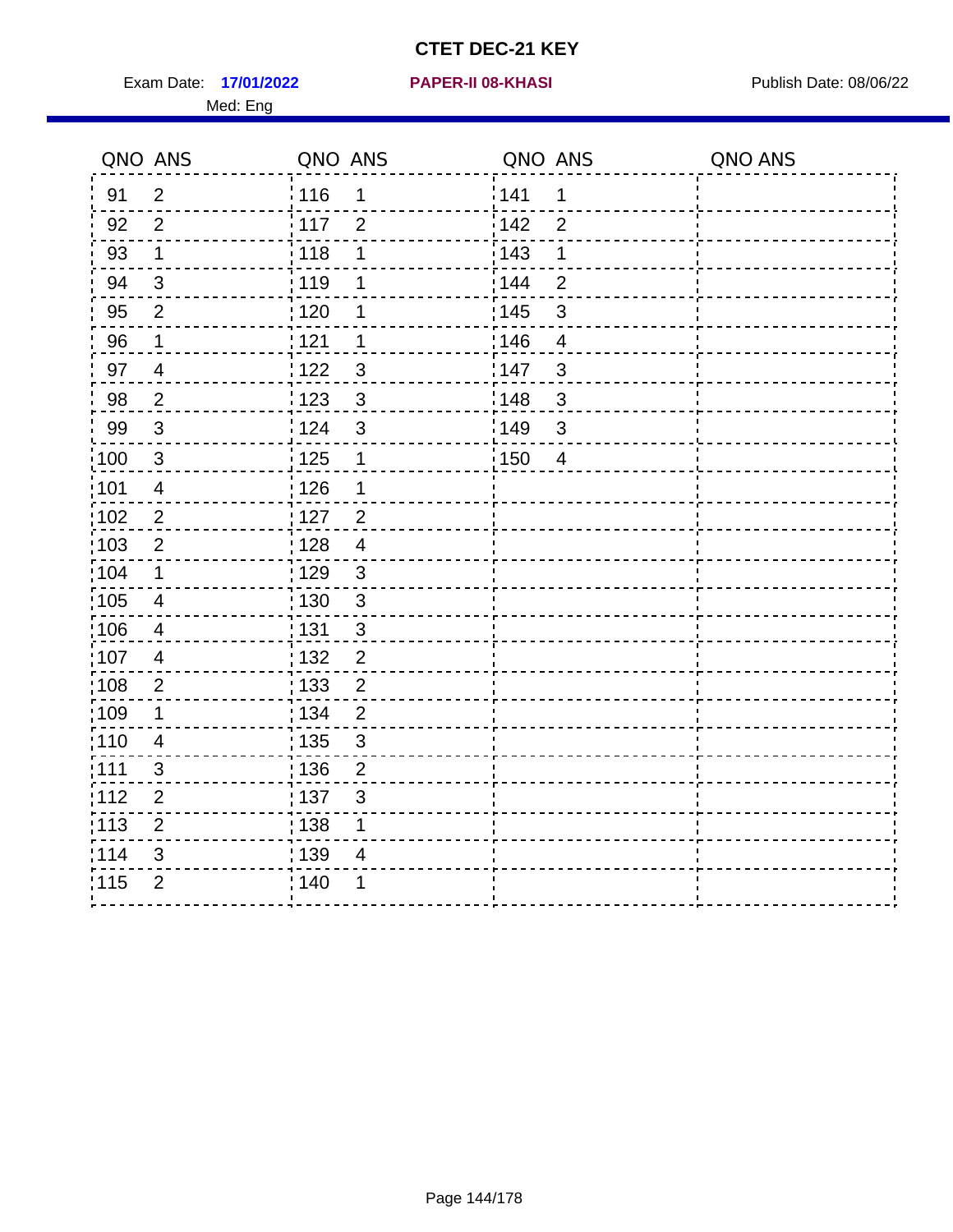# CTET DEC-21 KEY

Exam Date: **17/01/2022** **PAPER-II 08-KHASI** Publish Date: 08/06/22

Med: Eng

| QNO | ANS | QNO | ANS | QNO | ANS | QNO | ANS |
|---|---|---|---|---|---|---|---|
| 91 | 2 | 116 | 1 | 141 | 1 | | |
| 92 | 2 | 117 | 2 | 142 | 2 | | |
| 93 | 1 | 118 | 1 | 143 | 1 | | |
| 94 | 3 | 119 | 1 | 144 | 2 | | |
| 95 | 2 | 120 | 1 | 145 | 3 | | |
| 96 | 1 | 121 | 1 | 146 | 4 | | |
| 97 | 4 | 122 | 3 | 147 | 3 | | |
| 98 | 2 | 123 | 3 | 148 | 3 | | |
| 99 | 3 | 124 | 3 | 149 | 3 | | |
| 100 | 3 | 125 | 1 | 150 | 4 | | |
| 101 | 4 | 126 | 1 | | | | |
| 102 | 2 | 127 | 2 | | | | |
| 103 | 2 | 128 | 4 | | | | |
| 104 | 1 | 129 | 3 | | | | |
| 105 | 4 | 130 | 3 | | | | |
| 106 | 4 | 131 | 3 | | | | |
| 107 | 4 | 132 | 2 | | | | |
| 108 | 2 | 133 | 2 | | | | |
| 109 | 1 | 134 | 2 | | | | |
| 110 | 4 | 135 | 3 | | | | |
| 111 | 3 | 136 | 2 | | | | |
| 112 | 2 | 137 | 3 | | | | |
| 113 | 2 | 138 | 1 | | | | |
| 114 | 3 | 139 | 4 | | | | |
| 115 | 2 | 140 | 1 | | | | |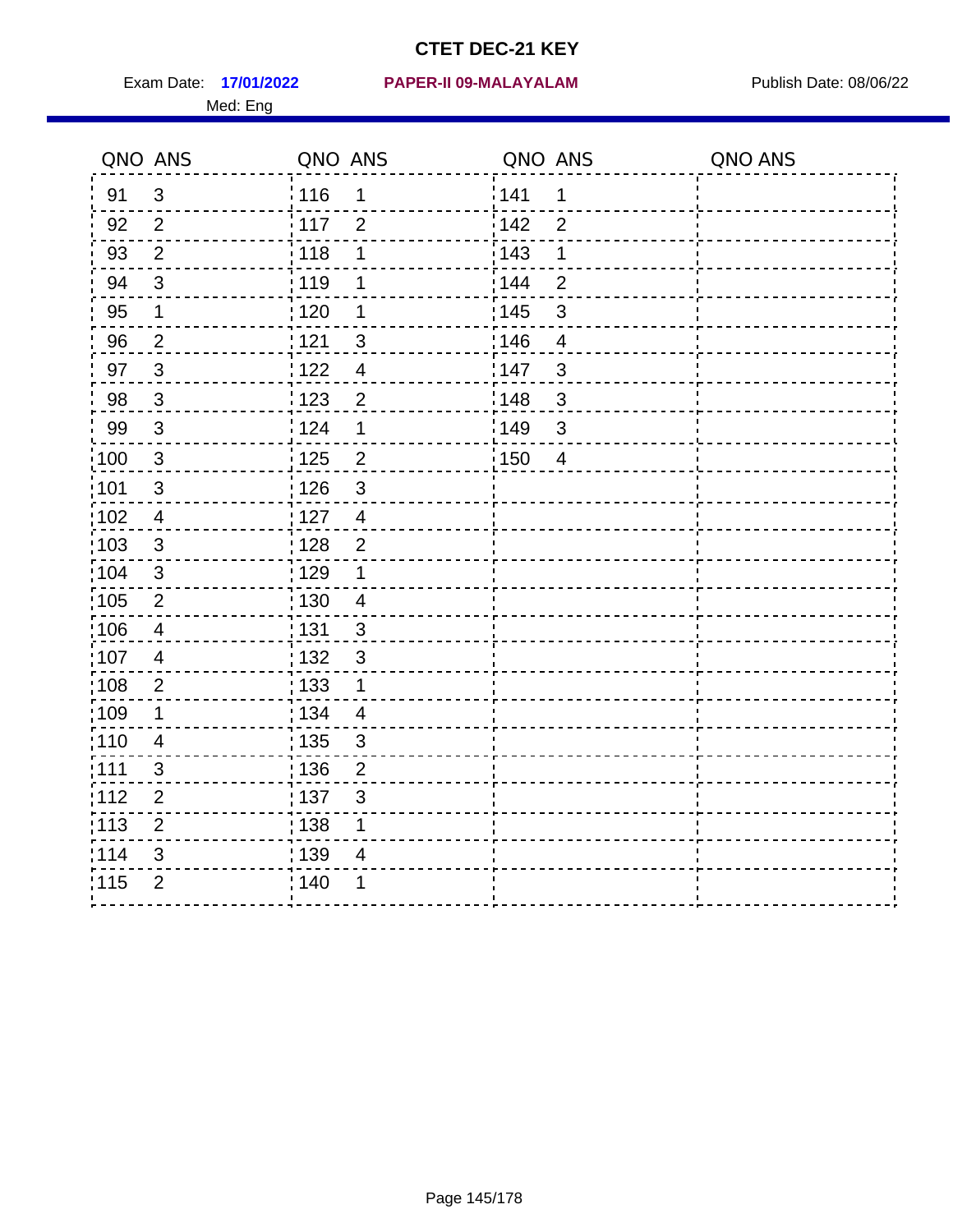# CTET DEC-21 KEY

Exam Date: **17/01/2022** **PAPER-II 09-MALAYALAM** Publish Date: 08/06/22

Med: Eng

| QNO | ANS | QNO | ANS | QNO | ANS | QNO | ANS |
|---|---|---|---|---|---|---|---|
| 91 | 3 | 116 | 1 | 141 | 1 | | |
| 92 | 2 | 117 | 2 | 142 | 2 | | |
| 93 | 2 | 118 | 1 | 143 | 1 | | |
| 94 | 3 | 119 | 1 | 144 | 2 | | |
| 95 | 1 | 120 | 1 | 145 | 3 | | |
| 96 | 2 | 121 | 3 | 146 | 4 | | |
| 97 | 3 | 122 | 4 | 147 | 3 | | |
| 98 | 3 | 123 | 2 | 148 | 3 | | |
| 99 | 3 | 124 | 1 | 149 | 3 | | |
| 100 | 3 | 125 | 2 | 150 | 4 | | |
| 101 | 3 | 126 | 3 | | | | |
| 102 | 4 | 127 | 4 | | | | |
| 103 | 3 | 128 | 2 | | | | |
| 104 | 3 | 129 | 1 | | | | |
| 105 | 2 | 130 | 4 | | | | |
| 106 | 4 | 131 | 3 | | | | |
| 107 | 4 | 132 | 3 | | | | |
| 108 | 2 | 133 | 1 | | | | |
| 109 | 1 | 134 | 4 | | | | |
| 110 | 4 | 135 | 3 | | | | |
| 111 | 3 | 136 | 2 | | | | |
| 112 | 2 | 137 | 3 | | | | |
| 113 | 2 | 138 | 1 | | | | |
| 114 | 3 | 139 | 4 | | | | |
| 115 | 2 | 140 | 1 | | | | |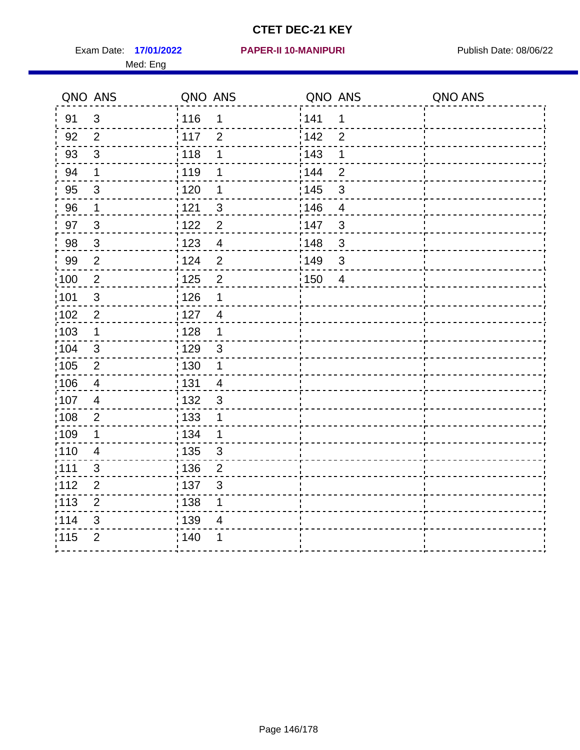# CTET DEC-21 KEY

Exam Date: **17/01/2022** **PAPER-II 10-MANIPURI** Publish Date: 08/06/22

Med: Eng

| QNO | ANS | QNO | ANS | QNO | ANS | QNO | ANS |
|---|---|---|---|---|---|---|---|
| 91 | 3 | 116 | 1 | 141 | 1 | | |
| 92 | 2 | 117 | 2 | 142 | 2 | | |
| 93 | 3 | 118 | 1 | 143 | 1 | | |
| 94 | 1 | 119 | 1 | 144 | 2 | | |
| 95 | 3 | 120 | 1 | 145 | 3 | | |
| 96 | 1 | 121 | 3 | 146 | 4 | | |
| 97 | 3 | 122 | 2 | 147 | 3 | | |
| 98 | 3 | 123 | 4 | 148 | 3 | | |
| 99 | 2 | 124 | 2 | 149 | 3 | | |
| 100 | 2 | 125 | 2 | 150 | 4 | | |
| 101 | 3 | 126 | 1 | | | | |
| 102 | 2 | 127 | 4 | | | | |
| 103 | 1 | 128 | 1 | | | | |
| 104 | 3 | 129 | 3 | | | | |
| 105 | 2 | 130 | 1 | | | | |
| 106 | 4 | 131 | 4 | | | | |
| 107 | 4 | 132 | 3 | | | | |
| 108 | 2 | 133 | 1 | | | | |
| 109 | 1 | 134 | 1 | | | | |
| 110 | 4 | 135 | 3 | | | | |
| 111 | 3 | 136 | 2 | | | | |
| 112 | 2 | 137 | 3 | | | | |
| 113 | 2 | 138 | 1 | | | | |
| 114 | 3 | 139 | 4 | | | | |
| 115 | 2 | 140 | 1 | | | | |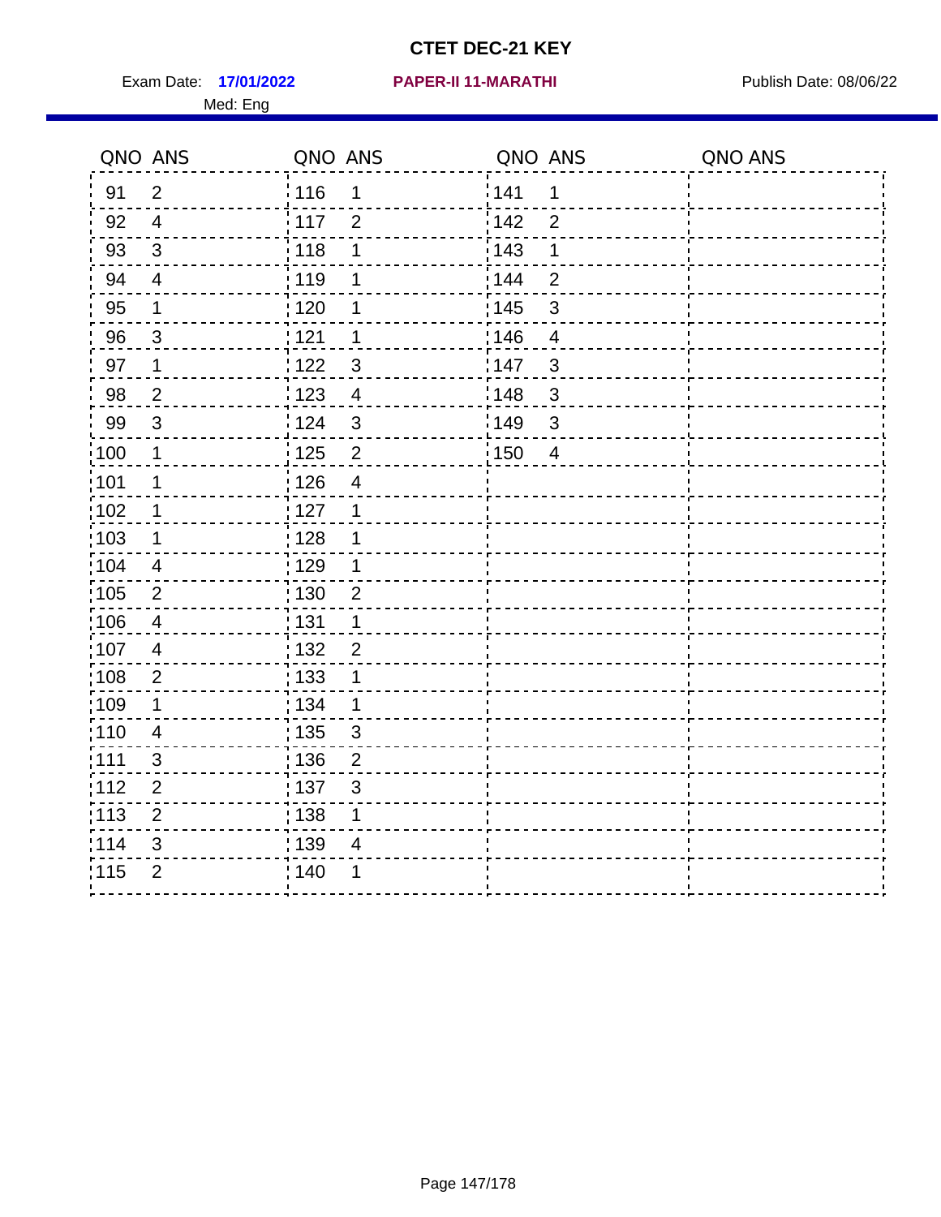# CTET DEC-21 KEY

Exam Date: **17/01/2022** **PAPER-II 11-MARATHI** Publish Date: 08/06/22

Med: Eng

| QNO | ANS | QNO | ANS | QNO | ANS | QNO | ANS |
|---|---|---|---|---|---|---|---|
| 91 | 2 | 116 | 1 | 141 | 1 | | |
| 92 | 4 | 117 | 2 | 142 | 2 | | |
| 93 | 3 | 118 | 1 | 143 | 1 | | |
| 94 | 4 | 119 | 1 | 144 | 2 | | |
| 95 | 1 | 120 | 1 | 145 | 3 | | |
| 96 | 3 | 121 | 1 | 146 | 4 | | |
| 97 | 1 | 122 | 3 | 147 | 3 | | |
| 98 | 2 | 123 | 4 | 148 | 3 | | |
| 99 | 3 | 124 | 3 | 149 | 3 | | |
| 100 | 1 | 125 | 2 | 150 | 4 | | |
| 101 | 1 | 126 | 4 | | | | |
| 102 | 1 | 127 | 1 | | | | |
| 103 | 1 | 128 | 1 | | | | |
| 104 | 4 | 129 | 1 | | | | |
| 105 | 2 | 130 | 2 | | | | |
| 106 | 4 | 131 | 1 | | | | |
| 107 | 4 | 132 | 2 | | | | |
| 108 | 2 | 133 | 1 | | | | |
| 109 | 1 | 134 | 1 | | | | |
| 110 | 4 | 135 | 3 | | | | |
| 111 | 3 | 136 | 2 | | | | |
| 112 | 2 | 137 | 3 | | | | |
| 113 | 2 | 138 | 1 | | | | |
| 114 | 3 | 139 | 4 | | | | |
| 115 | 2 | 140 | 1 | | | | |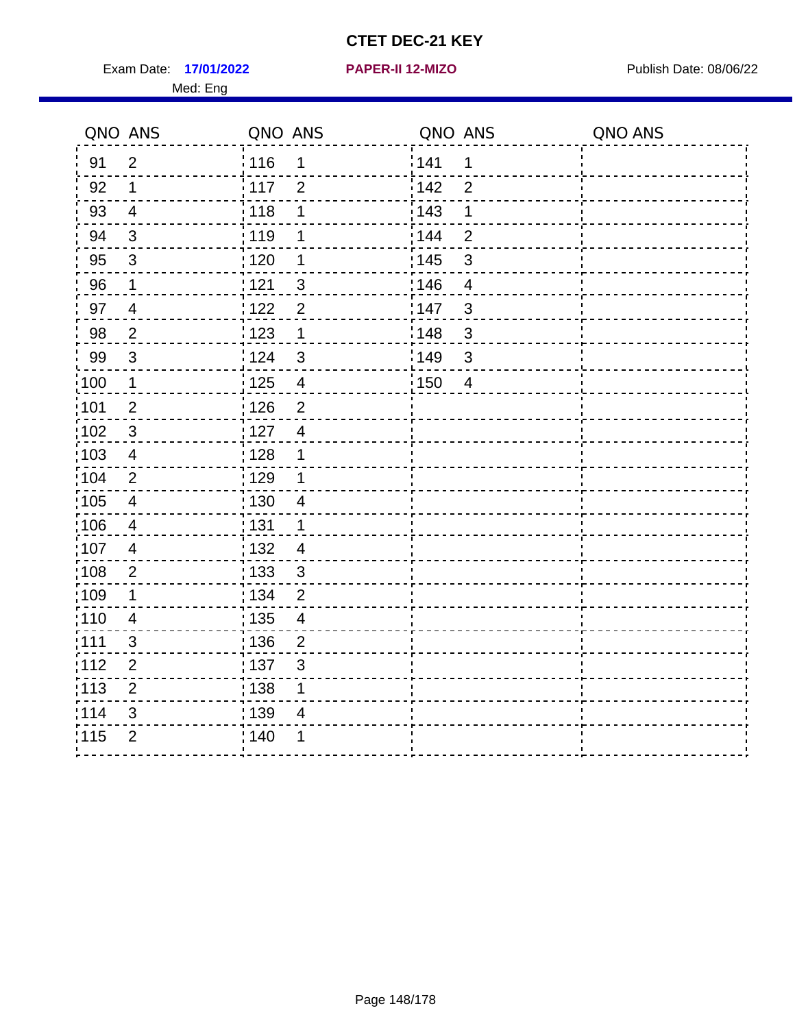# CTET DEC-21 KEY

Exam Date: **17/01/2022** **PAPER-II 12-MIZO** Publish Date: 08/06/22

Med: Eng

| QNO | ANS | QNO | ANS | QNO | ANS | QNO | ANS |
|---|---|---|---|---|---|---|---|
| 91 | 2 | 116 | 1 | 141 | 1 | | |
| 92 | 1 | 117 | 2 | 142 | 2 | | |
| 93 | 4 | 118 | 1 | 143 | 1 | | |
| 94 | 3 | 119 | 1 | 144 | 2 | | |
| 95 | 3 | 120 | 1 | 145 | 3 | | |
| 96 | 1 | 121 | 3 | 146 | 4 | | |
| 97 | 4 | 122 | 2 | 147 | 3 | | |
| 98 | 2 | 123 | 1 | 148 | 3 | | |
| 99 | 3 | 124 | 3 | 149 | 3 | | |
| 100 | 1 | 125 | 4 | 150 | 4 | | |
| 101 | 2 | 126 | 2 | | | | |
| 102 | 3 | 127 | 4 | | | | |
| 103 | 4 | 128 | 1 | | | | |
| 104 | 2 | 129 | 1 | | | | |
| 105 | 4 | 130 | 4 | | | | |
| 106 | 4 | 131 | 1 | | | | |
| 107 | 4 | 132 | 4 | | | | |
| 108 | 2 | 133 | 3 | | | | |
| 109 | 1 | 134 | 2 | | | | |
| 110 | 4 | 135 | 4 | | | | |
| 111 | 3 | 136 | 2 | | | | |
| 112 | 2 | 137 | 3 | | | | |
| 113 | 2 | 138 | 1 | | | | |
| 114 | 3 | 139 | 4 | | | | |
| 115 | 2 | 140 | 1 | | | | |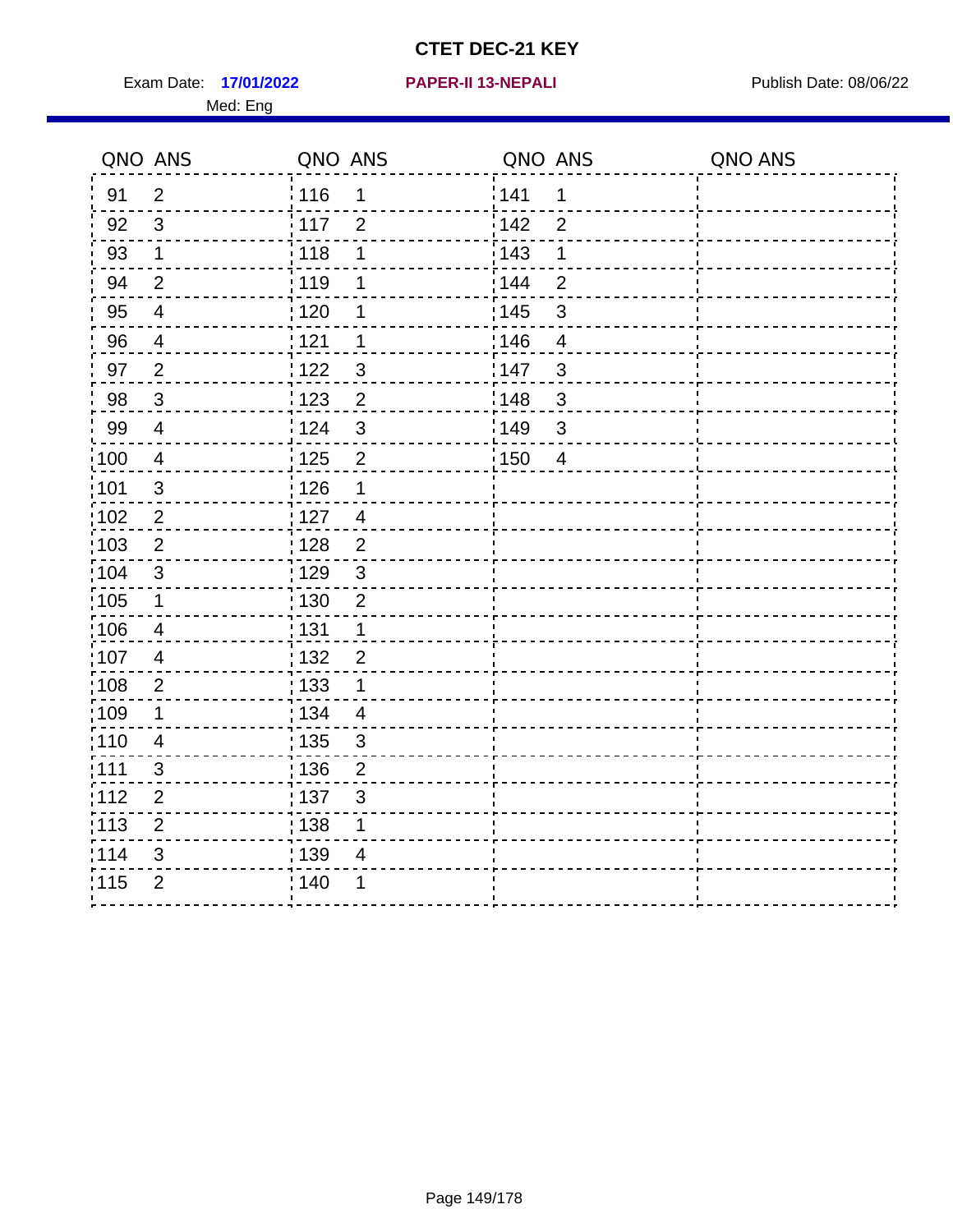# CTET DEC-21 KEY

Exam Date: **17/01/2022** **PAPER-II 13-NEPALI** Publish Date: 08/06/22

Med: Eng

| QNO | ANS | QNO | ANS | QNO | ANS | QNO | ANS |
|---|---|---|---|---|---|---|---|
| 91 | 2 | 116 | 1 | 141 | 1 | | |
| 92 | 3 | 117 | 2 | 142 | 2 | | |
| 93 | 1 | 118 | 1 | 143 | 1 | | |
| 94 | 2 | 119 | 1 | 144 | 2 | | |
| 95 | 4 | 120 | 1 | 145 | 3 | | |
| 96 | 4 | 121 | 1 | 146 | 4 | | |
| 97 | 2 | 122 | 3 | 147 | 3 | | |
| 98 | 3 | 123 | 2 | 148 | 3 | | |
| 99 | 4 | 124 | 3 | 149 | 3 | | |
| 100 | 4 | 125 | 2 | 150 | 4 | | |
| 101 | 3 | 126 | 1 | | | | |
| 102 | 2 | 127 | 4 | | | | |
| 103 | 2 | 128 | 2 | | | | |
| 104 | 3 | 129 | 3 | | | | |
| 105 | 1 | 130 | 2 | | | | |
| 106 | 4 | 131 | 1 | | | | |
| 107 | 4 | 132 | 2 | | | | |
| 108 | 2 | 133 | 1 | | | | |
| 109 | 1 | 134 | 4 | | | | |
| 110 | 4 | 135 | 3 | | | | |
| 111 | 3 | 136 | 2 | | | | |
| 112 | 2 | 137 | 3 | | | | |
| 113 | 2 | 138 | 1 | | | | |
| 114 | 3 | 139 | 4 | | | | |
| 115 | 2 | 140 | 1 | | | | |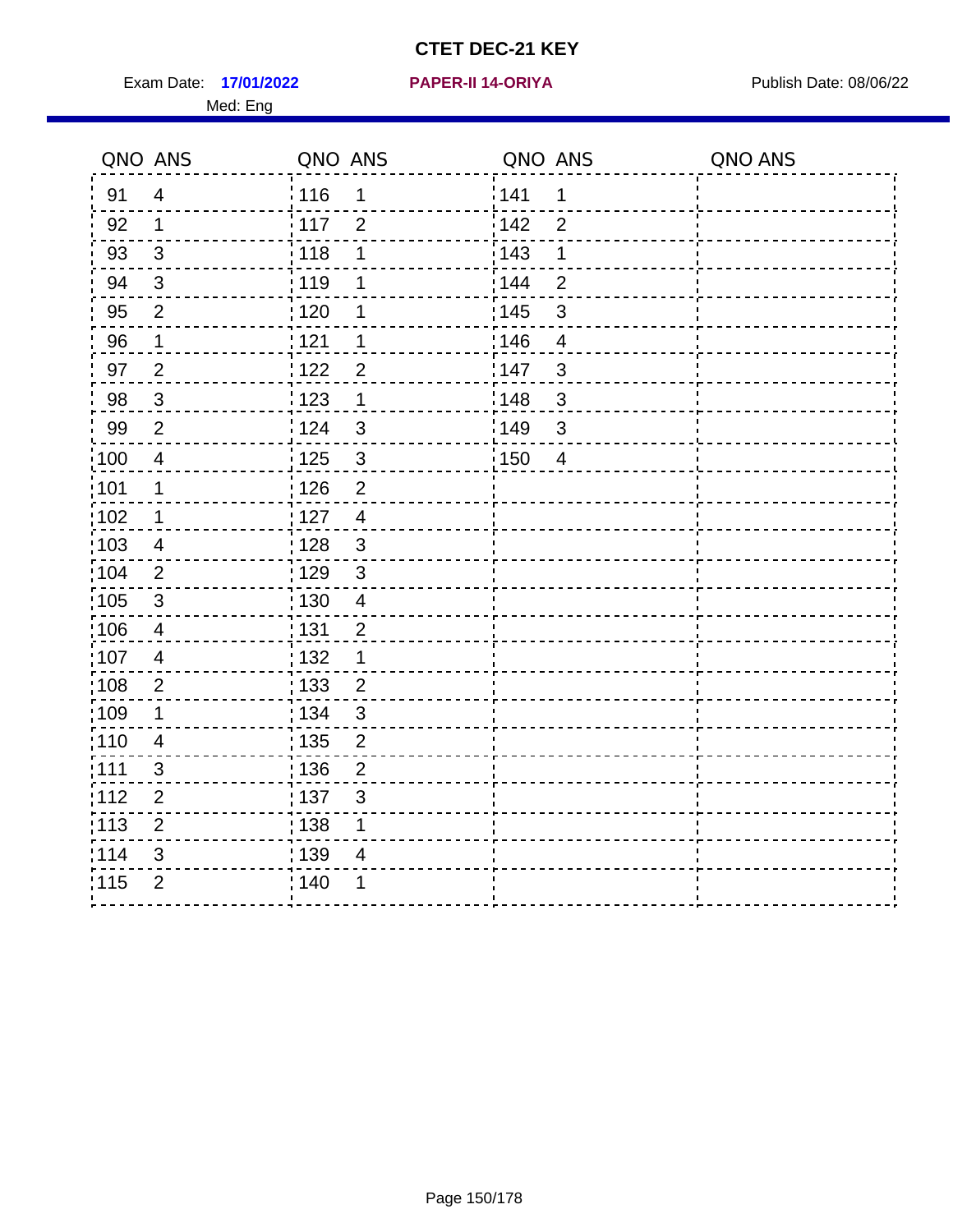# CTET DEC-21 KEY

Exam Date: **17/01/2022** **PAPER-II 14-ORIYA** Publish Date: 08/06/22

Med: Eng

| QNO | ANS | QNO | ANS | QNO | ANS | QNO | ANS |
|---|---|---|---|---|---|---|---|
| 91 | 4 | 116 | 1 | 141 | 1 | | |
| 92 | 1 | 117 | 2 | 142 | 2 | | |
| 93 | 3 | 118 | 1 | 143 | 1 | | |
| 94 | 3 | 119 | 1 | 144 | 2 | | |
| 95 | 2 | 120 | 1 | 145 | 3 | | |
| 96 | 1 | 121 | 1 | 146 | 4 | | |
| 97 | 2 | 122 | 2 | 147 | 3 | | |
| 98 | 3 | 123 | 1 | 148 | 3 | | |
| 99 | 2 | 124 | 3 | 149 | 3 | | |
| 100 | 4 | 125 | 3 | 150 | 4 | | |
| 101 | 1 | 126 | 2 | | | | |
| 102 | 1 | 127 | 4 | | | | |
| 103 | 4 | 128 | 3 | | | | |
| 104 | 2 | 129 | 3 | | | | |
| 105 | 3 | 130 | 4 | | | | |
| 106 | 4 | 131 | 2 | | | | |
| 107 | 4 | 132 | 1 | | | | |
| 108 | 2 | 133 | 2 | | | | |
| 109 | 1 | 134 | 3 | | | | |
| 110 | 4 | 135 | 2 | | | | |
| 111 | 3 | 136 | 2 | | | | |
| 112 | 2 | 137 | 3 | | | | |
| 113 | 2 | 138 | 1 | | | | |
| 114 | 3 | 139 | 4 | | | | |
| 115 | 2 | 140 | 1 | | | | |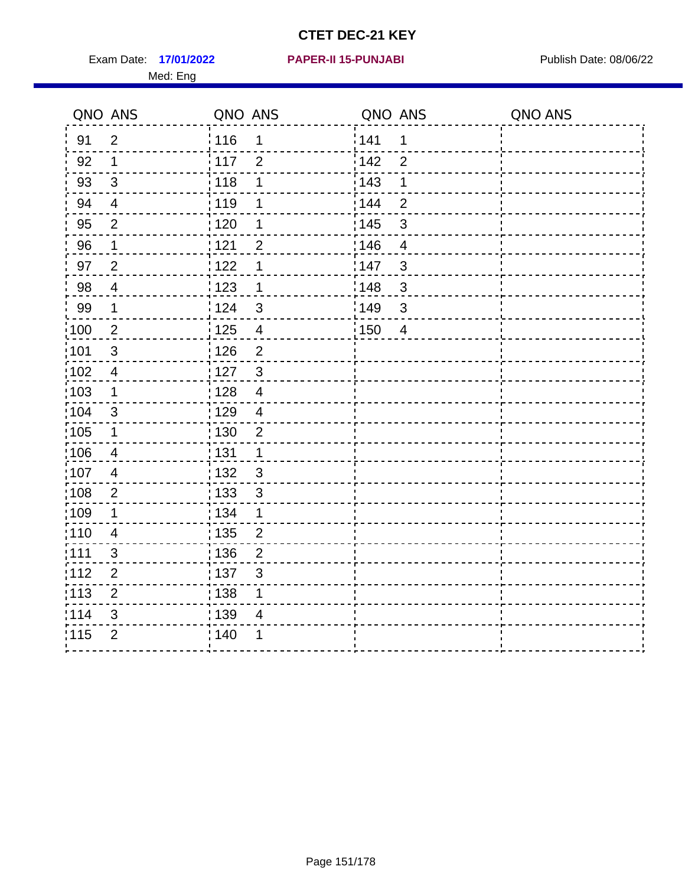# CTET DEC-21 KEY

Exam Date: **17/01/2022** **PAPER-II 15-PUNJABI** Publish Date: 08/06/22

Med: Eng

| QNO | ANS | QNO | ANS | QNO | ANS | QNO | ANS |
|---|---|---|---|---|---|---|---|
| 91 | 2 | 116 | 1 | 141 | 1 | | |
| 92 | 1 | 117 | 2 | 142 | 2 | | |
| 93 | 3 | 118 | 1 | 143 | 1 | | |
| 94 | 4 | 119 | 1 | 144 | 2 | | |
| 95 | 2 | 120 | 1 | 145 | 3 | | |
| 96 | 1 | 121 | 2 | 146 | 4 | | |
| 97 | 2 | 122 | 1 | 147 | 3 | | |
| 98 | 4 | 123 | 1 | 148 | 3 | | |
| 99 | 1 | 124 | 3 | 149 | 3 | | |
| 100 | 2 | 125 | 4 | 150 | 4 | | |
| 101 | 3 | 126 | 2 | | | | |
| 102 | 4 | 127 | 3 | | | | |
| 103 | 1 | 128 | 4 | | | | |
| 104 | 3 | 129 | 4 | | | | |
| 105 | 1 | 130 | 2 | | | | |
| 106 | 4 | 131 | 1 | | | | |
| 107 | 4 | 132 | 3 | | | | |
| 108 | 2 | 133 | 3 | | | | |
| 109 | 1 | 134 | 1 | | | | |
| 110 | 4 | 135 | 2 | | | | |
| 111 | 3 | 136 | 2 | | | | |
| 112 | 2 | 137 | 3 | | | | |
| 113 | 2 | 138 | 1 | | | | |
| 114 | 3 | 139 | 4 | | | | |
| 115 | 2 | 140 | 1 | | | | |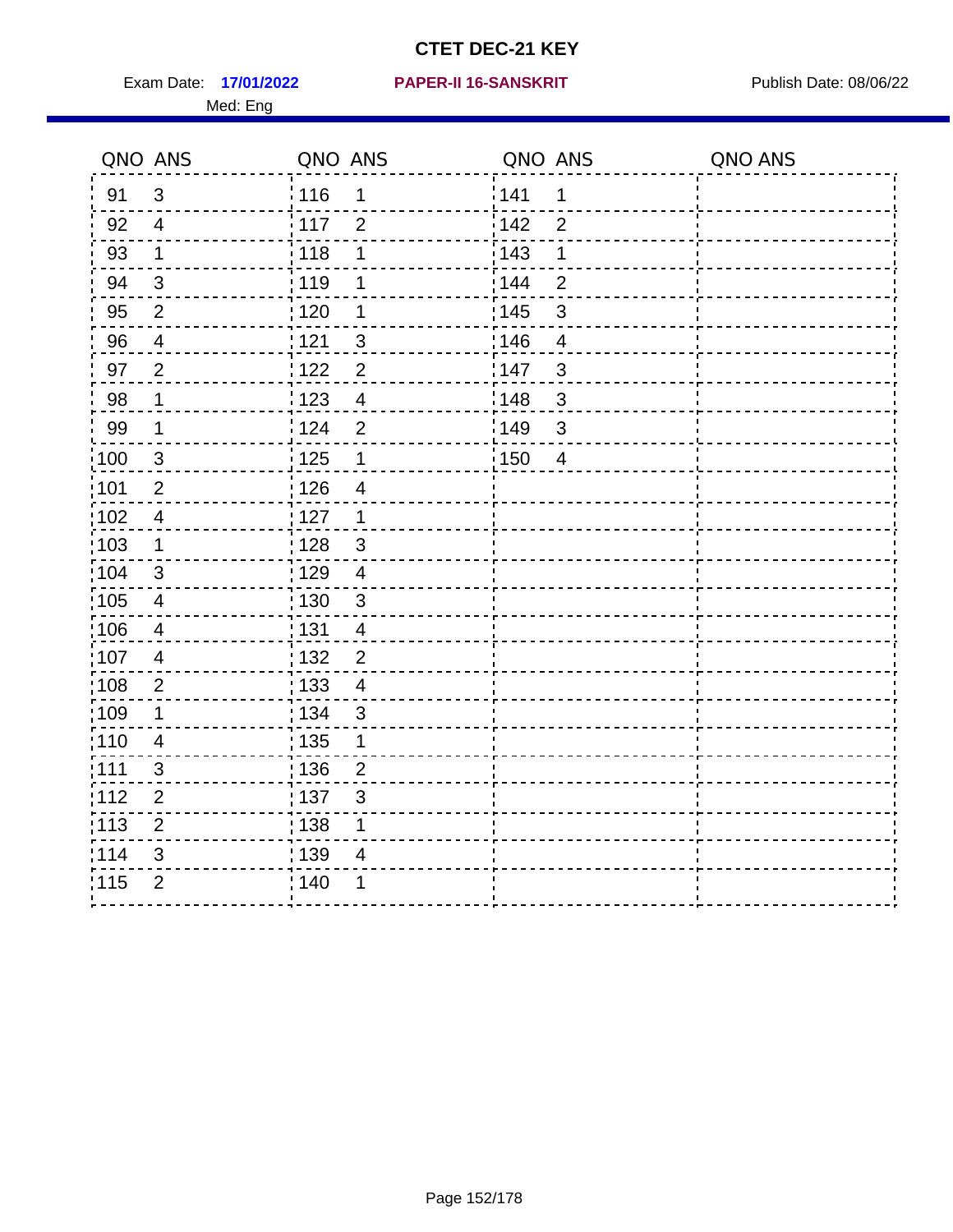# CTET DEC-21 KEY

Exam Date: **17/01/2022** **PAPER-II 16-SANSKRIT** Publish Date: 08/06/22

Med: Eng

| QNO | ANS | QNO | ANS | QNO | ANS | QNO | ANS |
|---|---|---|---|---|---|---|---|
| 91 | 3 | 116 | 1 | 141 | 1 | | |
| 92 | 4 | 117 | 2 | 142 | 2 | | |
| 93 | 1 | 118 | 1 | 143 | 1 | | |
| 94 | 3 | 119 | 1 | 144 | 2 | | |
| 95 | 2 | 120 | 1 | 145 | 3 | | |
| 96 | 4 | 121 | 3 | 146 | 4 | | |
| 97 | 2 | 122 | 2 | 147 | 3 | | |
| 98 | 1 | 123 | 4 | 148 | 3 | | |
| 99 | 1 | 124 | 2 | 149 | 3 | | |
| 100 | 3 | 125 | 1 | 150 | 4 | | |
| 101 | 2 | 126 | 4 | | | | |
| 102 | 4 | 127 | 1 | | | | |
| 103 | 1 | 128 | 3 | | | | |
| 104 | 3 | 129 | 4 | | | | |
| 105 | 4 | 130 | 3 | | | | |
| 106 | 4 | 131 | 4 | | | | |
| 107 | 4 | 132 | 2 | | | | |
| 108 | 2 | 133 | 4 | | | | |
| 109 | 1 | 134 | 3 | | | | |
| 110 | 4 | 135 | 1 | | | | |
| 111 | 3 | 136 | 2 | | | | |
| 112 | 2 | 137 | 3 | | | | |
| 113 | 2 | 138 | 1 | | | | |
| 114 | 3 | 139 | 4 | | | | |
| 115 | 2 | 140 | 1 | | | | |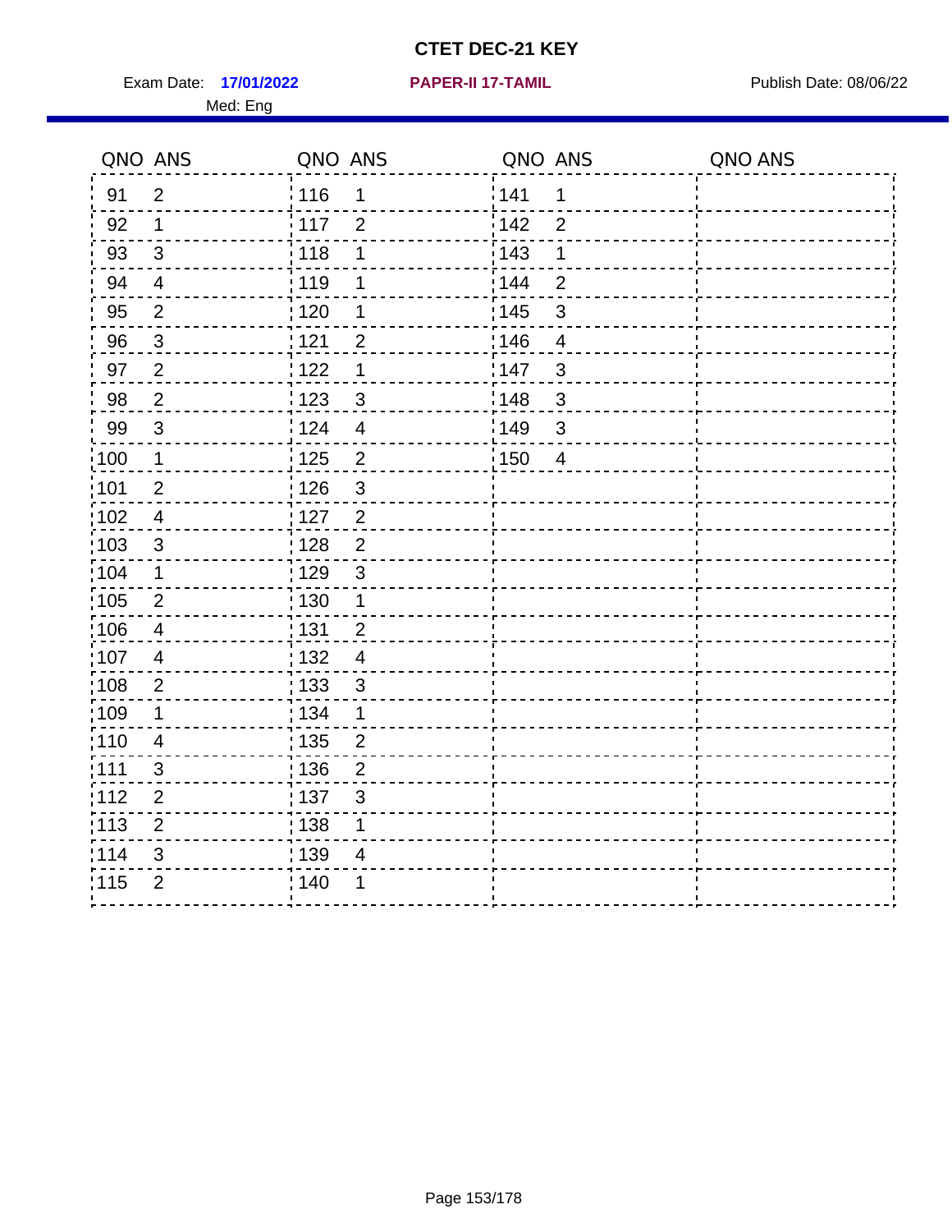# CTET DEC-21 KEY

Exam Date: **17/01/2022** **PAPER-II 17-TAMIL** Publish Date: 08/06/22

Med: Eng

| QNO | ANS | QNO | ANS | QNO | ANS | QNO | ANS |
|---|---|---|---|---|---|---|---|
| 91 | 2 | 116 | 1 | 141 | 1 | | |
| 92 | 1 | 117 | 2 | 142 | 2 | | |
| 93 | 3 | 118 | 1 | 143 | 1 | | |
| 94 | 4 | 119 | 1 | 144 | 2 | | |
| 95 | 2 | 120 | 1 | 145 | 3 | | |
| 96 | 3 | 121 | 2 | 146 | 4 | | |
| 97 | 2 | 122 | 1 | 147 | 3 | | |
| 98 | 2 | 123 | 3 | 148 | 3 | | |
| 99 | 3 | 124 | 4 | 149 | 3 | | |
| 100 | 1 | 125 | 2 | 150 | 4 | | |
| 101 | 2 | 126 | 3 | | | | |
| 102 | 4 | 127 | 2 | | | | |
| 103 | 3 | 128 | 2 | | | | |
| 104 | 1 | 129 | 3 | | | | |
| 105 | 2 | 130 | 1 | | | | |
| 106 | 4 | 131 | 2 | | | | |
| 107 | 4 | 132 | 4 | | | | |
| 108 | 2 | 133 | 3 | | | | |
| 109 | 1 | 134 | 1 | | | | |
| 110 | 4 | 135 | 2 | | | | |
| 111 | 3 | 136 | 2 | | | | |
| 112 | 2 | 137 | 3 | | | | |
| 113 | 2 | 138 | 1 | | | | |
| 114 | 3 | 139 | 4 | | | | |
| 115 | 2 | 140 | 1 | | | | |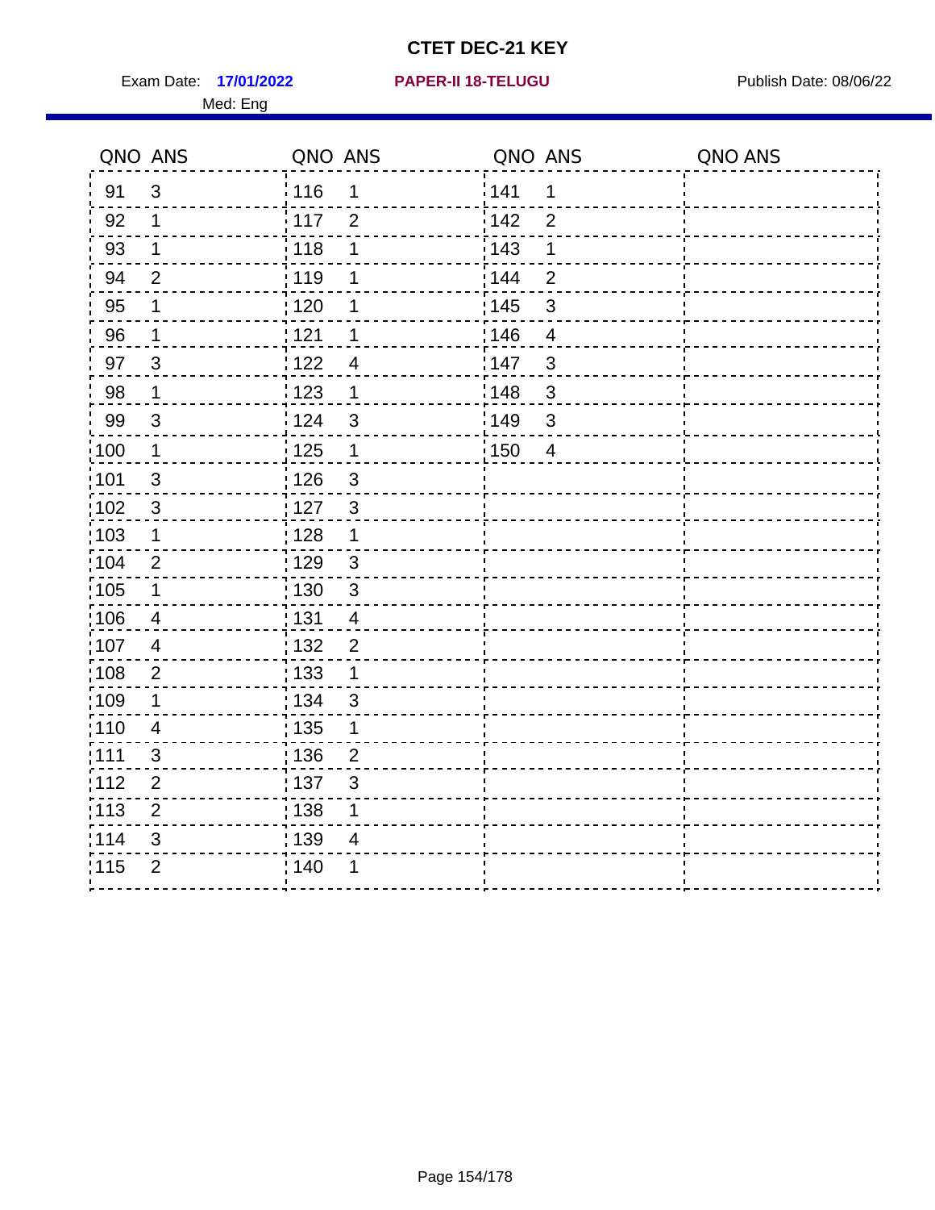# CTET DEC-21 KEY

Exam Date: **17/01/2022** **PAPER-II 18-TELUGU** Publish Date: 08/06/22

Med: Eng

| QNO | ANS | QNO | ANS | QNO | ANS | QNO | ANS |
|---|---|---|---|---|---|---|---|
| 91 | 3 | 116 | 1 | 141 | 1 | | |
| 92 | 1 | 117 | 2 | 142 | 2 | | |
| 93 | 1 | 118 | 1 | 143 | 1 | | |
| 94 | 2 | 119 | 1 | 144 | 2 | | |
| 95 | 1 | 120 | 1 | 145 | 3 | | |
| 96 | 1 | 121 | 1 | 146 | 4 | | |
| 97 | 3 | 122 | 4 | 147 | 3 | | |
| 98 | 1 | 123 | 1 | 148 | 3 | | |
| 99 | 3 | 124 | 3 | 149 | 3 | | |
| 100 | 1 | 125 | 1 | 150 | 4 | | |
| 101 | 3 | 126 | 3 | | | | |
| 102 | 3 | 127 | 3 | | | | |
| 103 | 1 | 128 | 1 | | | | |
| 104 | 2 | 129 | 3 | | | | |
| 105 | 1 | 130 | 3 | | | | |
| 106 | 4 | 131 | 4 | | | | |
| 107 | 4 | 132 | 2 | | | | |
| 108 | 2 | 133 | 1 | | | | |
| 109 | 1 | 134 | 3 | | | | |
| 110 | 4 | 135 | 1 | | | | |
| 111 | 3 | 136 | 2 | | | | |
| 112 | 2 | 137 | 3 | | | | |
| 113 | 2 | 138 | 1 | | | | |
| 114 | 3 | 139 | 4 | | | | |
| 115 | 2 | 140 | 1 | | | | |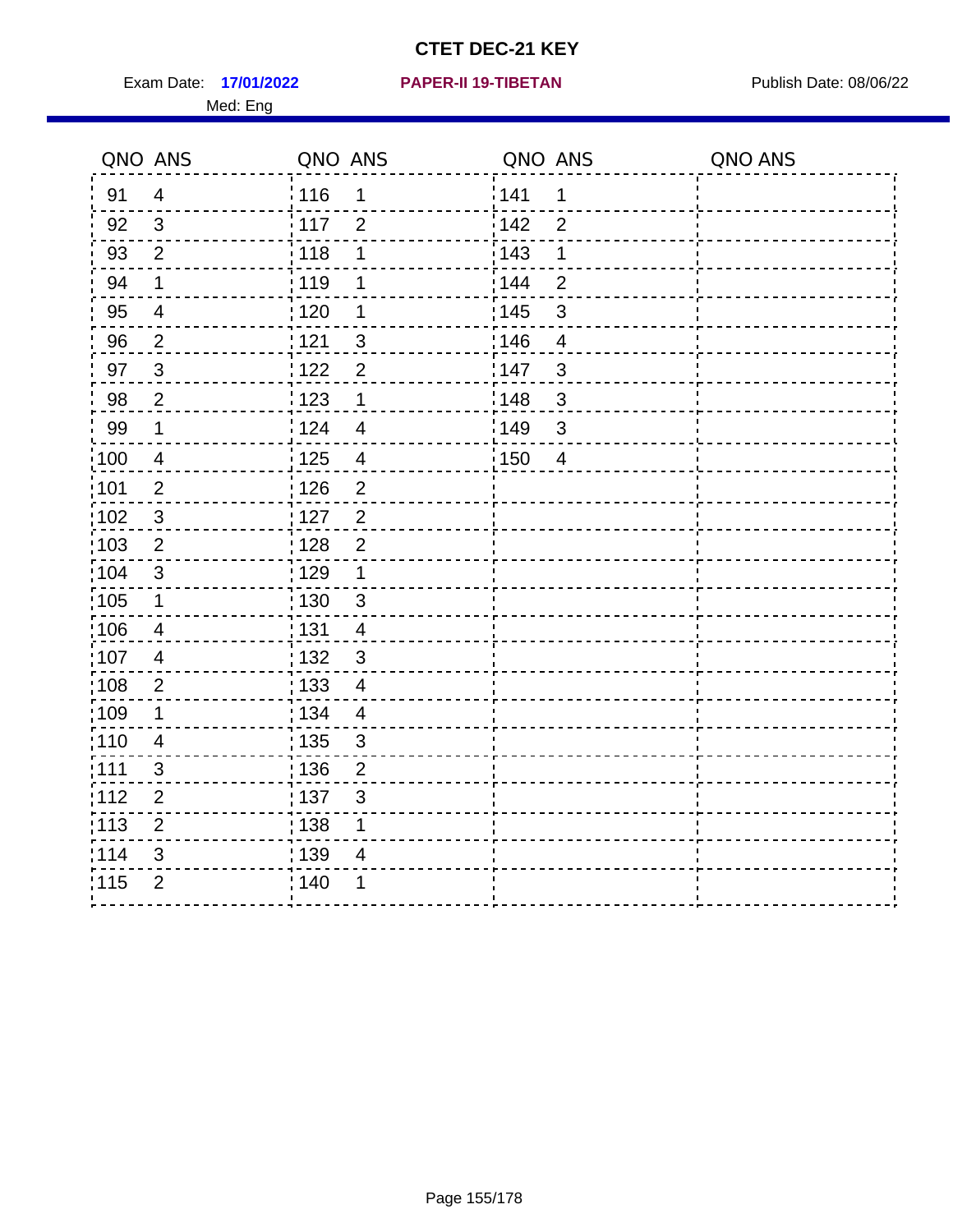# CTET DEC-21 KEY

Exam Date: **17/01/2022** **PAPER-II 19-TIBETAN** Publish Date: 08/06/22

Med: Eng

| QNO | ANS | QNO | ANS | QNO | ANS | QNO | ANS |
|---|---|---|---|---|---|---|---|
| 91 | 4 | 116 | 1 | 141 | 1 | | |
| 92 | 3 | 117 | 2 | 142 | 2 | | |
| 93 | 2 | 118 | 1 | 143 | 1 | | |
| 94 | 1 | 119 | 1 | 144 | 2 | | |
| 95 | 4 | 120 | 1 | 145 | 3 | | |
| 96 | 2 | 121 | 3 | 146 | 4 | | |
| 97 | 3 | 122 | 2 | 147 | 3 | | |
| 98 | 2 | 123 | 1 | 148 | 3 | | |
| 99 | 1 | 124 | 4 | 149 | 3 | | |
| 100 | 4 | 125 | 4 | 150 | 4 | | |
| 101 | 2 | 126 | 2 | | | | |
| 102 | 3 | 127 | 2 | | | | |
| 103 | 2 | 128 | 2 | | | | |
| 104 | 3 | 129 | 1 | | | | |
| 105 | 1 | 130 | 3 | | | | |
| 106 | 4 | 131 | 4 | | | | |
| 107 | 4 | 132 | 3 | | | | |
| 108 | 2 | 133 | 4 | | | | |
| 109 | 1 | 134 | 4 | | | | |
| 110 | 4 | 135 | 3 | | | | |
| 111 | 3 | 136 | 2 | | | | |
| 112 | 2 | 137 | 3 | | | | |
| 113 | 2 | 138 | 1 | | | | |
| 114 | 3 | 139 | 4 | | | | |
| 115 | 2 | 140 | 1 | | | | |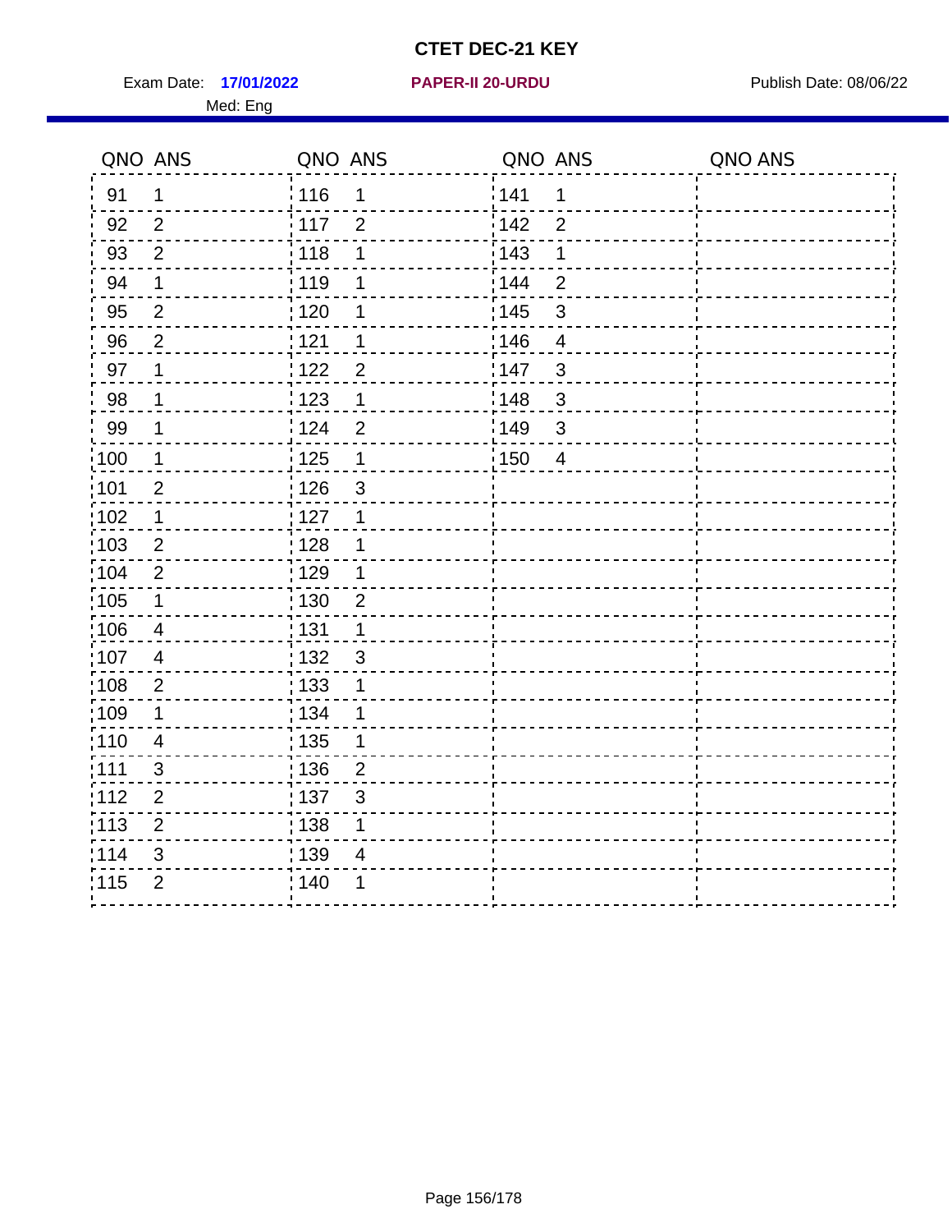# CTET DEC-21 KEY

Exam Date: **17/01/2022** **PAPER-II 20-URDU** Publish Date: 08/06/22

Med: Eng

| QNO | ANS | QNO | ANS | QNO | ANS | QNO | ANS |
|---|---|---|---|---|---|---|---|
| 91 | 1 | 116 | 1 | 141 | 1 | | |
| 92 | 2 | 117 | 2 | 142 | 2 | | |
| 93 | 2 | 118 | 1 | 143 | 1 | | |
| 94 | 1 | 119 | 1 | 144 | 2 | | |
| 95 | 2 | 120 | 1 | 145 | 3 | | |
| 96 | 2 | 121 | 1 | 146 | 4 | | |
| 97 | 1 | 122 | 2 | 147 | 3 | | |
| 98 | 1 | 123 | 1 | 148 | 3 | | |
| 99 | 1 | 124 | 2 | 149 | 3 | | |
| 100 | 1 | 125 | 1 | 150 | 4 | | |
| 101 | 2 | 126 | 3 | | | | |
| 102 | 1 | 127 | 1 | | | | |
| 103 | 2 | 128 | 1 | | | | |
| 104 | 2 | 129 | 1 | | | | |
| 105 | 1 | 130 | 2 | | | | |
| 106 | 4 | 131 | 1 | | | | |
| 107 | 4 | 132 | 3 | | | | |
| 108 | 2 | 133 | 1 | | | | |
| 109 | 1 | 134 | 1 | | | | |
| 110 | 4 | 135 | 1 | | | | |
| 111 | 3 | 136 | 2 | | | | |
| 112 | 2 | 137 | 3 | | | | |
| 113 | 2 | 138 | 1 | | | | |
| 114 | 3 | 139 | 4 | | | | |
| 115 | 2 | 140 | 1 | | | | |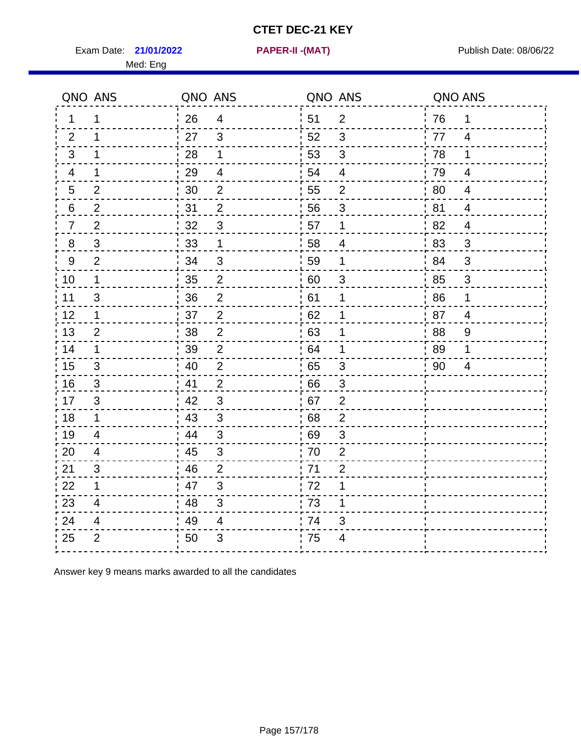# CTET DEC-21 KEY

Exam Date: **21/01/2022** **PAPER-II -(MAT)** Publish Date: 08/06/22

Med: Eng

| QNO | ANS | QNO | ANS | QNO | ANS | QNO | ANS |
|---|---|---|---|---|---|---|---|
| 1 | 1 | 26 | 4 | 51 | 2 | 76 | 1 |
| 2 | 1 | 27 | 3 | 52 | 3 | 77 | 4 |
| 3 | 1 | 28 | 1 | 53 | 3 | 78 | 1 |
| 4 | 1 | 29 | 4 | 54 | 4 | 79 | 4 |
| 5 | 2 | 30 | 2 | 55 | 2 | 80 | 4 |
| 6 | 2 | 31 | 2 | 56 | 3 | 81 | 4 |
| 7 | 2 | 32 | 3 | 57 | 1 | 82 | 4 |
| 8 | 3 | 33 | 1 | 58 | 4 | 83 | 3 |
| 9 | 2 | 34 | 3 | 59 | 1 | 84 | 3 |
| 10 | 1 | 35 | 2 | 60 | 3 | 85 | 3 |
| 11 | 3 | 36 | 2 | 61 | 1 | 86 | 1 |
| 12 | 1 | 37 | 2 | 62 | 1 | 87 | 4 |
| 13 | 2 | 38 | 2 | 63 | 1 | 88 | 9 |
| 14 | 1 | 39 | 2 | 64 | 1 | 89 | 1 |
| 15 | 3 | 40 | 2 | 65 | 3 | 90 | 4 |
| 16 | 3 | 41 | 2 | 66 | 3 | | |
| 17 | 3 | 42 | 3 | 67 | 2 | | |
| 18 | 1 | 43 | 3 | 68 | 2 | | |
| 19 | 4 | 44 | 3 | 69 | 3 | | |
| 20 | 4 | 45 | 3 | 70 | 2 | | |
| 21 | 3 | 46 | 2 | 71 | 2 | | |
| 22 | 1 | 47 | 3 | 72 | 1 | | |
| 23 | 4 | 48 | 3 | 73 | 1 | | |
| 24 | 4 | 49 | 4 | 74 | 3 | | |
| 25 | 2 | 50 | 3 | 75 | 4 | | |

Answer key 9 means marks awarded to all the candidates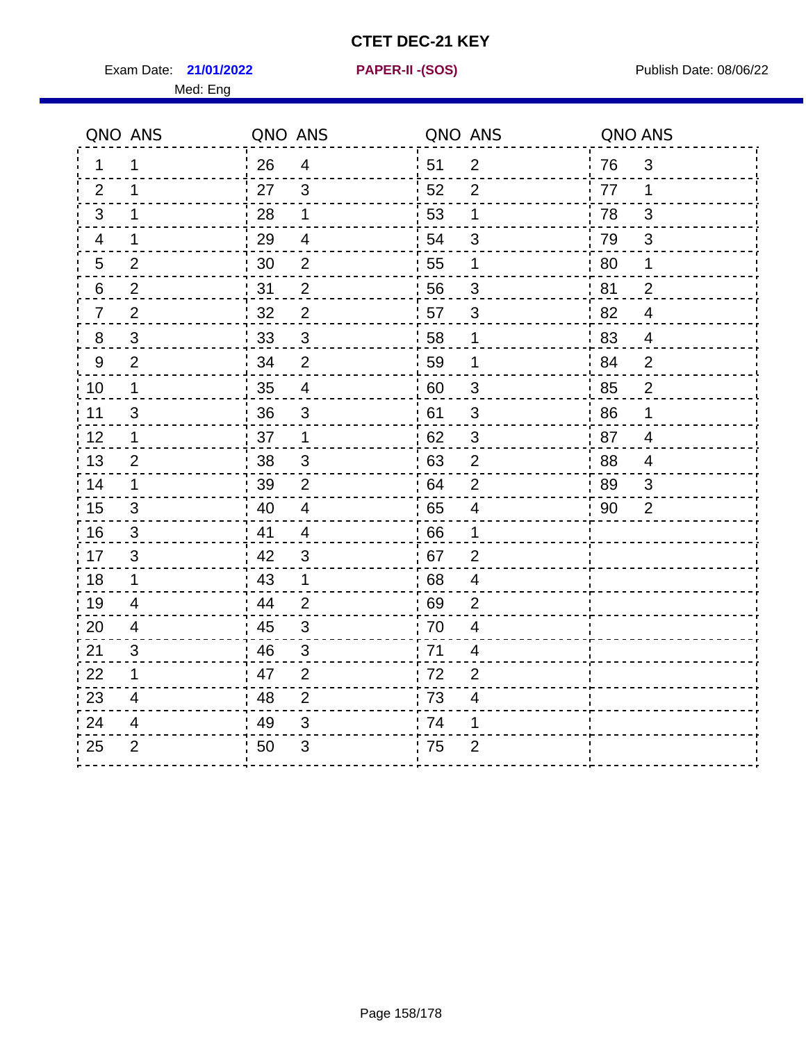# CTET DEC-21 KEY

Exam Date: **21/01/2022** **PAPER-II -(SOS)** Publish Date: 08/06/22

Med: Eng

| QNO | ANS | QNO | ANS | QNO | ANS | QNO | ANS |
|---|---|---|---|---|---|---|---|
| 1 | 1 | 26 | 4 | 51 | 2 | 76 | 3 |
| 2 | 1 | 27 | 3 | 52 | 2 | 77 | 1 |
| 3 | 1 | 28 | 1 | 53 | 1 | 78 | 3 |
| 4 | 1 | 29 | 4 | 54 | 3 | 79 | 3 |
| 5 | 2 | 30 | 2 | 55 | 1 | 80 | 1 |
| 6 | 2 | 31 | 2 | 56 | 3 | 81 | 2 |
| 7 | 2 | 32 | 2 | 57 | 3 | 82 | 4 |
| 8 | 3 | 33 | 3 | 58 | 1 | 83 | 4 |
| 9 | 2 | 34 | 2 | 59 | 1 | 84 | 2 |
| 10 | 1 | 35 | 4 | 60 | 3 | 85 | 2 |
| 11 | 3 | 36 | 3 | 61 | 3 | 86 | 1 |
| 12 | 1 | 37 | 1 | 62 | 3 | 87 | 4 |
| 13 | 2 | 38 | 3 | 63 | 2 | 88 | 4 |
| 14 | 1 | 39 | 2 | 64 | 2 | 89 | 3 |
| 15 | 3 | 40 | 4 | 65 | 4 | 90 | 2 |
| 16 | 3 | 41 | 4 | 66 | 1 | | |
| 17 | 3 | 42 | 3 | 67 | 2 | | |
| 18 | 1 | 43 | 1 | 68 | 4 | | |
| 19 | 4 | 44 | 2 | 69 | 2 | | |
| 20 | 4 | 45 | 3 | 70 | 4 | | |
| 21 | 3 | 46 | 3 | 71 | 4 | | |
| 22 | 1 | 47 | 2 | 72 | 2 | | |
| 23 | 4 | 48 | 2 | 73 | 4 | | |
| 24 | 4 | 49 | 3 | 74 | 1 | | |
| 25 | 2 | 50 | 3 | 75 | 2 | | |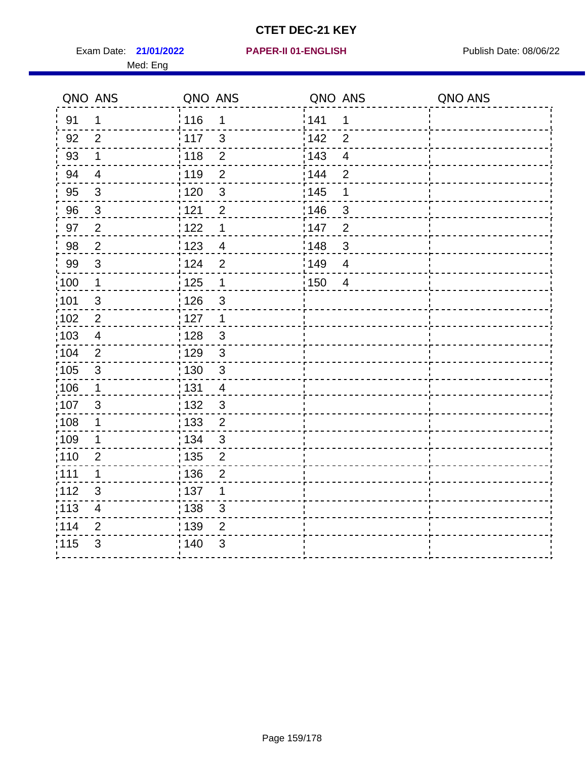# CTET DEC-21 KEY

Exam Date: **21/01/2022** **PAPER-II 01-ENGLISH** Publish Date: 08/06/22

Med: Eng

| QNO | ANS | QNO | ANS | QNO | ANS | QNO | ANS |
|---|---|---|---|---|---|---|---|
| 91 | 1 | 116 | 1 | 141 | 1 | | |
| 92 | 2 | 117 | 3 | 142 | 2 | | |
| 93 | 1 | 118 | 2 | 143 | 4 | | |
| 94 | 4 | 119 | 2 | 144 | 2 | | |
| 95 | 3 | 120 | 3 | 145 | 1 | | |
| 96 | 3 | 121 | 2 | 146 | 3 | | |
| 97 | 2 | 122 | 1 | 147 | 2 | | |
| 98 | 2 | 123 | 4 | 148 | 3 | | |
| 99 | 3 | 124 | 2 | 149 | 4 | | |
| 100 | 1 | 125 | 1 | 150 | 4 | | |
| 101 | 3 | 126 | 3 | | | | |
| 102 | 2 | 127 | 1 | | | | |
| 103 | 4 | 128 | 3 | | | | |
| 104 | 2 | 129 | 3 | | | | |
| 105 | 3 | 130 | 3 | | | | |
| 106 | 1 | 131 | 4 | | | | |
| 107 | 3 | 132 | 3 | | | | |
| 108 | 1 | 133 | 2 | | | | |
| 109 | 1 | 134 | 3 | | | | |
| 110 | 2 | 135 | 2 | | | | |
| 111 | 1 | 136 | 2 | | | | |
| 112 | 3 | 137 | 1 | | | | |
| 113 | 4 | 138 | 3 | | | | |
| 114 | 2 | 139 | 2 | | | | |
| 115 | 3 | 140 | 3 | | | | |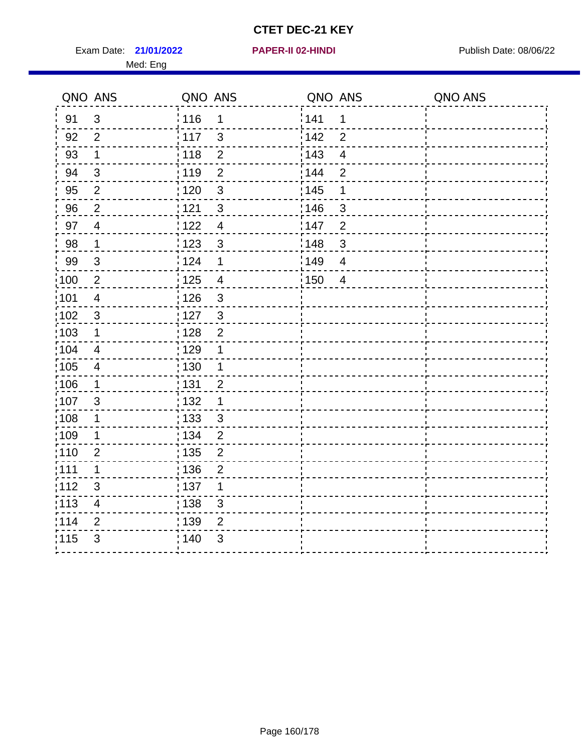# CTET DEC-21 KEY

Exam Date: **21/01/2022** **PAPER-II 02-HINDI** Publish Date: 08/06/22

Med: Eng

| QNO | ANS | QNO | ANS | QNO | ANS | QNO | ANS |
|---|---|---|---|---|---|---|---|
| 91 | 3 | 116 | 1 | 141 | 1 | | |
| 92 | 2 | 117 | 3 | 142 | 2 | | |
| 93 | 1 | 118 | 2 | 143 | 4 | | |
| 94 | 3 | 119 | 2 | 144 | 2 | | |
| 95 | 2 | 120 | 3 | 145 | 1 | | |
| 96 | 2 | 121 | 3 | 146 | 3 | | |
| 97 | 4 | 122 | 4 | 147 | 2 | | |
| 98 | 1 | 123 | 3 | 148 | 3 | | |
| 99 | 3 | 124 | 1 | 149 | 4 | | |
| 100 | 2 | 125 | 4 | 150 | 4 | | |
| 101 | 4 | 126 | 3 | | | | |
| 102 | 3 | 127 | 3 | | | | |
| 103 | 1 | 128 | 2 | | | | |
| 104 | 4 | 129 | 1 | | | | |
| 105 | 4 | 130 | 1 | | | | |
| 106 | 1 | 131 | 2 | | | | |
| 107 | 3 | 132 | 1 | | | | |
| 108 | 1 | 133 | 3 | | | | |
| 109 | 1 | 134 | 2 | | | | |
| 110 | 2 | 135 | 2 | | | | |
| 111 | 1 | 136 | 2 | | | | |
| 112 | 3 | 137 | 1 | | | | |
| 113 | 4 | 138 | 3 | | | | |
| 114 | 2 | 139 | 2 | | | | |
| 115 | 3 | 140 | 3 | | | | |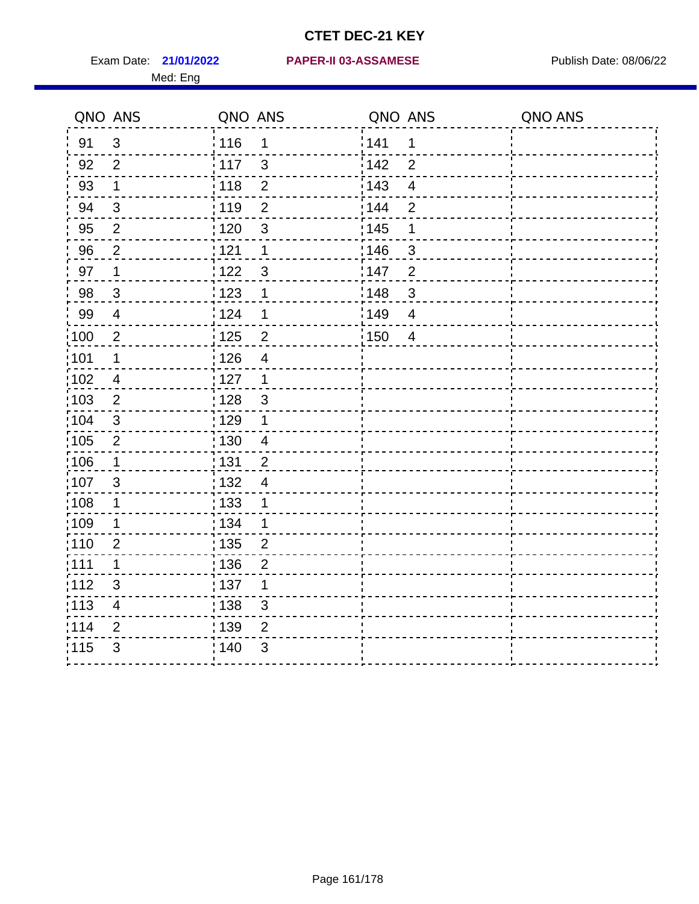# CTET DEC-21 KEY

Exam Date: **21/01/2022** **PAPER-II 03-ASSAMESE** Publish Date: 08/06/22

Med: Eng

| QNO | ANS | QNO | ANS | QNO | ANS | QNO | ANS |
|---|---|---|---|---|---|---|---|
| 91 | 3 | 116 | 1 | 141 | 1 | | |
| 92 | 2 | 117 | 3 | 142 | 2 | | |
| 93 | 1 | 118 | 2 | 143 | 4 | | |
| 94 | 3 | 119 | 2 | 144 | 2 | | |
| 95 | 2 | 120 | 3 | 145 | 1 | | |
| 96 | 2 | 121 | 1 | 146 | 3 | | |
| 97 | 1 | 122 | 3 | 147 | 2 | | |
| 98 | 3 | 123 | 1 | 148 | 3 | | |
| 99 | 4 | 124 | 1 | 149 | 4 | | |
| 100 | 2 | 125 | 2 | 150 | 4 | | |
| 101 | 1 | 126 | 4 | | | | |
| 102 | 4 | 127 | 1 | | | | |
| 103 | 2 | 128 | 3 | | | | |
| 104 | 3 | 129 | 1 | | | | |
| 105 | 2 | 130 | 4 | | | | |
| 106 | 1 | 131 | 2 | | | | |
| 107 | 3 | 132 | 4 | | | | |
| 108 | 1 | 133 | 1 | | | | |
| 109 | 1 | 134 | 1 | | | | |
| 110 | 2 | 135 | 2 | | | | |
| 111 | 1 | 136 | 2 | | | | |
| 112 | 3 | 137 | 1 | | | | |
| 113 | 4 | 138 | 3 | | | | |
| 114 | 2 | 139 | 2 | | | | |
| 115 | 3 | 140 | 3 | | | | |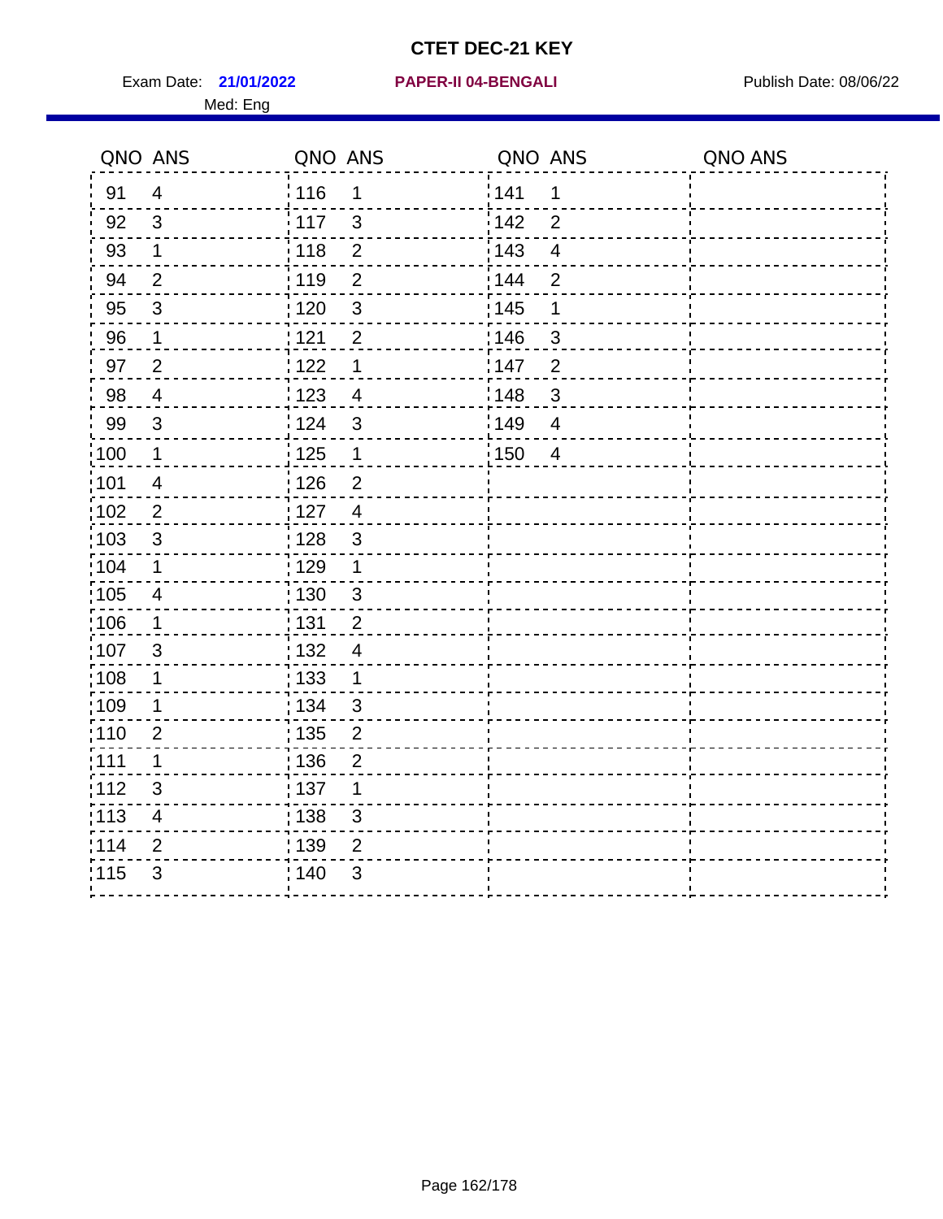# CTET DEC-21 KEY

Exam Date: **21/01/2022** **PAPER-II 04-BENGALI** Publish Date: 08/06/22

Med: Eng

| QNO | ANS | QNO | ANS | QNO | ANS | QNO | ANS |
|---|---|---|---|---|---|---|---|
| 91 | 4 | 116 | 1 | 141 | 1 | | |
| 92 | 3 | 117 | 3 | 142 | 2 | | |
| 93 | 1 | 118 | 2 | 143 | 4 | | |
| 94 | 2 | 119 | 2 | 144 | 2 | | |
| 95 | 3 | 120 | 3 | 145 | 1 | | |
| 96 | 1 | 121 | 2 | 146 | 3 | | |
| 97 | 2 | 122 | 1 | 147 | 2 | | |
| 98 | 4 | 123 | 4 | 148 | 3 | | |
| 99 | 3 | 124 | 3 | 149 | 4 | | |
| 100 | 1 | 125 | 1 | 150 | 4 | | |
| 101 | 4 | 126 | 2 | | | | |
| 102 | 2 | 127 | 4 | | | | |
| 103 | 3 | 128 | 3 | | | | |
| 104 | 1 | 129 | 1 | | | | |
| 105 | 4 | 130 | 3 | | | | |
| 106 | 1 | 131 | 2 | | | | |
| 107 | 3 | 132 | 4 | | | | |
| 108 | 1 | 133 | 1 | | | | |
| 109 | 1 | 134 | 3 | | | | |
| 110 | 2 | 135 | 2 | | | | |
| 111 | 1 | 136 | 2 | | | | |
| 112 | 3 | 137 | 1 | | | | |
| 113 | 4 | 138 | 3 | | | | |
| 114 | 2 | 139 | 2 | | | | |
| 115 | 3 | 140 | 3 | | | | |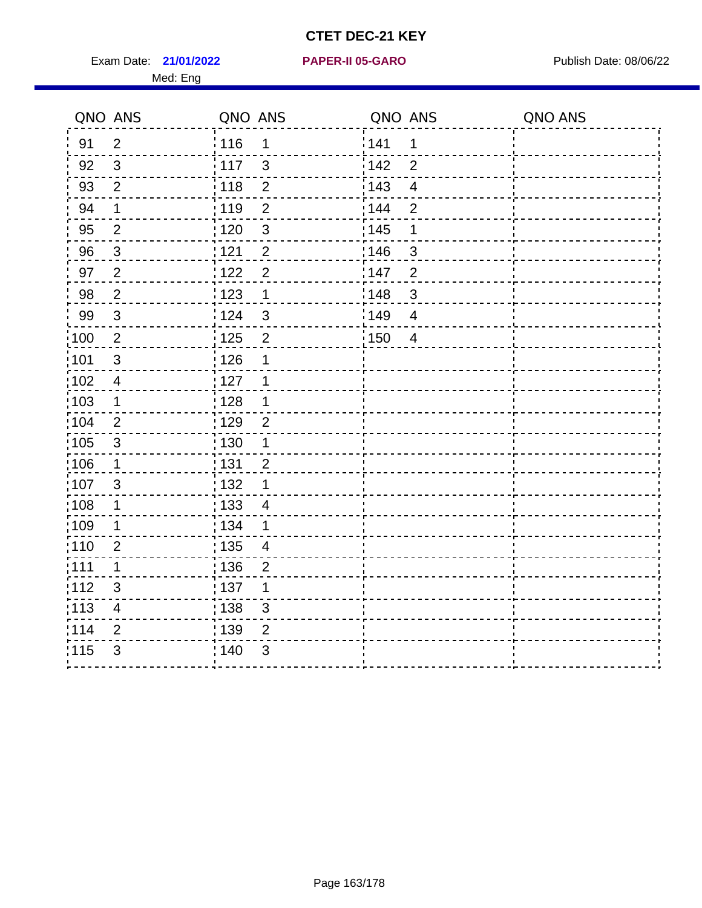# CTET DEC-21 KEY

Exam Date: **21/01/2022** **PAPER-II 05-GARO** Publish Date: 08/06/22

Med: Eng

| QNO | ANS | QNO | ANS | QNO | ANS | QNO | ANS |
|---|---|---|---|---|---|---|---|
| 91 | 2 | 116 | 1 | 141 | 1 | | |
| 92 | 3 | 117 | 3 | 142 | 2 | | |
| 93 | 2 | 118 | 2 | 143 | 4 | | |
| 94 | 1 | 119 | 2 | 144 | 2 | | |
| 95 | 2 | 120 | 3 | 145 | 1 | | |
| 96 | 3 | 121 | 2 | 146 | 3 | | |
| 97 | 2 | 122 | 2 | 147 | 2 | | |
| 98 | 2 | 123 | 1 | 148 | 3 | | |
| 99 | 3 | 124 | 3 | 149 | 4 | | |
| 100 | 2 | 125 | 2 | 150 | 4 | | |
| 101 | 3 | 126 | 1 | | | | |
| 102 | 4 | 127 | 1 | | | | |
| 103 | 1 | 128 | 1 | | | | |
| 104 | 2 | 129 | 2 | | | | |
| 105 | 3 | 130 | 1 | | | | |
| 106 | 1 | 131 | 2 | | | | |
| 107 | 3 | 132 | 1 | | | | |
| 108 | 1 | 133 | 4 | | | | |
| 109 | 1 | 134 | 1 | | | | |
| 110 | 2 | 135 | 4 | | | | |
| 111 | 1 | 136 | 2 | | | | |
| 112 | 3 | 137 | 1 | | | | |
| 113 | 4 | 138 | 3 | | | | |
| 114 | 2 | 139 | 2 | | | | |
| 115 | 3 | 140 | 3 | | | | |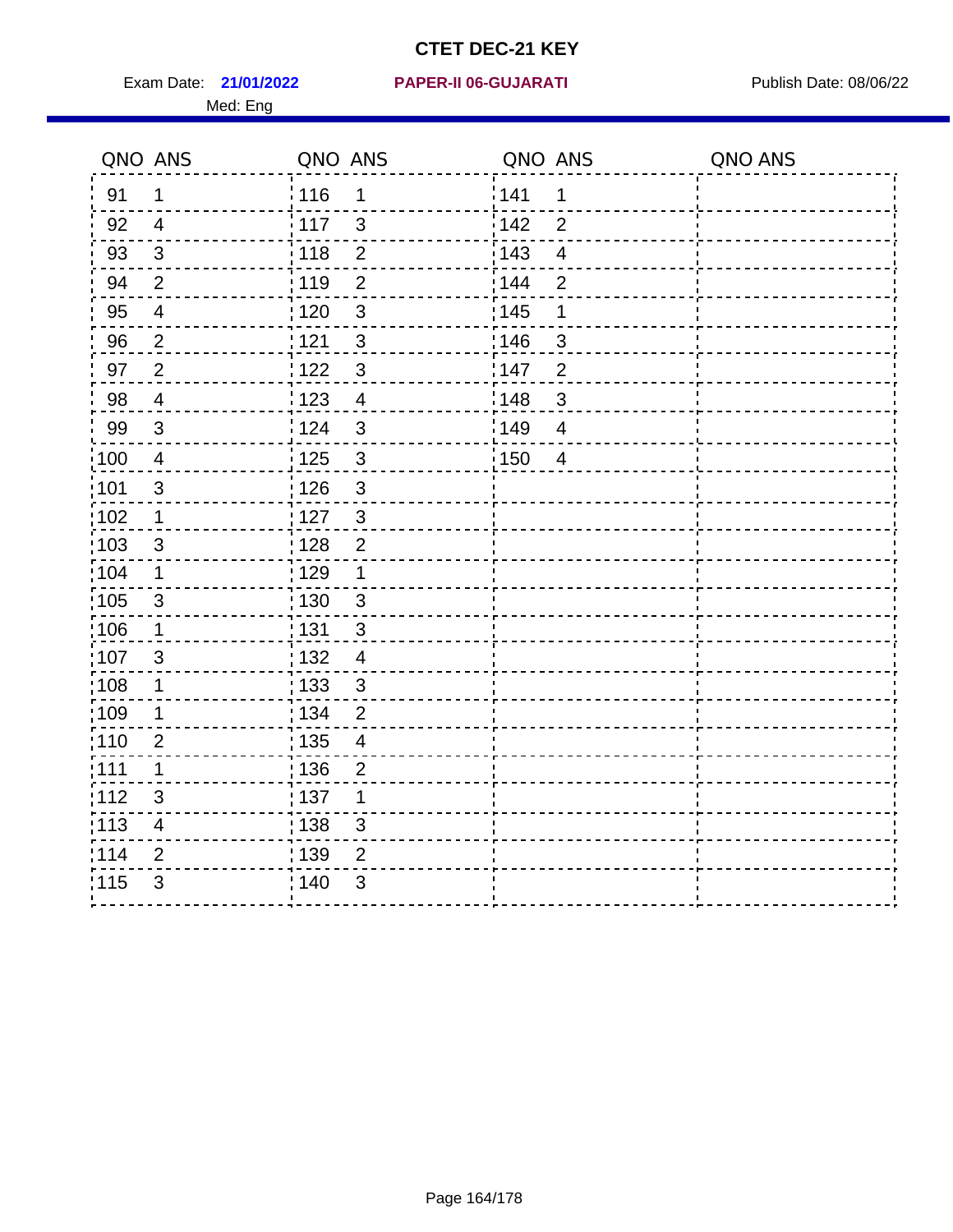# CTET DEC-21 KEY

Exam Date: **21/01/2022** **PAPER-II 06-GUJARATI** Publish Date: 08/06/22

Med: Eng

| QNO | ANS | QNO | ANS | QNO | ANS | QNO | ANS |
|---|---|---|---|---|---|---|---|
| 91 | 1 | 116 | 1 | 141 | 1 | | |
| 92 | 4 | 117 | 3 | 142 | 2 | | |
| 93 | 3 | 118 | 2 | 143 | 4 | | |
| 94 | 2 | 119 | 2 | 144 | 2 | | |
| 95 | 4 | 120 | 3 | 145 | 1 | | |
| 96 | 2 | 121 | 3 | 146 | 3 | | |
| 97 | 2 | 122 | 3 | 147 | 2 | | |
| 98 | 4 | 123 | 4 | 148 | 3 | | |
| 99 | 3 | 124 | 3 | 149 | 4 | | |
| 100 | 4 | 125 | 3 | 150 | 4 | | |
| 101 | 3 | 126 | 3 | | | | |
| 102 | 1 | 127 | 3 | | | | |
| 103 | 3 | 128 | 2 | | | | |
| 104 | 1 | 129 | 1 | | | | |
| 105 | 3 | 130 | 3 | | | | |
| 106 | 1 | 131 | 3 | | | | |
| 107 | 3 | 132 | 4 | | | | |
| 108 | 1 | 133 | 3 | | | | |
| 109 | 1 | 134 | 2 | | | | |
| 110 | 2 | 135 | 4 | | | | |
| 111 | 1 | 136 | 2 | | | | |
| 112 | 3 | 137 | 1 | | | | |
| 113 | 4 | 138 | 3 | | | | |
| 114 | 2 | 139 | 2 | | | | |
| 115 | 3 | 140 | 3 | | | | |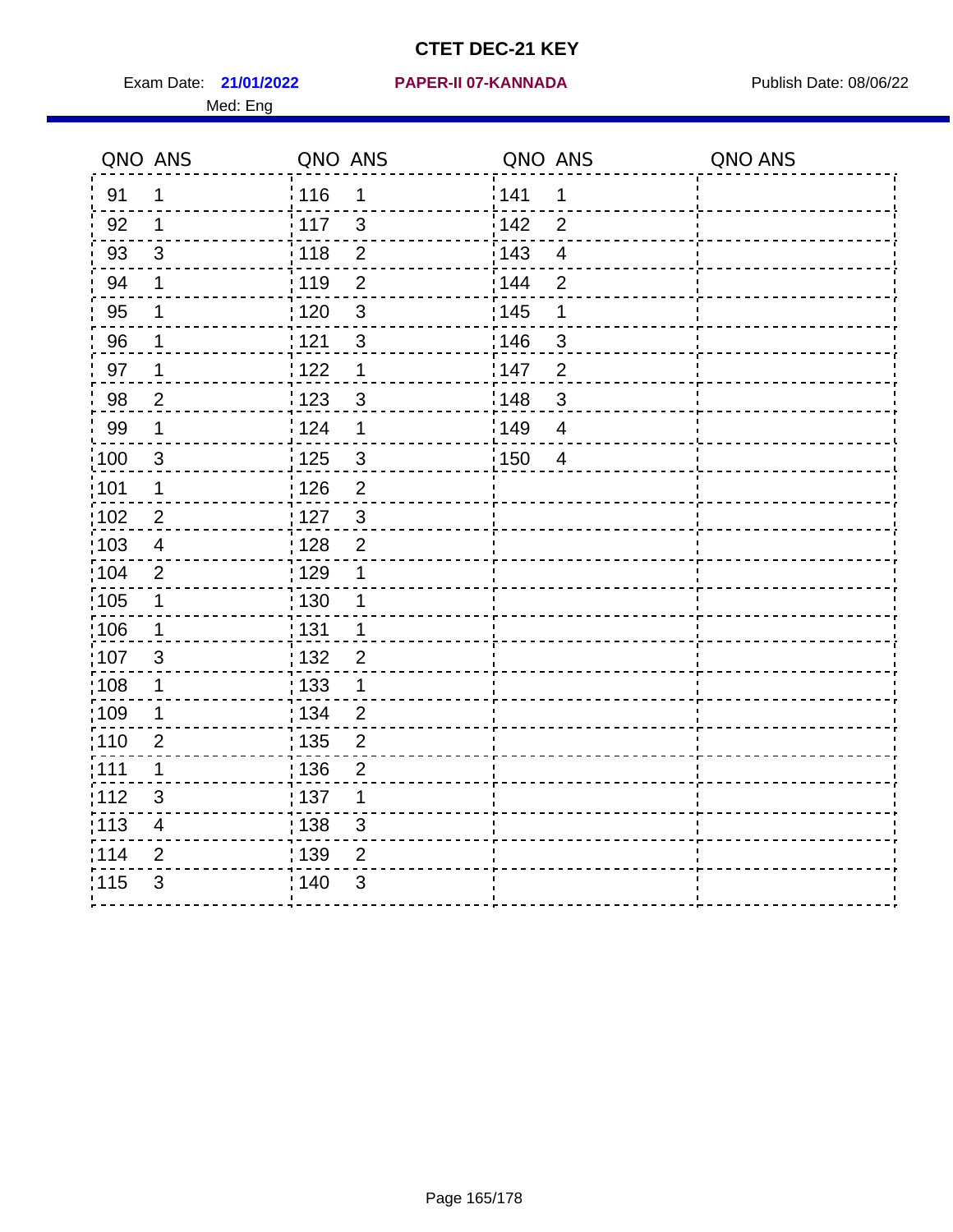# CTET DEC-21 KEY

Exam Date: **21/01/2022** **PAPER-II 07-KANNADA** Publish Date: 08/06/22

Med: Eng

| QNO | ANS | QNO | ANS | QNO | ANS | QNO | ANS |
|---|---|---|---|---|---|---|---|
| 91 | 1 | 116 | 1 | 141 | 1 | | |
| 92 | 1 | 117 | 3 | 142 | 2 | | |
| 93 | 3 | 118 | 2 | 143 | 4 | | |
| 94 | 1 | 119 | 2 | 144 | 2 | | |
| 95 | 1 | 120 | 3 | 145 | 1 | | |
| 96 | 1 | 121 | 3 | 146 | 3 | | |
| 97 | 1 | 122 | 1 | 147 | 2 | | |
| 98 | 2 | 123 | 3 | 148 | 3 | | |
| 99 | 1 | 124 | 1 | 149 | 4 | | |
| 100 | 3 | 125 | 3 | 150 | 4 | | |
| 101 | 1 | 126 | 2 | | | | |
| 102 | 2 | 127 | 3 | | | | |
| 103 | 4 | 128 | 2 | | | | |
| 104 | 2 | 129 | 1 | | | | |
| 105 | 1 | 130 | 1 | | | | |
| 106 | 1 | 131 | 1 | | | | |
| 107 | 3 | 132 | 2 | | | | |
| 108 | 1 | 133 | 1 | | | | |
| 109 | 1 | 134 | 2 | | | | |
| 110 | 2 | 135 | 2 | | | | |
| 111 | 1 | 136 | 2 | | | | |
| 112 | 3 | 137 | 1 | | | | |
| 113 | 4 | 138 | 3 | | | | |
| 114 | 2 | 139 | 2 | | | | |
| 115 | 3 | 140 | 3 | | | | |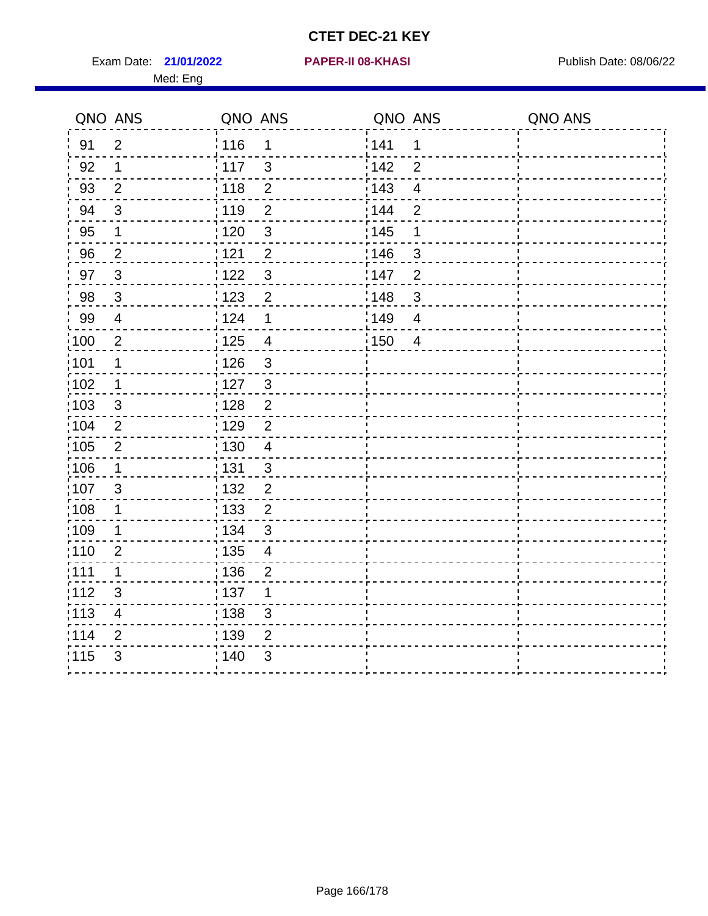# CTET DEC-21 KEY

Exam Date: **21/01/2022** **PAPER-II 08-KHASI** Publish Date: 08/06/22

Med: Eng

| QNO | ANS | QNO | ANS | QNO | ANS | QNO | ANS |
|---|---|---|---|---|---|---|---|
| 91 | 2 | 116 | 1 | 141 | 1 | | |
| 92 | 1 | 117 | 3 | 142 | 2 | | |
| 93 | 2 | 118 | 2 | 143 | 4 | | |
| 94 | 3 | 119 | 2 | 144 | 2 | | |
| 95 | 1 | 120 | 3 | 145 | 1 | | |
| 96 | 2 | 121 | 2 | 146 | 3 | | |
| 97 | 3 | 122 | 3 | 147 | 2 | | |
| 98 | 3 | 123 | 2 | 148 | 3 | | |
| 99 | 4 | 124 | 1 | 149 | 4 | | |
| 100 | 2 | 125 | 4 | 150 | 4 | | |
| 101 | 1 | 126 | 3 | | | | |
| 102 | 1 | 127 | 3 | | | | |
| 103 | 3 | 128 | 2 | | | | |
| 104 | 2 | 129 | 2 | | | | |
| 105 | 2 | 130 | 4 | | | | |
| 106 | 1 | 131 | 3 | | | | |
| 107 | 3 | 132 | 2 | | | | |
| 108 | 1 | 133 | 2 | | | | |
| 109 | 1 | 134 | 3 | | | | |
| 110 | 2 | 135 | 4 | | | | |
| 111 | 1 | 136 | 2 | | | | |
| 112 | 3 | 137 | 1 | | | | |
| 113 | 4 | 138 | 3 | | | | |
| 114 | 2 | 139 | 2 | | | | |
| 115 | 3 | 140 | 3 | | | | |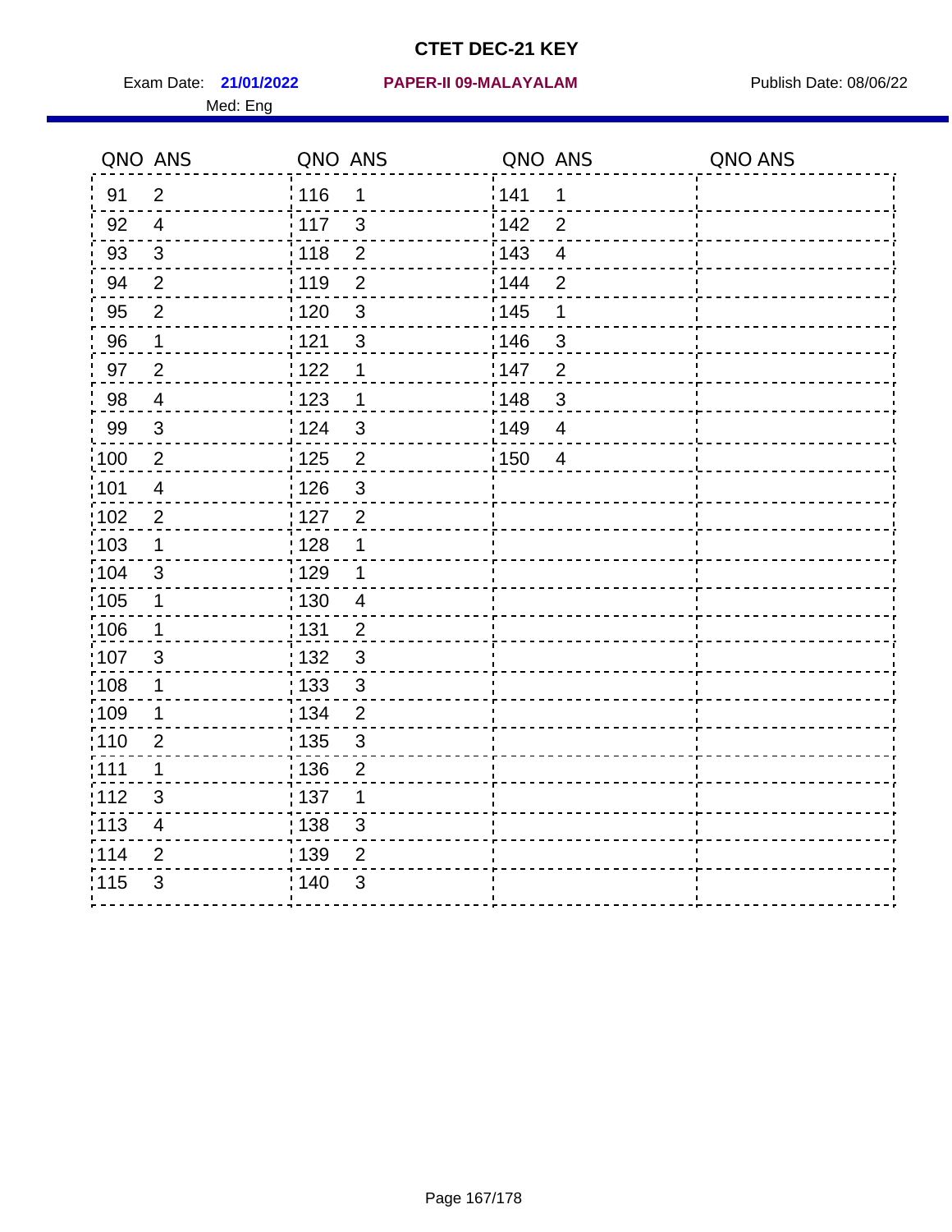# CTET DEC-21 KEY

Exam Date: **21/01/2022** **PAPER-II 09-MALAYALAM** Publish Date: 08/06/22

Med: Eng

| QNO | ANS | QNO | ANS | QNO | ANS | QNO | ANS |
|---|---|---|---|---|---|---|---|
| 91 | 2 | 116 | 1 | 141 | 1 | | |
| 92 | 4 | 117 | 3 | 142 | 2 | | |
| 93 | 3 | 118 | 2 | 143 | 4 | | |
| 94 | 2 | 119 | 2 | 144 | 2 | | |
| 95 | 2 | 120 | 3 | 145 | 1 | | |
| 96 | 1 | 121 | 3 | 146 | 3 | | |
| 97 | 2 | 122 | 1 | 147 | 2 | | |
| 98 | 4 | 123 | 1 | 148 | 3 | | |
| 99 | 3 | 124 | 3 | 149 | 4 | | |
| 100 | 2 | 125 | 2 | 150 | 4 | | |
| 101 | 4 | 126 | 3 | | | | |
| 102 | 2 | 127 | 2 | | | | |
| 103 | 1 | 128 | 1 | | | | |
| 104 | 3 | 129 | 1 | | | | |
| 105 | 1 | 130 | 4 | | | | |
| 106 | 1 | 131 | 2 | | | | |
| 107 | 3 | 132 | 3 | | | | |
| 108 | 1 | 133 | 3 | | | | |
| 109 | 1 | 134 | 2 | | | | |
| 110 | 2 | 135 | 3 | | | | |
| 111 | 1 | 136 | 2 | | | | |
| 112 | 3 | 137 | 1 | | | | |
| 113 | 4 | 138 | 3 | | | | |
| 114 | 2 | 139 | 2 | | | | |
| 115 | 3 | 140 | 3 | | | | |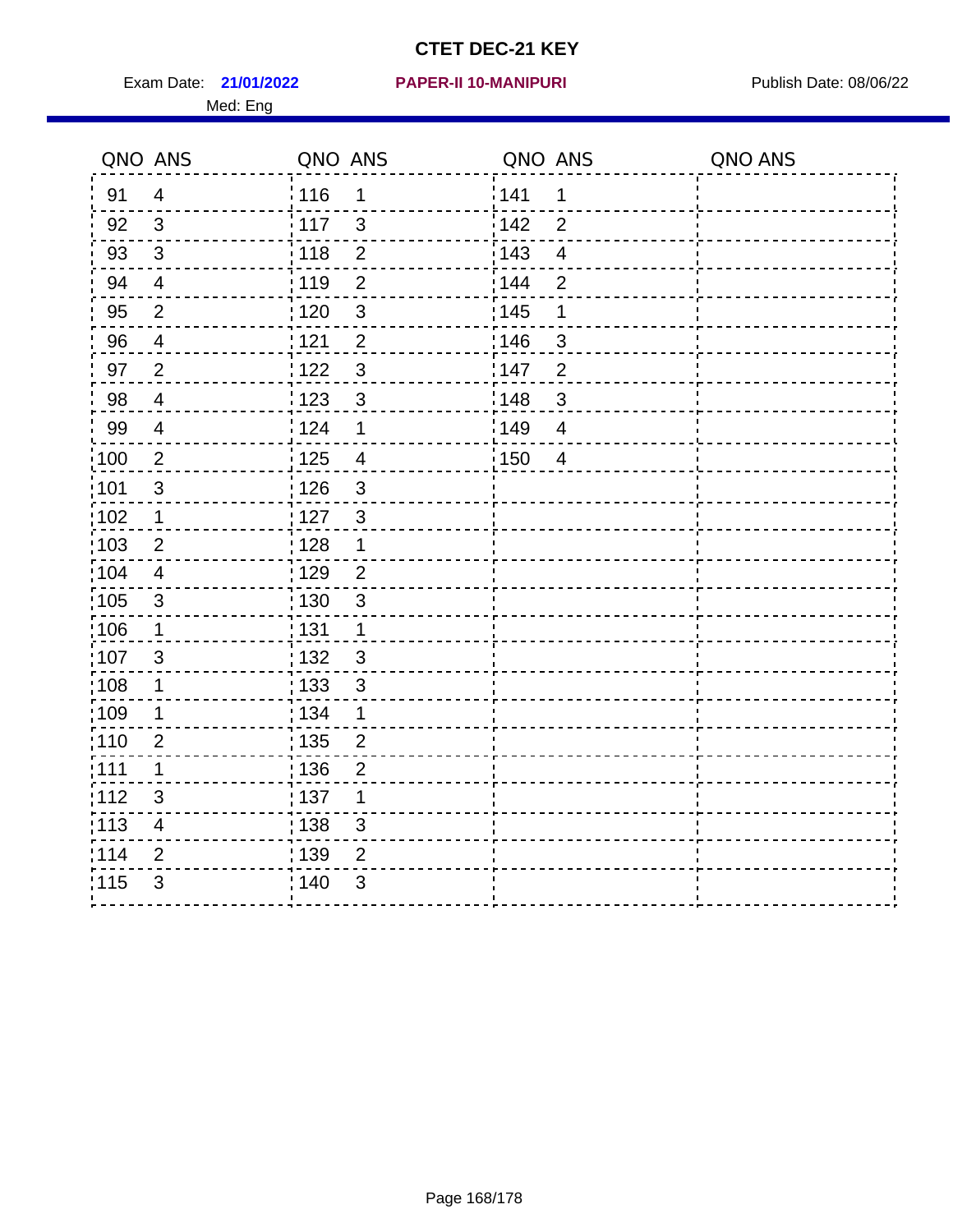# CTET DEC-21 KEY

Exam Date: **21/01/2022** **PAPER-II 10-MANIPURI** Publish Date: 08/06/22

Med: Eng

| QNO | ANS | QNO | ANS | QNO | ANS | QNO | ANS |
|---|---|---|---|---|---|---|---|
| 91 | 4 | 116 | 1 | 141 | 1 | | |
| 92 | 3 | 117 | 3 | 142 | 2 | | |
| 93 | 3 | 118 | 2 | 143 | 4 | | |
| 94 | 4 | 119 | 2 | 144 | 2 | | |
| 95 | 2 | 120 | 3 | 145 | 1 | | |
| 96 | 4 | 121 | 2 | 146 | 3 | | |
| 97 | 2 | 122 | 3 | 147 | 2 | | |
| 98 | 4 | 123 | 3 | 148 | 3 | | |
| 99 | 4 | 124 | 1 | 149 | 4 | | |
| 100 | 2 | 125 | 4 | 150 | 4 | | |
| 101 | 3 | 126 | 3 | | | | |
| 102 | 1 | 127 | 3 | | | | |
| 103 | 2 | 128 | 1 | | | | |
| 104 | 4 | 129 | 2 | | | | |
| 105 | 3 | 130 | 3 | | | | |
| 106 | 1 | 131 | 1 | | | | |
| 107 | 3 | 132 | 3 | | | | |
| 108 | 1 | 133 | 3 | | | | |
| 109 | 1 | 134 | 1 | | | | |
| 110 | 2 | 135 | 2 | | | | |
| 111 | 1 | 136 | 2 | | | | |
| 112 | 3 | 137 | 1 | | | | |
| 113 | 4 | 138 | 3 | | | | |
| 114 | 2 | 139 | 2 | | | | |
| 115 | 3 | 140 | 3 | | | | |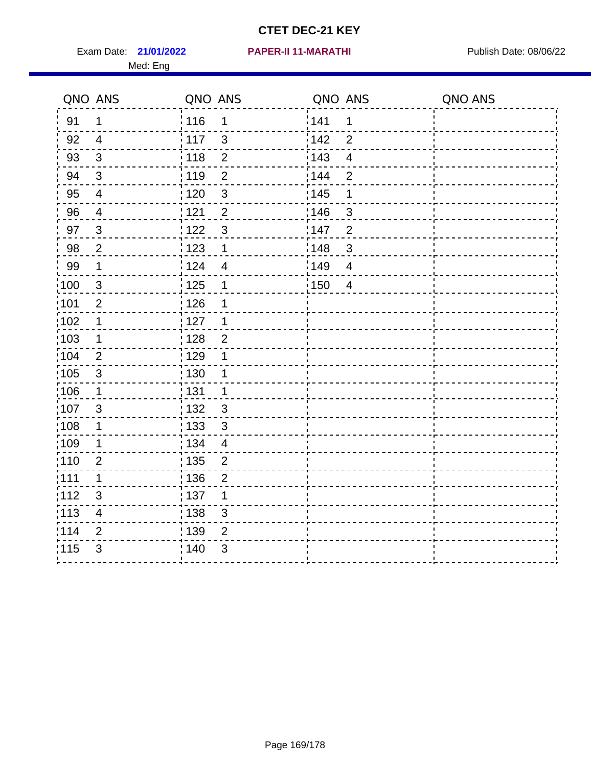# CTET DEC-21 KEY

Exam Date: **21/01/2022** **PAPER-II 11-MARATHI** Publish Date: 08/06/22

Med: Eng

| QNO | ANS | QNO | ANS | QNO | ANS | QNO | ANS |
|---|---|---|---|---|---|---|---|
| 91 | 1 | 116 | 1 | 141 | 1 | | |
| 92 | 4 | 117 | 3 | 142 | 2 | | |
| 93 | 3 | 118 | 2 | 143 | 4 | | |
| 94 | 3 | 119 | 2 | 144 | 2 | | |
| 95 | 4 | 120 | 3 | 145 | 1 | | |
| 96 | 4 | 121 | 2 | 146 | 3 | | |
| 97 | 3 | 122 | 3 | 147 | 2 | | |
| 98 | 2 | 123 | 1 | 148 | 3 | | |
| 99 | 1 | 124 | 4 | 149 | 4 | | |
| 100 | 3 | 125 | 1 | 150 | 4 | | |
| 101 | 2 | 126 | 1 | | | | |
| 102 | 1 | 127 | 1 | | | | |
| 103 | 1 | 128 | 2 | | | | |
| 104 | 2 | 129 | 1 | | | | |
| 105 | 3 | 130 | 1 | | | | |
| 106 | 1 | 131 | 1 | | | | |
| 107 | 3 | 132 | 3 | | | | |
| 108 | 1 | 133 | 3 | | | | |
| 109 | 1 | 134 | 4 | | | | |
| 110 | 2 | 135 | 2 | | | | |
| 111 | 1 | 136 | 2 | | | | |
| 112 | 3 | 137 | 1 | | | | |
| 113 | 4 | 138 | 3 | | | | |
| 114 | 2 | 139 | 2 | | | | |
| 115 | 3 | 140 | 3 | | | | |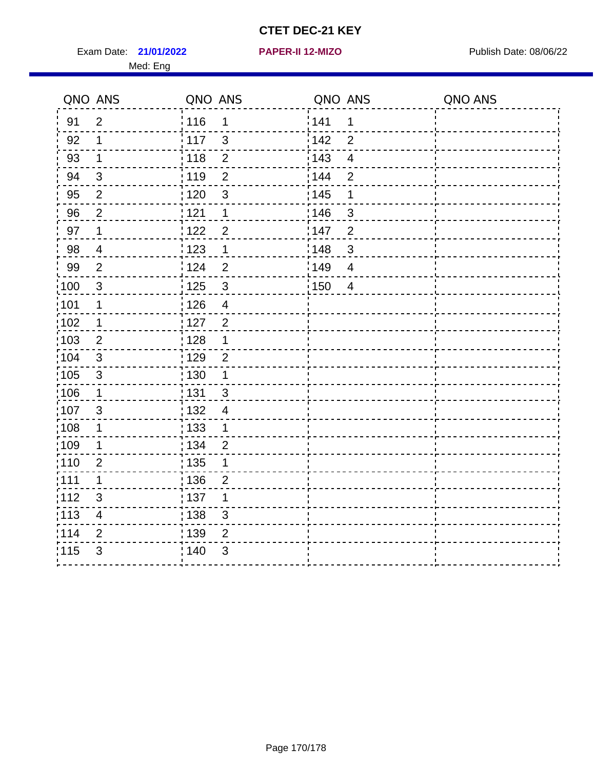# CTET DEC-21 KEY

Exam Date: **21/01/2022** **PAPER-II 12-MIZO** Publish Date: 08/06/22

Med: Eng

| QNO | ANS | QNO | ANS | QNO | ANS | QNO | ANS |
|---|---|---|---|---|---|---|---|
| 91 | 2 | 116 | 1 | 141 | 1 | | |
| 92 | 1 | 117 | 3 | 142 | 2 | | |
| 93 | 1 | 118 | 2 | 143 | 4 | | |
| 94 | 3 | 119 | 2 | 144 | 2 | | |
| 95 | 2 | 120 | 3 | 145 | 1 | | |
| 96 | 2 | 121 | 1 | 146 | 3 | | |
| 97 | 1 | 122 | 2 | 147 | 2 | | |
| 98 | 4 | 123 | 1 | 148 | 3 | | |
| 99 | 2 | 124 | 2 | 149 | 4 | | |
| 100 | 3 | 125 | 3 | 150 | 4 | | |
| 101 | 1 | 126 | 4 | | | | |
| 102 | 1 | 127 | 2 | | | | |
| 103 | 2 | 128 | 1 | | | | |
| 104 | 3 | 129 | 2 | | | | |
| 105 | 3 | 130 | 1 | | | | |
| 106 | 1 | 131 | 3 | | | | |
| 107 | 3 | 132 | 4 | | | | |
| 108 | 1 | 133 | 1 | | | | |
| 109 | 1 | 134 | 2 | | | | |
| 110 | 2 | 135 | 1 | | | | |
| 111 | 1 | 136 | 2 | | | | |
| 112 | 3 | 137 | 1 | | | | |
| 113 | 4 | 138 | 3 | | | | |
| 114 | 2 | 139 | 2 | | | | |
| 115 | 3 | 140 | 3 | | | | |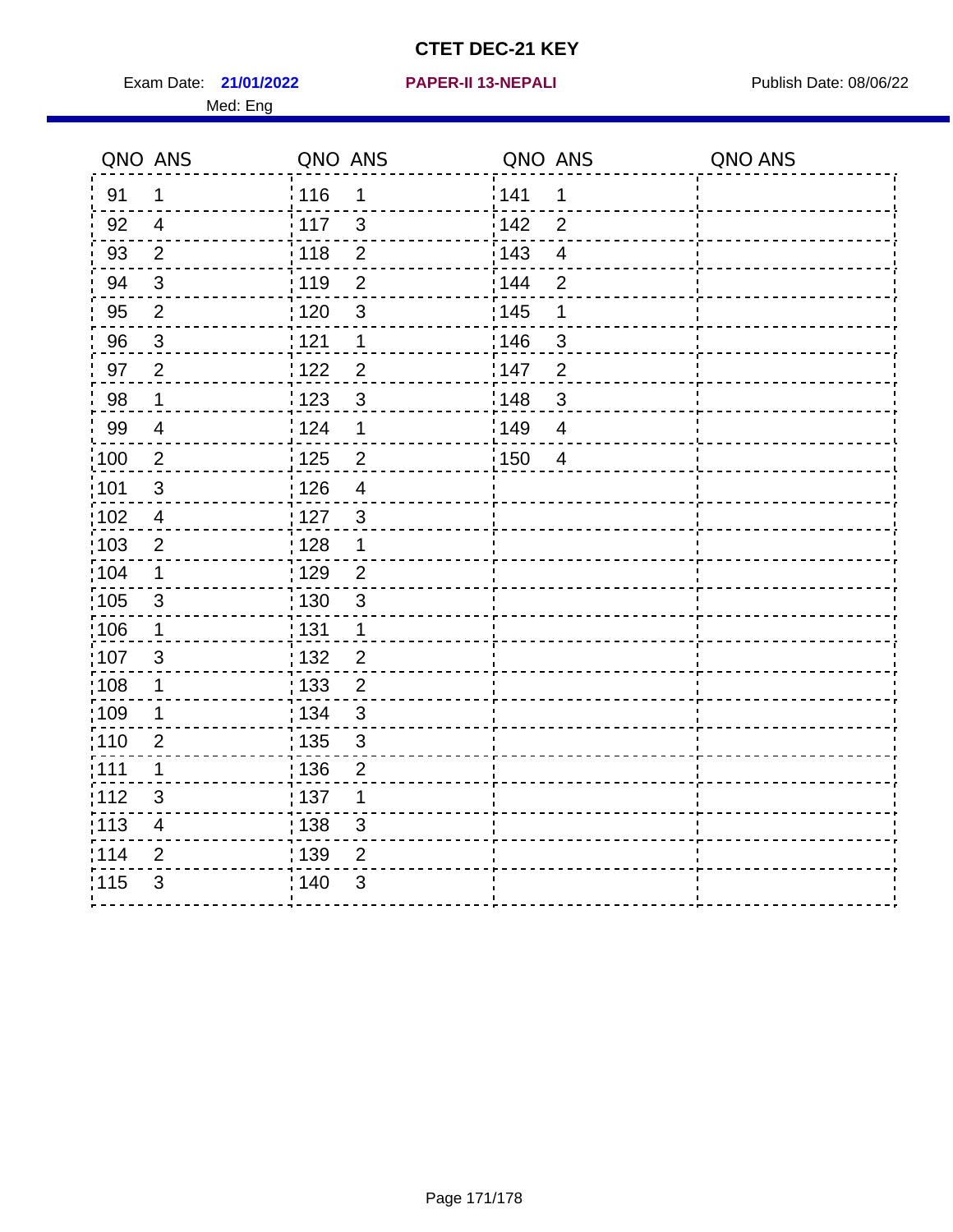# CTET DEC-21 KEY

Exam Date: **21/01/2022** **PAPER-II 13-NEPALI** Publish Date: 08/06/22

Med: Eng

| QNO | ANS | QNO | ANS | QNO | ANS | QNO | ANS |
|---|---|---|---|---|---|---|---|
| 91 | 1 | 116 | 1 | 141 | 1 | | |
| 92 | 4 | 117 | 3 | 142 | 2 | | |
| 93 | 2 | 118 | 2 | 143 | 4 | | |
| 94 | 3 | 119 | 2 | 144 | 2 | | |
| 95 | 2 | 120 | 3 | 145 | 1 | | |
| 96 | 3 | 121 | 1 | 146 | 3 | | |
| 97 | 2 | 122 | 2 | 147 | 2 | | |
| 98 | 1 | 123 | 3 | 148 | 3 | | |
| 99 | 4 | 124 | 1 | 149 | 4 | | |
| 100 | 2 | 125 | 2 | 150 | 4 | | |
| 101 | 3 | 126 | 4 | | | | |
| 102 | 4 | 127 | 3 | | | | |
| 103 | 2 | 128 | 1 | | | | |
| 104 | 1 | 129 | 2 | | | | |
| 105 | 3 | 130 | 3 | | | | |
| 106 | 1 | 131 | 1 | | | | |
| 107 | 3 | 132 | 2 | | | | |
| 108 | 1 | 133 | 2 | | | | |
| 109 | 1 | 134 | 3 | | | | |
| 110 | 2 | 135 | 3 | | | | |
| 111 | 1 | 136 | 2 | | | | |
| 112 | 3 | 137 | 1 | | | | |
| 113 | 4 | 138 | 3 | | | | |
| 114 | 2 | 139 | 2 | | | | |
| 115 | 3 | 140 | 3 | | | | |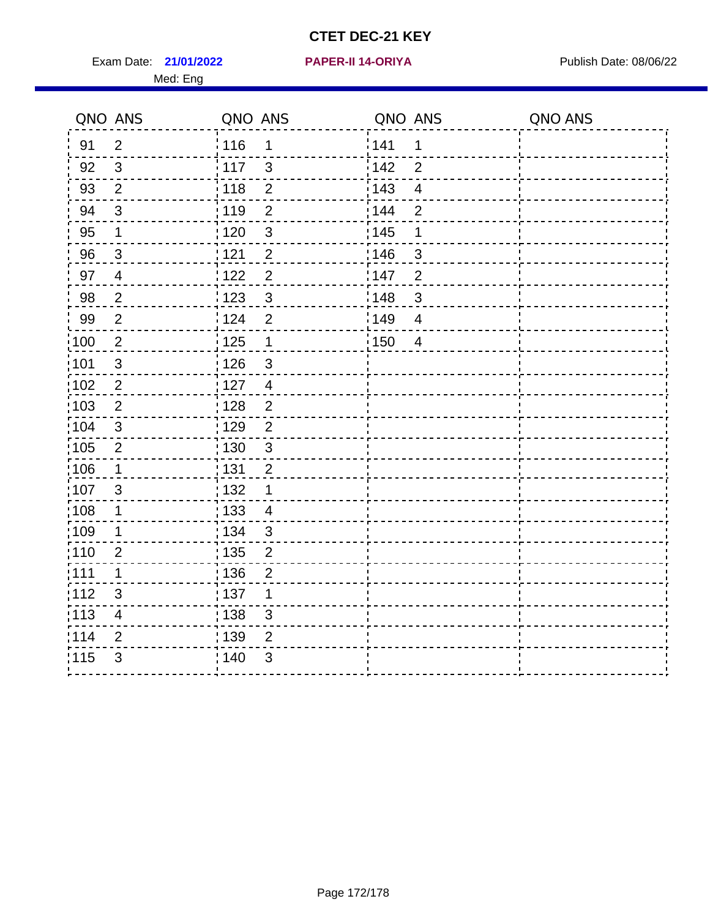# CTET DEC-21 KEY

Exam Date: **21/01/2022** **PAPER-II 14-ORIYA** Publish Date: 08/06/22

Med: Eng

| QNO | ANS | QNO | ANS | QNO | ANS | QNO | ANS |
|---|---|---|---|---|---|---|---|
| 91 | 2 | 116 | 1 | 141 | 1 | | |
| 92 | 3 | 117 | 3 | 142 | 2 | | |
| 93 | 2 | 118 | 2 | 143 | 4 | | |
| 94 | 3 | 119 | 2 | 144 | 2 | | |
| 95 | 1 | 120 | 3 | 145 | 1 | | |
| 96 | 3 | 121 | 2 | 146 | 3 | | |
| 97 | 4 | 122 | 2 | 147 | 2 | | |
| 98 | 2 | 123 | 3 | 148 | 3 | | |
| 99 | 2 | 124 | 2 | 149 | 4 | | |
| 100 | 2 | 125 | 1 | 150 | 4 | | |
| 101 | 3 | 126 | 3 | | | | |
| 102 | 2 | 127 | 4 | | | | |
| 103 | 2 | 128 | 2 | | | | |
| 104 | 3 | 129 | 2 | | | | |
| 105 | 2 | 130 | 3 | | | | |
| 106 | 1 | 131 | 2 | | | | |
| 107 | 3 | 132 | 1 | | | | |
| 108 | 1 | 133 | 4 | | | | |
| 109 | 1 | 134 | 3 | | | | |
| 110 | 2 | 135 | 2 | | | | |
| 111 | 1 | 136 | 2 | | | | |
| 112 | 3 | 137 | 1 | | | | |
| 113 | 4 | 138 | 3 | | | | |
| 114 | 2 | 139 | 2 | | | | |
| 115 | 3 | 140 | 3 | | | | |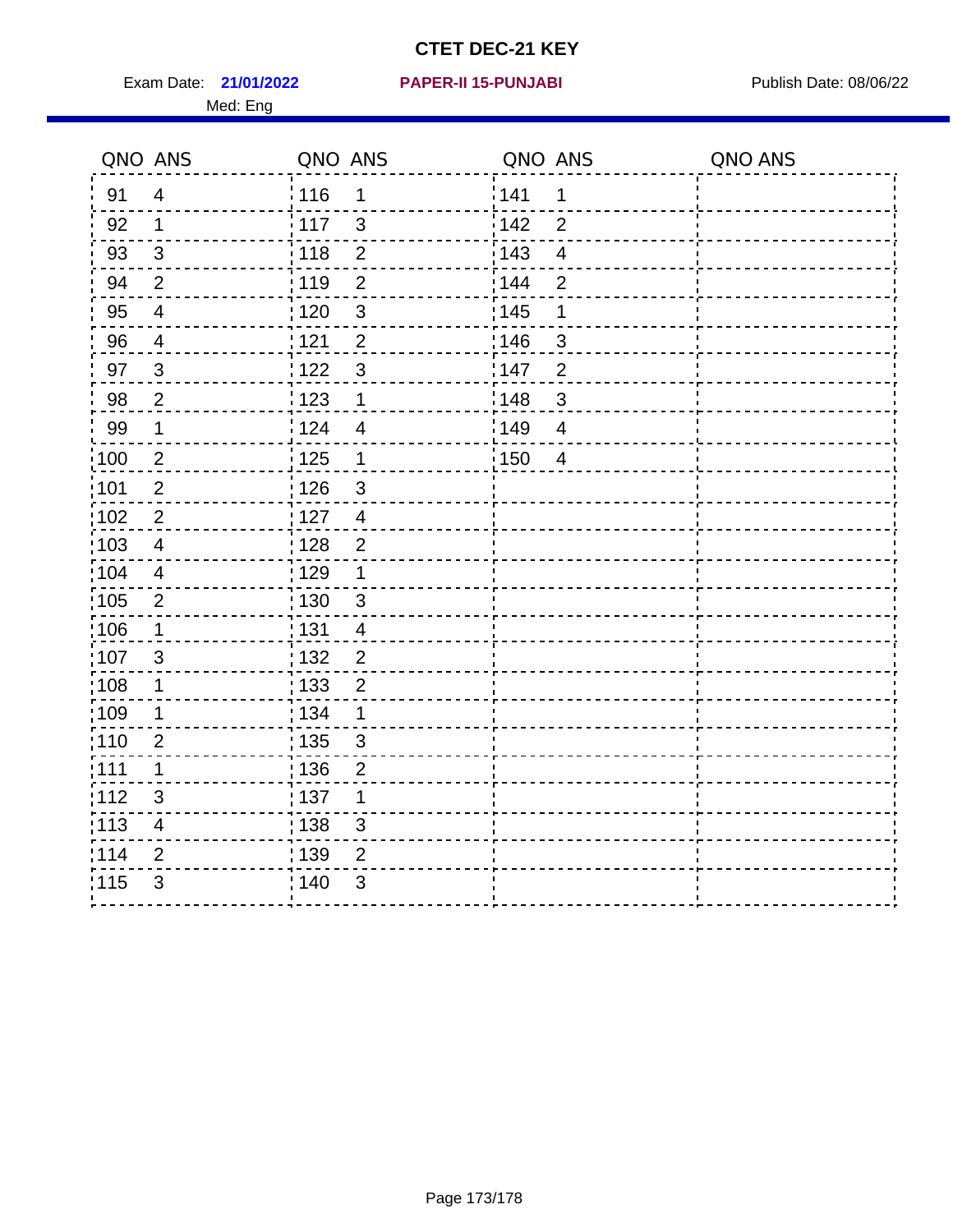# CTET DEC-21 KEY

Exam Date: **21/01/2022** **PAPER-II 15-PUNJABI** Publish Date: 08/06/22

Med: Eng

| QNO | ANS | QNO | ANS | QNO | ANS | QNO | ANS |
|---|---|---|---|---|---|---|---|
| 91 | 4 | 116 | 1 | 141 | 1 | | |
| 92 | 1 | 117 | 3 | 142 | 2 | | |
| 93 | 3 | 118 | 2 | 143 | 4 | | |
| 94 | 2 | 119 | 2 | 144 | 2 | | |
| 95 | 4 | 120 | 3 | 145 | 1 | | |
| 96 | 4 | 121 | 2 | 146 | 3 | | |
| 97 | 3 | 122 | 3 | 147 | 2 | | |
| 98 | 2 | 123 | 1 | 148 | 3 | | |
| 99 | 1 | 124 | 4 | 149 | 4 | | |
| 100 | 2 | 125 | 1 | 150 | 4 | | |
| 101 | 2 | 126 | 3 | | | | |
| 102 | 2 | 127 | 4 | | | | |
| 103 | 4 | 128 | 2 | | | | |
| 104 | 4 | 129 | 1 | | | | |
| 105 | 2 | 130 | 3 | | | | |
| 106 | 1 | 131 | 4 | | | | |
| 107 | 3 | 132 | 2 | | | | |
| 108 | 1 | 133 | 2 | | | | |
| 109 | 1 | 134 | 1 | | | | |
| 110 | 2 | 135 | 3 | | | | |
| 111 | 1 | 136 | 2 | | | | |
| 112 | 3 | 137 | 1 | | | | |
| 113 | 4 | 138 | 3 | | | | |
| 114 | 2 | 139 | 2 | | | | |
| 115 | 3 | 140 | 3 | | | | |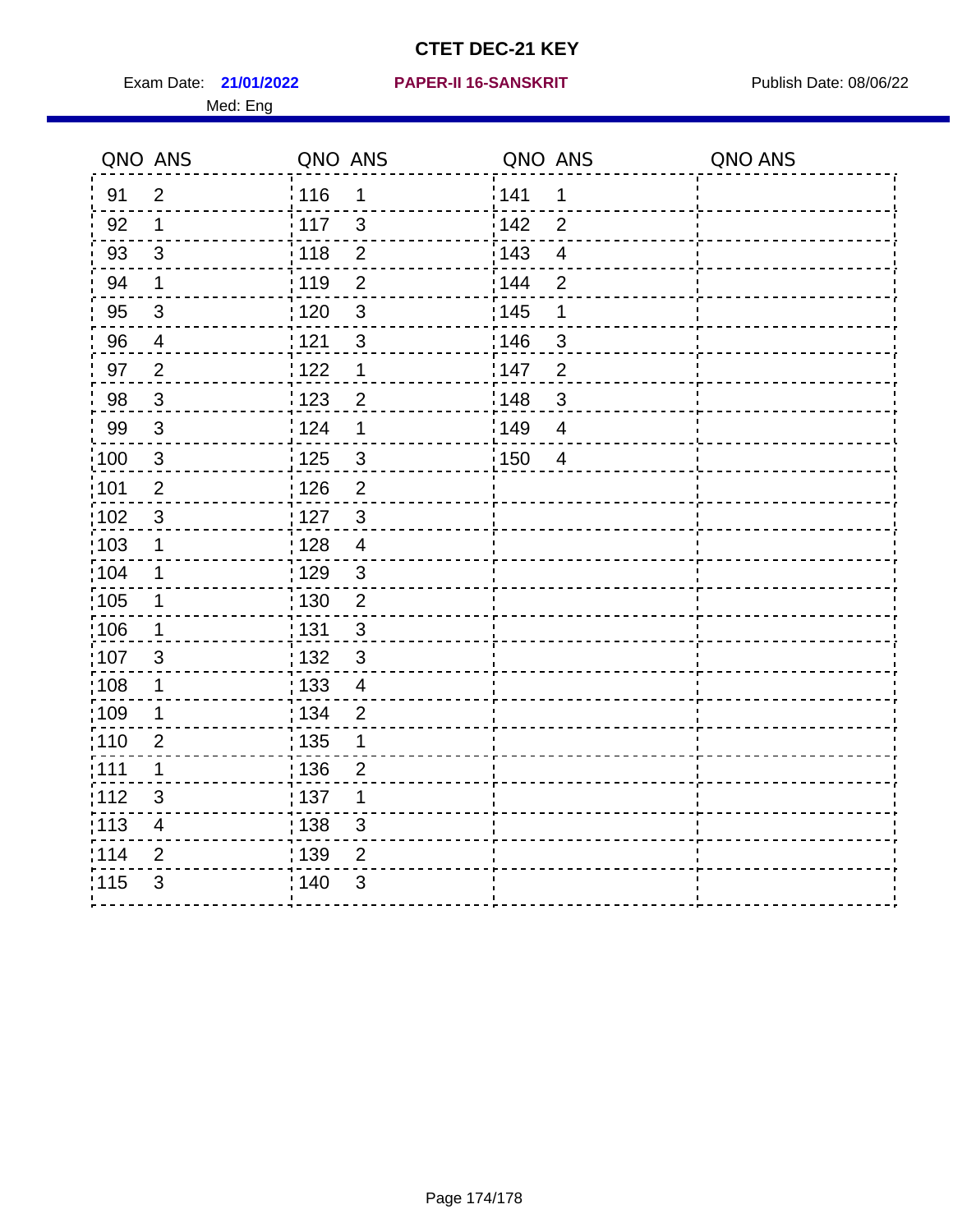# CTET DEC-21 KEY

Exam Date: **21/01/2022** **PAPER-II 16-SANSKRIT** Publish Date: 08/06/22

Med: Eng

| QNO | ANS | QNO | ANS | QNO | ANS | QNO | ANS |
|---|---|---|---|---|---|---|---|
| 91 | 2 | 116 | 1 | 141 | 1 | | |
| 92 | 1 | 117 | 3 | 142 | 2 | | |
| 93 | 3 | 118 | 2 | 143 | 4 | | |
| 94 | 1 | 119 | 2 | 144 | 2 | | |
| 95 | 3 | 120 | 3 | 145 | 1 | | |
| 96 | 4 | 121 | 3 | 146 | 3 | | |
| 97 | 2 | 122 | 1 | 147 | 2 | | |
| 98 | 3 | 123 | 2 | 148 | 3 | | |
| 99 | 3 | 124 | 1 | 149 | 4 | | |
| 100 | 3 | 125 | 3 | 150 | 4 | | |
| 101 | 2 | 126 | 2 | | | | |
| 102 | 3 | 127 | 3 | | | | |
| 103 | 1 | 128 | 4 | | | | |
| 104 | 1 | 129 | 3 | | | | |
| 105 | 1 | 130 | 2 | | | | |
| 106 | 1 | 131 | 3 | | | | |
| 107 | 3 | 132 | 3 | | | | |
| 108 | 1 | 133 | 4 | | | | |
| 109 | 1 | 134 | 2 | | | | |
| 110 | 2 | 135 | 1 | | | | |
| 111 | 1 | 136 | 2 | | | | |
| 112 | 3 | 137 | 1 | | | | |
| 113 | 4 | 138 | 3 | | | | |
| 114 | 2 | 139 | 2 | | | | |
| 115 | 3 | 140 | 3 | | | | |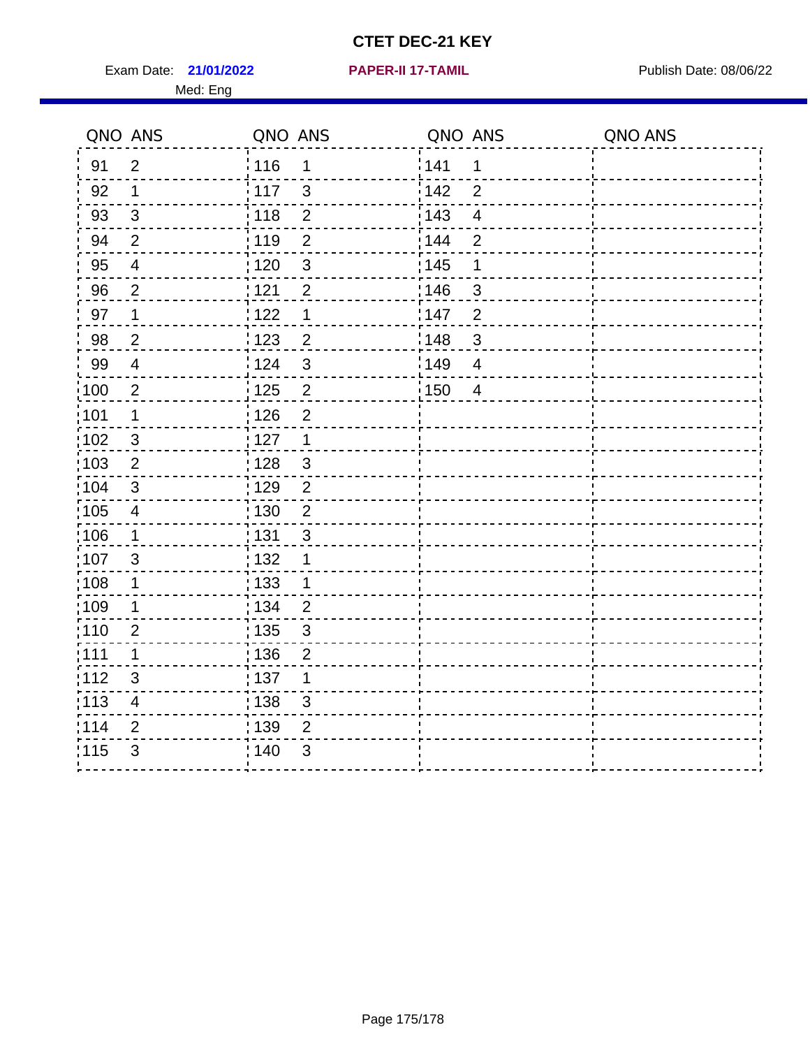# CTET DEC-21 KEY

Exam Date: **21/01/2022** **PAPER-II 17-TAMIL** Publish Date: 08/06/22

Med: Eng

| QNO | ANS | QNO | ANS | QNO | ANS | QNO | ANS |
|---|---|---|---|---|---|---|---|
| 91 | 2 | 116 | 1 | 141 | 1 | | |
| 92 | 1 | 117 | 3 | 142 | 2 | | |
| 93 | 3 | 118 | 2 | 143 | 4 | | |
| 94 | 2 | 119 | 2 | 144 | 2 | | |
| 95 | 4 | 120 | 3 | 145 | 1 | | |
| 96 | 2 | 121 | 2 | 146 | 3 | | |
| 97 | 1 | 122 | 1 | 147 | 2 | | |
| 98 | 2 | 123 | 2 | 148 | 3 | | |
| 99 | 4 | 124 | 3 | 149 | 4 | | |
| 100 | 2 | 125 | 2 | 150 | 4 | | |
| 101 | 1 | 126 | 2 | | | | |
| 102 | 3 | 127 | 1 | | | | |
| 103 | 2 | 128 | 3 | | | | |
| 104 | 3 | 129 | 2 | | | | |
| 105 | 4 | 130 | 2 | | | | |
| 106 | 1 | 131 | 3 | | | | |
| 107 | 3 | 132 | 1 | | | | |
| 108 | 1 | 133 | 1 | | | | |
| 109 | 1 | 134 | 2 | | | | |
| 110 | 2 | 135 | 3 | | | | |
| 111 | 1 | 136 | 2 | | | | |
| 112 | 3 | 137 | 1 | | | | |
| 113 | 4 | 138 | 3 | | | | |
| 114 | 2 | 139 | 2 | | | | |
| 115 | 3 | 140 | 3 | | | | |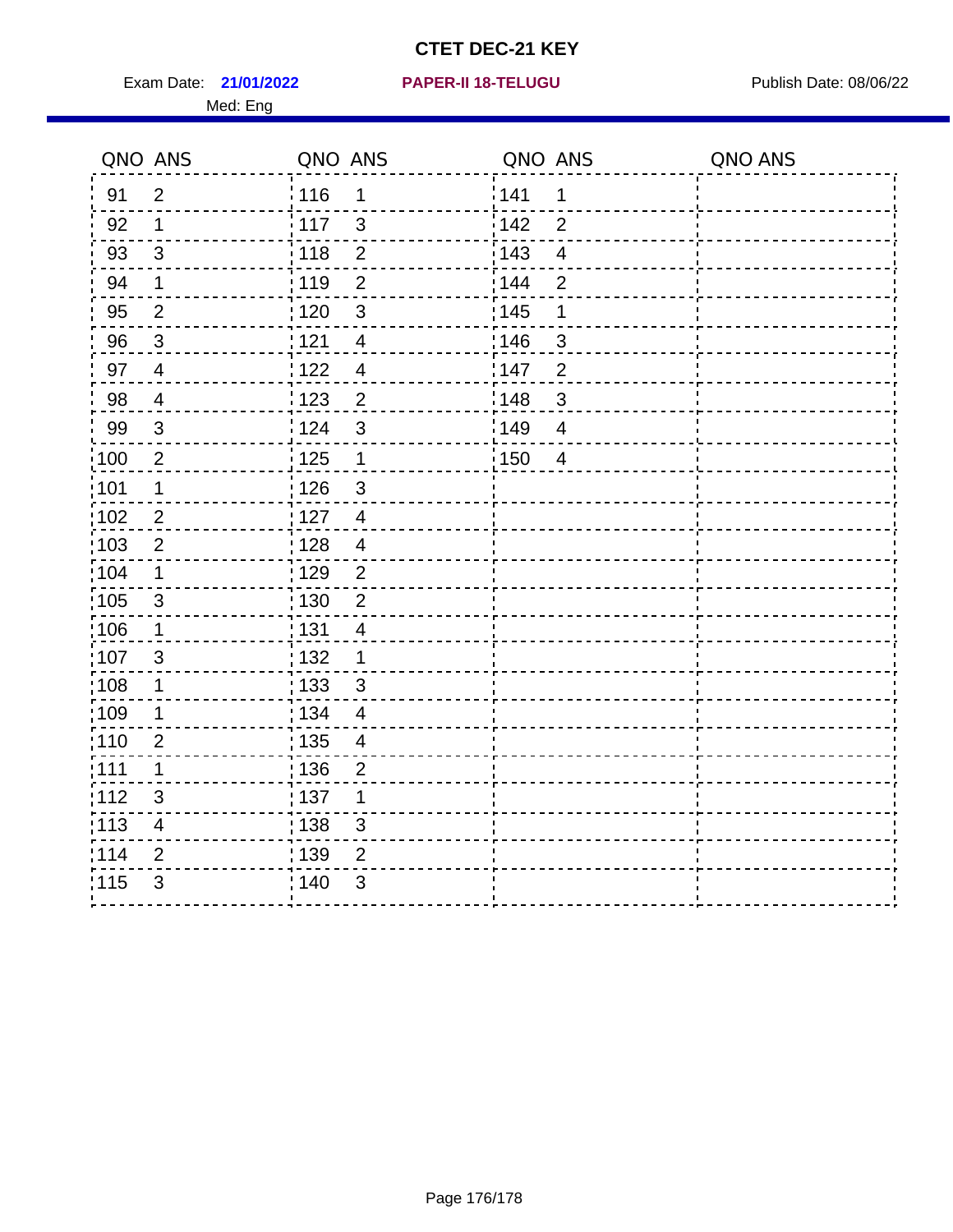# CTET DEC-21 KEY

Exam Date: **21/01/2022** **PAPER-II 18-TELUGU** Publish Date: 08/06/22

Med: Eng

| QNO | ANS | QNO | ANS | QNO | ANS | QNO | ANS |
|---|---|---|---|---|---|---|---|
| 91 | 2 | 116 | 1 | 141 | 1 | | |
| 92 | 1 | 117 | 3 | 142 | 2 | | |
| 93 | 3 | 118 | 2 | 143 | 4 | | |
| 94 | 1 | 119 | 2 | 144 | 2 | | |
| 95 | 2 | 120 | 3 | 145 | 1 | | |
| 96 | 3 | 121 | 4 | 146 | 3 | | |
| 97 | 4 | 122 | 4 | 147 | 2 | | |
| 98 | 4 | 123 | 2 | 148 | 3 | | |
| 99 | 3 | 124 | 3 | 149 | 4 | | |
| 100 | 2 | 125 | 1 | 150 | 4 | | |
| 101 | 1 | 126 | 3 | | | | |
| 102 | 2 | 127 | 4 | | | | |
| 103 | 2 | 128 | 4 | | | | |
| 104 | 1 | 129 | 2 | | | | |
| 105 | 3 | 130 | 2 | | | | |
| 106 | 1 | 131 | 4 | | | | |
| 107 | 3 | 132 | 1 | | | | |
| 108 | 1 | 133 | 3 | | | | |
| 109 | 1 | 134 | 4 | | | | |
| 110 | 2 | 135 | 4 | | | | |
| 111 | 1 | 136 | 2 | | | | |
| 112 | 3 | 137 | 1 | | | | |
| 113 | 4 | 138 | 3 | | | | |
| 114 | 2 | 139 | 2 | | | | |
| 115 | 3 | 140 | 3 | | | | |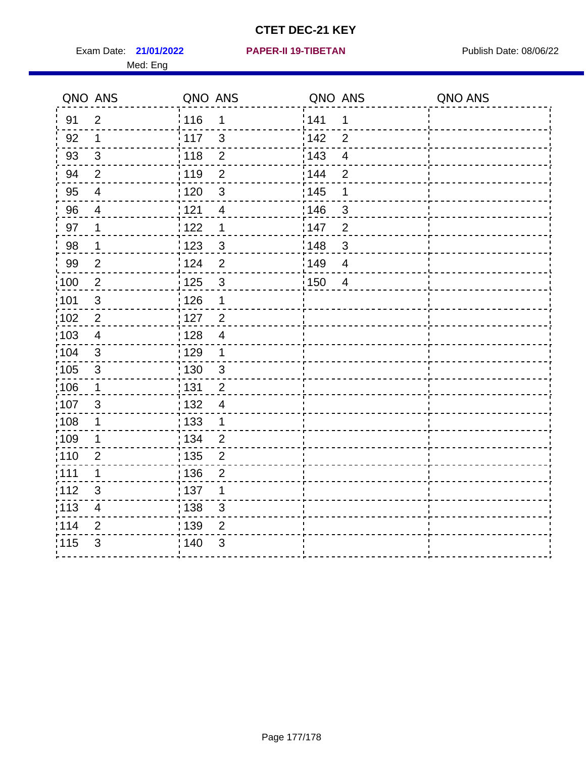# CTET DEC-21 KEY

Exam Date: **21/01/2022** **PAPER-II 19-TIBETAN** Publish Date: 08/06/22

Med: Eng

| QNO | ANS | QNO | ANS | QNO | ANS | QNO | ANS |
|---|---|---|---|---|---|---|---|
| 91 | 2 | 116 | 1 | 141 | 1 | | |
| 92 | 1 | 117 | 3 | 142 | 2 | | |
| 93 | 3 | 118 | 2 | 143 | 4 | | |
| 94 | 2 | 119 | 2 | 144 | 2 | | |
| 95 | 4 | 120 | 3 | 145 | 1 | | |
| 96 | 4 | 121 | 4 | 146 | 3 | | |
| 97 | 1 | 122 | 1 | 147 | 2 | | |
| 98 | 1 | 123 | 3 | 148 | 3 | | |
| 99 | 2 | 124 | 2 | 149 | 4 | | |
| 100 | 2 | 125 | 3 | 150 | 4 | | |
| 101 | 3 | 126 | 1 | | | | |
| 102 | 2 | 127 | 2 | | | | |
| 103 | 4 | 128 | 4 | | | | |
| 104 | 3 | 129 | 1 | | | | |
| 105 | 3 | 130 | 3 | | | | |
| 106 | 1 | 131 | 2 | | | | |
| 107 | 3 | 132 | 4 | | | | |
| 108 | 1 | 133 | 1 | | | | |
| 109 | 1 | 134 | 2 | | | | |
| 110 | 2 | 135 | 2 | | | | |
| 111 | 1 | 136 | 2 | | | | |
| 112 | 3 | 137 | 1 | | | | |
| 113 | 4 | 138 | 3 | | | | |
| 114 | 2 | 139 | 2 | | | | |
| 115 | 3 | 140 | 3 | | | | |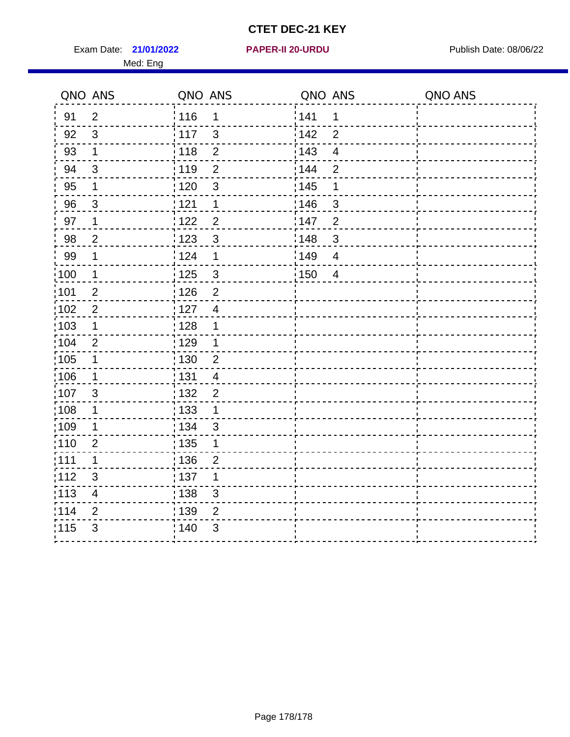# CTET DEC-21 KEY

Exam Date: **21/01/2022** **PAPER-II 20-URDU** Publish Date: 08/06/22

Med: Eng

| QNO | ANS | QNO | ANS | QNO | ANS | QNO | ANS |
|---|---|---|---|---|---|---|---|
| 91 | 2 | 116 | 1 | 141 | 1 | | |
| 92 | 3 | 117 | 3 | 142 | 2 | | |
| 93 | 1 | 118 | 2 | 143 | 4 | | |
| 94 | 3 | 119 | 2 | 144 | 2 | | |
| 95 | 1 | 120 | 3 | 145 | 1 | | |
| 96 | 3 | 121 | 1 | 146 | 3 | | |
| 97 | 1 | 122 | 2 | 147 | 2 | | |
| 98 | 2 | 123 | 3 | 148 | 3 | | |
| 99 | 1 | 124 | 1 | 149 | 4 | | |
| 100 | 1 | 125 | 3 | 150 | 4 | | |
| 101 | 2 | 126 | 2 | | | | |
| 102 | 2 | 127 | 4 | | | | |
| 103 | 1 | 128 | 1 | | | | |
| 104 | 2 | 129 | 1 | | | | |
| 105 | 1 | 130 | 2 | | | | |
| 106 | 1 | 131 | 4 | | | | |
| 107 | 3 | 132 | 2 | | | | |
| 108 | 1 | 133 | 1 | | | | |
| 109 | 1 | 134 | 3 | | | | |
| 110 | 2 | 135 | 1 | | | | |
| 111 | 1 | 136 | 2 | | | | |
| 112 | 3 | 137 | 1 | | | | |
| 113 | 4 | 138 | 3 | | | | |
| 114 | 2 | 139 | 2 | | | | |
| 115 | 3 | 140 | 3 | | | | |